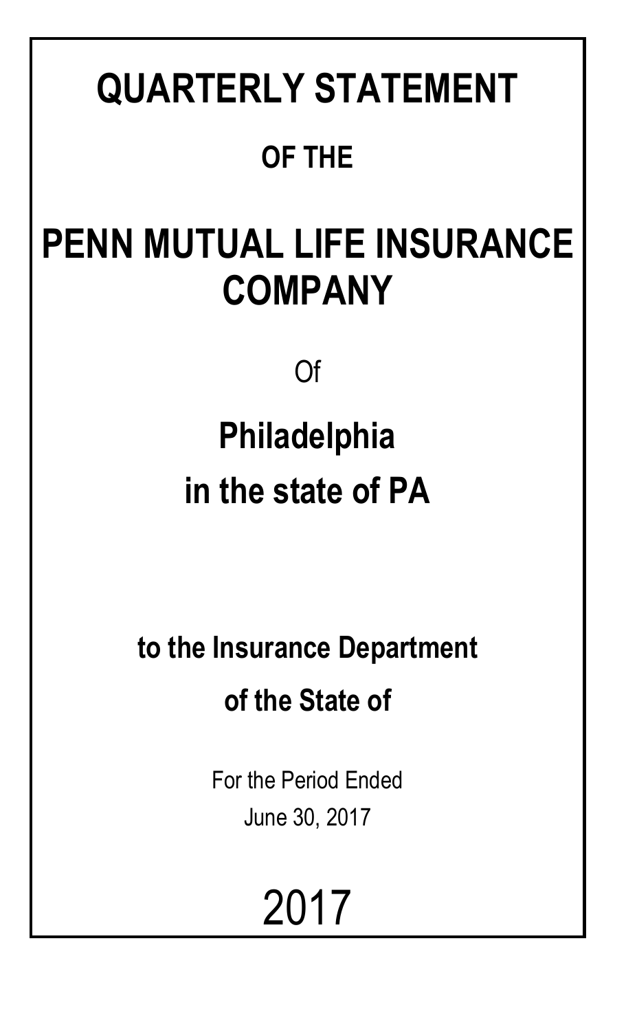# QUARTERLY STATEMENT

## OF THE

# PENN MUTUAL LIFE INSURANCE COMPANY

Of

## Philadelphia

## in the state of PA

**to the Insurance Department**

**of the State of**

For the Period Ended

June 30, 2017

2017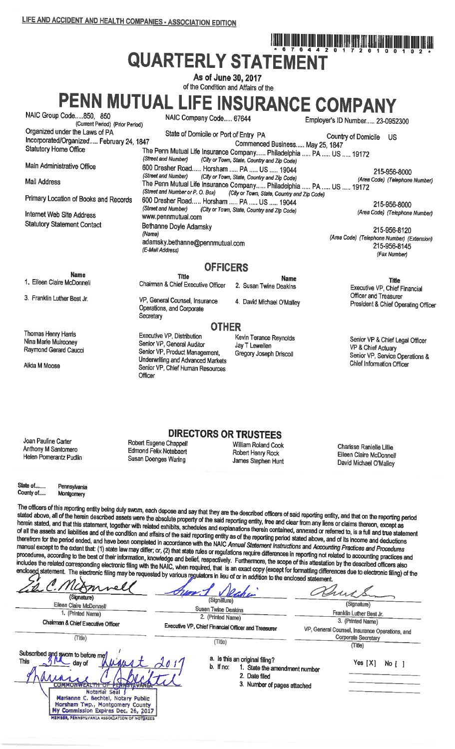LIFE AND ACCIDENT AND HEALTH COMPANIES - ASSOCIATION EDITION

\* 6 7 6 4 4 2 0 1 7 2 0 1 0 0 1 0 2 \*

# QUARTERLY STATEMENT

**As of June 30, 2017**

of the Condition and Affairs of the

# PENN MUTUAL LIFE INSURANCE COMPANY

| | | |
|---|---|---|
| NAIC Group Code.....850, 850 (Current Period) (Prior Period) | NAIC Company Code..... 67644 | Employer's ID Number..... 23-0952300 |
| Organized under the Laws of PA | State of Domicile or Port of Entry PA | Country of Domicile US |
| Incorporated/Organized..... February 24, 1847 | Commenced Business..... May 25, 1847 | |
| Statutory Home Office | The Penn Mutual Life Insurance Company..... Philadelphia ..... PA ..... US ..... 19172 (Street and Number) (City or Town, State, Country and Zip Code) | |
| Main Administrative Office | 600 Dresher Road..... Horsham ..... PA ..... US ..... 19044 (Street and Number) (City or Town, State, Country and Zip Code) | 215-956-8000 (Area Code) (Telephone Number) |
| Mail Address | The Penn Mutual Life Insurance Company..... Philadelphia ..... PA ..... US ..... 19172 (Street and Number or P. O. Box) (City or Town, State, Country and Zip Code) | |
| Primary Location of Books and Records | 600 Dresher Road..... Horsham ..... PA ..... US ..... 19044 (Street and Number) (City or Town, State, Country and Zip Code) | 215-956-8000 (Area Code) (Telephone Number) |
| Internet Web Site Address | www.pennmutual.com | |
| Statutory Statement Contact | Bethanne Doyle Adamsky (Name) adamsky.bethanne@pennmutual.com (E-Mail Address) | 215-956-8120 (Area Code) (Telephone Number) (Extension) 215-956-8145 (Fax Number) |

## OFFICERS

| Name | Title | Name | Title |
|---|---|---|---|
| 1. Eileen Claire McDonnell | Chairman & Chief Executive Officer | 2. Susan Twine Deakins | Executive VP, Chief Financial Officer and Treasurer |
| 3. Franklin Luther Best Jr. | VP, General Counsel, Insurance Operations, and Corporate Secretary | 4. David Michael O'Malley | President & Chief Operating Officer |

## OTHER

| | | | |
|---|---|---|---|
| Thomas Henry Harris | Executive VP, Distribution | Kevin Terance Reynolds | Senior VP & Chief Legal Officer |
| Nina Marie Mulrooney | Senior VP, General Auditor | Jay T Lewellen | VP & Chief Actuary |
| Raymond Gerard Caucci | Senior VP, Product Management, Underwriting and Advanced Markets | Gregory Joseph Driscoll | Senior VP, Service Operations & Chief Information Officer |
| Alida M Moose | Senior VP, Chief Human Resources Officer | | |

## DIRECTORS OR TRUSTEES

| | | | |
|---|---|---|---|
| Joan Pauline Carter | Robert Eugene Chappell | William Roland Cook | Charisse Ranielle Lillie |
| Anthony M Santomero | Edmond Felix Notebaert | Robert Henry Rock | Eileen Claire McDonnell |
| Helen Pomerantz Pudlin | Susan Doenges Waring | James Stephen Hunt | David Michael O'Malley |

State of....... Pennsylvania
County of..... Montgomery

The officers of this reporting entity being duly sworn, each depose and say that they are the described officers of said reporting entity, and that on the reporting period stated above, all of the herein described assets were the absolute property of the said reporting entity, free and clear from any liens or claims thereon, except as herein stated, and that this statement, together with related exhibits, schedules and explanations therein contained, annexed or referred to, is a full and true statement of all the assets and liabilities and of the condition and affairs of the said reporting entity as of the reporting period stated above, and of its income and deductions therefrom for the period ended, and have been completed in accordance with the NAIC *Annual Statement Instructions* and *Accounting Practices and Procedures* manual except to the extent that: (1) state law may differ; or, (2) that state rules or regulations require differences in reporting not related to accounting practices and procedures, according to the best of their information, knowledge and belief, respectively. Furthermore, the scope of this attestation by the described officers also includes the related corresponding electronic filing with the NAIC, when required, that is an exact copy (except for formatting differences due to electronic filing) of the enclosed statement. The electronic filing may be requested by various regulators in lieu of or in addition to the enclosed statement.

| | | |
|---|---|---|
| (Signature) | (Signature) | (Signature) |
| Eileen Claire McDonnell | Susan Twine Deakins | Franklin Luther Best Jr. |
| 1. (Printed Name) | 2. (Printed Name) | 3. (Printed Name) |
| Chairman & Chief Executive Officer | Executive VP, Chief Financial Officer and Treasurer | VP, General Counsel, Insurance Operations, and Corporate Secretary |
| (Title) | (Title) | (Title) |

Subscribed and sworn to before me
This 3rd day of August 2017

a. Is this an original filing? Yes [X] No [ ]
b. If no: 1. State the amendment number
2. Date filed
3. Number of pages attached

COMMONWEALTH OF PENNSYLVANIA
Notarial Seal
Marianne C. Bechtel, Notary Public
Horsham Twp., Montgomery County
My Commission Expires Dec. 26, 2017
MEMBER, PENNSYLVANIA ASSOCIATION OF NOTARIES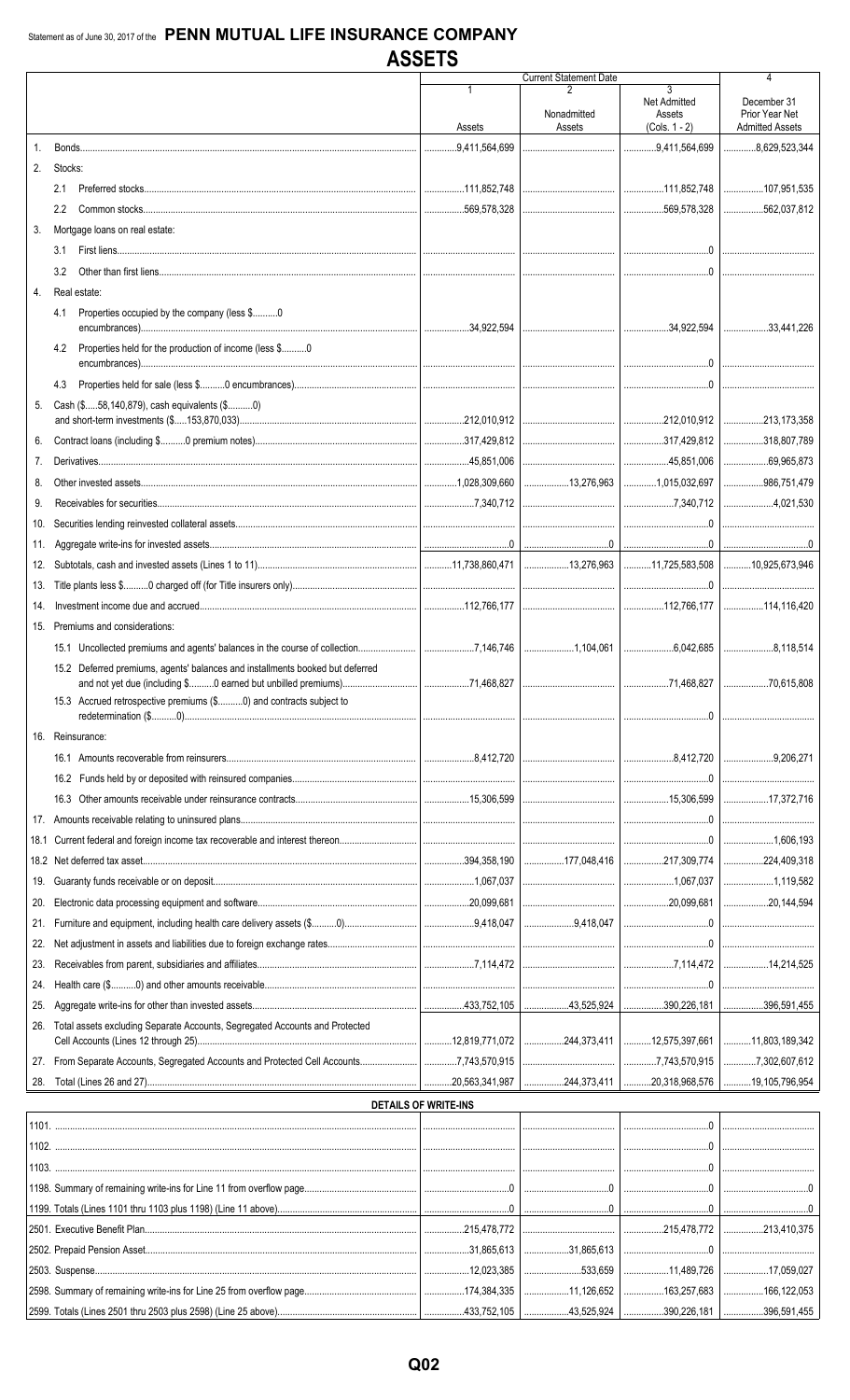Statement as of June 30, 2017 of the **PENN MUTUAL LIFE INSURANCE COMPANY**

# ASSETS

| | | Current Statement Date | | | 4 |
|---|---|---|---|---|---|
| | | 1<br>Assets | 2<br>Nonadmitted Assets | 3<br>Net Admitted Assets (Cols. 1 - 2) | December 31 Prior Year Net Admitted Assets |
| 1. | Bonds | 9,411,564,699 | | 9,411,564,699 | 8,629,523,344 |
| 2. | Stocks: | | | | |
| | 2.1 Preferred stocks | 111,852,748 | | 111,852,748 | 107,951,535 |
| | 2.2 Common stocks | 569,578,328 | | 569,578,328 | 562,037,812 |
| 3. | Mortgage loans on real estate: | | | | |
| | 3.1 First liens | | | 0 | |
| | 3.2 Other than first liens | | | 0 | |
| 4. | Real estate: | | | | |
| | 4.1 Properties occupied by the company (less $..........0 encumbrances) | 34,922,594 | | 34,922,594 | 33,441,226 |
| | 4.2 Properties held for the production of income (less $..........0 encumbrances) | | | 0 | |
| | 4.3 Properties held for sale (less $..........0 encumbrances) | | | 0 | |
| 5. | Cash ($.....58,140,879), cash equivalents ($..........0) and short-term investments ($.....153,870,033) | 212,010,912 | | 212,010,912 | 213,173,358 |
| 6. | Contract loans (including $..........0 premium notes) | 317,429,812 | | 317,429,812 | 318,807,789 |
| 7. | Derivatives | 45,851,006 | | 45,851,006 | 69,965,873 |
| 8. | Other invested assets | 1,028,309,660 | 13,276,963 | 1,015,032,697 | 986,751,479 |
| 9. | Receivables for securities | 7,340,712 | | 7,340,712 | 4,021,530 |
| 10. | Securities lending reinvested collateral assets | | | 0 | |
| 11. | Aggregate write-ins for invested assets | 0 | 0 | 0 | 0 |
| 12. | Subtotals, cash and invested assets (Lines 1 to 11) | 11,738,860,471 | 13,276,963 | 11,725,583,508 | 10,925,673,946 |
| 13. | Title plants less $..........0 charged off (for Title insurers only) | | | 0 | |
| 14. | Investment income due and accrued | 112,766,177 | | 112,766,177 | 114,116,420 |
| 15. | Premiums and considerations: | | | | |
| | 15.1 Uncollected premiums and agents' balances in the course of collection | 7,146,746 | 1,104,061 | 6,042,685 | 8,118,514 |
| | 15.2 Deferred premiums, agents' balances and installments booked but deferred and not yet due (including $..........0 earned but unbilled premiums) | 71,468,827 | | 71,468,827 | 70,615,808 |
| | 15.3 Accrued retrospective premiums ($..........0) and contracts subject to redetermination ($..........0) | | | 0 | |
| 16. | Reinsurance: | | | | |
| | 16.1 Amounts recoverable from reinsurers | 8,412,720 | | 8,412,720 | 9,206,271 |
| | 16.2 Funds held by or deposited with reinsured companies | | | 0 | |
| | 16.3 Other amounts receivable under reinsurance contracts | 15,306,599 | | 15,306,599 | 17,372,716 |
| 17. | Amounts receivable relating to uninsured plans | | | 0 | |
| 18.1 | Current federal and foreign income tax recoverable and interest thereon | | | 0 | 1,606,193 |
| 18.2 | Net deferred tax asset | 394,358,190 | 177,048,416 | 217,309,774 | 224,409,318 |
| 19. | Guaranty funds receivable or on deposit | 1,067,037 | | 1,067,037 | 1,119,582 |
| 20. | Electronic data processing equipment and software | 20,099,681 | | 20,099,681 | 20,144,594 |
| 21. | Furniture and equipment, including health care delivery assets ($..........0) | 9,418,047 | 9,418,047 | 0 | |
| 22. | Net adjustment in assets and liabilities due to foreign exchange rates | | | 0 | |
| 23. | Receivables from parent, subsidiaries and affiliates | 7,114,472 | | 7,114,472 | 14,214,525 |
| 24. | Health care ($..........0) and other amounts receivable | | | 0 | |
| 25. | Aggregate write-ins for other than invested assets | 433,752,105 | 43,525,924 | 390,226,181 | 396,591,455 |
| 26. | Total assets excluding Separate Accounts, Segregated Accounts and Protected Cell Accounts (Lines 12 through 25) | 12,819,771,072 | 244,373,411 | 12,575,397,661 | 11,803,189,342 |
| 27. | From Separate Accounts, Segregated Accounts and Protected Cell Accounts | 7,743,570,915 | | 7,743,570,915 | 7,302,607,612 |
| 28. | Total (Lines 26 and 27) | 20,563,341,987 | 244,373,411 | 20,318,968,576 | 19,105,796,954 |

## DETAILS OF WRITE-INS

| | | | | |
|---|---|---|---|---|
| 1101. | | | 0 | |
| 1102. | | | 0 | |
| 1103. | | | 0 | |
| 1198. Summary of remaining write-ins for Line 11 from overflow page | 0 | 0 | 0 | 0 |
| 1199. Totals (Lines 1101 thru 1103 plus 1198) (Line 11 above) | 0 | 0 | 0 | 0 |
| 2501. Executive Benefit Plan | 215,478,772 | | 215,478,772 | 213,410,375 |
| 2502. Prepaid Pension Asset | 31,865,613 | 31,865,613 | 0 | |
| 2503. Suspense | 12,023,385 | 533,659 | 11,489,726 | 17,059,027 |
| 2598. Summary of remaining write-ins for Line 25 from overflow page | 174,384,335 | 11,126,652 | 163,257,683 | 166,122,053 |
| 2599. Totals (Lines 2501 thru 2503 plus 2598) (Line 25 above) | 433,752,105 | 43,525,924 | 390,226,181 | 396,591,455 |

Q02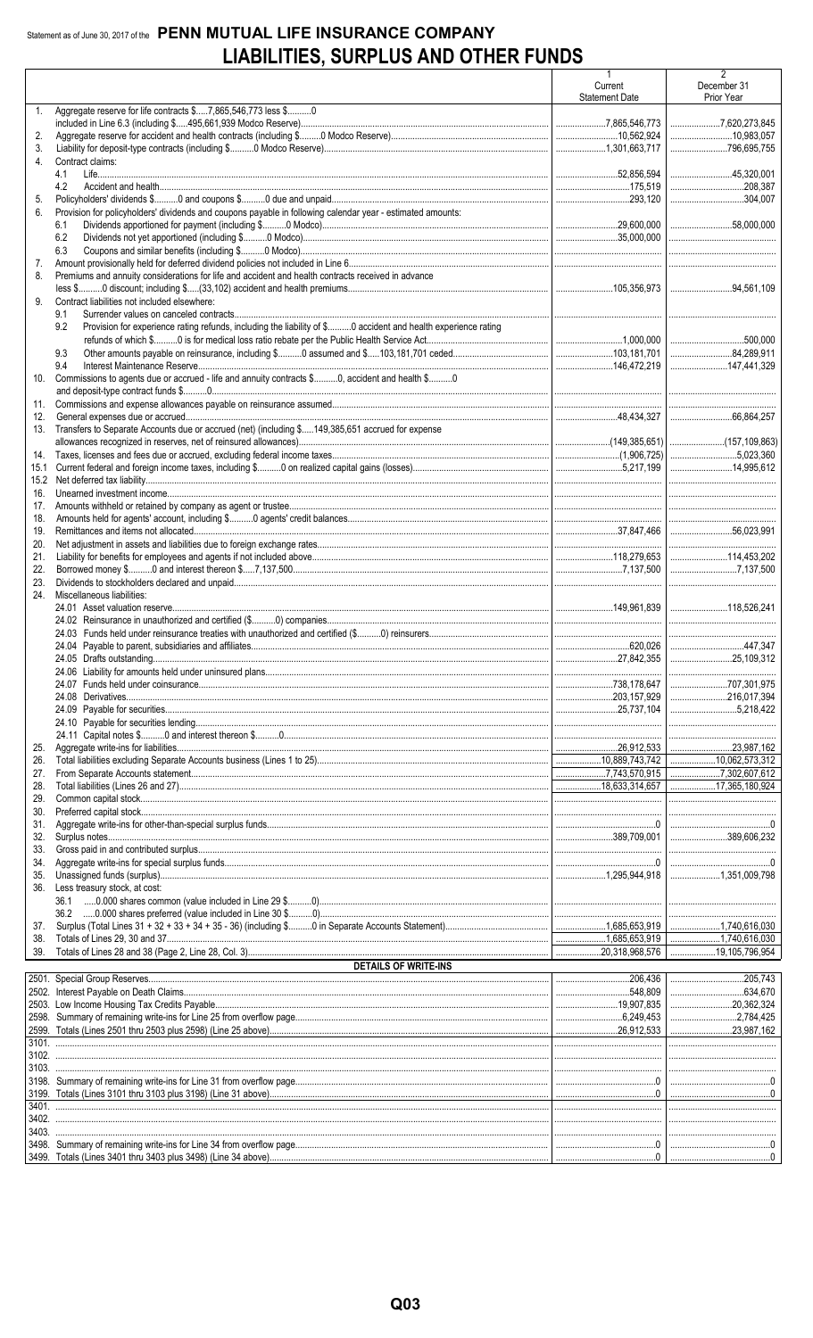Statement as of June 30, 2017 of the **PENN MUTUAL LIFE INSURANCE COMPANY**

# LIABILITIES, SURPLUS AND OTHER FUNDS

| | | 1 Current Statement Date | 2 December 31 Prior Year |
|---|---|---|---|
| 1. | Aggregate reserve for life contracts $.....7,865,546,773 less $..........0 included in Line 6.3 (including $.....495,661,939 Modco Reserve) | 7,865,546,773 | 7,620,273,845 |
| 2. | Aggregate reserve for accident and health contracts (including $..........0 Modco Reserve) | 10,562,924 | 10,983,057 |
| 3. | Liability for deposit-type contracts (including $..........0 Modco Reserve) | 1,301,663,717 | 796,695,755 |
| 4. | Contract claims: | | |
| | 4.1 Life | 52,856,594 | 45,320,001 |
| | 4.2 Accident and health | 175,519 | 208,387 |
| 5. | Policyholders' dividends $..........0 and coupons $..........0 due and unpaid | 293,120 | 304,007 |
| 6. | Provision for policyholders' dividends and coupons payable in following calendar year - estimated amounts: | | |
| | 6.1 Dividends apportioned for payment (including $..........0 Modco) | 29,600,000 | 58,000,000 |
| | 6.2 Dividends not yet apportioned (including $..........0 Modco) | 35,000,000 | |
| | 6.3 Coupons and similar benefits (including $..........0 Modco) | | |
| 7. | Amount provisionally held for deferred dividend policies not included in Line 6 | | |
| 8. | Premiums and annuity considerations for life and accident and health contracts received in advance less $..........0 discount; including $.....(33,102) accident and health premiums | 105,356,973 | 94,561,109 |
| 9. | Contract liabilities not included elsewhere: | | |
| | 9.1 Surrender values on canceled contracts | | |
| | 9.2 Provision for experience rating refunds, including the liability of $..........0 accident and health experience rating refunds of which $..........0 is for medical loss ratio rebate per the Public Health Service Act | 1,000,000 | 500,000 |
| | 9.3 Other amounts payable on reinsurance, including $..........0 assumed and $.....103,181,701 ceded | 103,181,701 | 84,289,911 |
| | 9.4 Interest Maintenance Reserve | 146,472,219 | 147,441,329 |
| 10. | Commissions to agents due or accrued - life and annuity contracts $..........0, accident and health $..........0 and deposit-type contract funds $..........0 | | |
| 11. | Commissions and expense allowances payable on reinsurance assumed | | |
| 12. | General expenses due or accrued | 48,434,327 | 66,864,257 |
| 13. | Transfers to Separate Accounts due or accrued (net) (including $.....149,385,651 accrued for expense allowances recognized in reserves, net of reinsured allowances) | (149,385,651) | (157,109,863) |
| 14. | Taxes, licenses and fees due or accrued, excluding federal income taxes | (1,906,725) | 5,023,360 |
| 15.1 | Current federal and foreign income taxes, including $..........0 on realized capital gains (losses) | 5,217,199 | 14,995,612 |
| 15.2 | Net deferred tax liability | | |
| 16. | Unearned investment income | | |
| 17. | Amounts withheld or retained by company as agent or trustee | | |
| 18. | Amounts held for agents' account, including $..........0 agents' credit balances | | |
| 19. | Remittances and items not allocated | 37,847,466 | 56,023,991 |
| 20. | Net adjustment in assets and liabilities due to foreign exchange rates | | |
| 21. | Liability for benefits for employees and agents if not included above | 118,279,653 | 114,453,202 |
| 22. | Borrowed money $..........0 and interest thereon $.....7,137,500 | 7,137,500 | 7,137,500 |
| 23. | Dividends to stockholders declared and unpaid | | |
| 24. | Miscellaneous liabilities: | | |
| | 24.01 Asset valuation reserve | 149,961,839 | 118,526,241 |
| | 24.02 Reinsurance in unauthorized and certified ($..........0) companies | | |
| | 24.03 Funds held under reinsurance treaties with unauthorized and certified ($..........0) reinsurers | | |
| | 24.04 Payable to parent, subsidiaries and affiliates | 620,026 | 447,347 |
| | 24.05 Drafts outstanding | 27,842,355 | 25,109,312 |
| | 24.06 Liability for amounts held under uninsured plans | | |
| | 24.07 Funds held under coinsurance | 738,178,647 | 707,301,975 |
| | 24.08 Derivatives | 203,157,929 | 216,017,394 |
| | 24.09 Payable for securities | 25,737,104 | 5,218,422 |
| | 24.10 Payable for securities lending | | |
| | 24.11 Capital notes $..........0 and interest thereon $..........0 | | |
| 25. | Aggregate write-ins for liabilities | 26,912,533 | 23,987,162 |
| 26. | Total liabilities excluding Separate Accounts business (Lines 1 to 25) | 10,889,743,742 | 10,062,573,312 |
| 27. | From Separate Accounts statement | 7,743,570,915 | 7,302,607,612 |
| 28. | Total liabilities (Lines 26 and 27) | 18,633,314,657 | 17,365,180,924 |
| 29. | Common capital stock | | |
| 30. | Preferred capital stock | | |
| 31. | Aggregate write-ins for other-than-special surplus funds | 0 | 0 |
| 32. | Surplus notes | 389,709,001 | 389,606,232 |
| 33. | Gross paid in and contributed surplus | | |
| 34. | Aggregate write-ins for special surplus funds | 0 | 0 |
| 35. | Unassigned funds (surplus) | 1,295,944,918 | 1,351,009,798 |
| 36. | Less treasury stock, at cost: | | |
| | 36.1 .....0.000 shares common (value included in Line 29 $..........0) | | |
| | 36.2 .....0.000 shares preferred (value included in Line 30 $..........0) | | |
| 37. | Surplus (Total Lines 31 + 32 + 33 + 34 + 35 - 36) (including $..........0 in Separate Accounts Statement) | 1,685,653,919 | 1,740,616,030 |
| 38. | Totals of Lines 29, 30 and 37 | 1,685,653,919 | 1,740,616,030 |
| 39. | Totals of Lines 28 and 38 (Page 2, Line 28, Col. 3) | 20,318,968,576 | 19,105,796,954 |
| | **DETAILS OF WRITE-INS** | | |
| 2501. | Special Group Reserves | 206,436 | 205,743 |
| 2502. | Interest Payable on Death Claims | 548,809 | 634,670 |
| 2503. | Low Income Housing Tax Credits Payable | 19,907,835 | 20,362,324 |
| 2598. | Summary of remaining write-ins for Line 25 from overflow page | 6,249,453 | 2,784,425 |
| 2599. | Totals (Lines 2501 thru 2503 plus 2598) (Line 25 above) | 26,912,533 | 23,987,162 |
| 3101. | | | |
| 3102. | | | |
| 3103. | | | |
| 3198. | Summary of remaining write-ins for Line 31 from overflow page | 0 | 0 |
| 3199. | Totals (Lines 3101 thru 3103 plus 3198) (Line 31 above) | 0 | 0 |
| 3401. | | | |
| 3402. | | | |
| 3403. | | | |
| 3498. | Summary of remaining write-ins for Line 34 from overflow page | 0 | 0 |
| 3499. | Totals (Lines 3401 thru 3403 plus 3498) (Line 34 above) | 0 | 0 |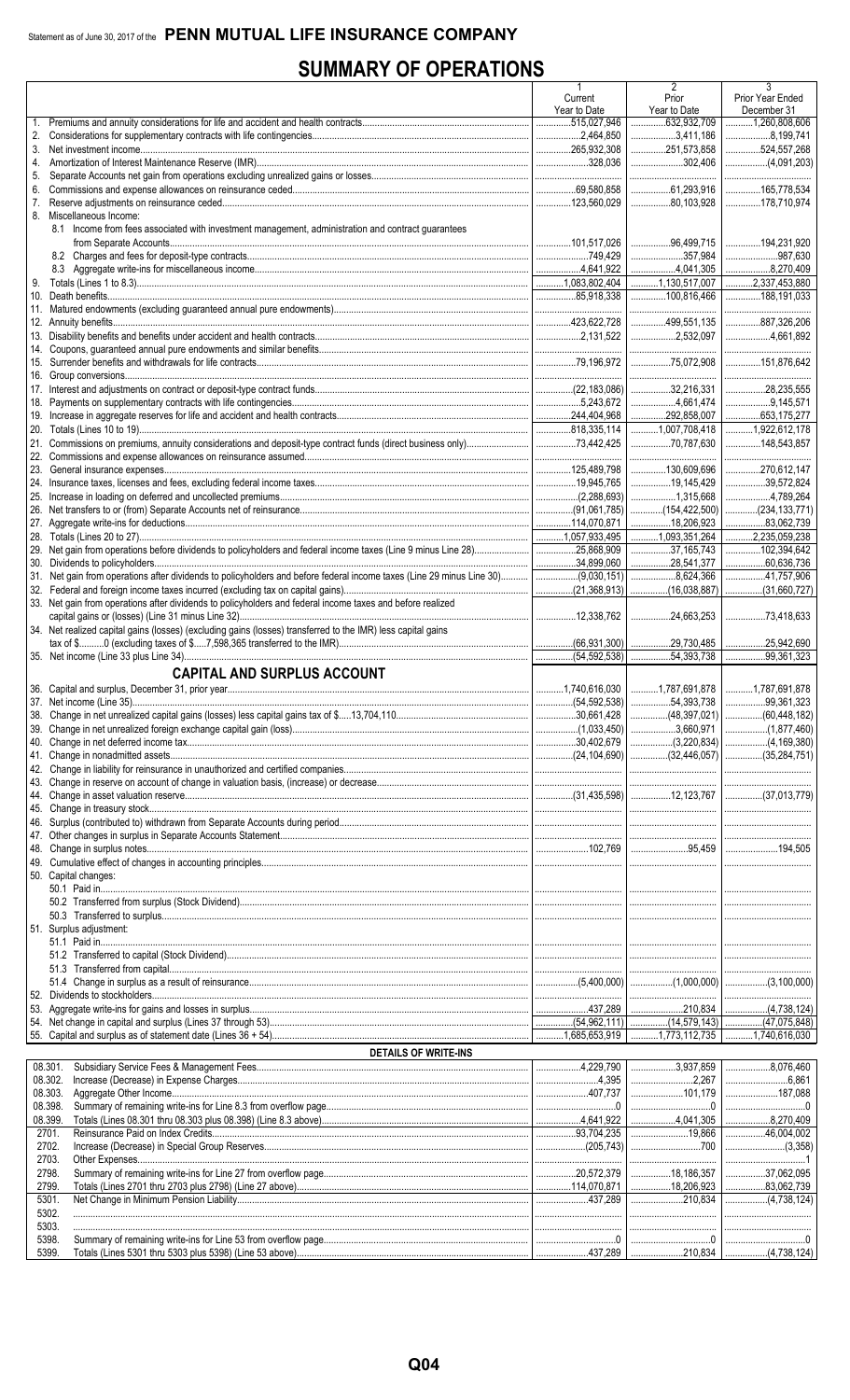Statement as of June 30, 2017 of the **PENN MUTUAL LIFE INSURANCE COMPANY**

# SUMMARY OF OPERATIONS

| | 1 Current Year to Date | 2 Prior Year to Date | 3 Prior Year Ended December 31 |
|---|---|---|---|
| 1. Premiums and annuity considerations for life and accident and health contracts | 515,027,946 | 632,932,709 | 1,260,808,606 |
| 2. Considerations for supplementary contracts with life contingencies | 2,464,850 | 3,411,186 | 8,199,741 |
| 3. Net investment income | 265,932,308 | 251,573,858 | 524,557,268 |
| 4. Amortization of Interest Maintenance Reserve (IMR) | 328,036 | 302,406 | (4,091,203) |
| 5. Separate Accounts net gain from operations excluding unrealized gains or losses | | | |
| 6. Commissions and expense allowances on reinsurance ceded | 69,580,858 | 61,293,916 | 165,778,534 |
| 7. Reserve adjustments on reinsurance ceded | 123,560,029 | 80,103,928 | 178,710,974 |
| 8. Miscellaneous Income: | | | |
| 8.1 Income from fees associated with investment management, administration and contract guarantees from Separate Accounts | 101,517,026 | 96,499,715 | 194,231,920 |
| 8.2 Charges and fees for deposit-type contracts | 749,429 | 357,984 | 987,630 |
| 8.3 Aggregate write-ins for miscellaneous income | 4,641,922 | 4,041,305 | 8,270,409 |
| 9. Totals (Lines 1 to 8.3) | 1,083,802,404 | 1,130,517,007 | 2,337,453,880 |
| 10. Death benefits | 85,918,338 | 100,816,466 | 188,191,033 |
| 11. Matured endowments (excluding guaranteed annual pure endowments) | | | |
| 12. Annuity benefits | 423,622,728 | 499,551,135 | 887,326,206 |
| 13. Disability benefits and benefits under accident and health contracts | 2,131,522 | 2,532,097 | 4,661,892 |
| 14. Coupons, guaranteed annual pure endowments and similar benefits | | | |
| 15. Surrender benefits and withdrawals for life contracts | 79,196,972 | 75,072,908 | 151,876,642 |
| 16. Group conversions | | | |
| 17. Interest and adjustments on contract or deposit-type contract funds | (22,183,086) | 32,216,331 | 28,235,555 |
| 18. Payments on supplementary contracts with life contingencies | 5,243,672 | 4,661,474 | 9,145,571 |
| 19. Increase in aggregate reserves for life and accident and health contracts | 244,404,968 | 292,858,007 | 653,175,277 |
| 20. Totals (Lines 10 to 19) | 818,335,114 | 1,007,708,418 | 1,922,612,178 |
| 21. Commissions on premiums, annuity considerations and deposit-type contract funds (direct business only) | 73,442,425 | 70,787,630 | 148,543,857 |
| 22. Commissions and expense allowances on reinsurance assumed | | | |
| 23. General insurance expenses | 125,489,798 | 130,609,696 | 270,612,147 |
| 24. Insurance taxes, licenses and fees, excluding federal income taxes | 19,945,765 | 19,145,429 | 39,572,824 |
| 25. Increase in loading on deferred and uncollected premiums | (2,288,693) | 1,315,668 | 4,789,264 |
| 26. Net transfers to or (from) Separate Accounts net of reinsurance | (91,061,785) | (154,422,500) | (234,133,771) |
| 27. Aggregate write-ins for deductions | 114,070,871 | 18,206,923 | 83,062,739 |
| 28. Totals (Lines 20 to 27) | 1,057,933,495 | 1,093,351,264 | 2,235,059,238 |
| 29. Net gain from operations before dividends to policyholders and federal income taxes (Line 9 minus Line 28) | 25,868,909 | 37,165,743 | 102,394,642 |
| 30. Dividends to policyholders | 34,899,060 | 28,541,377 | 60,636,736 |
| 31. Net gain from operations after dividends to policyholders and before federal income taxes (Line 29 minus Line 30) | (9,030,151) | 8,624,366 | 41,757,906 |
| 32. Federal and foreign income taxes incurred (excluding tax on capital gains) | (21,368,913) | (16,038,887) | (31,660,727) |
| 33. Net gain from operations after dividends to policyholders and federal income taxes and before realized capital gains or (losses) (Line 31 minus Line 32) | 12,338,762 | 24,663,253 | 73,418,633 |
| 34. Net realized capital gains (losses) (excluding gains (losses) transferred to the IMR) less capital gains tax of $..........0 (excluding taxes of $.....7,598,365 transferred to the IMR) | (66,931,300) | 29,730,485 | 25,942,690 |
| 35. Net income (Line 33 plus Line 34) | (54,592,538) | 54,393,738 | 99,361,323 |
| **CAPITAL AND SURPLUS ACCOUNT** | | | |
| 36. Capital and surplus, December 31, prior year | 1,740,616,030 | 1,787,691,878 | 1,787,691,878 |
| 37. Net income (Line 35) | (54,592,538) | 54,393,738 | 99,361,323 |
| 38. Change in net unrealized capital gains (losses) less capital gains tax of $.....13,704,110 | 30,661,428 | (48,397,021) | (60,448,182) |
| 39. Change in net unrealized foreign exchange capital gain (loss) | (1,033,450) | 3,660,971 | (1,877,460) |
| 40. Change in net deferred income tax | 30,402,679 | (3,220,834) | (4,169,380) |
| 41. Change in nonadmitted assets | (24,104,690) | (32,446,057) | (35,284,751) |
| 42. Change in liability for reinsurance in unauthorized and certified companies | | | |
| 43. Change in reserve on account of change in valuation basis, (increase) or decrease | | | |
| 44. Change in asset valuation reserve | (31,435,598) | 12,123,767 | (37,013,779) |
| 45. Change in treasury stock | | | |
| 46. Surplus (contributed to) withdrawn from Separate Accounts during period | | | |
| 47. Other changes in surplus in Separate Accounts Statement | | | |
| 48. Change in surplus notes | 102,769 | 95,459 | 194,505 |
| 49. Cumulative effect of changes in accounting principles | | | |
| 50. Capital changes: | | | |
| 50.1 Paid in | | | |
| 50.2 Transferred from surplus (Stock Dividend) | | | |
| 50.3 Transferred to surplus | | | |
| 51. Surplus adjustment: | | | |
| 51.1 Paid in | | | |
| 51.2 Transferred to capital (Stock Dividend) | | | |
| 51.3 Transferred from capital | | | |
| 51.4 Change in surplus as a result of reinsurance | (5,400,000) | (1,000,000) | (3,100,000) |
| 52. Dividends to stockholders | | | |
| 53. Aggregate write-ins for gains and losses in surplus | 437,289 | 210,834 | (4,738,124) |
| 54. Net change in capital and surplus (Lines 37 through 53) | (54,962,111) | (14,579,143) | (47,075,848) |
| 55. Capital and surplus as of statement date (Lines 36 + 54) | 1,685,653,919 | 1,773,112,735 | 1,740,616,030 |
| **DETAILS OF WRITE-INS** | | | |
| 08.301. Subsidiary Service Fees & Management Fees | 4,229,790 | 3,937,859 | 8,076,460 |
| 08.302. Increase (Decrease) in Expense Charges | 4,395 | 2,267 | 6,861 |
| 08.303. Aggregate Other Income | 407,737 | 101,179 | 187,088 |
| 08.398. Summary of remaining write-ins for Line 8.3 from overflow page | 0 | 0 | 0 |
| 08.399. Totals (Lines 08.301 thru 08.303 plus 08.398) (Line 8.3 above) | 4,641,922 | 4,041,305 | 8,270,409 |
| 2701. Reinsurance Paid on Index Credits | 93,704,235 | 19,866 | 46,004,002 |
| 2702. Increase (Decrease) in Special Group Reserves | (205,743) | 700 | (3,358) |
| 2703. Other Expenses | | | 1 |
| 2798. Summary of remaining write-ins for Line 27 from overflow page | 20,572,379 | 18,186,357 | 37,062,095 |
| 2799. Totals (Lines 2701 thru 2703 plus 2798) (Line 27 above) | 114,070,871 | 18,206,923 | 83,062,739 |
| 5301. Net Change in Minimum Pension Liability | 437,289 | 210,834 | (4,738,124) |
| 5302. | | | |
| 5303. | | | |
| 5398. Summary of remaining write-ins for Line 53 from overflow page | 0 | 0 | 0 |
| 5399. Totals (Lines 5301 thru 5303 plus 5398) (Line 53 above) | 437,289 | 210,834 | (4,738,124) |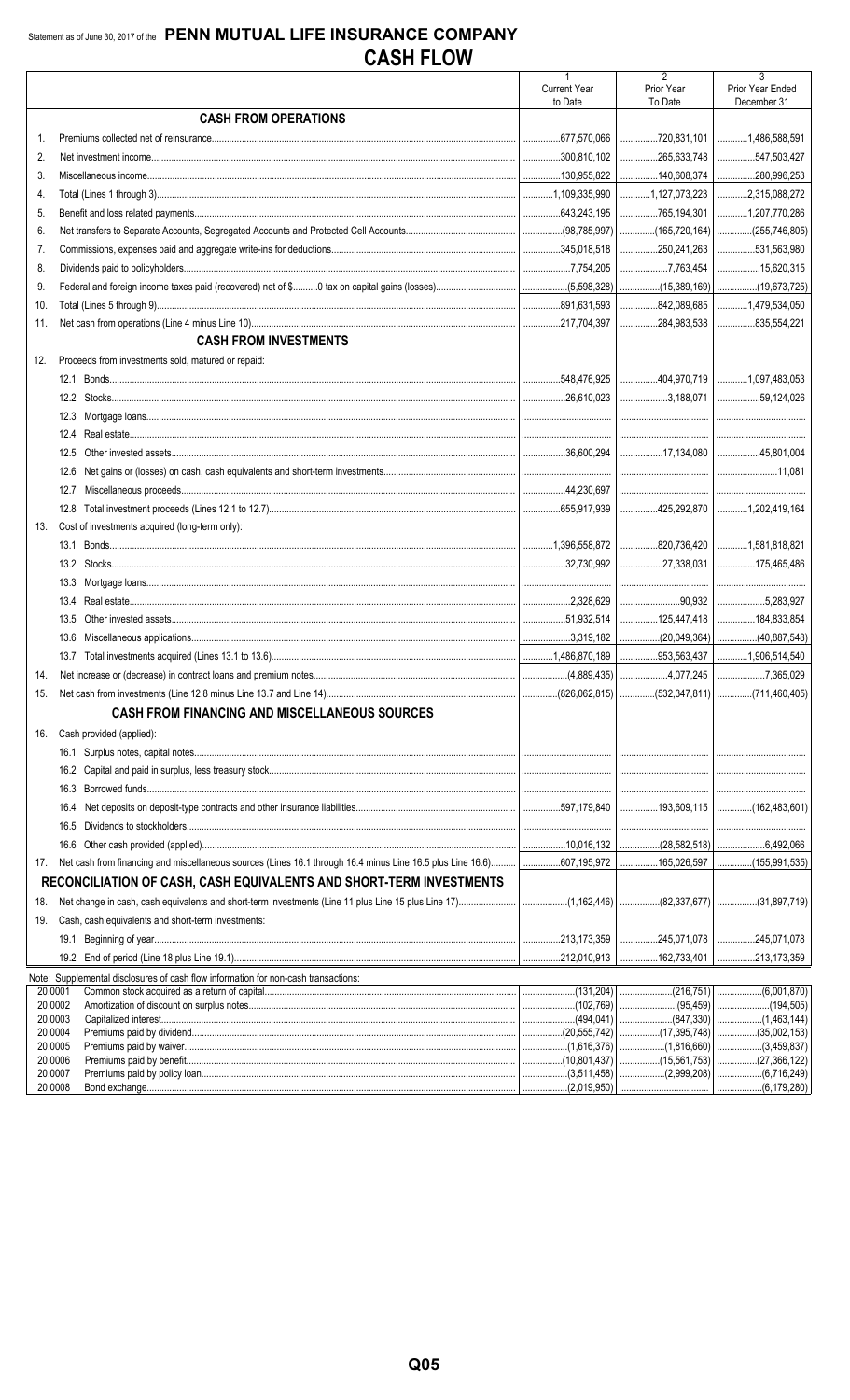Statement as of June 30, 2017 of the **PENN MUTUAL LIFE INSURANCE COMPANY**

# CASH FLOW

| | | 1<br>Current Year to Date | 2<br>Prior Year To Date | 3<br>Prior Year Ended December 31 |
|---|---|---|---|---|
| | **CASH FROM OPERATIONS** | | | |
| 1. | Premiums collected net of reinsurance | 677,570,066 | 720,831,101 | 1,486,588,591 |
| 2. | Net investment income | 300,810,102 | 265,633,748 | 547,503,427 |
| 3. | Miscellaneous income | 130,955,822 | 140,608,374 | 280,996,253 |
| 4. | Total (Lines 1 through 3) | 1,109,335,990 | 1,127,073,223 | 2,315,088,272 |
| 5. | Benefit and loss related payments | 643,243,195 | 765,194,301 | 1,207,770,286 |
| 6. | Net transfers to Separate Accounts, Segregated Accounts and Protected Cell Accounts | (98,785,997) | (165,720,164) | (255,746,805) |
| 7. | Commissions, expenses paid and aggregate write-ins for deductions | 345,018,518 | 250,241,263 | 531,563,980 |
| 8. | Dividends paid to policyholders | 7,754,205 | 7,763,454 | 15,620,315 |
| 9. | Federal and foreign income taxes paid (recovered) net of $..........0 tax on capital gains (losses) | (5,598,328) | (15,389,169) | (19,673,725) |
| 10. | Total (Lines 5 through 9) | 891,631,593 | 842,089,685 | 1,479,534,050 |
| 11. | Net cash from operations (Line 4 minus Line 10) | 217,704,397 | 284,983,538 | 835,554,221 |
| | **CASH FROM INVESTMENTS** | | | |
| 12. | Proceeds from investments sold, matured or repaid: | | | |
| | 12.1 Bonds | 548,476,925 | 404,970,719 | 1,097,483,053 |
| | 12.2 Stocks | 26,610,023 | 3,188,071 | 59,124,026 |
| | 12.3 Mortgage loans | | | |
| | 12.4 Real estate | | | |
| | 12.5 Other invested assets | 36,600,294 | 17,134,080 | 45,801,004 |
| | 12.6 Net gains or (losses) on cash, cash equivalents and short-term investments | | | 11,081 |
| | 12.7 Miscellaneous proceeds | 44,230,697 | | |
| | 12.8 Total investment proceeds (Lines 12.1 to 12.7) | 655,917,939 | 425,292,870 | 1,202,419,164 |
| 13. | Cost of investments acquired (long-term only): | | | |
| | 13.1 Bonds | 1,396,558,872 | 820,736,420 | 1,581,818,821 |
| | 13.2 Stocks | 32,730,992 | 27,338,031 | 175,465,486 |
| | 13.3 Mortgage loans | | | |
| | 13.4 Real estate | 2,328,629 | 90,932 | 5,283,927 |
| | 13.5 Other invested assets | 51,932,514 | 125,447,418 | 184,833,854 |
| | 13.6 Miscellaneous applications | 3,319,182 | (20,049,364) | (40,887,548) |
| | 13.7 Total investments acquired (Lines 13.1 to 13.6) | 1,486,870,189 | 953,563,437 | 1,906,514,540 |
| 14. | Net increase or (decrease) in contract loans and premium notes | (4,889,435) | 4,077,245 | 7,365,029 |
| 15. | Net cash from investments (Line 12.8 minus Line 13.7 and Line 14) | (826,062,815) | (532,347,811) | (711,460,405) |
| | **CASH FROM FINANCING AND MISCELLANEOUS SOURCES** | | | |
| 16. | Cash provided (applied): | | | |
| | 16.1 Surplus notes, capital notes | | | |
| | 16.2 Capital and paid in surplus, less treasury stock | | | |
| | 16.3 Borrowed funds | | | |
| | 16.4 Net deposits on deposit-type contracts and other insurance liabilities | 597,179,840 | 193,609,115 | (162,483,601) |
| | 16.5 Dividends to stockholders | | | |
| | 16.6 Other cash provided (applied) | 10,016,132 | (28,582,518) | 6,492,066 |
| 17. | Net cash from financing and miscellaneous sources (Lines 16.1 through 16.4 minus Line 16.5 plus Line 16.6) | 607,195,972 | 165,026,597 | (155,991,535) |
| | **RECONCILIATION OF CASH, CASH EQUIVALENTS AND SHORT-TERM INVESTMENTS** | | | |
| 18. | Net change in cash, cash equivalents and short-term investments (Line 11 plus Line 15 plus Line 17) | (1,162,446) | (82,337,677) | (31,897,719) |
| 19. | Cash, cash equivalents and short-term investments: | | | |
| | 19.1 Beginning of year | 213,173,359 | 245,071,078 | 245,071,078 |
| | 19.2 End of period (Line 18 plus Line 19.1) | 212,010,913 | 162,733,401 | 213,173,359 |

Note: Supplemental disclosures of cash flow information for non-cash transactions:

| | | | | |
|---|---|---|---|---|
| 20.0001 | Common stock acquired as a return of capital | (131,204) | (216,751) | (6,001,870) |
| 20.0002 | Amortization of discount on surplus notes | (102,769) | (95,459) | (194,505) |
| 20.0003 | Capitalized interest | (494,041) | (847,330) | (1,463,144) |
| 20.0004 | Premiums paid by dividend | (20,555,742) | (17,395,748) | (35,002,153) |
| 20.0005 | Premiums paid by waiver | (1,616,376) | (1,816,660) | (3,459,837) |
| 20.0006 | Premiums paid by benefit | (10,801,437) | (15,561,753) | (27,366,122) |
| 20.0007 | Premiums paid by policy loan | (3,511,458) | (2,999,208) | (6,716,249) |
| 20.0008 | Bond exchange | (2,019,950) | | (6,179,280) |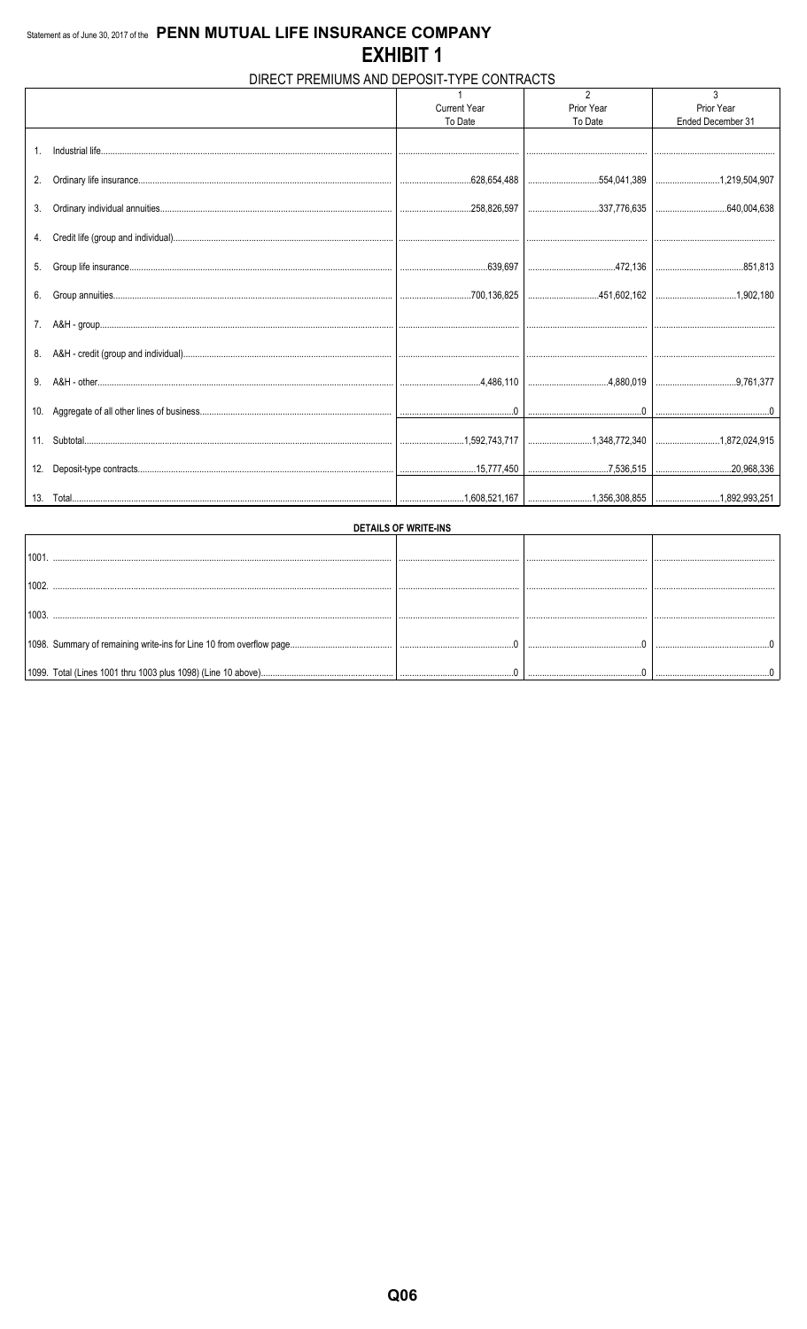Statement as of June 30, 2017 of the **PENN MUTUAL LIFE INSURANCE COMPANY**

# EXHIBIT 1

## DIRECT PREMIUMS AND DEPOSIT-TYPE CONTRACTS

| | 1<br>Current Year<br>To Date | 2<br>Prior Year<br>To Date | 3<br>Prior Year<br>Ended December 31 |
|---|---|---|---|
| 1. Industrial life | | | |
| 2. Ordinary life insurance | 628,654,488 | 554,041,389 | 1,219,504,907 |
| 3. Ordinary individual annuities | 258,826,597 | 337,776,635 | 640,004,638 |
| 4. Credit life (group and individual) | | | |
| 5. Group life insurance | 639,697 | 472,136 | 851,813 |
| 6. Group annuities | 700,136,825 | 451,602,162 | 1,902,180 |
| 7. A&H - group | | | |
| 8. A&H - credit (group and individual) | | | |
| 9. A&H - other | 4,486,110 | 4,880,019 | 9,761,377 |
| 10. Aggregate of all other lines of business | 0 | 0 | 0 |
| 11. Subtotal | 1,592,743,717 | 1,348,772,340 | 1,872,024,915 |
| 12. Deposit-type contracts | 15,777,450 | 7,536,515 | 20,968,336 |
| 13. Total | 1,608,521,167 | 1,356,308,855 | 1,892,993,251 |

**DETAILS OF WRITE-INS**

| | | | |
|---|---|---|---|
| 1001. | | | |
| 1002. | | | |
| 1003. | | | |
| 1098. Summary of remaining write-ins for Line 10 from overflow page | 0 | 0 | 0 |
| 1099. Total (Lines 1001 thru 1003 plus 1098) (Line 10 above) | 0 | 0 | 0 |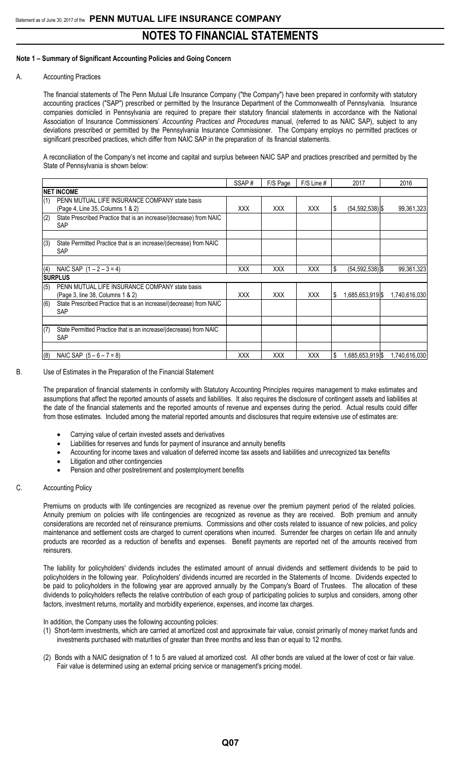# NOTES TO FINANCIAL STATEMENTS

## Note 1 – Summary of Significant Accounting Policies and Going Concern

### A. Accounting Practices

The financial statements of The Penn Mutual Life Insurance Company ("the Company") have been prepared in conformity with statutory accounting practices ("SAP") prescribed or permitted by the Insurance Department of the Commonwealth of Pennsylvania. Insurance companies domiciled in Pennsylvania are required to prepare their statutory financial statements in accordance with the National Association of Insurance Commissioners' *Accounting Practices and Procedures* manual, (referred to as NAIC SAP), subject to any deviations prescribed or permitted by the Pennsylvania Insurance Commissioner. The Company employs no permitted practices or significant prescribed practices, which differ from NAIC SAP in the preparation of its financial statements.

A reconciliation of the Company's net income and capital and surplus between NAIC SAP and practices prescribed and permitted by the State of Pennsylvania is shown below:

| | | SSAP # | F/S Page | F/S Line # | 2017 | 2016 |
|---|---|---|---|---|---|---|
| **NET INCOME** | | | | | | |
| (1) | PENN MUTUAL LIFE INSURANCE COMPANY state basis (Page 4, Line 35, Columns 1 & 2) | XXX | XXX | XXX | $ (54,592,538) | $ 99,361,323 |
| (2) | State Prescribed Practice that is an increase/(decrease) from NAIC SAP | | | | | |
| | | | | | | |
| (3) | State Permitted Practice that is an increase/(decrease) from NAIC SAP | | | | | |
| | | | | | | |
| (4) | NAIC SAP (1 – 2 – 3 = 4) | XXX | XXX | XXX | $ (54,592,538) | $ 99,361,323 |
| **SURPLUS** | | | | | | |
| (5) | PENN MUTUAL LIFE INSURANCE COMPANY state basis (Page 3, line 38, Columns 1 & 2) | XXX | XXX | XXX | $ 1,685,653,919 | $ 1,740,616,030 |
| (6) | State Prescribed Practice that is an increase/(decrease) from NAIC SAP | | | | | |
| | | | | | | |
| (7) | State Permitted Practice that is an increase/(decrease) from NAIC SAP | | | | | |
| | | | | | | |
| (8) | NAIC SAP (5 – 6 – 7 = 8) | XXX | XXX | XXX | $ 1,685,653,919 | $ 1,740,616,030 |

### B. Use of Estimates in the Preparation of the Financial Statement

The preparation of financial statements in conformity with Statutory Accounting Principles requires management to make estimates and assumptions that affect the reported amounts of assets and liabilities. It also requires the disclosure of contingent assets and liabilities at the date of the financial statements and the reported amounts of revenue and expenses during the period. Actual results could differ from those estimates. Included among the material reported amounts and disclosures that require extensive use of estimates are:

- Carrying value of certain invested assets and derivatives
- Liabilities for reserves and funds for payment of insurance and annuity benefits
- Accounting for income taxes and valuation of deferred income tax assets and liabilities and unrecognized tax benefits
- Litigation and other contingencies
- Pension and other postretirement and postemployment benefits

### C. Accounting Policy

Premiums on products with life contingencies are recognized as revenue over the premium payment period of the related policies. Annuity premium on policies with life contingencies are recognized as revenue as they are received. Both premium and annuity considerations are recorded net of reinsurance premiums. Commissions and other costs related to issuance of new policies, and policy maintenance and settlement costs are charged to current operations when incurred. Surrender fee charges on certain life and annuity products are recorded as a reduction of benefits and expenses. Benefit payments are reported net of the amounts received from reinsurers.

The liability for policyholders' dividends includes the estimated amount of annual dividends and settlement dividends to be paid to policyholders in the following year. Policyholders' dividends incurred are recorded in the Statements of Income. Dividends expected to be paid to policyholders in the following year are approved annually by the Company's Board of Trustees. The allocation of these dividends to policyholders reflects the relative contribution of each group of participating policies to surplus and considers, among other factors, investment returns, mortality and morbidity experience, expenses, and income tax charges.

In addition, the Company uses the following accounting policies:

(1) Short-term investments, which are carried at amortized cost and approximate fair value, consist primarily of money market funds and investments purchased with maturities of greater than three months and less than or equal to 12 months.

(2) Bonds with a NAIC designation of 1 to 5 are valued at amortized cost. All other bonds are valued at the lower of cost or fair value. Fair value is determined using an external pricing service or management's pricing model.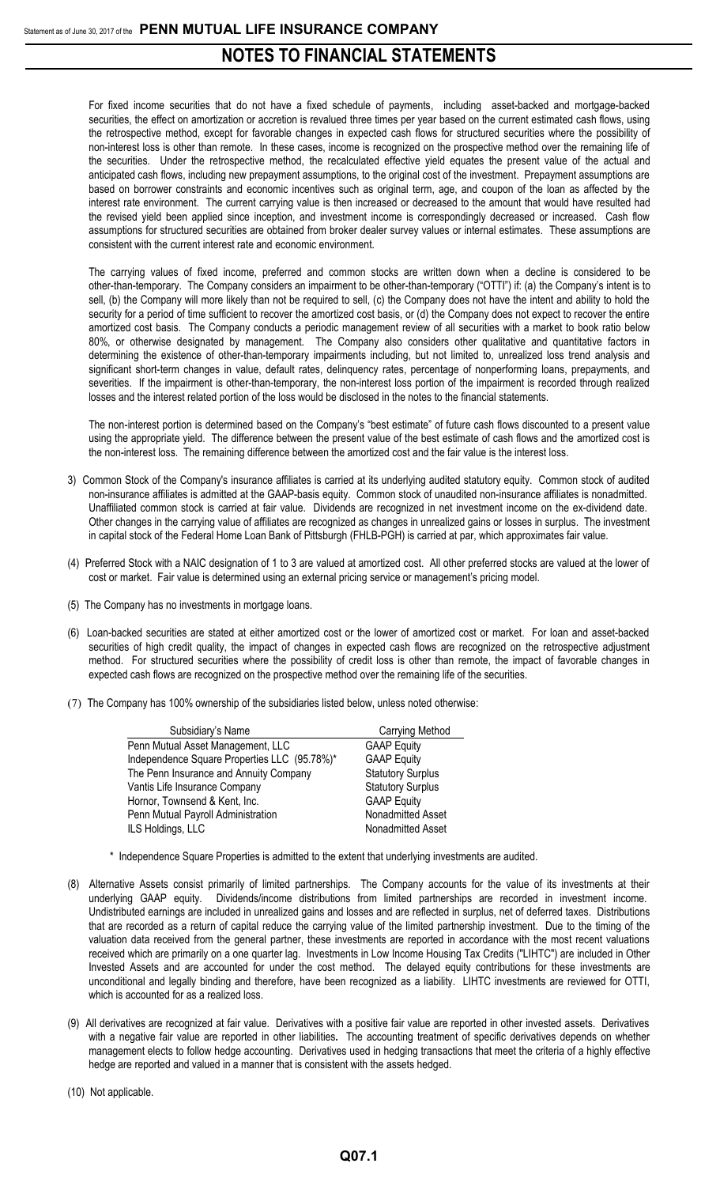For fixed income securities that do not have a fixed schedule of payments, including asset-backed and mortgage-backed securities, the effect on amortization or accretion is revalued three times per year based on the current estimated cash flows, using the retrospective method, except for favorable changes in expected cash flows for structured securities where the possibility of non-interest loss is other than remote. In these cases, income is recognized on the prospective method over the remaining life of the securities. Under the retrospective method, the recalculated effective yield equates the present value of the actual and anticipated cash flows, including new prepayment assumptions, to the original cost of the investment. Prepayment assumptions are based on borrower constraints and economic incentives such as original term, age, and coupon of the loan as affected by the interest rate environment. The current carrying value is then increased or decreased to the amount that would have resulted had the revised yield been applied since inception, and investment income is correspondingly decreased or increased. Cash flow assumptions for structured securities are obtained from broker dealer survey values or internal estimates. These assumptions are consistent with the current interest rate and economic environment.

The carrying values of fixed income, preferred and common stocks are written down when a decline is considered to be other-than-temporary. The Company considers an impairment to be other-than-temporary ("OTTI") if: (a) the Company's intent is to sell, (b) the Company will more likely than not be required to sell, (c) the Company does not have the intent and ability to hold the security for a period of time sufficient to recover the amortized cost basis, or (d) the Company does not expect to recover the entire amortized cost basis. The Company conducts a periodic management review of all securities with a market to book ratio below 80%, or otherwise designated by management. The Company also considers other qualitative and quantitative factors in determining the existence of other-than-temporary impairments including, but not limited to, unrealized loss trend analysis and significant short-term changes in value, default rates, delinquency rates, percentage of nonperforming loans, prepayments, and severities. If the impairment is other-than-temporary, the non-interest loss portion of the impairment is recorded through realized losses and the interest related portion of the loss would be disclosed in the notes to the financial statements.

The non-interest portion is determined based on the Company's "best estimate" of future cash flows discounted to a present value using the appropriate yield. The difference between the present value of the best estimate of cash flows and the amortized cost is the non-interest loss. The remaining difference between the amortized cost and the fair value is the interest loss.

3) Common Stock of the Company's insurance affiliates is carried at its underlying audited statutory equity. Common stock of audited non-insurance affiliates is admitted at the GAAP-basis equity. Common stock of unaudited non-insurance affiliates is nonadmitted. Unaffiliated common stock is carried at fair value. Dividends are recognized in net investment income on the ex-dividend date. Other changes in the carrying value of affiliates are recognized as changes in unrealized gains or losses in surplus. The investment in capital stock of the Federal Home Loan Bank of Pittsburgh (FHLB-PGH) is carried at par, which approximates fair value.

(4) Preferred Stock with a NAIC designation of 1 to 3 are valued at amortized cost. All other preferred stocks are valued at the lower of cost or market. Fair value is determined using an external pricing service or management's pricing model.

(5) The Company has no investments in mortgage loans.

(6) Loan-backed securities are stated at either amortized cost or the lower of amortized cost or market. For loan and asset-backed securities of high credit quality, the impact of changes in expected cash flows are recognized on the retrospective adjustment method. For structured securities where the possibility of credit loss is other than remote, the impact of favorable changes in expected cash flows are recognized on the prospective method over the remaining life of the securities.

(7) The Company has 100% ownership of the subsidiaries listed below, unless noted otherwise:

| Subsidiary's Name | Carrying Method |
|---|---|
| Penn Mutual Asset Management, LLC | GAAP Equity |
| Independence Square Properties LLC (95.78%)* | GAAP Equity |
| The Penn Insurance and Annuity Company | Statutory Surplus |
| Vantis Life Insurance Company | Statutory Surplus |
| Hornor, Townsend & Kent, Inc. | GAAP Equity |
| Penn Mutual Payroll Administration | Nonadmitted Asset |
| ILS Holdings, LLC | Nonadmitted Asset |

\* Independence Square Properties is admitted to the extent that underlying investments are audited.

(8) Alternative Assets consist primarily of limited partnerships. The Company accounts for the value of its investments at their underlying GAAP equity. Dividends/income distributions from limited partnerships are recorded in investment income. Undistributed earnings are included in unrealized gains and losses and are reflected in surplus, net of deferred taxes. Distributions that are recorded as a return of capital reduce the carrying value of the limited partnership investment. Due to the timing of the valuation data received from the general partner, these investments are reported in accordance with the most recent valuations received which are primarily on a one quarter lag. Investments in Low Income Housing Tax Credits ("LIHTC") are included in Other Invested Assets and are accounted for under the cost method. The delayed equity contributions for these investments are unconditional and legally binding and therefore, have been recognized as a liability. LIHTC investments are reviewed for OTTI, which is accounted for as a realized loss.

(9) All derivatives are recognized at fair value. Derivatives with a positive fair value are reported in other invested assets. Derivatives with a negative fair value are reported in other liabilities. The accounting treatment of specific derivatives depends on whether management elects to follow hedge accounting. Derivatives used in hedging transactions that meet the criteria of a highly effective hedge are reported and valued in a manner that is consistent with the assets hedged.

(10) Not applicable.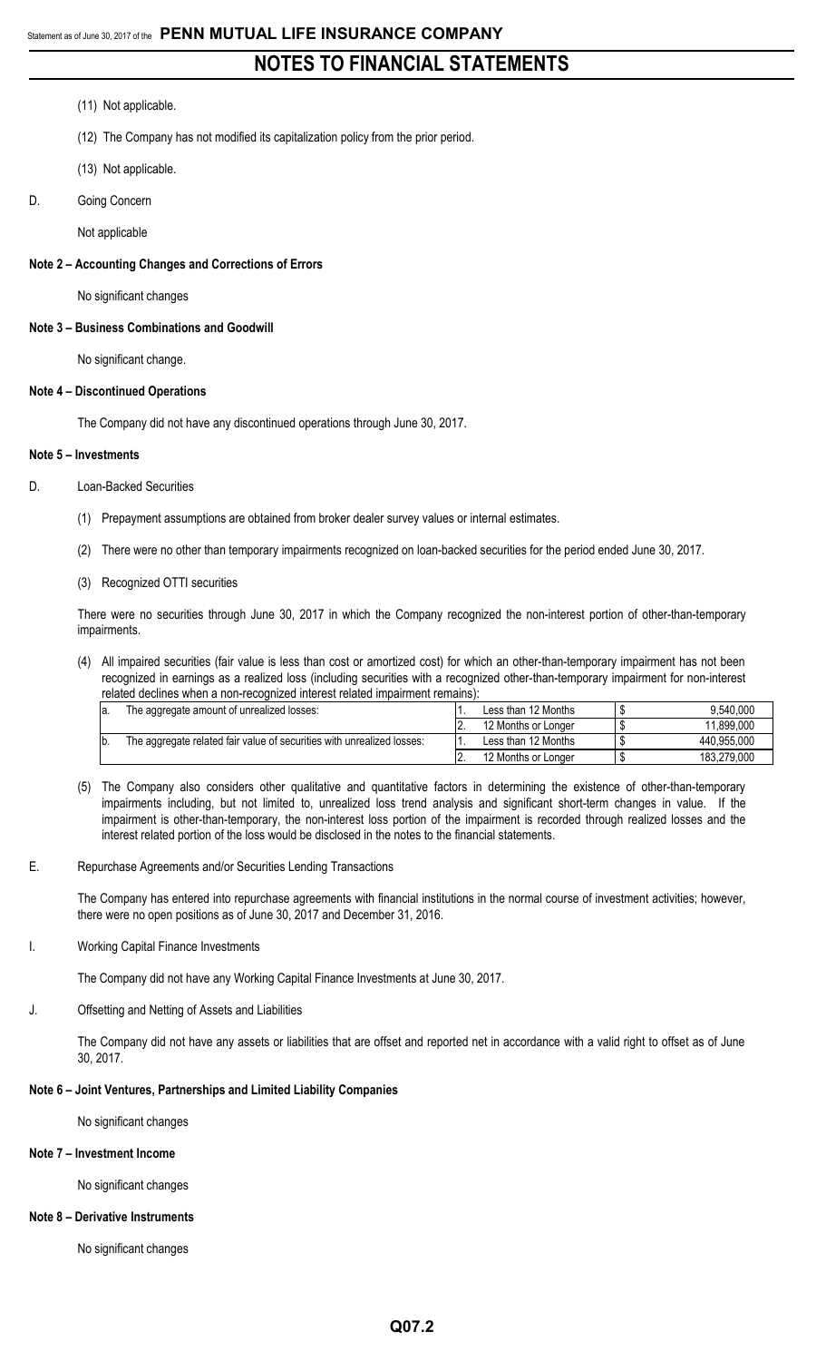(11) Not applicable.

(12) The Company has not modified its capitalization policy from the prior period.

(13) Not applicable.

D. Going Concern

Not applicable

**Note 2 – Accounting Changes and Corrections of Errors**

No significant changes

**Note 3 – Business Combinations and Goodwill**

No significant change.

**Note 4 – Discontinued Operations**

The Company did not have any discontinued operations through June 30, 2017.

**Note 5 – Investments**

D. Loan-Backed Securities

(1) Prepayment assumptions are obtained from broker dealer survey values or internal estimates.

(2) There were no other than temporary impairments recognized on loan-backed securities for the period ended June 30, 2017.

(3) Recognized OTTI securities

There were no securities through June 30, 2017 in which the Company recognized the non-interest portion of other-than-temporary impairments.

(4) All impaired securities (fair value is less than cost or amortized cost) for which an other-than-temporary impairment has not been recognized in earnings as a realized loss (including securities with a recognized other-than-temporary impairment for non-interest related declines when a non-recognized interest related impairment remains):

| | | | | | |
|---|---|---|---|---|---|
| a. | The aggregate amount of unrealized losses: | 1. | Less than 12 Months | $ | 9,540,000 |
| | | 2. | 12 Months or Longer | $ | 11,899,000 |
| b. | The aggregate related fair value of securities with unrealized losses: | 1. | Less than 12 Months | $ | 440,955,000 |
| | | 2. | 12 Months or Longer | $ | 183,279,000 |

(5) The Company also considers other qualitative and quantitative factors in determining the existence of other-than-temporary impairments including, but not limited to, unrealized loss trend analysis and significant short-term changes in value. If the impairment is other-than-temporary, the non-interest loss portion of the impairment is recorded through realized losses and the interest related portion of the loss would be disclosed in the notes to the financial statements.

E. Repurchase Agreements and/or Securities Lending Transactions

The Company has entered into repurchase agreements with financial institutions in the normal course of investment activities; however, there were no open positions as of June 30, 2017 and December 31, 2016.

I. Working Capital Finance Investments

The Company did not have any Working Capital Finance Investments at June 30, 2017.

J. Offsetting and Netting of Assets and Liabilities

The Company did not have any assets or liabilities that are offset and reported net in accordance with a valid right to offset as of June 30, 2017.

**Note 6 – Joint Ventures, Partnerships and Limited Liability Companies**

No significant changes

**Note 7 – Investment Income**

No significant changes

**Note 8 – Derivative Instruments**

No significant changes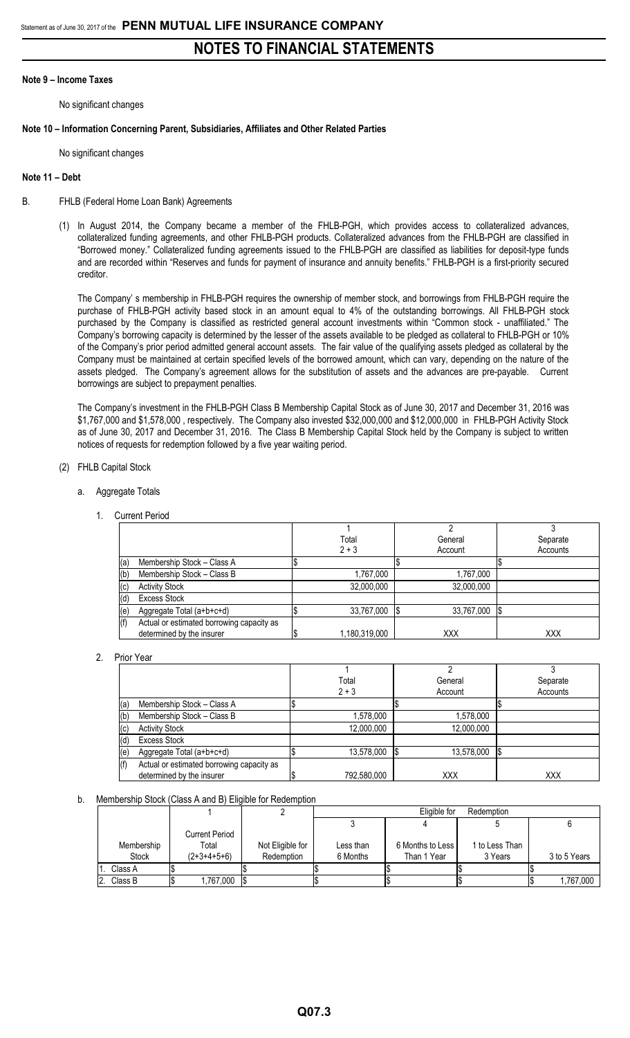## Note 9 – Income Taxes

No significant changes

## Note 10 – Information Concerning Parent, Subsidiaries, Affiliates and Other Related Parties

No significant changes

## Note 11 – Debt

B. FHLB (Federal Home Loan Bank) Agreements

(1) In August 2014, the Company became a member of the FHLB-PGH, which provides access to collateralized advances, collateralized funding agreements, and other FHLB-PGH products. Collateralized advances from the FHLB-PGH are classified in "Borrowed money." Collateralized funding agreements issued to the FHLB-PGH are classified as liabilities for deposit-type funds and are recorded within "Reserves and funds for payment of insurance and annuity benefits." FHLB-PGH is a first-priority secured creditor.

The Company' s membership in FHLB-PGH requires the ownership of member stock, and borrowings from FHLB-PGH require the purchase of FHLB-PGH activity based stock in an amount equal to 4% of the outstanding borrowings. All FHLB-PGH stock purchased by the Company is classified as restricted general account investments within "Common stock - unaffiliated." The Company's borrowing capacity is determined by the lesser of the assets available to be pledged as collateral to FHLB-PGH or 10% of the Company's prior period admitted general account assets. The fair value of the qualifying assets pledged as collateral by the Company must be maintained at certain specified levels of the borrowed amount, which can vary, depending on the nature of the assets pledged. The Company's agreement allows for the substitution of assets and the advances are pre-payable. Current borrowings are subject to prepayment penalties.

The Company's investment in the FHLB-PGH Class B Membership Capital Stock as of June 30, 2017 and December 31, 2016 was $1,767,000 and $1,578,000 , respectively. The Company also invested $32,000,000 and $12,000,000 in FHLB-PGH Activity Stock as of June 30, 2017 and December 31, 2016. The Class B Membership Capital Stock held by the Company is subject to written notices of requests for redemption followed by a five year waiting period.

(2) FHLB Capital Stock

a. Aggregate Totals

1. Current Period

| | 1<br>Total<br>2 + 3 | 2<br>General<br>Account | 3<br>Separate<br>Accounts |
|---|---|---|---|
| (a) Membership Stock – Class A | $ | $ | $ |
| (b) Membership Stock – Class B | 1,767,000 | 1,767,000 | |
| (c) Activity Stock | 32,000,000 | 32,000,000 | |
| (d) Excess Stock | | | |
| (e) Aggregate Total (a+b+c+d) | $ 33,767,000 | $ 33,767,000 | $ |
| (f) Actual or estimated borrowing capacity as determined by the insurer | $ 1,180,319,000 | XXX | XXX |

2. Prior Year

| | 1<br>Total<br>2 + 3 | 2<br>General<br>Account | 3<br>Separate<br>Accounts |
|---|---|---|---|
| (a) Membership Stock – Class A | $ | $ | $ |
| (b) Membership Stock – Class B | 1,578,000 | 1,578,000 | |
| (c) Activity Stock | 12,000,000 | 12,000,000 | |
| (d) Excess Stock | | | |
| (e) Aggregate Total (a+b+c+d) | $ 13,578,000 | $ 13,578,000 | $ |
| (f) Actual or estimated borrowing capacity as determined by the insurer | $ 792,580,000 | XXX | XXX |

b. Membership Stock (Class A and B) Eligible for Redemption

| | 1 | 2 | Eligible for Redemption | | | |
|---|---|---|---|---|---|---|
| | | | 3 | 4 | 5 | 6 |
| Membership Stock | Current Period Total (2+3+4+5+6) | Not Eligible for Redemption | Less than 6 Months | 6 Months to Less Than 1 Year | 1 to Less Than 3 Years | 3 to 5 Years |
| 1. Class A | $ | $ | $ | $ | $ | $ |
| 2. Class B | $ 1,767,000 | $ | $ | $ | $ | $ 1,767,000 |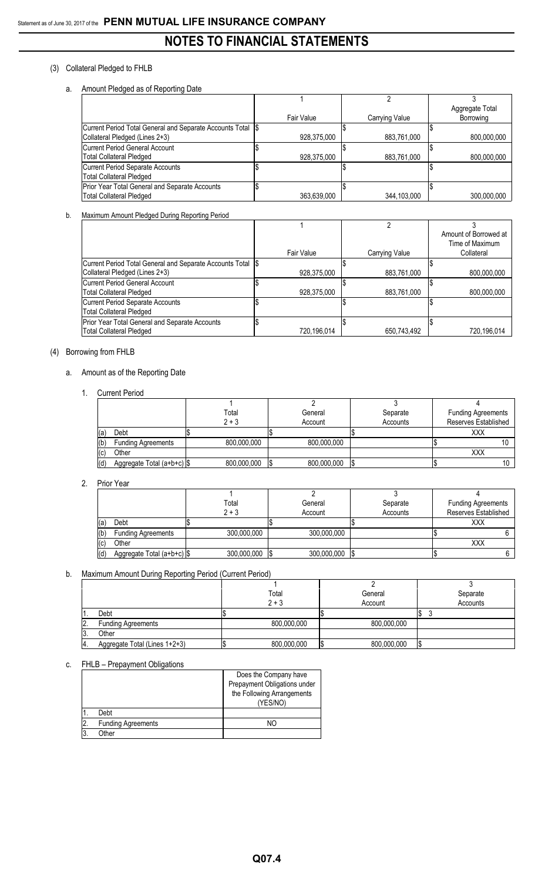(3) Collateral Pledged to FHLB

a. Amount Pledged as of Reporting Date

| | 1 | 2 | 3 |
|---|---|---|---|
| | Fair Value | Carrying Value | Aggregate Total Borrowing |
| Current Period Total General and Separate Accounts Total Collateral Pledged (Lines 2+3) | $ 928,375,000 | $ 883,761,000 | $ 800,000,000 |
| Current Period General Account Total Collateral Pledged | $ 928,375,000 | $ 883,761,000 | $ 800,000,000 |
| Current Period Separate Accounts Total Collateral Pledged | $ | $ | $ |
| Prior Year Total General and Separate Accounts Total Collateral Pledged | $ 363,639,000 | $ 344,103,000 | $ 300,000,000 |

b. Maximum Amount Pledged During Reporting Period

| | 1 | 2 | 3 |
|---|---|---|---|
| | Fair Value | Carrying Value | Amount of Borrowed at Time of Maximum Collateral |
| Current Period Total General and Separate Accounts Total Collateral Pledged (Lines 2+3) | $ 928,375,000 | $ 883,761,000 | $ 800,000,000 |
| Current Period General Account Total Collateral Pledged | $ 928,375,000 | $ 883,761,000 | $ 800,000,000 |
| Current Period Separate Accounts Total Collateral Pledged | $ | $ | $ |
| Prior Year Total General and Separate Accounts Total Collateral Pledged | $ 720,196,014 | $ 650,743,492 | $ 720,196,014 |

(4) Borrowing from FHLB

a. Amount as of the Reporting Date

1. Current Period

| | | 1 | 2 | 3 | 4 |
|---|---|---|---|---|---|
| | | Total 2 + 3 | General Account | Separate Accounts | Funding Agreements Reserves Established |
| (a) | Debt | $ | $ | $ | XXX |
| (b) | Funding Agreements | 800,000,000 | 800,000,000 | | $ 10 |
| (c) | Other | | | | XXX |
| (d) | Aggregate Total (a+b+c) | $ 800,000,000 | $ 800,000,000 | $ | $ 10 |

2. Prior Year

| | | 1 | 2 | 3 | 4 |
|---|---|---|---|---|---|
| | | Total 2 + 3 | General Account | Separate Accounts | Funding Agreements Reserves Established |
| (a) | Debt | $ | $ | $ | XXX |
| (b) | Funding Agreements | 300,000,000 | 300,000,000 | | $ 6 |
| (c) | Other | | | | XXX |
| (d) | Aggregate Total (a+b+c) | $ 300,000,000 | $ 300,000,000 | $ | $ 6 |

b. Maximum Amount During Reporting Period (Current Period)

| | | 1 | 2 | 3 |
|---|---|---|---|---|
| | | Total 2 + 3 | General Account | Separate Accounts |
| 1. | Debt | $ | $ | $ 3 |
| 2. | Funding Agreements | 800,000,000 | 800,000,000 | |
| 3. | Other | | | |
| 4. | Aggregate Total (Lines 1+2+3) | $ 800,000,000 | $ 800,000,000 | $ |

c. FHLB – Prepayment Obligations

| | | Does the Company have Prepayment Obligations under the Following Arrangements (YES/NO) |
|---|---|---|
| 1. | Debt | |
| 2. | Funding Agreements | NO |
| 3. | Other | |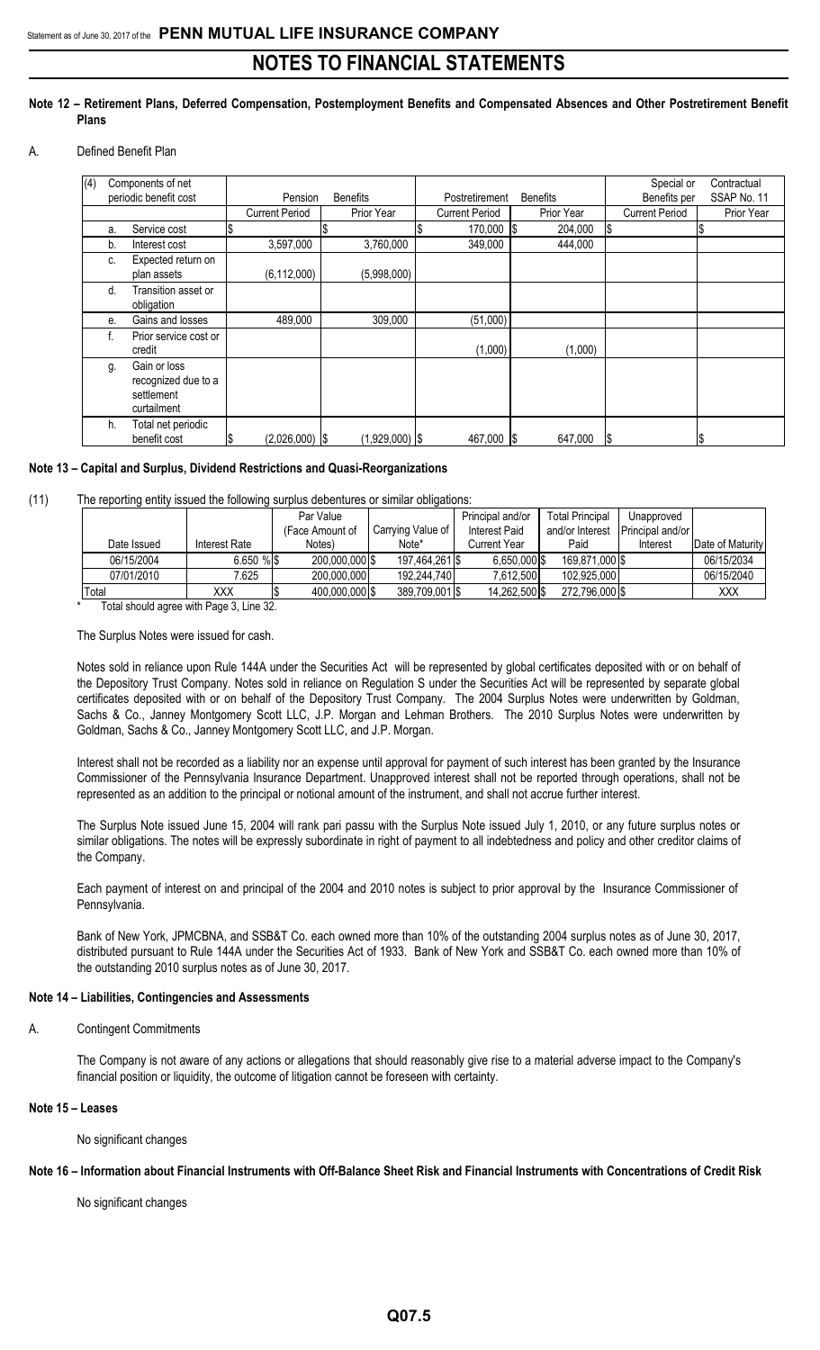# NOTES TO FINANCIAL STATEMENTS

## Note 12 – Retirement Plans, Deferred Compensation, Postemployment Benefits and Compensated Absences and Other Postretirement Benefit Plans

A. Defined Benefit Plan

| (4) Components of net periodic benefit cost | Pension Benefits | | Postretirement Benefits | | Special or Contractual Benefits per SSAP No. 11 | |
|---|---|---|---|---|---|---|
| | Current Period | Prior Year | Current Period | Prior Year | Current Period | Prior Year |
| a. Service cost | $ | $ | $ 170,000 | $ 204,000 | $ | $ |
| b. Interest cost | 3,597,000 | 3,760,000 | 349,000 | 444,000 | | |
| c. Expected return on plan assets | (6,112,000) | (5,998,000) | | | | |
| d. Transition asset or obligation | | | | | | |
| e. Gains and losses | 489,000 | 309,000 | (51,000) | | | |
| f. Prior service cost or credit | | | (1,000) | (1,000) | | |
| g. Gain or loss recognized due to a settlement curtailment | | | | | | |
| h. Total net periodic benefit cost | $ (2,026,000) | $ (1,929,000) | $ 467,000 | $ 647,000 | $ | $ |

## Note 13 – Capital and Surplus, Dividend Restrictions and Quasi-Reorganizations

(11) The reporting entity issued the following surplus debentures or similar obligations:

| Date Issued | Interest Rate | Par Value (Face Amount of Notes) | Carrying Value of Note* | Principal and/or Interest Paid Current Year | Total Principal and/or Interest Paid | Unapproved Principal and/or Interest | Date of Maturity |
|---|---|---|---|---|---|---|---|
| 06/15/2004 | 6.650 % | $ 200,000,000 | $ 197,464,261 | $ 6,650,000 | $ 169,871,000 | $ | 06/15/2034 |
| 07/01/2010 | 7.625 | 200,000,000 | 192,244,740 | 7,612,500 | 102,925,000 | | 06/15/2040 |
| Total | XXX | $ 400,000,000 | $ 389,709,001 | $ 14,262,500 | $ 272,796,000 | $ | XXX |

\* Total should agree with Page 3, Line 32.

The Surplus Notes were issued for cash.

Notes sold in reliance upon Rule 144A under the Securities Act will be represented by global certificates deposited with or on behalf of the Depository Trust Company. Notes sold in reliance on Regulation S under the Securities Act will be represented by separate global certificates deposited with or on behalf of the Depository Trust Company. The 2004 Surplus Notes were underwritten by Goldman, Sachs & Co., Janney Montgomery Scott LLC, J.P. Morgan and Lehman Brothers. The 2010 Surplus Notes were underwritten by Goldman, Sachs & Co., Janney Montgomery Scott LLC, and J.P. Morgan.

Interest shall not be recorded as a liability nor an expense until approval for payment of such interest has been granted by the Insurance Commissioner of the Pennsylvania Insurance Department. Unapproved interest shall not be reported through operations, shall not be represented as an addition to the principal or notional amount of the instrument, and shall not accrue further interest.

The Surplus Note issued June 15, 2004 will rank pari passu with the Surplus Note issued July 1, 2010, or any future surplus notes or similar obligations. The notes will be expressly subordinate in right of payment to all indebtedness and policy and other creditor claims of the Company.

Each payment of interest on and principal of the 2004 and 2010 notes is subject to prior approval by the Insurance Commissioner of Pennsylvania.

Bank of New York, JPMCBNA, and SSB&T Co. each owned more than 10% of the outstanding 2004 surplus notes as of June 30, 2017, distributed pursuant to Rule 144A under the Securities Act of 1933. Bank of New York and SSB&T Co. each owned more than 10% of the outstanding 2010 surplus notes as of June 30, 2017.

## Note 14 – Liabilities, Contingencies and Assessments

A. Contingent Commitments

The Company is not aware of any actions or allegations that should reasonably give rise to a material adverse impact to the Company's financial position or liquidity, the outcome of litigation cannot be foreseen with certainty.

## Note 15 – Leases

No significant changes

## Note 16 – Information about Financial Instruments with Off-Balance Sheet Risk and Financial Instruments with Concentrations of Credit Risk

No significant changes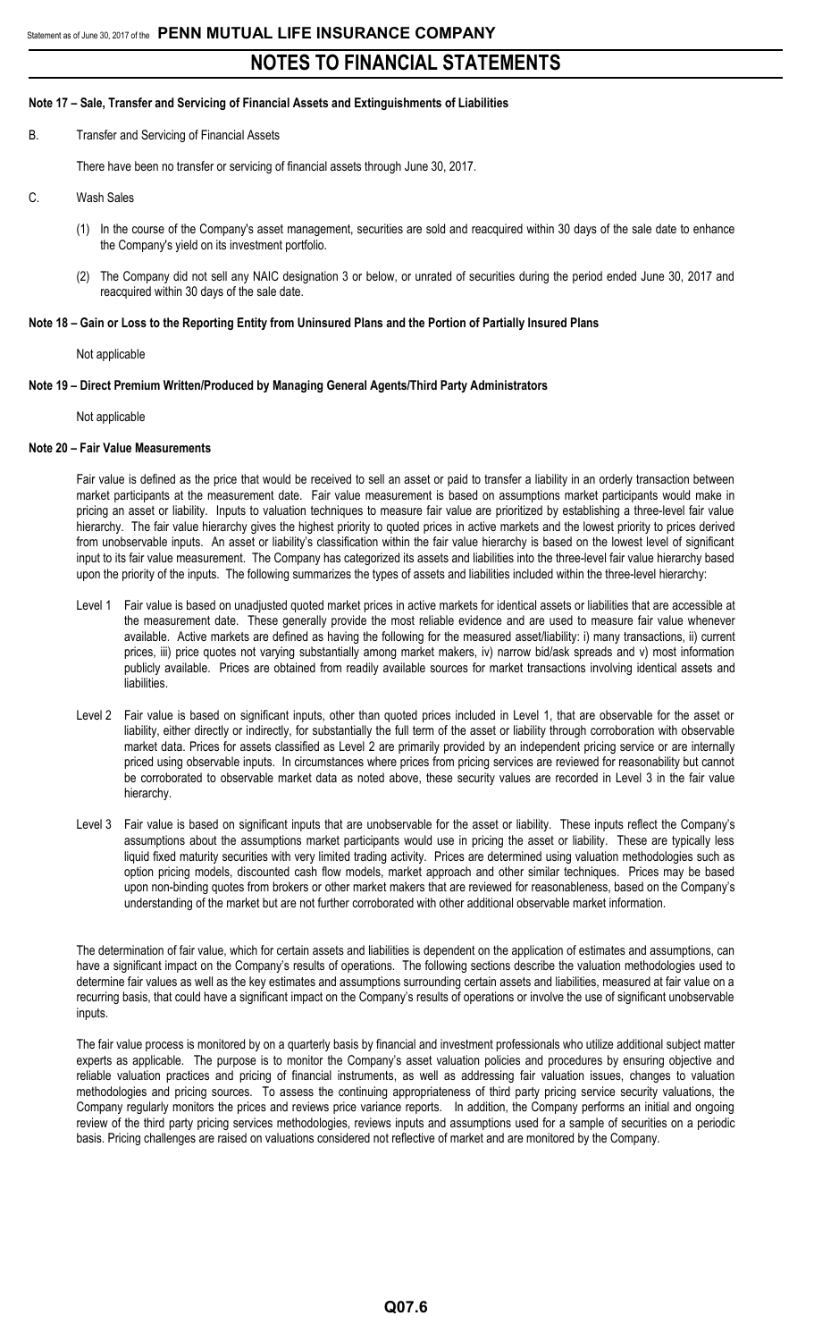## Note 17 – Sale, Transfer and Servicing of Financial Assets and Extinguishments of Liabilities

B. Transfer and Servicing of Financial Assets

There have been no transfer or servicing of financial assets through June 30, 2017.

C. Wash Sales

(1) In the course of the Company's asset management, securities are sold and reacquired within 30 days of the sale date to enhance the Company's yield on its investment portfolio.

(2) The Company did not sell any NAIC designation 3 or below, or unrated of securities during the period ended June 30, 2017 and reacquired within 30 days of the sale date.

## Note 18 – Gain or Loss to the Reporting Entity from Uninsured Plans and the Portion of Partially Insured Plans

Not applicable

## Note 19 – Direct Premium Written/Produced by Managing General Agents/Third Party Administrators

Not applicable

## Note 20 – Fair Value Measurements

Fair value is defined as the price that would be received to sell an asset or paid to transfer a liability in an orderly transaction between market participants at the measurement date. Fair value measurement is based on assumptions market participants would make in pricing an asset or liability. Inputs to valuation techniques to measure fair value are prioritized by establishing a three-level fair value hierarchy. The fair value hierarchy gives the highest priority to quoted prices in active markets and the lowest priority to prices derived from unobservable inputs. An asset or liability's classification within the fair value hierarchy is based on the lowest level of significant input to its fair value measurement. The Company has categorized its assets and liabilities into the three-level fair value hierarchy based upon the priority of the inputs. The following summarizes the types of assets and liabilities included within the three-level hierarchy:

Level 1 Fair value is based on unadjusted quoted market prices in active markets for identical assets or liabilities that are accessible at the measurement date. These generally provide the most reliable evidence and are used to measure fair value whenever available. Active markets are defined as having the following for the measured asset/liability: i) many transactions, ii) current prices, iii) price quotes not varying substantially among market makers, iv) narrow bid/ask spreads and v) most information publicly available. Prices are obtained from readily available sources for market transactions involving identical assets and liabilities.

Level 2 Fair value is based on significant inputs, other than quoted prices included in Level 1, that are observable for the asset or liability, either directly or indirectly, for substantially the full term of the asset or liability through corroboration with observable market data. Prices for assets classified as Level 2 are primarily provided by an independent pricing service or are internally priced using observable inputs. In circumstances where prices from pricing services are reviewed for reasonability but cannot be corroborated to observable market data as noted above, these security values are recorded in Level 3 in the fair value hierarchy.

Level 3 Fair value is based on significant inputs that are unobservable for the asset or liability. These inputs reflect the Company's assumptions about the assumptions market participants would use in pricing the asset or liability. These are typically less liquid fixed maturity securities with very limited trading activity. Prices are determined using valuation methodologies such as option pricing models, discounted cash flow models, market approach and other similar techniques. Prices may be based upon non-binding quotes from brokers or other market makers that are reviewed for reasonableness, based on the Company's understanding of the market but are not further corroborated with other additional observable market information.

The determination of fair value, which for certain assets and liabilities is dependent on the application of estimates and assumptions, can have a significant impact on the Company's results of operations. The following sections describe the valuation methodologies used to determine fair values as well as the key estimates and assumptions surrounding certain assets and liabilities, measured at fair value on a recurring basis, that could have a significant impact on the Company's results of operations or involve the use of significant unobservable inputs.

The fair value process is monitored by on a quarterly basis by financial and investment professionals who utilize additional subject matter experts as applicable. The purpose is to monitor the Company's asset valuation policies and procedures by ensuring objective and reliable valuation practices and pricing of financial instruments, as well as addressing fair valuation issues, changes to valuation methodologies and pricing sources. To assess the continuing appropriateness of third party pricing service security valuations, the Company regularly monitors the prices and reviews price variance reports. In addition, the Company performs an initial and ongoing review of the third party pricing services methodologies, reviews inputs and assumptions used for a sample of securities on a periodic basis. Pricing challenges are raised on valuations considered not reflective of market and are monitored by the Company.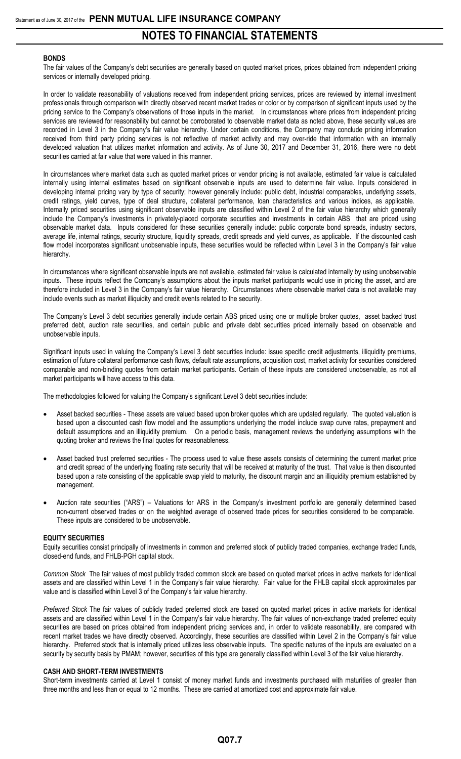# NOTES TO FINANCIAL STATEMENTS

**BONDS**

The fair values of the Company's debt securities are generally based on quoted market prices, prices obtained from independent pricing services or internally developed pricing.

In order to validate reasonability of valuations received from independent pricing services, prices are reviewed by internal investment professionals through comparison with directly observed recent market trades or color or by comparison of significant inputs used by the pricing service to the Company's observations of those inputs in the market. In circumstances where prices from independent pricing services are reviewed for reasonability but cannot be corroborated to observable market data as noted above, these security values are recorded in Level 3 in the Company's fair value hierarchy. Under certain conditions, the Company may conclude pricing information received from third party pricing services is not reflective of market activity and may over-ride that information with an internally developed valuation that utilizes market information and activity. As of June 30, 2017 and December 31, 2016, there were no debt securities carried at fair value that were valued in this manner.

In circumstances where market data such as quoted market prices or vendor pricing is not available, estimated fair value is calculated internally using internal estimates based on significant observable inputs are used to determine fair value. Inputs considered in developing internal pricing vary by type of security; however generally include: public debt, industrial comparables, underlying assets, credit ratings, yield curves, type of deal structure, collateral performance, loan characteristics and various indices, as applicable. Internally priced securities using significant observable inputs are classified within Level 2 of the fair value hierarchy which generally include the Company's investments in privately-placed corporate securities and investments in certain ABS that are priced using observable market data. Inputs considered for these securities generally include: public corporate bond spreads, industry sectors, average life, internal ratings, security structure, liquidity spreads, credit spreads and yield curves, as applicable. If the discounted cash flow model incorporates significant unobservable inputs, these securities would be reflected within Level 3 in the Company's fair value hierarchy.

In circumstances where significant observable inputs are not available, estimated fair value is calculated internally by using unobservable inputs. These inputs reflect the Company's assumptions about the inputs market participants would use in pricing the asset, and are therefore included in Level 3 in the Company's fair value hierarchy. Circumstances where observable market data is not available may include events such as market illiquidity and credit events related to the security.

The Company's Level 3 debt securities generally include certain ABS priced using one or multiple broker quotes, asset backed trust preferred debt, auction rate securities, and certain public and private debt securities priced internally based on observable and unobservable inputs.

Significant inputs used in valuing the Company's Level 3 debt securities include: issue specific credit adjustments, illiquidity premiums, estimation of future collateral performance cash flows, default rate assumptions, acquisition cost, market activity for securities considered comparable and non-binding quotes from certain market participants. Certain of these inputs are considered unobservable, as not all market participants will have access to this data.

The methodologies followed for valuing the Company's significant Level 3 debt securities include:

- Asset backed securities - These assets are valued based upon broker quotes which are updated regularly. The quoted valuation is based upon a discounted cash flow model and the assumptions underlying the model include swap curve rates, prepayment and default assumptions and an illiquidity premium. On a periodic basis, management reviews the underlying assumptions with the quoting broker and reviews the final quotes for reasonableness.
- Asset backed trust preferred securities - The process used to value these assets consists of determining the current market price and credit spread of the underlying floating rate security that will be received at maturity of the trust. That value is then discounted based upon a rate consisting of the applicable swap yield to maturity, the discount margin and an illiquidity premium established by management.
- Auction rate securities ("ARS") – Valuations for ARS in the Company's investment portfolio are generally determined based non-current observed trades or on the weighted average of observed trade prices for securities considered to be comparable. These inputs are considered to be unobservable.

**EQUITY SECURITIES**

Equity securities consist principally of investments in common and preferred stock of publicly traded companies, exchange traded funds, closed-end funds, and FHLB-PGH capital stock.

*Common Stock* The fair values of most publicly traded common stock are based on quoted market prices in active markets for identical assets and are classified within Level 1 in the Company's fair value hierarchy. Fair value for the FHLB capital stock approximates par value and is classified within Level 3 of the Company's fair value hierarchy.

*Preferred Stock* The fair values of publicly traded preferred stock are based on quoted market prices in active markets for identical assets and are classified within Level 1 in the Company's fair value hierarchy. The fair values of non-exchange traded preferred equity securities are based on prices obtained from independent pricing services and, in order to validate reasonability, are compared with recent market trades we have directly observed. Accordingly, these securities are classified within Level 2 in the Company's fair value hierarchy. Preferred stock that is internally priced utilizes less observable inputs. The specific natures of the inputs are evaluated on a security by security basis by PMAM; however, securities of this type are generally classified within Level 3 of the fair value hierarchy.

**CASH AND SHORT-TERM INVESTMENTS**

Short-term investments carried at Level 1 consist of money market funds and investments purchased with maturities of greater than three months and less than or equal to 12 months. These are carried at amortized cost and approximate fair value.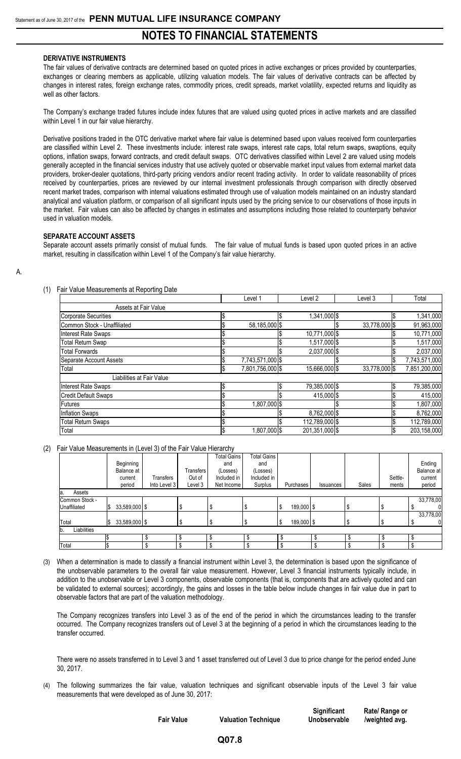## NOTES TO FINANCIAL STATEMENTS

**DERIVATIVE INSTRUMENTS**

The fair values of derivative contracts are determined based on quoted prices in active exchanges or prices provided by counterparties, exchanges or clearing members as applicable, utilizing valuation models. The fair values of derivative contracts can be affected by changes in interest rates, foreign exchange rates, commodity prices, credit spreads, market volatility, expected returns and liquidity as well as other factors.

The Company's exchange traded futures include index futures that are valued using quoted prices in active markets and are classified within Level 1 in our fair value hierarchy.

Derivative positions traded in the OTC derivative market where fair value is determined based upon values received form counterparties are classified within Level 2. These investments include: interest rate swaps, interest rate caps, total return swaps, swaptions, equity options, inflation swaps, forward contracts, and credit default swaps. OTC derivatives classified within Level 2 are valued using models generally accepted in the financial services industry that use actively quoted or observable market input values from external market data providers, broker-dealer quotations, third-party pricing vendors and/or recent trading activity. In order to validate reasonability of prices received by counterparties, prices are reviewed by our internal investment professionals through comparison with directly observed recent market trades, comparison with internal valuations estimated through use of valuation models maintained on an industry standard analytical and valuation platform, or comparison of all significant inputs used by the pricing service to our observations of those inputs in the market. Fair values can also be affected by changes in estimates and assumptions including those related to counterparty behavior used in valuation models.

**SEPARATE ACCOUNT ASSETS**

Separate account assets primarily consist of mutual funds. The fair value of mutual funds is based upon quoted prices in an active market, resulting in classification within Level 1 of the Company's fair value hierarchy.

A.

(1) Fair Value Measurements at Reporting Date

| | Level 1 | Level 2 | Level 3 | Total |
|---|---|---|---|---|
| Assets at Fair Value | | | | |
| Corporate Securities | $ | $ 1,341,000 | $ | $ 1,341,000 |
| Common Stock - Unaffiliated | $ 58,185,000 | $ | $ 33,778,000 | $ 91,963,000 |
| Interest Rate Swaps | $ | $ 10,771,000 | $ | $ 10,771,000 |
| Total Return Swap | $ | $ 1,517,000 | $ | $ 1,517,000 |
| Total Forwards | $ | $ 2,037,000 | $ | $ 2,037,000 |
| Separate Account Assets | $ 7,743,571,000 | $ | $ | $ 7,743,571,000 |
| Total | $ 7,801,756,000 | $ 15,666,000 | $ 33,778,000 | $ 7,851,200,000 |
| Liabilities at Fair Value | | | | |
| Interest Rate Swaps | $ | $ 79,385,000 | $ | $ 79,385,000 |
| Credit Default Swaps | $ | $ 415,000 | $ | $ 415,000 |
| Futures | $ 1,807,000 | $ | $ | $ 1,807,000 |
| Inflation Swaps | $ | $ 8,762,000 | $ | $ 8,762,000 |
| Total Return Swaps | $ | $ 112,789,000 | $ | $ 112,789,000 |
| Total | $ 1,807,000 | $ 201,351,000 | $ | $ 203,158,000 |

(2) Fair Value Measurements in (Level 3) of the Fair Value Hierarchy

| | Beginning Balance at current period | Transfers Into Level 3 | Transfers Out of Level 3 | Total Gains and (Losses) Included in Net Income | Total Gains and (Losses) Included in Surplus | Purchases | Issuances | Sales | Settlements | Ending Balance at current period |
|---|---|---|---|---|---|---|---|---|---|---|
| a. Assets | | | | | | | | | | |
| Common Stock - Unaffiliated | $ 33,589,000 | $ | $ | $ | $ | $ 189,000 | $ | $ | $ | $ 33,778,000 |
| Total | $ 33,589,000 | $ | $ | $ | $ | $ 189,000 | $ | $ | $ | $ 33,778,000 |
| b. Liabilities | | | | | | | | | | |
| | $ | $ | $ | $ | $ | $ | $ | $ | $ | $ |
| Total | $ | $ | $ | $ | $ | $ | $ | $ | $ | $ |

(3) When a determination is made to classify a financial instrument within Level 3, the determination is based upon the significance of the unobservable parameters to the overall fair value measurement. However, Level 3 financial instruments typically include, in addition to the unobservable or Level 3 components, observable components (that is, components that are actively quoted and can be validated to external sources); accordingly, the gains and losses in the table below include changes in fair value due in part to observable factors that are part of the valuation methodology.

The Company recognizes transfers into Level 3 as of the end of the period in which the circumstances leading to the transfer occurred. The Company recognizes transfers out of Level 3 at the beginning of a period in which the circumstances leading to the transfer occurred.

There were no assets transferred in to Level 3 and 1 asset transferred out of Level 3 due to price change for the period ended June 30, 2017.

(4) The following summarizes the fair value, valuation techniques and significant observable inputs of the Level 3 fair value measurements that were developed as of June 30, 2017:

| Fair Value | Valuation Technique | Significant Unobservable | Rate/ Range or /weighted avg. |
|---|---|---|---|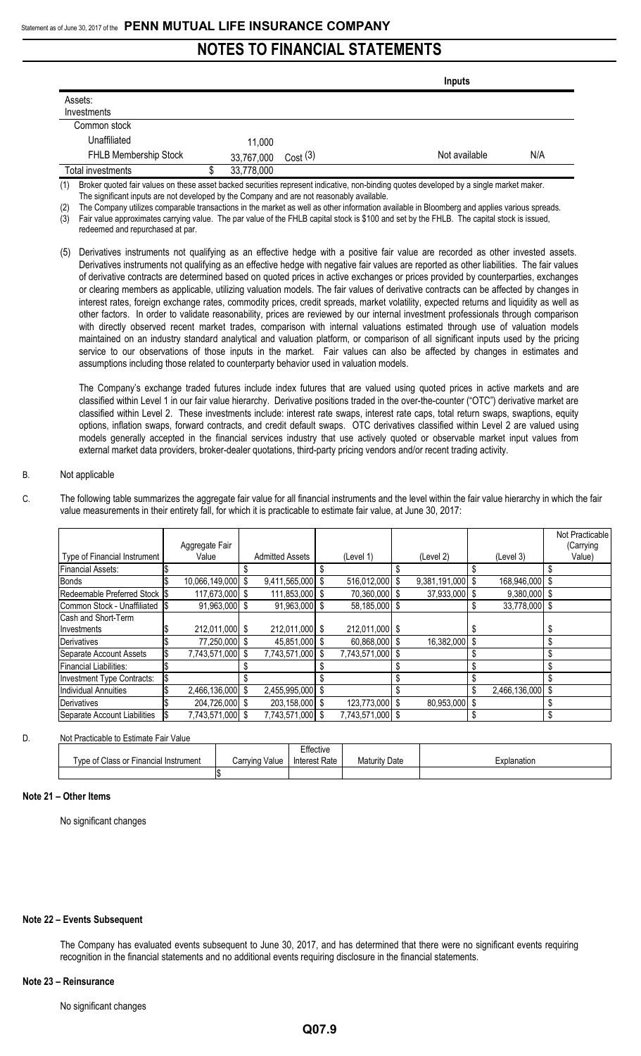| | | | Inputs | |
|---|---|---|---|---|
| Assets: | | | | |
| Investments | | | | |
| Common stock | | | | |
| Unaffiliated | 11,000 | | | |
| FHLB Membership Stock | 33,767,000 | Cost (3) | Not available | N/A |
| Total investments | $ 33,778,000 | | | |

(1) Broker quoted fair values on these asset backed securities represent indicative, non-binding quotes developed by a single market maker. The significant inputs are not developed by the Company and are not reasonably available.

(2) The Company utilizes comparable transactions in the market as well as other information available in Bloomberg and applies various spreads.

(3) Fair value approximates carrying value. The par value of the FHLB capital stock is $100 and set by the FHLB. The capital stock is issued, redeemed and repurchased at par.

(5) Derivatives instruments not qualifying as an effective hedge with a positive fair value are recorded as other invested assets. Derivatives instruments not qualifying as an effective hedge with negative fair values are reported as other liabilities. The fair values of derivative contracts are determined based on quoted prices in active exchanges or prices provided by counterparties, exchanges or clearing members as applicable, utilizing valuation models. The fair values of derivative contracts can be affected by changes in interest rates, foreign exchange rates, commodity prices, credit spreads, market volatility, expected returns and liquidity as well as other factors. In order to validate reasonability, prices are reviewed by our internal investment professionals through comparison with directly observed recent market trades, comparison with internal valuations estimated through use of valuation models maintained on an industry standard analytical and valuation platform, or comparison of all significant inputs used by the pricing service to our observations of those inputs in the market. Fair values can also be affected by changes in estimates and assumptions including those related to counterparty behavior used in valuation models.

The Company's exchange traded futures include index futures that are valued using quoted prices in active markets and are classified within Level 1 in our fair value hierarchy. Derivative positions traded in the over-the-counter ("OTC") derivative market are classified within Level 2. These investments include: interest rate swaps, interest rate caps, total return swaps, swaptions, equity options, inflation swaps, forward contracts, and credit default swaps. OTC derivatives classified within Level 2 are valued using models generally accepted in the financial services industry that use actively quoted or observable market input values from external market data providers, broker-dealer quotations, third-party pricing vendors and/or recent trading activity.

B. Not applicable

C. The following table summarizes the aggregate fair value for all financial instruments and the level within the fair value hierarchy in which the fair value measurements in their entirety fall, for which it is practicable to estimate fair value, at June 30, 2017:

| Type of Financial Instrument | Aggregate Fair Value | Admitted Assets | (Level 1) | (Level 2) | (Level 3) | Not Practicable (Carrying Value) |
|---|---|---|---|---|---|---|
| Financial Assets: | $ | $ | $ | $ | $ | $ |
| Bonds | $ 10,066,149,000 | $ 9,411,565,000 | $ 516,012,000 | $ 9,381,191,000 | $ 168,946,000 | $ |
| Redeemable Preferred Stock | $ 117,673,000 | $ 111,853,000 | $ 70,360,000 | $ 37,933,000 | $ 9,380,000 | $ |
| Common Stock - Unaffiliated | $ 91,963,000 | $ 91,963,000 | $ 58,185,000 | $ | $ 33,778,000 | $ |
| Cash and Short-Term Investments | $ 212,011,000 | $ 212,011,000 | $ 212,011,000 | $ | $ | $ |
| Derivatives | $ 77,250,000 | $ 45,851,000 | $ 60,868,000 | $ 16,382,000 | $ | $ |
| Separate Account Assets | $ 7,743,571,000 | $ 7,743,571,000 | $ 7,743,571,000 | $ | $ | $ |
| Financial Liabilities: | $ | $ | $ | $ | $ | $ |
| Investment Type Contracts: | $ | $ | $ | $ | $ | $ |
| Individual Annuities | $ 2,466,136,000 | $ 2,455,995,000 | $ | $ | $ 2,466,136,000 | $ |
| Derivatives | $ 204,726,000 | $ 203,158,000 | $ 123,773,000 | $ 80,953,000 | $ | $ |
| Separate Account Liabilities | $ 7,743,571,000 | $ 7,743,571,000 | $ 7,743,571,000 | $ | $ | $ |

D. Not Practicable to Estimate Fair Value

| Type of Class or Financial Instrument | Carrying Value | Effective Interest Rate | Maturity Date | Explanation |
|---|---|---|---|---|
| | $ | | | |

**Note 21 – Other Items**

No significant changes

**Note 22 – Events Subsequent**

The Company has evaluated events subsequent to June 30, 2017, and has determined that there were no significant events requiring recognition in the financial statements and no additional events requiring disclosure in the financial statements.

**Note 23 – Reinsurance**

No significant changes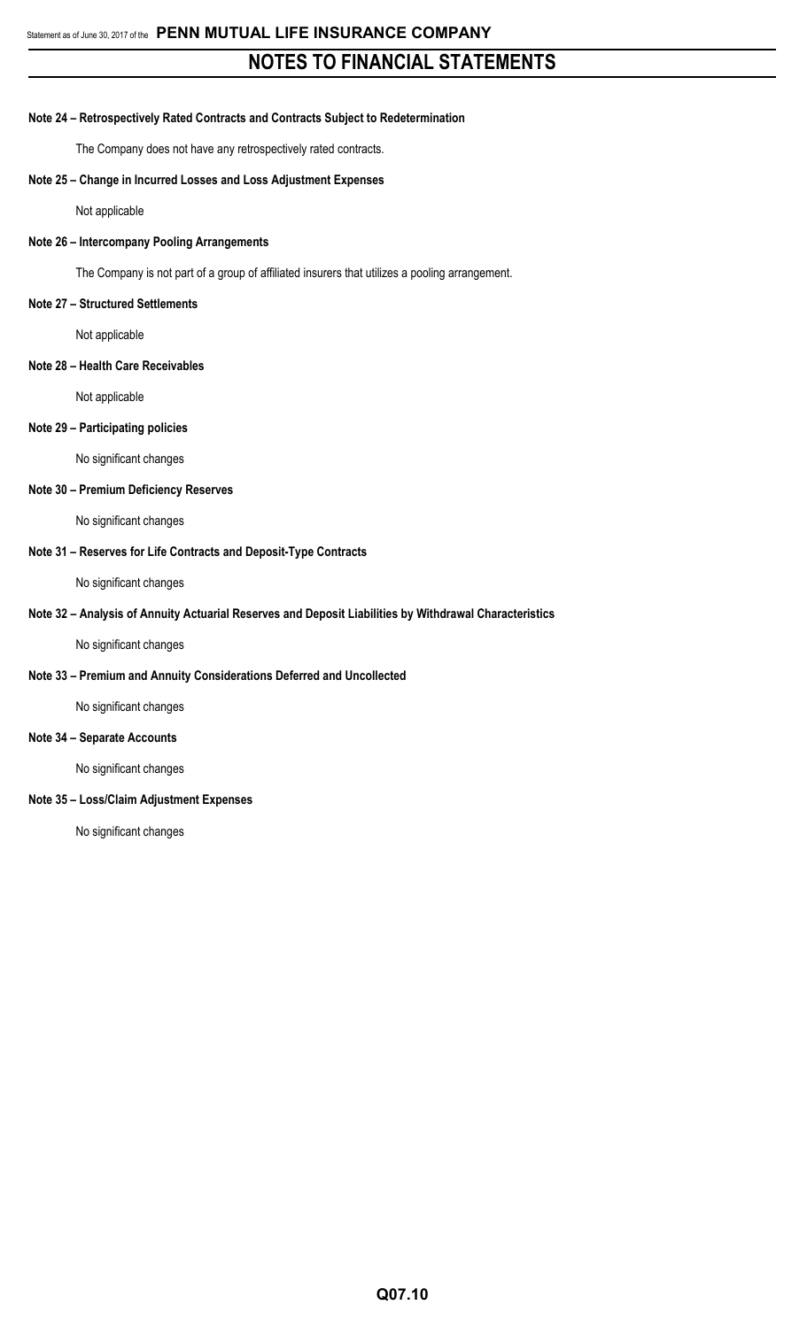## NOTES TO FINANCIAL STATEMENTS

**Note 24 – Retrospectively Rated Contracts and Contracts Subject to Redetermination**

The Company does not have any retrospectively rated contracts.

**Note 25 – Change in Incurred Losses and Loss Adjustment Expenses**

Not applicable

**Note 26 – Intercompany Pooling Arrangements**

The Company is not part of a group of affiliated insurers that utilizes a pooling arrangement.

**Note 27 – Structured Settlements**

Not applicable

**Note 28 – Health Care Receivables**

Not applicable

**Note 29 – Participating policies**

No significant changes

**Note 30 – Premium Deficiency Reserves**

No significant changes

**Note 31 – Reserves for Life Contracts and Deposit-Type Contracts**

No significant changes

**Note 32 – Analysis of Annuity Actuarial Reserves and Deposit Liabilities by Withdrawal Characteristics**

No significant changes

**Note 33 – Premium and Annuity Considerations Deferred and Uncollected**

No significant changes

**Note 34 – Separate Accounts**

No significant changes

**Note 35 – Loss/Claim Adjustment Expenses**

No significant changes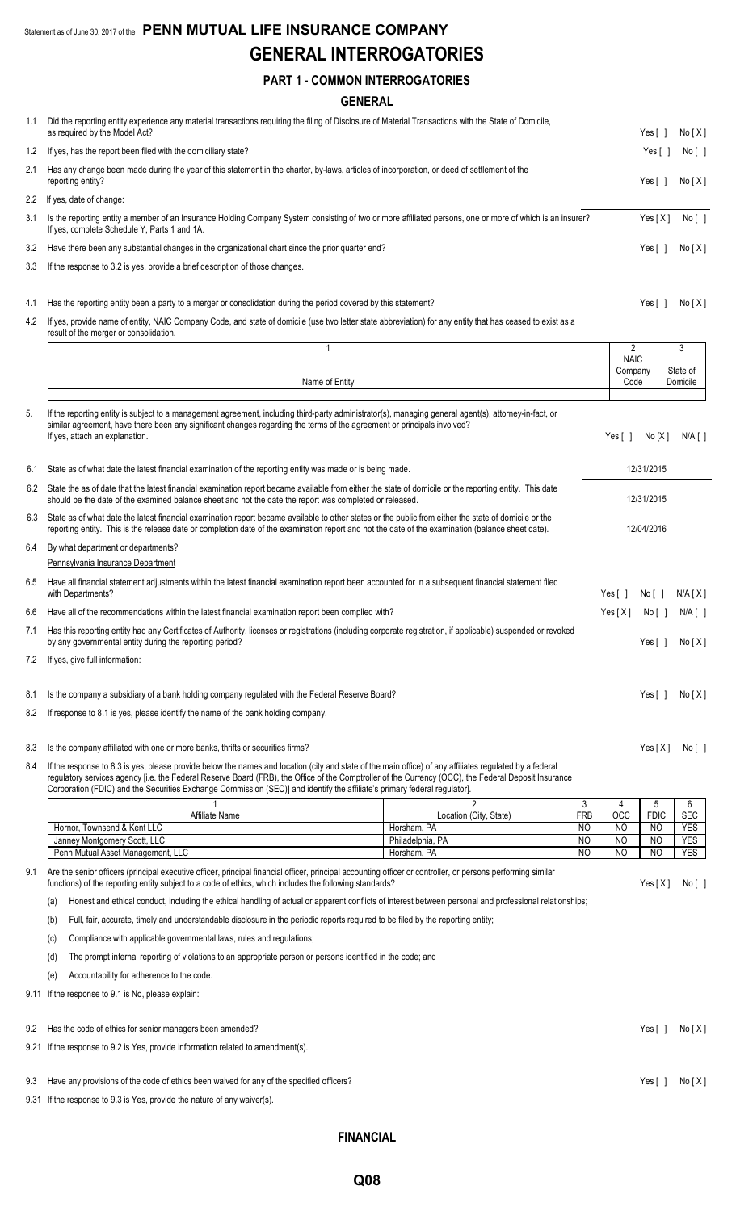Statement as of June 30, 2017 of the **PENN MUTUAL LIFE INSURANCE COMPANY**

# GENERAL INTERROGATORIES

## PART 1 - COMMON INTERROGATORIES

### GENERAL

1.1 Did the reporting entity experience any material transactions requiring the filing of Disclosure of Material Transactions with the State of Domicile, as required by the Model Act? Yes [ ] No [ X ]

1.2 If yes, has the report been filed with the domiciliary state? Yes [ ] No [ ]

2.1 Has any change been made during the year of this statement in the charter, by-laws, articles of incorporation, or deed of settlement of the reporting entity? Yes [ ] No [ X ]

2.2 If yes, date of change:

3.1 Is the reporting entity a member of an Insurance Holding Company System consisting of two or more affiliated persons, one or more of which is an insurer? If yes, complete Schedule Y, Parts 1 and 1A. Yes [ X ] No [ ]

3.2 Have there been any substantial changes in the organizational chart since the prior quarter end? Yes [ ] No [ X ]

3.3 If the response to 3.2 is yes, provide a brief description of those changes.

4.1 Has the reporting entity been a party to a merger or consolidation during the period covered by this statement? Yes [ ] No [ X ]

4.2 If yes, provide name of entity, NAIC Company Code, and state of domicile (use two letter state abbreviation) for any entity that has ceased to exist as a result of the merger or consolidation.

| 1<br>Name of Entity | 2<br>NAIC Company Code | 3<br>State of Domicile |
|---|---|---|
| | | |

5. If the reporting entity is subject to a management agreement, including third-party administrator(s), managing general agent(s), attorney-in-fact, or similar agreement, have there been any significant changes regarding the terms of the agreement or principals involved? If yes, attach an explanation. Yes [ ] No [X] N/A [ ]

6.1 State as of what date the latest financial examination of the reporting entity was made or is being made. 12/31/2015

6.2 State the as of date that the latest financial examination report became available from either the state of domicile or the reporting entity. This date should be the date of the examined balance sheet and not the date the report was completed or released. 12/31/2015

6.3 State as of what date the latest financial examination report became available to other states or the public from either the state of domicile or the reporting entity. This is the release date or completion date of the examination report and not the date of the examination (balance sheet date). 12/04/2016

6.4 By what department or departments?
Pennsylvania Insurance Department

6.5 Have all financial statement adjustments within the latest financial examination report been accounted for in a subsequent financial statement filed with Departments? Yes [ ] No [ ] N/A [ X ]

6.6 Have all of the recommendations within the latest financial examination report been complied with? Yes [ X ] No [ ] N/A [ ]

7.1 Has this reporting entity had any Certificates of Authority, licenses or registrations (including corporate registration, if applicable) suspended or revoked by any governmental entity during the reporting period? Yes [ ] No [ X ]

7.2 If yes, give full information:

8.1 Is the company a subsidiary of a bank holding company regulated with the Federal Reserve Board? Yes [ ] No [ X ]

8.2 If response to 8.1 is yes, please identify the name of the bank holding company.

8.3 Is the company affiliated with one or more banks, thrifts or securities firms? Yes [ X ] No [ ]

8.4 If the response to 8.3 is yes, please provide below the names and location (city and state of the main office) of any affiliates regulated by a federal regulatory services agency [i.e. the Federal Reserve Board (FRB), the Office of the Comptroller of the Currency (OCC), the Federal Deposit Insurance Corporation (FDIC) and the Securities Exchange Commission (SEC)] and identify the affiliate's primary federal regulator].

| 1<br>Affiliate Name | 2<br>Location (City, State) | 3<br>FRB | 4<br>OCC | 5<br>FDIC | 6<br>SEC |
|---|---|---|---|---|---|
| Hornor, Townsend & Kent LLC | Horsham, PA | NO | NO | NO | YES |
| Janney Montgomery Scott, LLC | Philadelphia, PA | NO | NO | NO | YES |
| Penn Mutual Asset Management, LLC | Horsham, PA | NO | NO | NO | YES |

9.1 Are the senior officers (principal executive officer, principal financial officer, principal accounting officer or controller, or persons performing similar functions) of the reporting entity subject to a code of ethics, which includes the following standards? Yes [ X ] No [ ]

(a) Honest and ethical conduct, including the ethical handling of actual or apparent conflicts of interest between personal and professional relationships;

(b) Full, fair, accurate, timely and understandable disclosure in the periodic reports required to be filed by the reporting entity;

(c) Compliance with applicable governmental laws, rules and regulations;

(d) The prompt internal reporting of violations to an appropriate person or persons identified in the code; and

(e) Accountability for adherence to the code.

9.11 If the response to 9.1 is No, please explain:

9.2 Has the code of ethics for senior managers been amended? Yes [ ] No [ X ]

9.21 If the response to 9.2 is Yes, provide information related to amendment(s).

9.3 Have any provisions of the code of ethics been waived for any of the specified officers? Yes [ ] No [ X ]

9.31 If the response to 9.3 is Yes, provide the nature of any waiver(s).

### FINANCIAL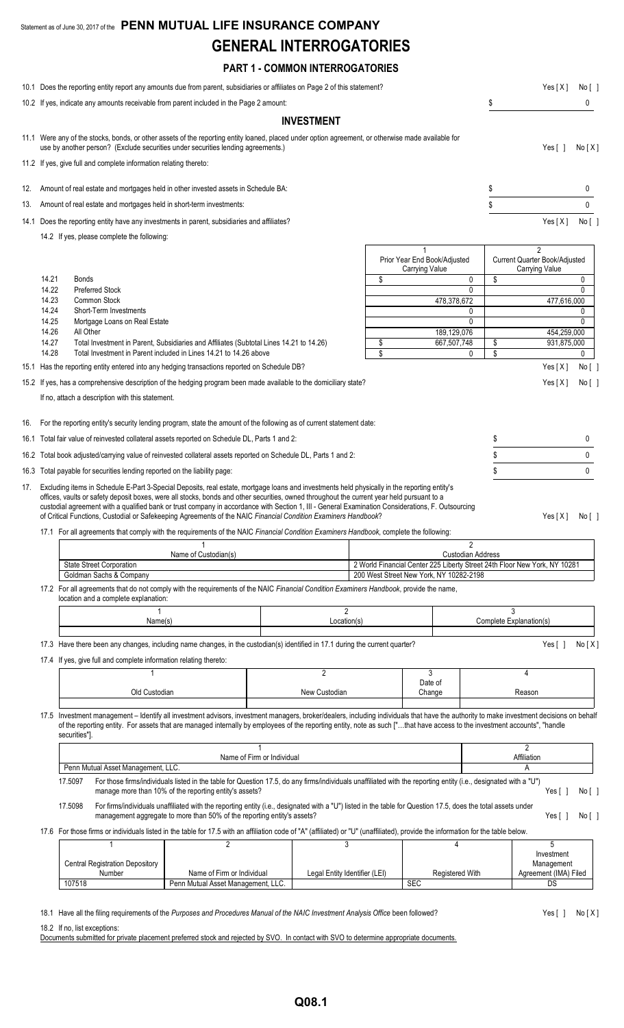Statement as of June 30, 2017 of the **PENN MUTUAL LIFE INSURANCE COMPANY**

# GENERAL INTERROGATORIES

## PART 1 - COMMON INTERROGATORIES

10.1 Does the reporting entity report any amounts due from parent, subsidiaries or affiliates on Page 2 of this statement? Yes [ X ] No [ ]

10.2 If yes, indicate any amounts receivable from parent included in the Page 2 amount: $ 0

## INVESTMENT

11.1 Were any of the stocks, bonds, or other assets of the reporting entity loaned, placed under option agreement, or otherwise made available for use by another person? (Exclude securities under securities lending agreements.) Yes [ ] No [ X ]

11.2 If yes, give full and complete information relating thereto:

12. Amount of real estate and mortgages held in other invested assets in Schedule BA: $ 0

13. Amount of real estate and mortgages held in short-term investments: $ 0

14.1 Does the reporting entity have any investments in parent, subsidiaries and affiliates? Yes [ X ] No [ ]

14.2 If yes, please complete the following:

| | | 1<br>Prior Year End Book/Adjusted Carrying Value | 2<br>Current Quarter Book/Adjusted Carrying Value |
|---|---|---|---|
| 14.21 | Bonds | $ 0 | $ 0 |
| 14.22 | Preferred Stock | 0 | 0 |
| 14.23 | Common Stock | 478,378,672 | 477,616,000 |
| 14.24 | Short-Term Investments | 0 | 0 |
| 14.25 | Mortgage Loans on Real Estate | 0 | 0 |
| 14.26 | All Other | 189,129,076 | 454,259,000 |
| 14.27 | Total Investment in Parent, Subsidiaries and Affiliates (Subtotal Lines 14.21 to 14.26) | $ 667,507,748 | $ 931,875,000 |
| 14.28 | Total Investment in Parent included in Lines 14.21 to 14.26 above | $ 0 | $ 0 |

15.1 Has the reporting entity entered into any hedging transactions reported on Schedule DB? Yes [ X ] No [ ]

15.2 If yes, has a comprehensive description of the hedging program been made available to the domiciliary state? Yes [ X ] No [ ]

If no, attach a description with this statement.

16. For the reporting entity's security lending program, state the amount of the following as of current statement date:

16.1 Total fair value of reinvested collateral assets reported on Schedule DL, Parts 1 and 2: $ 0

16.2 Total book adjusted/carrying value of reinvested collateral assets reported on Schedule DL, Parts 1 and 2: $ 0

16.3 Total payable for securities lending reported on the liability page: $ 0

17. Excluding items in Schedule E-Part 3-Special Deposits, real estate, mortgage loans and investments held physically in the reporting entity's offices, vaults or safety deposit boxes, were all stocks, bonds and other securities, owned throughout the current year held pursuant to a custodial agreement with a qualified bank or trust company in accordance with Section 1, III - General Examination Considerations, F. Outsourcing of Critical Functions, Custodial or Safekeeping Agreements of the NAIC *Financial Condition Examiners Handbook*? Yes [ X ] No [ ]

17.1 For all agreements that comply with the requirements of the NAIC *Financial Condition Examiners Handbook*, complete the following:

| 1<br>Name of Custodian(s) | 2<br>Custodian Address |
|---|---|
| State Street Corporation | 2 World Financial Center 225 Liberty Street 24th Floor New York, NY 10281 |
| Goldman Sachs & Company | 200 West Street New York, NY 10282-2198 |

17.2 For all agreements that do not comply with the requirements of the NAIC *Financial Condition Examiners Handbook*, provide the name, location and a complete explanation:

| 1<br>Name(s) | 2<br>Location(s) | 3<br>Complete Explanation(s) |
|---|---|---|
| | | |

17.3 Have there been any changes, including name changes, in the custodian(s) identified in 17.1 during the current quarter? Yes [ ] No [ X ]

17.4 If yes, give full and complete information relating thereto:

| 1<br>Old Custodian | 2<br>New Custodian | 3<br>Date of Change | 4<br>Reason |
|---|---|---|---|
| | | | |

17.5 Investment management – Identify all investment advisors, investment managers, broker/dealers, including individuals that have the authority to make investment decisions on behalf of the reporting entity. For assets that are managed internally by employees of the reporting entity, note as such ["...that have access to the investment accounts", "handle securities"].

| 1<br>Name of Firm or Individual | 2<br>Affiliation |
|---|---|
| Penn Mutual Asset Management, LLC. | A |

17.5097 For those firms/individuals listed in the table for Question 17.5, do any firms/individuals unaffiliated with the reporting entity (i.e., designated with a "U") manage more than 10% of the reporting entity's assets? Yes [ ] No [ ]

17.5098 For firms/individuals unaffiliated with the reporting entity (i.e., designated with a "U") listed in the table for Question 17.5, does the total assets under management aggregate to more than 50% of the reporting entity's assets? Yes [ ] No [ ]

17.6 For those firms or individuals listed in the table for 17.5 with an affiliation code of "A" (affiliated) or "U" (unaffiliated), provide the information for the table below.

| 1<br>Central Registration Depository Number | 2<br>Name of Firm or Individual | 3<br>Legal Entity Identifier (LEI) | 4<br>Registered With | 5<br>Investment Management Agreement (IMA) Filed |
|---|---|---|---|---|
| 107518 | Penn Mutual Asset Management, LLC. | | SEC | DS |

18.1 Have all the filing requirements of the *Purposes and Procedures Manual of the NAIC Investment Analysis Office* been followed? Yes [ ] No [ X ]

18.2 If no, list exceptions:

Documents submitted for private placement preferred stock and rejected by SVO. In contact with SVO to determine appropriate documents.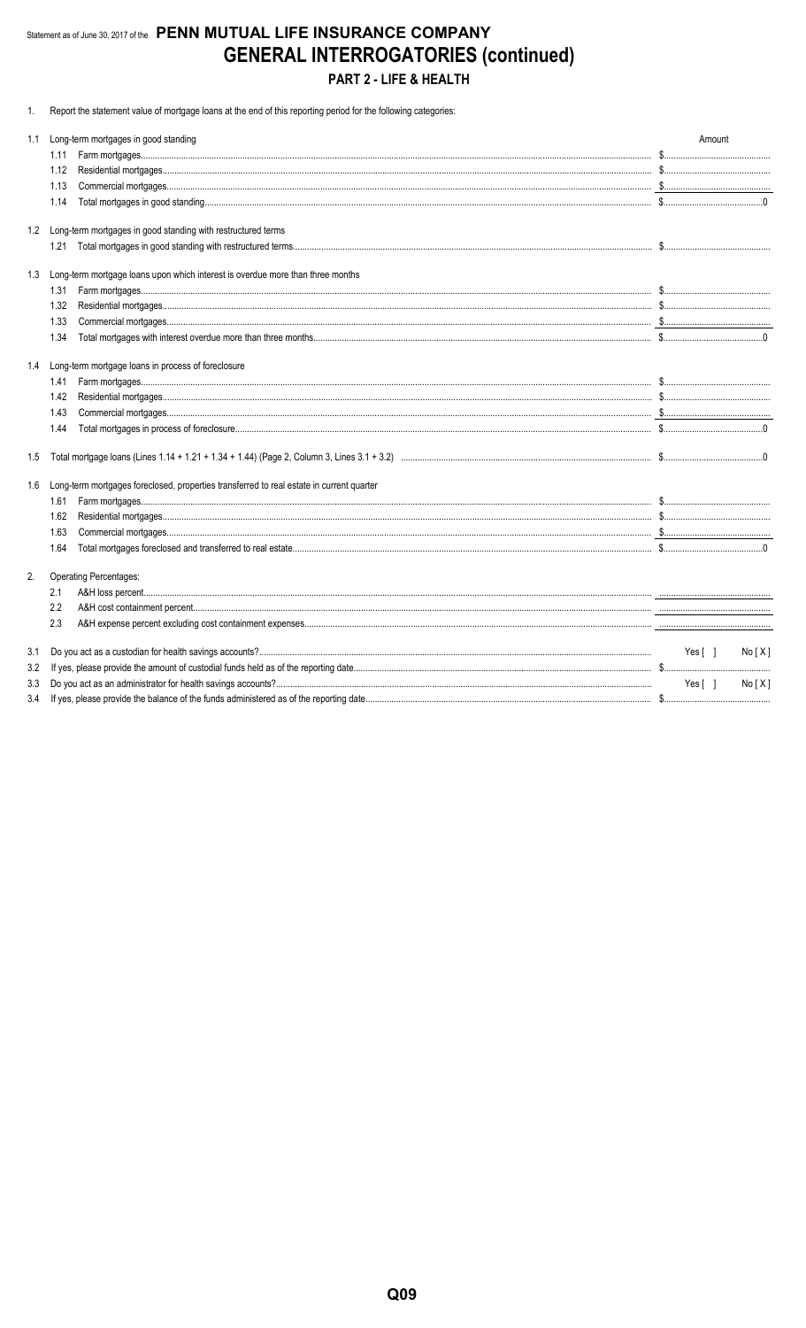Statement as of June 30, 2017 of the **PENN MUTUAL LIFE INSURANCE COMPANY**

# GENERAL INTERROGATORIES (continued)

## PART 2 - LIFE & HEALTH

1. Report the statement value of mortgage loans at the end of this reporting period for the following categories:

| | | Amount |
|---|---|---|
| 1.1 | Long-term mortgages in good standing | |
| | 1.11 Farm mortgages | $ |
| | 1.12 Residential mortgages | $ |
| | 1.13 Commercial mortgages | $ |
| | 1.14 Total mortgages in good standing | $ 0 |
| 1.2 | Long-term mortgages in good standing with restructured terms | |
| | 1.21 Total mortgages in good standing with restructured terms | $ |
| 1.3 | Long-term mortgage loans upon which interest is overdue more than three months | |
| | 1.31 Farm mortgages | $ |
| | 1.32 Residential mortgages | $ |
| | 1.33 Commercial mortgages | $ |
| | 1.34 Total mortgages with interest overdue more than three months | $ 0 |
| 1.4 | Long-term mortgage loans in process of foreclosure | |
| | 1.41 Farm mortgages | $ |
| | 1.42 Residential mortgages | $ |
| | 1.43 Commercial mortgages | $ |
| | 1.44 Total mortgages in process of foreclosure | $ 0 |
| 1.5 | Total mortgage loans (Lines 1.14 + 1.21 + 1.34 + 1.44) (Page 2, Column 3, Lines 3.1 + 3.2) | $ 0 |
| 1.6 | Long-term mortgages foreclosed, properties transferred to real estate in current quarter | |
| | 1.61 Farm mortgages | $ |
| | 1.62 Residential mortgages | $ |
| | 1.63 Commercial mortgages | $ |
| | 1.64 Total mortgages foreclosed and transferred to real estate | $ 0 |

2. Operating Percentages:

| | |
|---|---|
| 2.1 A&H loss percent | |
| 2.2 A&H cost containment percent | |
| 2.3 A&H expense percent excluding cost containment expenses | |

| | | |
|---|---|---|
| 3.1 | Do you act as a custodian for health savings accounts? | Yes [ ] No [ X ] |
| 3.2 | If yes, please provide the amount of custodial funds held as of the reporting date | $ |
| 3.3 | Do you act as an administrator for health savings accounts? | Yes [ ] No [ X ] |
| 3.4 | If yes, please provide the balance of the funds administered as of the reporting date | $ |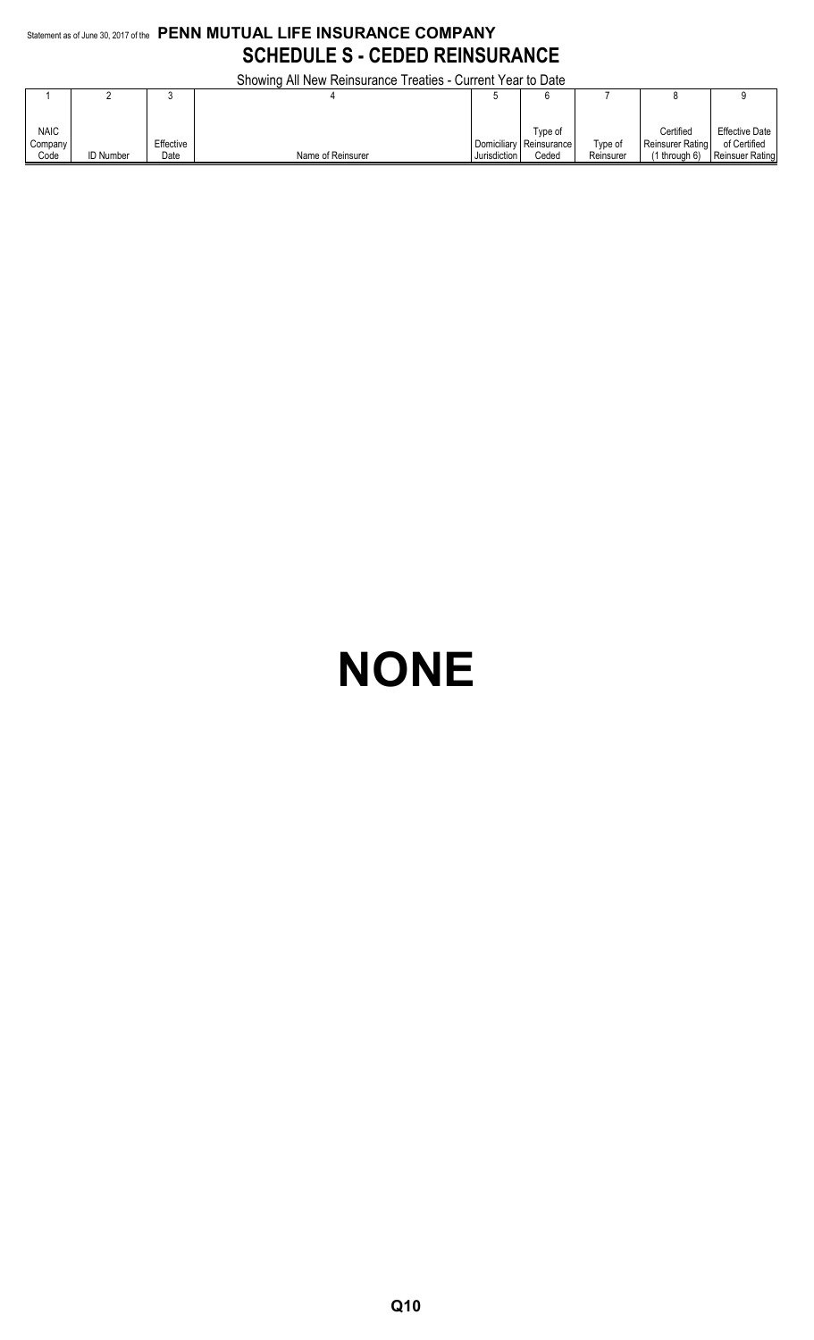Statement as of June 30, 2017 of the **PENN MUTUAL LIFE INSURANCE COMPANY**

# SCHEDULE S - CEDED REINSURANCE

Showing All New Reinsurance Treaties - Current Year to Date

| 1 | 2 | 3 | 4 | 5 | 6 | 7 | 8 | 9 |
|---|---|---|---|---|---|---|---|---|
| NAIC Company Code | ID Number | Effective Date | Name of Reinsurer | Domiciliary Jurisdiction | Type of Reinsurance Ceded | Type of Reinsurer | Certified Reinsurer Rating (1 through 6) | Effective Date of Certified Reinsuer Rating |

# NONE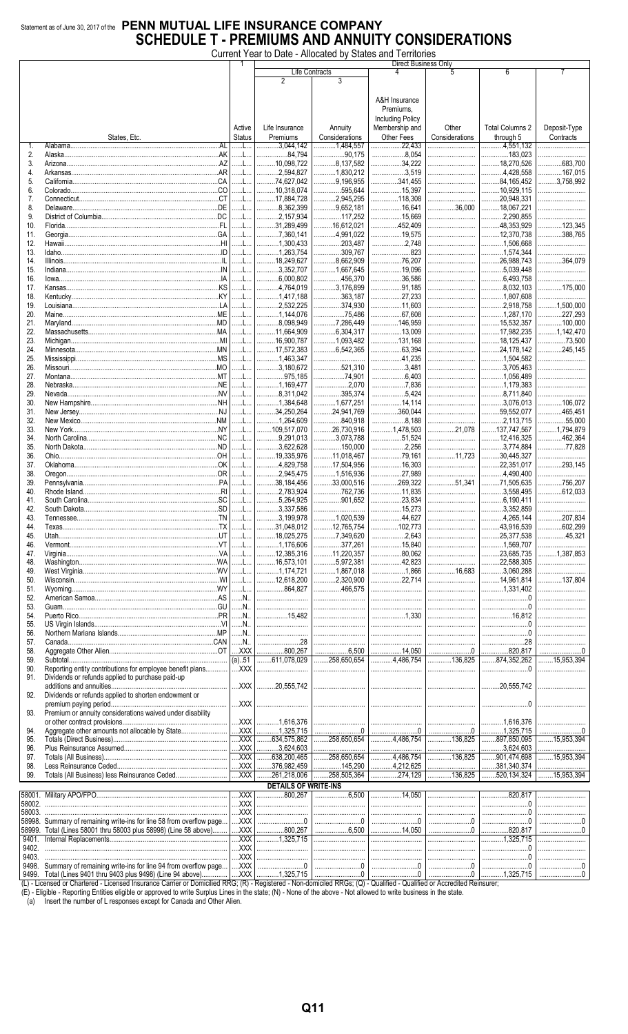# Statement as of June 30, 2017 of the PENN MUTUAL LIFE INSURANCE COMPANY

## SCHEDULE T - PREMIUMS AND ANNUITY CONSIDERATIONS

Current Year to Date - Allocated by States and Territories

| | States, Etc. | 1 Active Status | Life Contracts 2 Life Insurance Premiums | Life Contracts 3 Annuity Considerations | Direct Business Only 4 A&H Insurance Premiums, Including Policy Membership and Other Fees | 5 Other Considerations | 6 Total Columns 2 through 5 | 7 Deposit-Type Contracts |
|---|---|---|---|---|---|---|---|---|
| 1. | Alabama AL | L | 3,044,142 | 1,484,557 | 22,433 | | 4,551,132 | |
| 2. | Alaska AK | L | 84,794 | 90,175 | 8,054 | | 183,023 | |
| 3. | Arizona AZ | L | 10,098,722 | 8,137,582 | 34,222 | | 18,270,526 | 683,700 |
| 4. | Arkansas AR | L | 2,594,827 | 1,830,212 | 3,519 | | 4,428,558 | 167,015 |
| 5. | California CA | L | 74,627,042 | 9,196,955 | 341,455 | | 84,165,452 | 3,758,992 |
| 6. | Colorado CO | L | 10,318,074 | 595,644 | 15,397 | | 10,929,115 | |
| 7. | Connecticut CT | L | 17,884,728 | 2,945,295 | 118,308 | | 20,948,331 | |
| 8. | Delaware DE | L | 8,362,399 | 9,652,181 | 16,641 | 36,000 | 18,067,221 | |
| 9. | District of Columbia DC | L | 2,157,934 | 117,252 | 15,669 | | 2,290,855 | |
| 10. | Florida FL | L | 31,289,499 | 16,612,021 | 452,409 | | 48,353,929 | 123,345 |
| 11. | Georgia GA | L | 7,360,141 | 4,991,022 | 19,575 | | 12,370,738 | 388,765 |
| 12. | Hawaii HI | L | 1,300,433 | 203,487 | 2,748 | | 1,506,668 | |
| 13. | Idaho ID | L | 1,263,754 | 309,767 | 823 | | 1,574,344 | |
| 14. | Illinois IL | L | 18,249,627 | 8,662,909 | 76,207 | | 26,988,743 | 364,079 |
| 15. | Indiana IN | L | 3,352,707 | 1,667,645 | 19,096 | | 5,039,448 | |
| 16. | Iowa IA | L | 6,000,802 | 456,370 | 36,586 | | 6,493,758 | |
| 17. | Kansas KS | L | 4,764,019 | 3,176,899 | 91,185 | | 8,032,103 | 175,000 |
| 18. | Kentucky KY | L | 1,417,188 | 363,187 | 27,233 | | 1,807,608 | |
| 19. | Louisiana LA | L | 2,532,225 | 374,930 | 11,603 | | 2,918,758 | 1,500,000 |
| 20. | Maine ME | L | 1,144,076 | 75,486 | 67,608 | | 1,287,170 | 227,293 |
| 21. | Maryland MD | L | 8,098,949 | 7,286,449 | 146,959 | | 15,532,357 | 100,000 |
| 22. | Massachusetts MA | L | 11,664,909 | 6,304,317 | 13,009 | | 17,982,235 | 1,142,470 |
| 23. | Michigan MI | L | 16,900,787 | 1,093,482 | 131,168 | | 18,125,437 | 73,500 |
| 24. | Minnesota MN | L | 17,572,383 | 6,542,365 | 63,394 | | 24,178,142 | 245,145 |
| 25. | Mississippi MS | L | 1,463,347 | | 41,235 | | 1,504,582 | |
| 26. | Missouri MO | L | 3,180,672 | 521,310 | 3,481 | | 3,705,463 | |
| 27. | Montana MT | L | 975,185 | 74,901 | 6,403 | | 1,056,489 | |
| 28. | Nebraska NE | L | 1,169,477 | 2,070 | 7,836 | | 1,179,383 | |
| 29. | Nevada NV | L | 8,311,042 | 395,374 | 5,424 | | 8,711,840 | |
| 30. | New Hampshire NH | L | 1,384,648 | 1,677,251 | 14,114 | | 3,076,013 | 106,072 |
| 31. | New Jersey NJ | L | 34,250,264 | 24,941,769 | 360,044 | | 59,552,077 | 465,451 |
| 32. | New Mexico NM | L | 1,264,609 | 840,918 | 8,188 | | 2,113,715 | 55,000 |
| 33. | New York NY | L | 109,517,070 | 26,730,916 | 1,478,503 | 21,078 | 137,747,567 | 1,794,879 |
| 34. | North Carolina NC | L | 9,291,013 | 3,073,788 | 51,524 | | 12,416,325 | 462,364 |
| 35. | North Dakota ND | L | 3,622,628 | 150,000 | 2,256 | | 3,774,884 | 77,828 |
| 36. | Ohio OH | L | 19,335,976 | 11,018,467 | 79,161 | 11,723 | 30,445,327 | |
| 37. | Oklahoma OK | L | 4,829,758 | 17,504,956 | 16,303 | | 22,351,017 | 293,145 |
| 38. | Oregon OR | L | 2,945,475 | 1,516,936 | 27,989 | | 4,490,400 | |
| 39. | Pennsylvania PA | L | 38,184,456 | 33,000,516 | 269,322 | 51,341 | 71,505,635 | 756,207 |
| 40. | Rhode Island RI | L | 2,783,924 | 762,736 | 11,835 | | 3,558,495 | 612,033 |
| 41. | South Carolina SC | L | 5,264,925 | 901,652 | 23,834 | | 6,190,411 | |
| 42. | South Dakota SD | L | 3,337,586 | | 15,273 | | 3,352,859 | |
| 43. | Tennessee TN | L | 3,199,978 | 1,020,539 | 44,627 | | 4,265,144 | 207,834 |
| 44. | Texas TX | L | 31,048,012 | 12,765,754 | 102,773 | | 43,916,539 | 602,299 |
| 45. | Utah UT | L | 18,025,275 | 7,349,620 | 2,643 | | 25,377,538 | 45,321 |
| 46. | Vermont VT | L | 1,176,606 | 377,261 | 15,840 | | 1,569,707 | |
| 47. | Virginia VA | L | 12,385,316 | 11,220,357 | 80,062 | | 23,685,735 | 1,387,853 |
| 48. | Washington WA | L | 16,573,101 | 5,972,381 | 42,823 | | 22,588,305 | |
| 49. | West Virginia WV | L | 1,174,721 | 1,867,018 | 1,866 | 16,683 | 3,060,288 | |
| 50. | Wisconsin WI | L | 12,618,200 | 2,320,900 | 22,714 | | 14,961,814 | 137,804 |
| 51. | Wyoming WY | L | 864,827 | 466,575 | | | 1,331,402 | |
| 52. | American Samoa AS | N | | | | | 0 | |
| 53. | Guam GU | N | | | | | 0 | |
| 54. | Puerto Rico PR | N | 15,482 | | 1,330 | | 16,812 | |
| 55. | US Virgin Islands VI | N | | | | | 0 | |
| 56. | Northern Mariana Islands MP | N | | | | | 0 | |
| 57. | Canada CAN | N | 28 | | | | 28 | |
| 58. | Aggregate Other Alien OT | XXX | 800,267 | 6,500 | 14,050 | 0 | 820,817 | 0 |
| 59. | Subtotal | (a) 51 | 611,078,029 | 258,650,654 | 4,486,754 | 136,825 | 874,352,262 | 15,953,394 |
| 90. | Reporting entity contributions for employee benefit plans | XXX | | | | | 0 | |
| 91. | Dividends or refunds applied to purchase paid-up additions and annuities | XXX | 20,555,742 | | | | 20,555,742 | |
| 92. | Dividends or refunds applied to shorten endowment or premium paying period | XXX | | | | | 0 | |
| 93. | Premium or annuity considerations waived under disability or other contract provisions | XXX | 1,616,376 | | | | 1,616,376 | |
| 94. | Aggregate other amounts not allocable by State | XXX | 1,325,715 | 0 | 0 | 0 | 1,325,715 | 0 |
| 95. | Totals (Direct Business) | XXX | 634,575,862 | 258,650,654 | 4,486,754 | 136,825 | 897,850,095 | 15,953,394 |
| 96. | Plus Reinsurance Assumed | XXX | 3,624,603 | | | | 3,624,603 | |
| 97. | Totals (All Business) | XXX | 638,200,465 | 258,650,654 | 4,486,754 | 136,825 | 901,474,698 | 15,953,394 |
| 98. | Less Reinsurance Ceded | XXX | 376,982,459 | 145,290 | 4,212,625 | | 381,340,374 | |
| 99. | Totals (All Business) less Reinsurance Ceded | XXX | 261,218,006 | 258,505,364 | 274,129 | 136,825 | 520,134,324 | 15,953,394 |
| | **DETAILS OF WRITE-INS** | | | | | | | |
| 58001. | Military APO/FPO | XXX | 800,267 | 6,500 | 14,050 | | 820,817 | |
| 58002. | | XXX | | | | | 0 | |
| 58003. | | XXX | | | | | 0 | |
| 58998. | Summary of remaining write-ins for line 58 from overflow page | XXX | 0 | 0 | 0 | 0 | 0 | 0 |
| 58999. | Total (Lines 58001 thru 58003 plus 58998) (Line 58 above) | XXX | 800,267 | 6,500 | 14,050 | 0 | 820,817 | 0 |
| 9401. | Internal Replacements | XXX | 1,325,715 | | | | 1,325,715 | |
| 9402. | | XXX | | | | | 0 | |
| 9403. | | XXX | | | | | 0 | |
| 9498. | Summary of remaining write-ins for line 94 from overflow page | XXX | 0 | 0 | 0 | 0 | 0 | 0 |
| 9499. | Total (Lines 9401 thru 9403 plus 9498) (Line 94 above) | XXX | 1,325,715 | 0 | 0 | 0 | 1,325,715 | 0 |

(L) - Licensed or Chartered - Licensed Insurance Carrier or Domiciled RRG; (R) - Registered - Non-domiciled RRGs; (Q) - Qualified - Qualified or Accredited Reinsurer;
(E) - Eligible - Reporting Entities eligible or approved to write Surplus Lines in the state; (N) - None of the above - Not allowed to write business in the state.
(a) Insert the number of L responses except for Canada and Other Alien.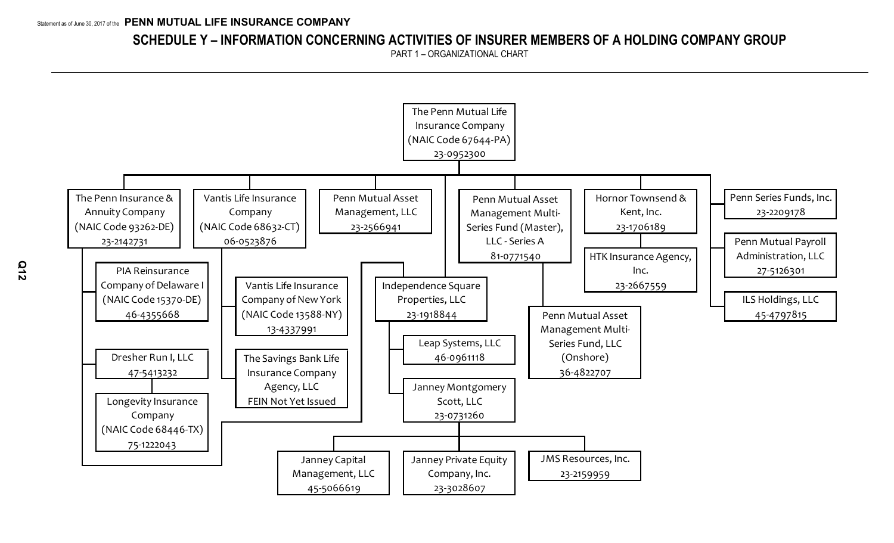# SCHEDULE Y – INFORMATION CONCERNING ACTIVITIES OF INSURER MEMBERS OF A HOLDING COMPANY GROUP

PART 1 – ORGANIZATIONAL CHART

- The Penn Mutual Life Insurance Company (NAIC Code 67644-PA) 23-0952300
  - The Penn Insurance & Annuity Company (NAIC Code 93262-DE) 23-2142731
    - PIA Reinsurance Company of Delaware I (NAIC Code 15370-DE) 46-4355668
    - Dresher Run I, LLC 47-5413232
      - Longevity Insurance Company (NAIC Code 68446-TX) 75-1222043
    - Independence Square Properties, LLC 23-1918844
  - Vantis Life Insurance Company (NAIC Code 68632-CT) 06-0523876
    - Vantis Life Insurance Company of New York (NAIC Code 13588-NY) 13-4337991
    - The Savings Bank Life Insurance Company Agency, LLC FEIN Not Yet Issued
  - Penn Mutual Asset Management, LLC 23-2566941
  - Independence Square Properties, LLC 23-1918844
    - Leap Systems, LLC 46-0961118
    - Janney Montgomery Scott, LLC 23-0731260
      - Janney Capital Management, LLC 45-5066619
      - Janney Private Equity Company, Inc. 23-3028607
      - JMS Resources, Inc. 23-2159959
  - Penn Mutual Asset Management Multi-Series Fund (Master), LLC - Series A 81-0771540
    - Penn Mutual Asset Management Multi-Series Fund, LLC (Onshore) 36-4822707
  - Hornor Townsend & Kent, Inc. 23-1706189
    - HTK Insurance Agency, Inc. 23-2667559
  - Penn Series Funds, Inc. 23-2209178
  - Penn Mutual Payroll Administration, LLC 27-5126301
  - ILS Holdings, LLC 45-4797815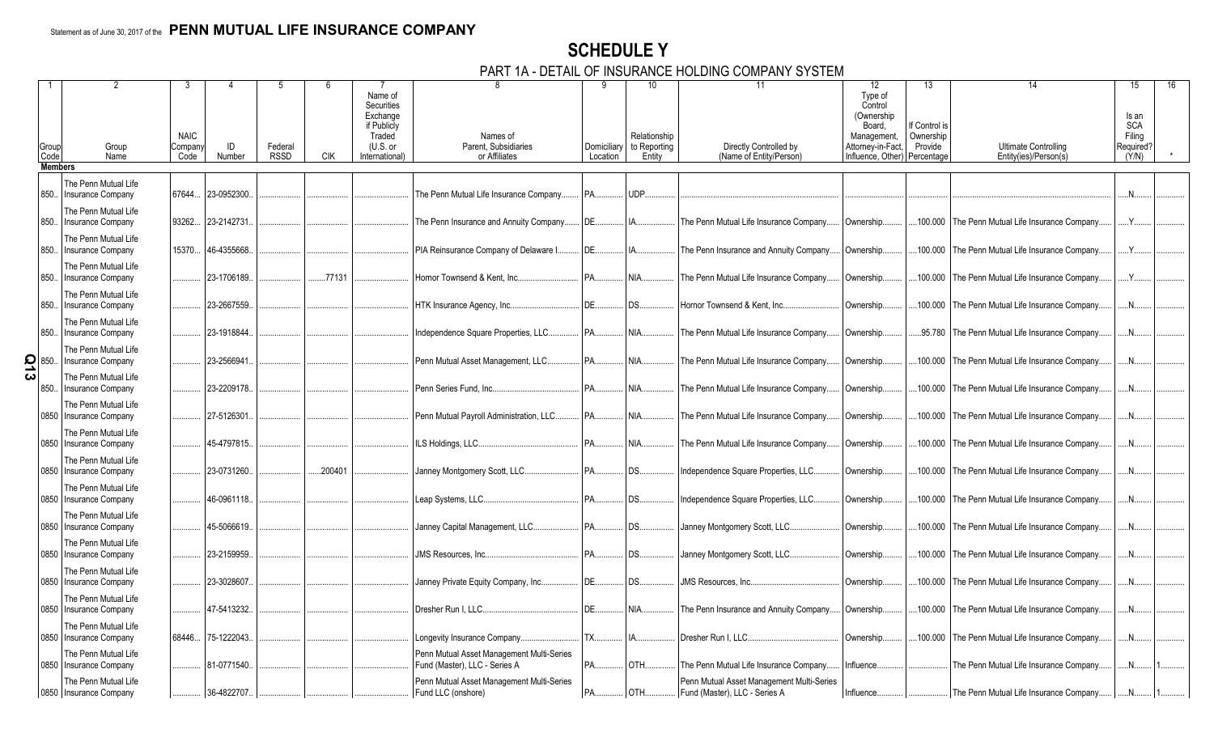Statement as of June 30, 2017 of the **PENN MUTUAL LIFE INSURANCE COMPANY**

# SCHEDULE Y

## PART 1A - DETAIL OF INSURANCE HOLDING COMPANY SYSTEM

| 1 | 2 | 3 | 4 | 5 | 6 | 7 | 8 | 9 | 10 | 11 | 12 | 13 | 14 | 15 | 16 |
|---|---|---|---|---|---|---|---|---|---|---|---|---|---|---|---|
| Group Code | Group Name | NAIC Company Code | ID Number | Federal RSSD | CIK | Name of Securities Exchange if Publicly Traded (U.S. or International) | Names of Parent, Subsidiaries or Affiliates | Domiciliary Location | Relationship to Reporting Entity | Directly Controlled by (Name of Entity/Person) | Type of Control (Ownership Board, Management, Attorney-in-Fact, Influence, Other) | If Control is Ownership Provide Percentage | Ultimate Controlling Entity(ies)/Person(s) | Is an SCA Filing Required? (Y/N) | * |
| **Members** | | | | | | | | | | | | | | | |
| 850 | The Penn Mutual Life Insurance Company | 67644 | 23-0952300 | | | | The Penn Mutual Life Insurance Company | PA | UDP | | | | | N | |
| 850 | The Penn Mutual Life Insurance Company | 93262 | 23-2142731 | | | | The Penn Insurance and Annuity Company | DE | IA | The Penn Mutual Life Insurance Company | Ownership | 100.000 | The Penn Mutual Life Insurance Company | Y | |
| 850 | The Penn Mutual Life Insurance Company | 15370 | 46-4355668 | | | | PIA Reinsurance Company of Delaware I | DE | IA | The Penn Insurance and Annuity Company | Ownership | 100.000 | The Penn Mutual Life Insurance Company | Y | |
| 850 | The Penn Mutual Life Insurance Company | | 23-1706189 | | 77131 | | Hornor Townsend & Kent, Inc. | PA | NIA | The Penn Mutual Life Insurance Company | Ownership | 100.000 | The Penn Mutual Life Insurance Company | Y | |
| 850 | The Penn Mutual Life Insurance Company | | 23-2667559 | | | | HTK Insurance Agency, Inc. | DE | DS | Hornor Townsend & Kent, Inc. | Ownership | 100.000 | The Penn Mutual Life Insurance Company | N | |
| 850 | The Penn Mutual Life Insurance Company | | 23-1918844 | | | | Independence Square Properties, LLC | PA | NIA | The Penn Mutual Life Insurance Company | Ownership | 95.780 | The Penn Mutual Life Insurance Company | N | |
| 850 | The Penn Mutual Life Insurance Company | | 23-2566941 | | | | Penn Mutual Asset Management, LLC | PA | NIA | The Penn Mutual Life Insurance Company | Ownership | 100.000 | The Penn Mutual Life Insurance Company | N | |
| 850 | The Penn Mutual Life Insurance Company | | 23-2209178 | | | | Penn Series Fund, Inc. | PA | NIA | The Penn Mutual Life Insurance Company | Ownership | 100.000 | The Penn Mutual Life Insurance Company | N | |
| 0850 | The Penn Mutual Life Insurance Company | | 27-5126301 | | | | Penn Mutual Payroll Administration, LLC | PA | NIA | The Penn Mutual Life Insurance Company | Ownership | 100.000 | The Penn Mutual Life Insurance Company | N | |
| 0850 | The Penn Mutual Life Insurance Company | | 45-4797815 | | | | ILS Holdings, LLC | PA | NIA | The Penn Mutual Life Insurance Company | Ownership | 100.000 | The Penn Mutual Life Insurance Company | N | |
| 0850 | The Penn Mutual Life Insurance Company | | 23-0731260 | | 200401 | | Janney Montgomery Scott, LLC | PA | DS | Independence Square Properties, LLC | Ownership | 100.000 | The Penn Mutual Life Insurance Company | N | |
| 0850 | The Penn Mutual Life Insurance Company | | 46-0961118 | | | | Leap Systems, LLC | PA | DS | Independence Square Properties, LLC | Ownership | 100.000 | The Penn Mutual Life Insurance Company | N | |
| 0850 | The Penn Mutual Life Insurance Company | | 45-5066619 | | | | Janney Capital Management, LLC | PA | DS | Janney Montgomery Scott, LLC | Ownership | 100.000 | The Penn Mutual Life Insurance Company | N | |
| 0850 | The Penn Mutual Life Insurance Company | | 23-2159959 | | | | JMS Resources, Inc. | PA | DS | Janney Montgomery Scott, LLC | Ownership | 100.000 | The Penn Mutual Life Insurance Company | N | |
| 0850 | The Penn Mutual Life Insurance Company | | 23-3028607 | | | | Janney Private Equity Company, Inc. | DE | DS | JMS Resources, Inc. | Ownership | 100.000 | The Penn Mutual Life Insurance Company | N | |
| 0850 | The Penn Mutual Life Insurance Company | | 47-5413232 | | | | Dresher Run I, LLC | DE | NIA | The Penn Insurance and Annuity Company | Ownership | 100.000 | The Penn Mutual Life Insurance Company | N | |
| 0850 | The Penn Mutual Life Insurance Company | 68446 | 75-1222043 | | | | Longevity Insurance Company | TX | IA | Dresher Run I, LLC | Ownership | 100.000 | The Penn Mutual Life Insurance Company | N | |
| 0850 | The Penn Mutual Life Insurance Company | | 81-0771540 | | | | Penn Mutual Asset Management Multi-Series Fund (Master), LLC - Series A | PA | OTH | The Penn Mutual Life Insurance Company | Influence | | The Penn Mutual Life Insurance Company | N | 1 |
| 0850 | The Penn Mutual Life Insurance Company | | 36-4822707 | | | | Penn Mutual Asset Management Multi-Series Fund LLC (onshore) | PA | OTH | Penn Mutual Asset Management Multi-Series Fund (Master), LLC - Series A | Influence | | The Penn Mutual Life Insurance Company | N | 1 |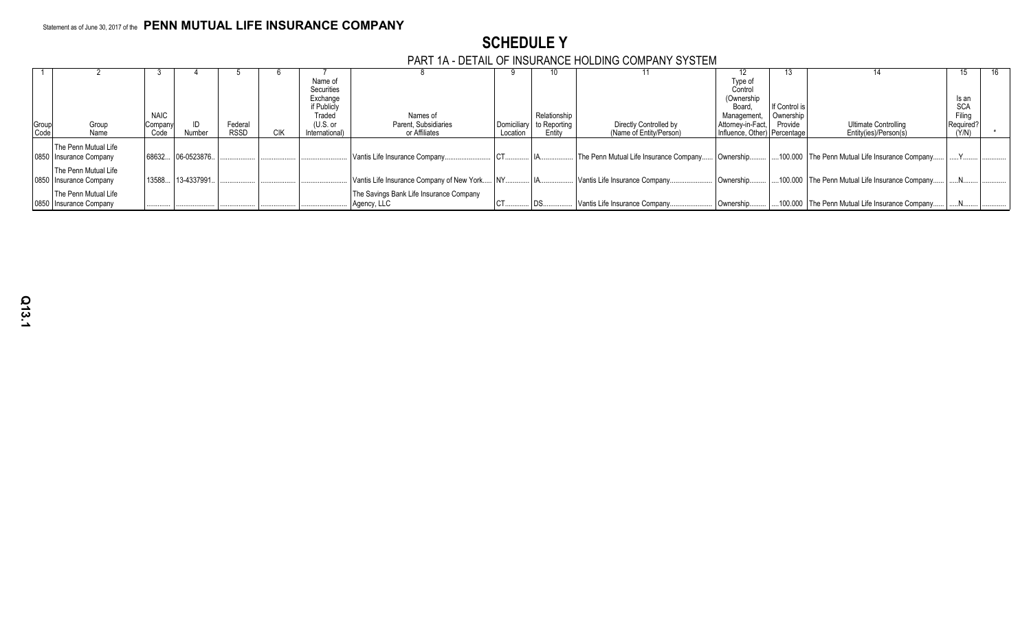Statement as of June 30, 2017 of the **PENN MUTUAL LIFE INSURANCE COMPANY**

# SCHEDULE Y

## PART 1A - DETAIL OF INSURANCE HOLDING COMPANY SYSTEM

| 1 | 2 | 3 | 4 | 5 | 6 | 7 | 8 | 9 | 10 | 11 | 12 | 13 | 14 | 15 | 16 |
|---|---|---|---|---|---|---|---|---|---|---|---|---|---|---|---|
| Group Code | Group Name | NAIC Company Code | ID Number | Federal RSSD | CIK | Name of Securities Exchange if Publicly Traded (U.S. or International) | Names of Parent, Subsidiaries or Affiliates | Domiciliary Location | Relationship to Reporting Entity | Directly Controlled by (Name of Entity/Person) | Type of Control (Ownership Board, Management, Attorney-in-Fact, Influence, Other) | If Control is Ownership Provide Percentage | Ultimate Controlling Entity(ies)/Person(s) | Is an SCA Filing Required? (Y/N) | * |
| 0850 | The Penn Mutual Life Insurance Company | 68632 | 06-0523876 | | | | Vantis Life Insurance Company | CT | IA | The Penn Mutual Life Insurance Company | Ownership | 100.000 | The Penn Mutual Life Insurance Company | Y | |
| 0850 | The Penn Mutual Life Insurance Company | 13588 | 13-4337991 | | | | Vantis Life Insurance Company of New York | NY | IA | Vantis Life Insurance Company | Ownership | 100.000 | The Penn Mutual Life Insurance Company | N | |
| 0850 | The Penn Mutual Life Insurance Company | | | | | | The Savings Bank Life Insurance Company Agency, LLC | CT | DS | Vantis Life Insurance Company | Ownership | 100.000 | The Penn Mutual Life Insurance Company | N | |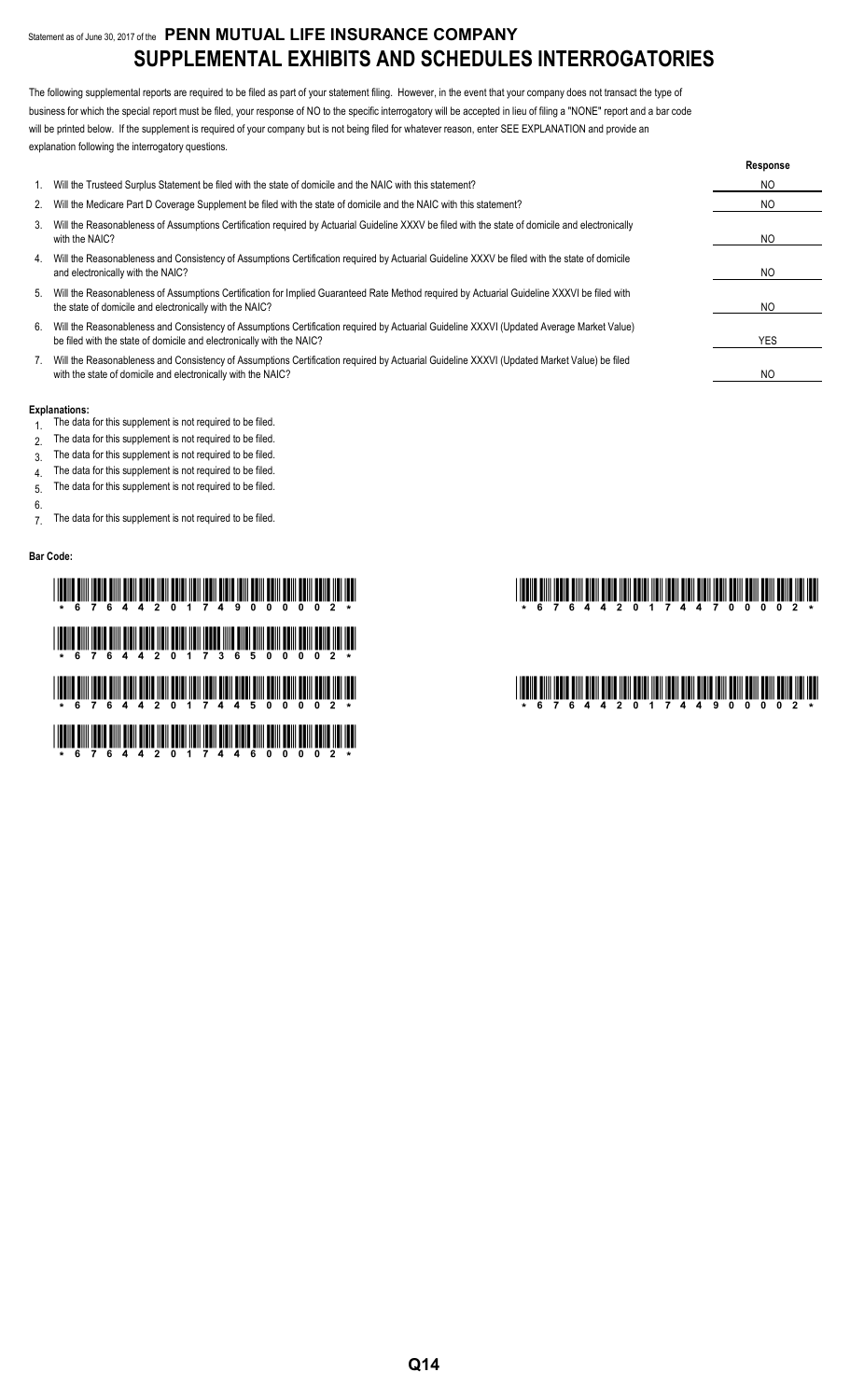Statement as of June 30, 2017 of the **PENN MUTUAL LIFE INSURANCE COMPANY**

# SUPPLEMENTAL EXHIBITS AND SCHEDULES INTERROGATORIES

The following supplemental reports are required to be filed as part of your statement filing. However, in the event that your company does not transact the type of business for which the special report must be filed, your response of NO to the specific interrogatory will be accepted in lieu of filing a "NONE" report and a bar code will be printed below. If the supplement is required of your company but is not being filed for whatever reason, enter SEE EXPLANATION and provide an explanation following the interrogatory questions.

| | | Response |
|---|---|---|
| 1. | Will the Trusteed Surplus Statement be filed with the state of domicile and the NAIC with this statement? | NO |
| 2. | Will the Medicare Part D Coverage Supplement be filed with the state of domicile and the NAIC with this statement? | NO |
| 3. | Will the Reasonableness of Assumptions Certification required by Actuarial Guideline XXXV be filed with the state of domicile and electronically with the NAIC? | NO |
| 4. | Will the Reasonableness and Consistency of Assumptions Certification required by Actuarial Guideline XXXV be filed with the state of domicile and electronically with the NAIC? | NO |
| 5. | Will the Reasonableness of Assumptions Certification for Implied Guaranteed Rate Method required by Actuarial Guideline XXXVI be filed with the state of domicile and electronically with the NAIC? | NO |
| 6. | Will the Reasonableness and Consistency of Assumptions Certification required by Actuarial Guideline XXXVI (Updated Average Market Value) be filed with the state of domicile and electronically with the NAIC? | YES |
| 7. | Will the Reasonableness and Consistency of Assumptions Certification required by Actuarial Guideline XXXVI (Updated Market Value) be filed with the state of domicile and electronically with the NAIC? | NO |

**Explanations:**

1. The data for this supplement is not required to be filed.
2. The data for this supplement is not required to be filed.
3. The data for this supplement is not required to be filed.
4. The data for this supplement is not required to be filed.
5. The data for this supplement is not required to be filed.
6. 
7. The data for this supplement is not required to be filed.

**Bar Code:**

\* 6 7 6 4 4 2 0 1 7 4 9 0 0 0 0 0 2 \*

\* 6 7 6 4 4 2 0 1 7 3 6 5 0 0 0 0 2 \*

\* 6 7 6 4 4 2 0 1 7 4 4 5 0 0 0 0 2 \*

\* 6 7 6 4 4 2 0 1 7 4 4 6 0 0 0 0 2 \*

\* 6 7 6 4 4 2 0 1 7 4 4 7 0 0 0 0 2 \*

\* 6 7 6 4 4 2 0 1 7 4 4 9 0 0 0 0 2 \*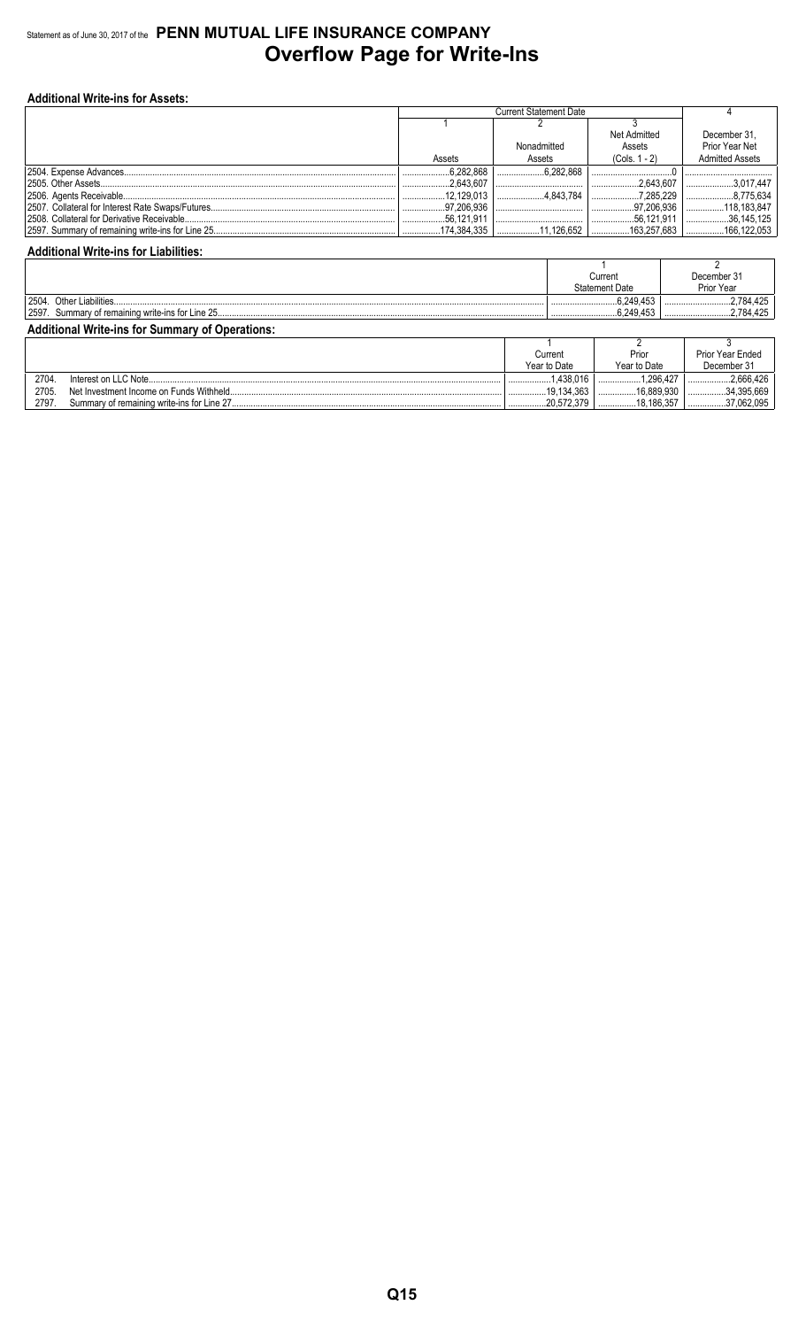Statement as of June 30, 2017 of the **PENN MUTUAL LIFE INSURANCE COMPANY**

# Overflow Page for Write-Ins

**Additional Write-ins for Assets:**

| | Current Statement Date | | | 4 |
|---|---|---|---|---|
| | 1 | 2 | 3 | |
| | Assets | Nonadmitted Assets | Net Admitted Assets (Cols. 1 - 2) | December 31, Prior Year Net Admitted Assets |
| 2504. Expense Advances | 6,282,868 | 6,282,868 | 0 | |
| 2505. Other Assets | 2,643,607 | | 2,643,607 | 3,017,447 |
| 2506. Agents Receivable | 12,129,013 | 4,843,784 | 7,285,229 | 8,775,634 |
| 2507. Collateral for Interest Rate Swaps/Futures | 97,206,936 | | 97,206,936 | 118,183,847 |
| 2508. Collateral for Derivative Receivable | 56,121,911 | | 56,121,911 | 36,145,125 |
| 2597. Summary of remaining write-ins for Line 25 | 174,384,335 | 11,126,652 | 163,257,683 | 166,122,053 |

**Additional Write-ins for Liabilities:**

| | 1 | 2 |
|---|---|---|
| | Current Statement Date | December 31 Prior Year |
| 2504. Other Liabilities | 6,249,453 | 2,784,425 |
| 2597. Summary of remaining write-ins for Line 25 | 6,249,453 | 2,784,425 |

**Additional Write-ins for Summary of Operations:**

| | 1 | 2 | 3 |
|---|---|---|---|
| | Current Year to Date | Prior Year to Date | Prior Year Ended December 31 |
| 2704. Interest on LLC Note | 1,438,016 | 1,296,427 | 2,666,426 |
| 2705. Net Investment Income on Funds Withheld | 19,134,363 | 16,889,930 | 34,395,669 |
| 2797. Summary of remaining write-ins for Line 27 | 20,572,379 | 18,186,357 | 37,062,095 |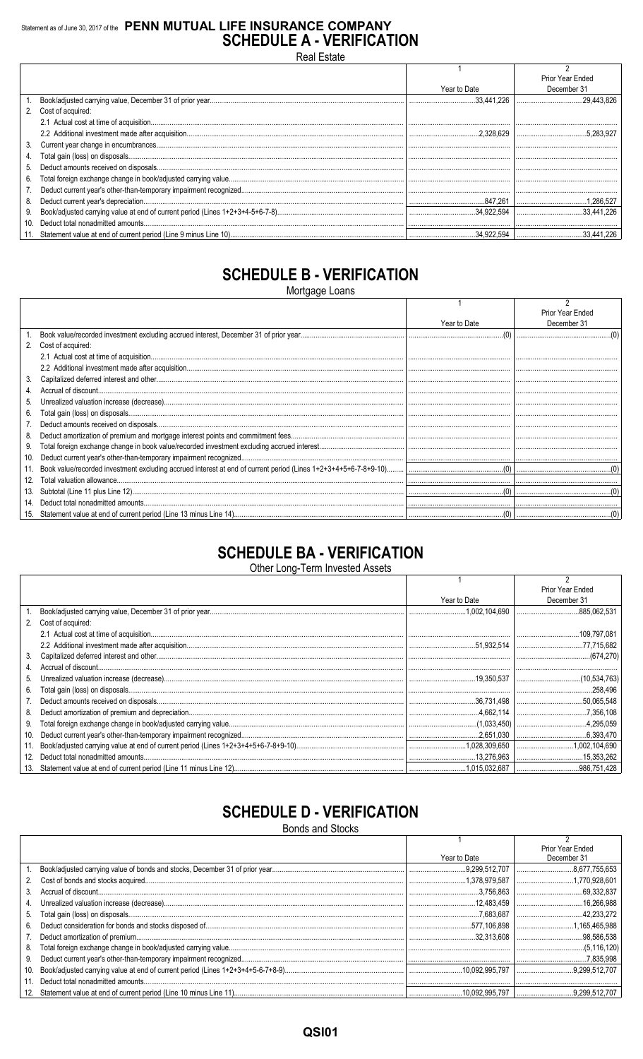Statement as of June 30, 2017 of the **PENN MUTUAL LIFE INSURANCE COMPANY**

# SCHEDULE A - VERIFICATION

Real Estate

| | | 1<br>Year to Date | 2<br>Prior Year Ended<br>December 31 |
|---|---|---|---|
| 1. | Book/adjusted carrying value, December 31 of prior year | 33,441,226 | 29,443,826 |
| 2. | Cost of acquired: | | |
| | 2.1 Actual cost at time of acquisition | | |
| | 2.2 Additional investment made after acquisition | 2,328,629 | 5,283,927 |
| 3. | Current year change in encumbrances | | |
| 4. | Total gain (loss) on disposals | | |
| 5. | Deduct amounts received on disposals | | |
| 6. | Total foreign exchange change in book/adjusted carrying value | | |
| 7. | Deduct current year's other-than-temporary impairment recognized | | |
| 8. | Deduct current year's depreciation | 847,261 | 1,286,527 |
| 9. | Book/adjusted carrying value at end of current period (Lines 1+2+3+4-5+6-7-8) | 34,922,594 | 33,441,226 |
| 10. | Deduct total nonadmitted amounts | | |
| 11. | Statement value at end of current period (Line 9 minus Line 10) | 34,922,594 | 33,441,226 |

# SCHEDULE B - VERIFICATION

Mortgage Loans

| | | 1<br>Year to Date | 2<br>Prior Year Ended<br>December 31 |
|---|---|---|---|
| 1. | Book value/recorded investment excluding accrued interest, December 31 of prior year | (0) | (0) |
| 2. | Cost of acquired: | | |
| | 2.1 Actual cost at time of acquisition | | |
| | 2.2 Additional investment made after acquisition | | |
| 3. | Capitalized deferred interest and other | | |
| 4. | Accrual of discount | | |
| 5. | Unrealized valuation increase (decrease) | | |
| 6. | Total gain (loss) on disposals | | |
| 7. | Deduct amounts received on disposals | | |
| 8. | Deduct amortization of premium and mortgage interest points and commitment fees | | |
| 9. | Total foreign exchange change in book value/recorded investment excluding accrued interest | | |
| 10. | Deduct current year's other-than-temporary impairment recognized | | |
| 11. | Book value/recorded investment excluding accrued interest at end of current period (Lines 1+2+3+4+5+6-7-8+9-10) | (0) | (0) |
| 12. | Total valuation allowance | | |
| 13. | Subtotal (Line 11 plus Line 12) | (0) | (0) |
| 14. | Deduct total nonadmitted amounts | | |
| 15. | Statement value at end of current period (Line 13 minus Line 14) | (0) | (0) |

# SCHEDULE BA - VERIFICATION

Other Long-Term Invested Assets

| | | 1<br>Year to Date | 2<br>Prior Year Ended<br>December 31 |
|---|---|---|---|
| 1. | Book/adjusted carrying value, December 31 of prior year | 1,002,104,690 | 885,062,531 |
| 2. | Cost of acquired: | | |
| | 2.1 Actual cost at time of acquisition | | 109,797,081 |
| | 2.2 Additional investment made after acquisition | 51,932,514 | 77,715,682 |
| 3. | Capitalized deferred interest and other | | (674,270) |
| 4. | Accrual of discount | | |
| 5. | Unrealized valuation increase (decrease) | 19,350,537 | (10,534,763) |
| 6. | Total gain (loss) on disposals | | 258,496 |
| 7. | Deduct amounts received on disposals | 36,731,498 | 50,065,548 |
| 8. | Deduct amortization of premium and depreciation | 4,662,114 | 7,356,108 |
| 9. | Total foreign exchange change in book/adjusted carrying value | (1,033,450) | 4,295,059 |
| 10. | Deduct current year's other-than-temporary impairment recognized | 2,651,030 | 6,393,470 |
| 11. | Book/adjusted carrying value at end of current period (Lines 1+2+3+4+5+6-7-8+9-10) | 1,028,309,650 | 1,002,104,690 |
| 12. | Deduct total nonadmitted amounts | 13,276,963 | 15,353,262 |
| 13. | Statement value at end of current period (Line 11 minus Line 12) | 1,015,032,687 | 986,751,428 |

# SCHEDULE D - VERIFICATION

Bonds and Stocks

| | | 1<br>Year to Date | 2<br>Prior Year Ended<br>December 31 |
|---|---|---|---|
| 1. | Book/adjusted carrying value of bonds and stocks, December 31 of prior year | 9,299,512,707 | 8,677,755,653 |
| 2. | Cost of bonds and stocks acquired | 1,378,979,587 | 1,770,928,601 |
| 3. | Accrual of discount | 3,756,863 | 69,332,837 |
| 4. | Unrealized valuation increase (decrease) | 12,483,459 | 16,266,988 |
| 5. | Total gain (loss) on disposals | 7,683,687 | 42,233,272 |
| 6. | Deduct consideration for bonds and stocks disposed of | 577,106,898 | 1,165,465,988 |
| 7. | Deduct amortization of premium | 32,313,608 | 98,586,538 |
| 8. | Total foreign exchange change in book/adjusted carrying value | | (5,116,120) |
| 9. | Deduct current year's other-than-temporary impairment recognized | | 7,835,998 |
| 10. | Book/adjusted carrying value at end of current period (Lines 1+2+3+4+5-6-7+8-9) | 10,092,995,797 | 9,299,512,707 |
| 11. | Deduct total nonadmitted amounts | | |
| 12. | Statement value at end of current period (Line 10 minus Line 11) | 10,092,995,797 | 9,299,512,707 |

QSI01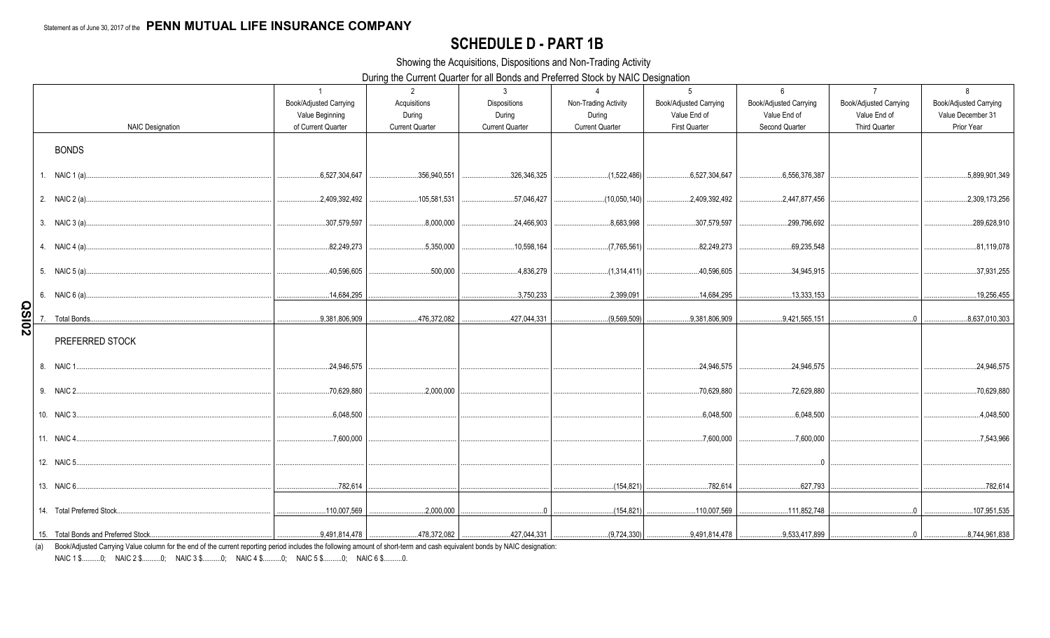Statement as of June 30, 2017 of the **PENN MUTUAL LIFE INSURANCE COMPANY**

# SCHEDULE D - PART 1B

Showing the Acquisitions, Dispositions and Non-Trading Activity

During the Current Quarter for all Bonds and Preferred Stock by NAIC Designation

| NAIC Designation | 1<br>Book/Adjusted Carrying Value Beginning of Current Quarter | 2<br>Acquisitions During Current Quarter | 3<br>Dispositions During Current Quarter | 4<br>Non-Trading Activity During Current Quarter | 5<br>Book/Adjusted Carrying Value End of First Quarter | 6<br>Book/Adjusted Carrying Value End of Second Quarter | 7<br>Book/Adjusted Carrying Value End of Third Quarter | 8<br>Book/Adjusted Carrying Value December 31 Prior Year |
|---|---|---|---|---|---|---|---|---|
| **BONDS** | | | | | | | | |
| 1. NAIC 1 (a) | 6,527,304,647 | 356,940,551 | 326,346,325 | (1,522,486) | 6,527,304,647 | 6,556,376,387 | | 5,899,901,349 |
| 2. NAIC 2 (a) | 2,409,392,492 | 105,581,531 | 57,046,427 | (10,050,140) | 2,409,392,492 | 2,447,877,456 | | 2,309,173,256 |
| 3. NAIC 3 (a) | 307,579,597 | 8,000,000 | 24,466,903 | 8,683,998 | 307,579,597 | 299,796,692 | | 289,628,910 |
| 4. NAIC 4 (a) | 82,249,273 | 5,350,000 | 10,598,164 | (7,765,561) | 82,249,273 | 69,235,548 | | 81,119,078 |
| 5. NAIC 5 (a) | 40,596,605 | 500,000 | 4,836,279 | (1,314,411) | 40,596,605 | 34,945,915 | | 37,931,255 |
| 6. NAIC 6 (a) | 14,684,295 | | 3,750,233 | 2,399,091 | 14,684,295 | 13,333,153 | | 19,256,455 |
| 7. Total Bonds | 9,381,806,909 | 476,372,082 | 427,044,331 | (9,569,509) | 9,381,806,909 | 9,421,565,151 | 0 | 8,637,010,303 |
| **PREFERRED STOCK** | | | | | | | | |
| 8. NAIC 1 | 24,946,575 | | | | 24,946,575 | 24,946,575 | | 24,946,575 |
| 9. NAIC 2 | 70,629,880 | 2,000,000 | | | 70,629,880 | 72,629,880 | | 70,629,880 |
| 10. NAIC 3 | 6,048,500 | | | | 6,048,500 | 6,048,500 | | 4,048,500 |
| 11. NAIC 4 | 7,600,000 | | | | 7,600,000 | 7,600,000 | | 7,543,966 |
| 12. NAIC 5 | | | | | | 0 | | |
| 13. NAIC 6 | 782,614 | | | (154,821) | 782,614 | 627,793 | | 782,614 |
| 14. Total Preferred Stock | 110,007,569 | 2,000,000 | 0 | (154,821) | 110,007,569 | 111,852,748 | 0 | 107,951,535 |
| 15. Total Bonds and Preferred Stock | 9,491,814,478 | 478,372,082 | 427,044,331 | (9,724,330) | 9,491,814,478 | 9,533,417,899 | 0 | 8,744,961,838 |

(a) Book/Adjusted Carrying Value column for the end of the current reporting period includes the following amount of short-term and cash equivalent bonds by NAIC designation:
NAIC 1 $..........0; NAIC 2 $..........0; NAIC 3 $..........0; NAIC 4 $..........0; NAIC 5 $..........0; NAIC 6 $..........0.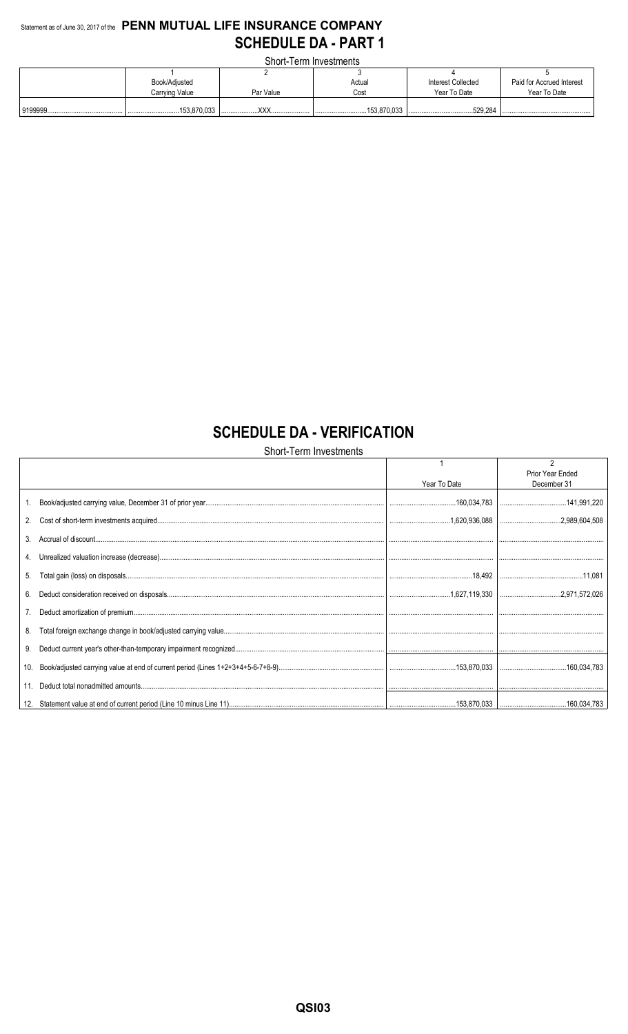Statement as of June 30, 2017 of the **PENN MUTUAL LIFE INSURANCE COMPANY**

# SCHEDULE DA - PART 1

Short-Term Investments

| | 1 | 2 | 3 | 4 | 5 |
|---|---|---|---|---|---|
| | Book/Adjusted Carrying Value | Par Value | Actual Cost | Interest Collected Year To Date | Paid for Accrued Interest Year To Date |
| 9199999 | 153,870,033 | XXX | 153,870,033 | 529,284 | |

# SCHEDULE DA - VERIFICATION

Short-Term Investments

| | 1 | 2 |
|---|---|---|
| | Year To Date | Prior Year Ended December 31 |
| 1. Book/adjusted carrying value, December 31 of prior year | 160,034,783 | 141,991,220 |
| 2. Cost of short-term investments acquired | 1,620,936,088 | 2,989,604,508 |
| 3. Accrual of discount | | |
| 4. Unrealized valuation increase (decrease) | | |
| 5. Total gain (loss) on disposals | 18,492 | 11,081 |
| 6. Deduct consideration received on disposals | 1,627,119,330 | 2,971,572,026 |
| 7. Deduct amortization of premium | | |
| 8. Total foreign exchange change in book/adjusted carrying value | | |
| 9. Deduct current year's other-than-temporary impairment recognized | | |
| 10. Book/adjusted carrying value at end of current period (Lines 1+2+3+4+5-6-7+8-9) | 153,870,033 | 160,034,783 |
| 11. Deduct total nonadmitted amounts | | |
| 12. Statement value at end of current period (Line 10 minus Line 11) | 153,870,033 | 160,034,783 |

QSI03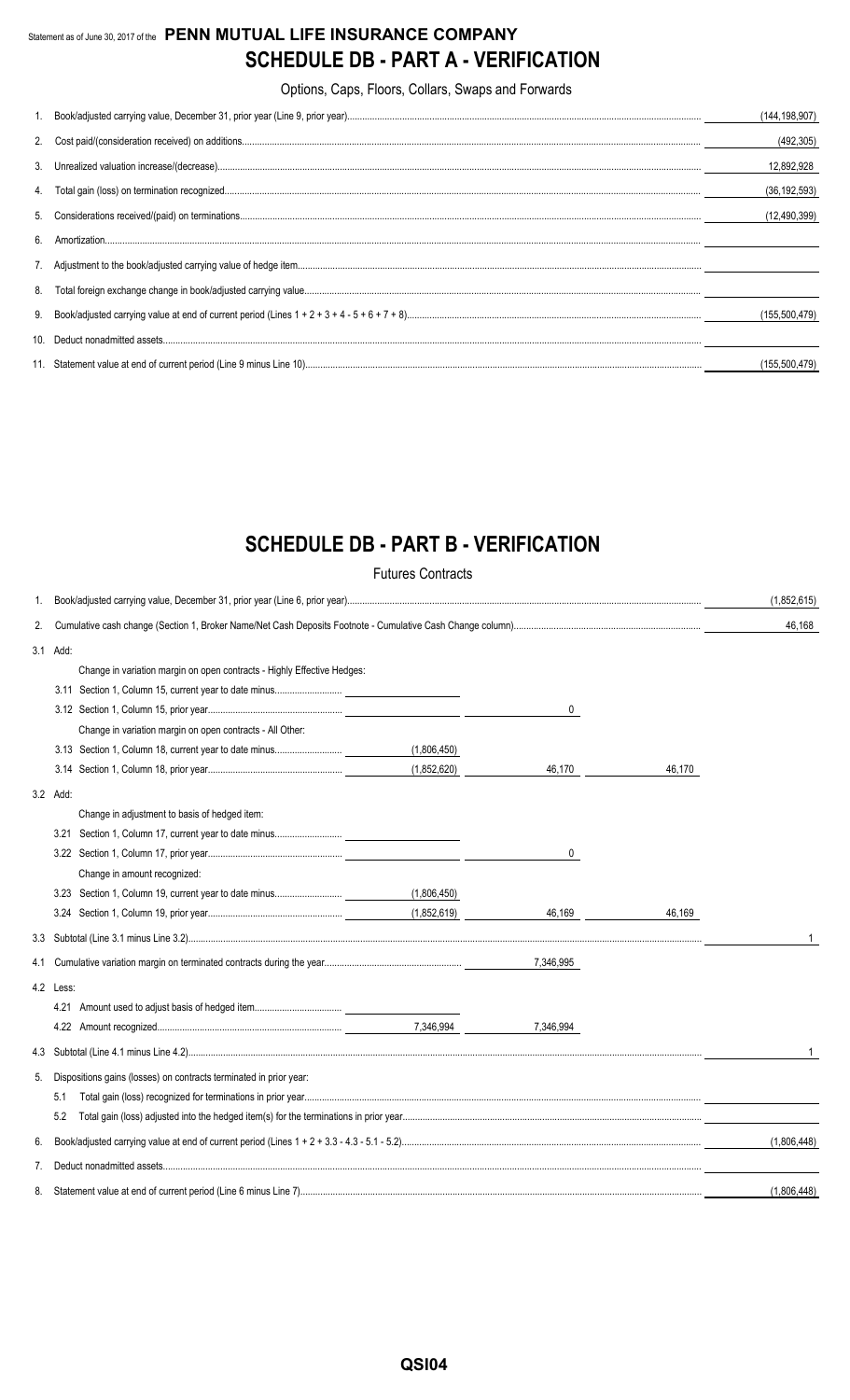Statement as of June 30, 2017 of the **PENN MUTUAL LIFE INSURANCE COMPANY**

# SCHEDULE DB - PART A - VERIFICATION

Options, Caps, Floors, Collars, Swaps and Forwards

| | | |
|---|---|---|
| 1. | Book/adjusted carrying value, December 31, prior year (Line 9, prior year) | (144,198,907) |
| 2. | Cost paid/(consideration received) on additions | (492,305) |
| 3. | Unrealized valuation increase/(decrease) | 12,892,928 |
| 4. | Total gain (loss) on termination recognized | (36,192,593) |
| 5. | Considerations received/(paid) on terminations | (12,490,399) |
| 6. | Amortization | |
| 7. | Adjustment to the book/adjusted carrying value of hedge item | |
| 8. | Total foreign exchange change in book/adjusted carrying value | |
| 9. | Book/adjusted carrying value at end of current period (Lines 1 + 2 + 3 + 4 - 5 + 6 + 7 + 8) | (155,500,479) |
| 10. | Deduct nonadmitted assets | |
| 11. | Statement value at end of current period (Line 9 minus Line 10) | (155,500,479) |

# SCHEDULE DB - PART B - VERIFICATION

Futures Contracts

| | | | | | |
|---|---|---|---|---|---|
| 1. | Book/adjusted carrying value, December 31, prior year (Line 6, prior year) | | | | (1,852,615) |
| 2. | Cumulative cash change (Section 1, Broker Name/Net Cash Deposits Footnote - Cumulative Cash Change column) | | | | 46,168 |
| 3.1 | Add: | | | | |
| | Change in variation margin on open contracts - Highly Effective Hedges: | | | | |
| | 3.11 Section 1, Column 15, current year to date minus | | | | |
| | 3.12 Section 1, Column 15, prior year | | 0 | | |
| | Change in variation margin on open contracts - All Other: | | | | |
| | 3.13 Section 1, Column 18, current year to date minus | (1,806,450) | | | |
| | 3.14 Section 1, Column 18, prior year | (1,852,620) | 46,170 | 46,170 | |
| 3.2 | Add: | | | | |
| | Change in adjustment to basis of hedged item: | | | | |
| | 3.21 Section 1, Column 17, current year to date minus | | | | |
| | 3.22 Section 1, Column 17, prior year | | 0 | | |
| | Change in amount recognized: | | | | |
| | 3.23 Section 1, Column 19, current year to date minus | (1,806,450) | | | |
| | 3.24 Section 1, Column 19, prior year | (1,852,619) | 46,169 | 46,169 | |
| 3.3 | Subtotal (Line 3.1 minus Line 3.2) | | | | 1 |
| 4.1 | Cumulative variation margin on terminated contracts during the year | | 7,346,995 | | |
| 4.2 | Less: | | | | |
| | 4.21 Amount used to adjust basis of hedged item | | | | |
| | 4.22 Amount recognized | 7,346,994 | 7,346,994 | | |
| 4.3 | Subtotal (Line 4.1 minus Line 4.2) | | | | 1 |
| 5. | Dispositions gains (losses) on contracts terminated in prior year: | | | | |
| | 5.1 Total gain (loss) recognized for terminations in prior year | | | | |
| | 5.2 Total gain (loss) adjusted into the hedged item(s) for the terminations in prior year | | | | |
| 6. | Book/adjusted carrying value at end of current period (Lines 1 + 2 + 3.3 - 4.3 - 5.1 - 5.2) | | | | (1,806,448) |
| 7. | Deduct nonadmitted assets | | | | |
| 8. | Statement value at end of current period (Line 6 minus Line 7) | | | | (1,806,448) |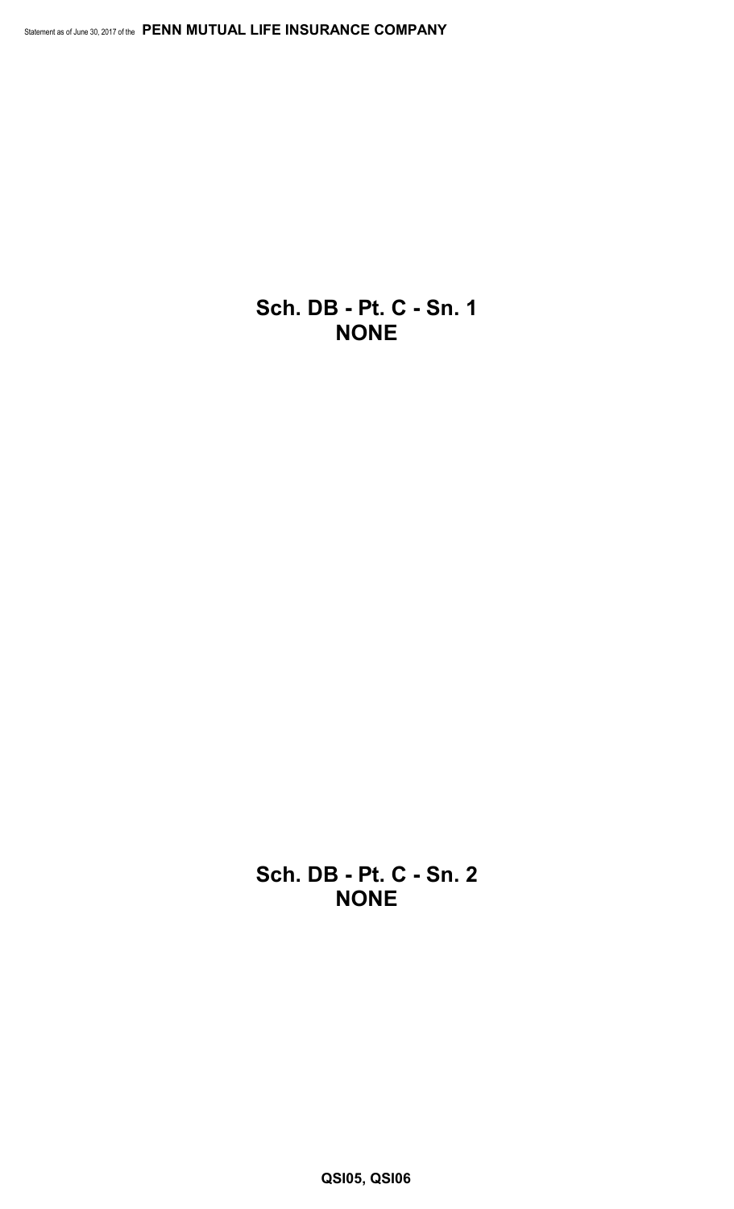## Sch. DB - Pt. C - Sn. 1
## NONE

## Sch. DB - Pt. C - Sn. 2
## NONE

**QSI05, QSI06**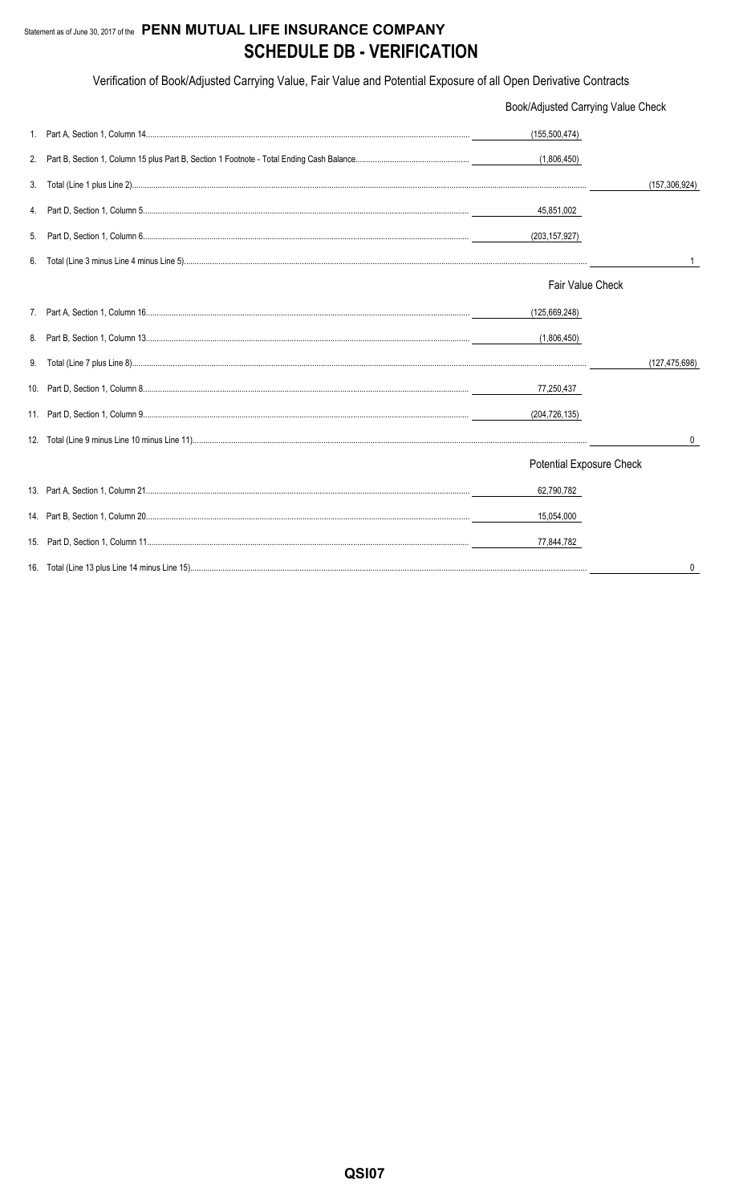Statement as of June 30, 2017 of the **PENN MUTUAL LIFE INSURANCE COMPANY**

# SCHEDULE DB - VERIFICATION

Verification of Book/Adjusted Carrying Value, Fair Value and Potential Exposure of all Open Derivative Contracts

| | | | |
|---|---|---|---|
| | | **Book/Adjusted Carrying Value Check** | |
| 1. | Part A, Section 1, Column 14 | (155,500,474) | |
| 2. | Part B, Section 1, Column 15 plus Part B, Section 1 Footnote - Total Ending Cash Balance | (1,806,450) | |
| 3. | Total (Line 1 plus Line 2) | | (157,306,924) |
| 4. | Part D, Section 1, Column 5 | 45,851,002 | |
| 5. | Part D, Section 1, Column 6 | (203,157,927) | |
| 6. | Total (Line 3 minus Line 4 minus Line 5) | | 1 |
| | | **Fair Value Check** | |
| 7. | Part A, Section 1, Column 16 | (125,669,248) | |
| 8. | Part B, Section 1, Column 13 | (1,806,450) | |
| 9. | Total (Line 7 plus Line 8) | | (127,475,698) |
| 10. | Part D, Section 1, Column 8 | 77,250,437 | |
| 11. | Part D, Section 1, Column 9 | (204,726,135) | |
| 12. | Total (Line 9 minus Line 10 minus Line 11) | | 0 |
| | | **Potential Exposure Check** | |
| 13. | Part A, Section 1, Column 21 | 62,790,782 | |
| 14. | Part B, Section 1, Column 20 | 15,054,000 | |
| 15. | Part D, Section 1, Column 11 | 77,844,782 | |
| 16. | Total (Line 13 plus Line 14 minus Line 15) | | 0 |

QSI07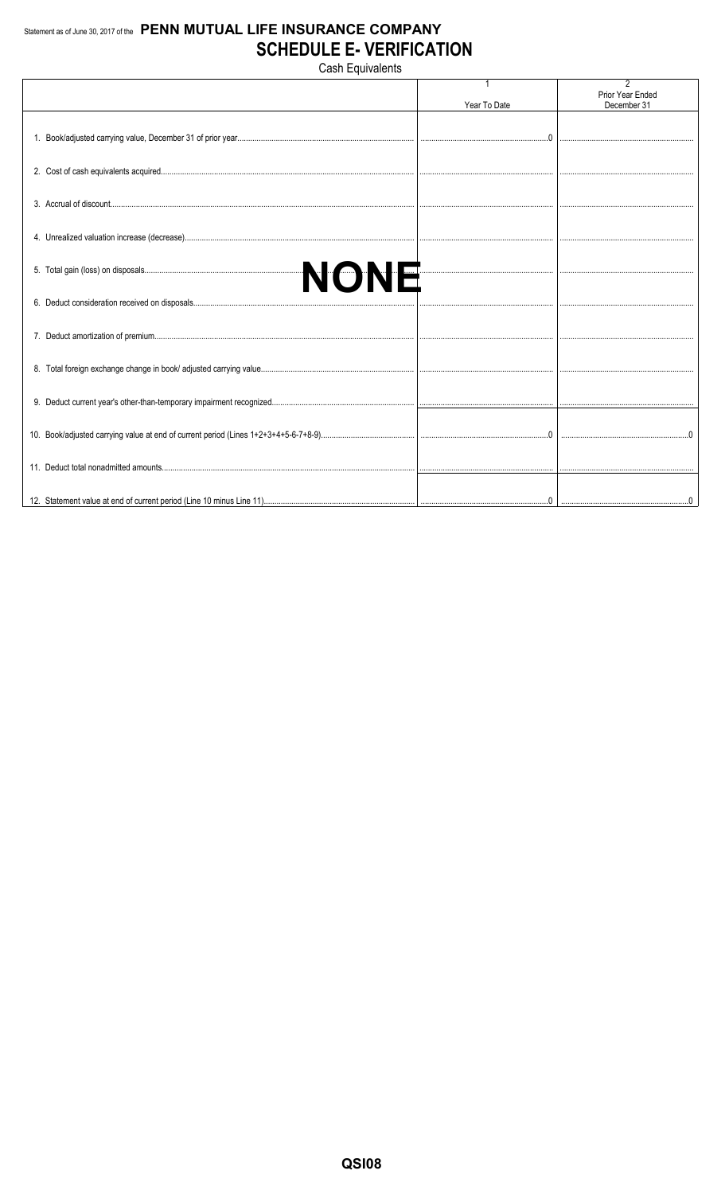Statement as of June 30, 2017 of the **PENN MUTUAL LIFE INSURANCE COMPANY**

# SCHEDULE E- VERIFICATION

Cash Equivalents

| | 1<br>Year To Date | 2<br>Prior Year Ended<br>December 31 |
|---|---|---|
| 1. Book/adjusted carrying value, December 31 of prior year | 0 | |
| 2. Cost of cash equivalents acquired | | |
| 3. Accrual of discount | | |
| 4. Unrealized valuation increase (decrease) | | |
| 5. Total gain (loss) on disposals | | |
| 6. Deduct consideration received on disposals | | |
| 7. Deduct amortization of premium | | |
| 8. Total foreign exchange change in book/ adjusted carrying value | | |
| 9. Deduct current year's other-than-temporary impairment recognized | | |
| 10. Book/adjusted carrying value at end of current period (Lines 1+2+3+4+5-6-7+8-9) | 0 | 0 |
| 11. Deduct total nonadmitted amounts | | |
| 12. Statement value at end of current period (Line 10 minus Line 11) | 0 | 0 |

**NONE**

QSI08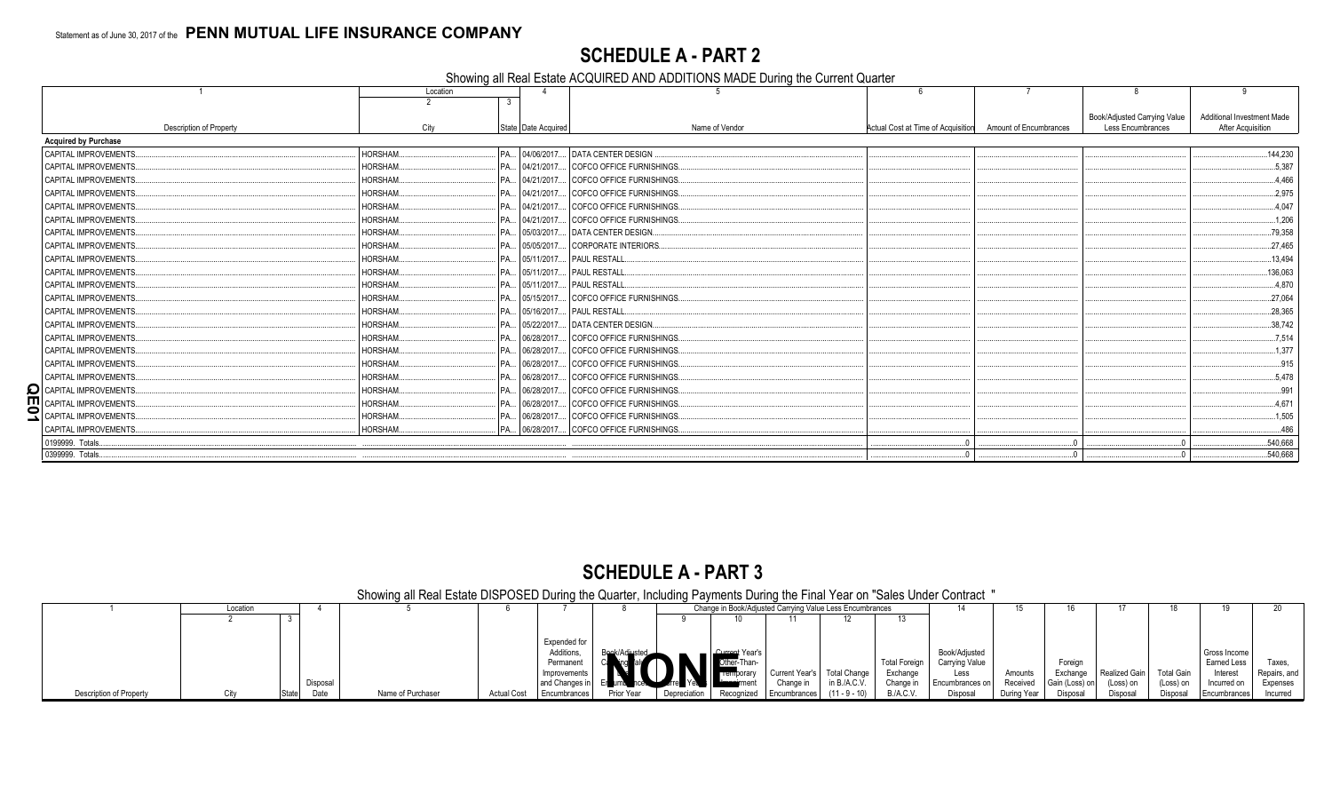Statement as of June 30, 2017 of the **PENN MUTUAL LIFE INSURANCE COMPANY**

## SCHEDULE A - PART 2

Showing all Real Estate ACQUIRED AND ADDITIONS MADE During the Current Quarter

| 1 | Location | | 4 | 5 | 6 | 7 | 8 | 9 |
|---|---|---|---|---|---|---|---|---|
| | 2 | 3 | | | | | | |
| Description of Property | City | State | Date Acquired | Name of Vendor | Actual Cost at Time of Acquisition | Amount of Encumbrances | Book/Adjusted Carrying Value Less Encumbrances | Additional Investment Made After Acquisition |
| **Acquired by Purchase** | | | | | | | | |
| CAPITAL IMPROVEMENTS | HORSHAM | PA | 04/06/2017 | DATA CENTER DESIGN | | | | 144,230 |
| CAPITAL IMPROVEMENTS | HORSHAM | PA | 04/21/2017 | COFCO OFFICE FURNISHINGS | | | | 5,387 |
| CAPITAL IMPROVEMENTS | HORSHAM | PA | 04/21/2017 | COFCO OFFICE FURNISHINGS | | | | 4,466 |
| CAPITAL IMPROVEMENTS | HORSHAM | PA | 04/21/2017 | COFCO OFFICE FURNISHINGS | | | | 2,975 |
| CAPITAL IMPROVEMENTS | HORSHAM | PA | 04/21/2017 | COFCO OFFICE FURNISHINGS | | | | 4,047 |
| CAPITAL IMPROVEMENTS | HORSHAM | PA | 04/21/2017 | COFCO OFFICE FURNISHINGS | | | | 1,206 |
| CAPITAL IMPROVEMENTS | HORSHAM | PA | 05/03/2017 | DATA CENTER DESIGN | | | | 79,358 |
| CAPITAL IMPROVEMENTS | HORSHAM | PA | 05/05/2017 | CORPORATE INTERIORS | | | | 27,465 |
| CAPITAL IMPROVEMENTS | HORSHAM | PA | 05/11/2017 | PAUL RESTALL | | | | 13,494 |
| CAPITAL IMPROVEMENTS | HORSHAM | PA | 05/11/2017 | PAUL RESTALL | | | | 136,063 |
| CAPITAL IMPROVEMENTS | HORSHAM | PA | 05/11/2017 | PAUL RESTALL | | | | 4,870 |
| CAPITAL IMPROVEMENTS | HORSHAM | PA | 05/15/2017 | COFCO OFFICE FURNISHINGS | | | | 27,064 |
| CAPITAL IMPROVEMENTS | HORSHAM | PA | 05/16/2017 | PAUL RESTALL | | | | 28,365 |
| CAPITAL IMPROVEMENTS | HORSHAM | PA | 05/22/2017 | DATA CENTER DESIGN | | | | 38,742 |
| CAPITAL IMPROVEMENTS | HORSHAM | PA | 06/28/2017 | COFCO OFFICE FURNISHINGS | | | | 7,514 |
| CAPITAL IMPROVEMENTS | HORSHAM | PA | 06/28/2017 | COFCO OFFICE FURNISHINGS | | | | 1,377 |
| CAPITAL IMPROVEMENTS | HORSHAM | PA | 06/28/2017 | COFCO OFFICE FURNISHINGS | | | | 915 |
| CAPITAL IMPROVEMENTS | HORSHAM | PA | 06/28/2017 | COFCO OFFICE FURNISHINGS | | | | 5,478 |
| CAPITAL IMPROVEMENTS | HORSHAM | PA | 06/28/2017 | COFCO OFFICE FURNISHINGS | | | | 991 |
| CAPITAL IMPROVEMENTS | HORSHAM | PA | 06/28/2017 | COFCO OFFICE FURNISHINGS | | | | 4,671 |
| CAPITAL IMPROVEMENTS | HORSHAM | PA | 06/28/2017 | COFCO OFFICE FURNISHINGS | | | | 1,505 |
| CAPITAL IMPROVEMENTS | HORSHAM | PA | 06/28/2017 | COFCO OFFICE FURNISHINGS | | | | 486 |
| 0199999. Totals | | | | | 0 | 0 | 0 | 540,668 |
| 0399999. Totals | | | | | 0 | 0 | 0 | 540,668 |

## SCHEDULE A - PART 3

Showing all Real Estate DISPOSED During the Quarter, Including Payments During the Final Year on "Sales Under Contract "

| 1 | Location | | 4 | 5 | 6 | 7 | 8 | Change in Book/Adjusted Carrying Value Less Encumbrances | | | | | 14 | 15 | 16 | 17 | 18 | 19 | 20 |
|---|---|---|---|---|---|---|---|---|---|---|---|---|---|---|---|---|---|---|---|
| | 2 | 3 | | | | | | 9 | 10 | 11 | 12 | 13 | | | | | | | |
| Description of Property | City | State | Disposal Date | Name of Purchaser | Actual Cost | Expended for Additions, Permanent Improvements and Changes in Encumbrances | Book/Adjusted Carrying Value Less Encumbrances Prior Year | Current Year's Depreciation | Current Year's Other-Than-Temporary Impairment Recognized | Current Year's Change in Encumbrances | Total Change in B./A.C.V. (11 - 9 - 10) | Total Foreign Exchange Change in B./A.C.V. | Book/Adjusted Carrying Value Less Encumbrances on Disposal | Amounts Received During Year | Foreign Exchange Gain (Loss) on Disposal | Realized Gain (Loss) on Disposal | Total Gain (Loss) on Disposal | Gross Income Earned Less Interest Incurred on Encumbrances | Taxes, Repairs, and Expenses Incurred |

NONE

QE01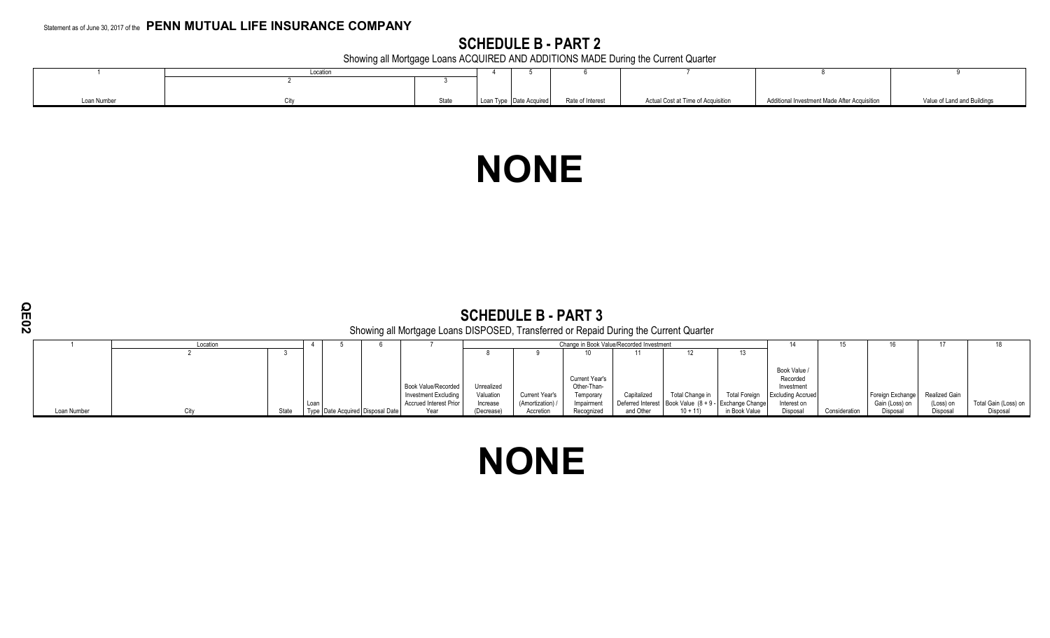Statement as of June 30, 2017 of the **PENN MUTUAL LIFE INSURANCE COMPANY**

## SCHEDULE B - PART 2

Showing all Mortgage Loans ACQUIRED AND ADDITIONS MADE During the Current Quarter

| 1 | Location | | 4 | 5 | 6 | 7 | 8 | 9 |
|---|---|---|---|---|---|---|---|---|
| | 2 | 3 | | | | | | |
| Loan Number | City | State | Loan Type | Date Acquired | Rate of Interest | Actual Cost at Time of Acquisition | Additional Investment Made After Acquisition | Value of Land and Buildings |

# NONE

## SCHEDULE B - PART 3

Showing all Mortgage Loans DISPOSED, Transferred or Repaid During the Current Quarter

| 1 | Location | | 4 | 5 | 6 | 7 | Change in Book Value/Recorded Investment | | | | | | 14 | 15 | 16 | 17 | 18 |
|---|---|---|---|---|---|---|---|---|---|---|---|---|---|---|---|---|---|
| | 2 | 3 | | | | | 8 | 9 | 10 | 11 | 12 | 13 | | | | | |
| Loan Number | City | State | Loan Type | Date Acquired | Disposal Date | Book Value/Recorded Investment Excluding Accrued Interest Prior Year | Unrealized Valuation Increase (Decrease) | Current Year's (Amortization) / Accretion | Current Year's Other-Than-Temporary Impairment Recognized | Capitalized Deferred Interest and Other | Total Change in Book Value (8 + 9 - 10 + 11) | Total Foreign Exchange Change in Book Value | Book Value / Recorded Investment Excluding Accrued Interest on Disposal | Consideration | Foreign Exchange Gain (Loss) on Disposal | Realized Gain (Loss) on Disposal | Total Gain (Loss) on Disposal |

# NONE

QE02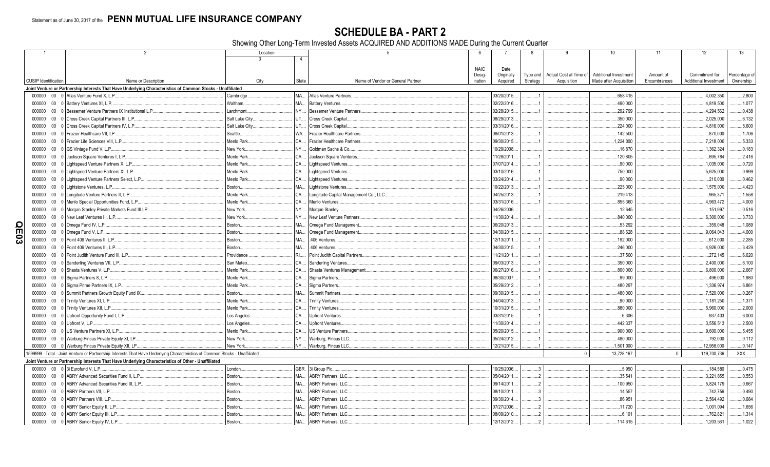Statement as of June 30, 2017 of the **PENN MUTUAL LIFE INSURANCE COMPANY**

# SCHEDULE BA - PART 2

Showing Other Long-Term Invested Assets ACQUIRED AND ADDITIONS MADE During the Current Quarter

| 1 | 2 | Location 3 | 4 | 5 | 6 | 7 | 8 | 9 | 10 | 11 | 12 | 13 |
|---|---|---|---|---|---|---|---|---|---|---|---|---|
| CUSIP Identification | Name or Description | City | State | Name of Vendor or General Partner | NAIC Designation | Date Originally Acquired | Type and Strategy | Actual Cost at Time of Acquisition | Additional Investment Made after Acquisition | Amount of Encumbrances | Commitment for Additional Investment | Percentage of Ownership |
| **Joint Venture or Partnership Interests That Have Underlying Characteristics of Common Stocks - Unaffiliated** | | | | | | | | | | | | |
| 000000 00 0 | Atlas Venture Fund X, L.P. | Cambridge | MA | Atlas Venture Partners | | 03/20/2015 | 1 | | 658,415 | | 4,002,350 | 2.800 |
| 000000 00 0 | Battery Ventures XI, L.P. | Waltham | MA | Battery Ventures | | 02/22/2016 | 1 | | 490,000 | | 4,819,500 | 1.077 |
| 000000 00 0 | Bessemer Venture Partners IX Institutional L.P. | Larchmont | NY | Bessemer Venture Partners | | 02/28/2015 | 1 | | 292,799 | | 4,294,562 | 0.438 |
| 000000 00 0 | Cross Creek Capital Partners III, L.P. | Salt Lake City | UT | Cross Creek Capital | | 08/29/2013 | | | 350,000 | | 2,025,000 | 6.132 |
| 000000 00 0 | Cross Creek Capital Partners IV, L.P. | Salt Lake City | UT | Cross Creek Capital | | 03/31/2016 | | | 224,000 | | 4,816,000 | 5.600 |
| 000000 00 0 | Frazier Healthcare VII, LP | Seattle | WA | Frazier Healthcare Partners | | 08/01/2013 | 1 | | 142,500 | | 870,000 | 1.706 |
| 000000 00 0 | Frazier Life Sciences VIII, L.P. | Menlo Park | CA | Frazier Healthcare Partners | | 09/30/2015 | 1 | | 1,224,000 | | 7,218,000 | 5.333 |
| 000000 00 0 | GS Vintage Fund V, L.P. | New York | NY | Goldman Sachs & Co. | | 10/29/2008 | | | 16,870 | | 1,362,324 | 0.183 |
| 000000 00 0 | Jackson Square Ventures I, L.P. | Menlo Park | CA | Jackson Square Ventures | | 11/28/2011 | 1 | | 120,805 | | 695,784 | 2.416 |
| 000000 00 0 | Lightspeed Venture Partners X, L.P. | Menlo Park | CA | Lightspeed Ventures | | 07/07/2014 | 1 | | 90,000 | | 1,035,000 | 0.720 |
| 000000 00 0 | Lightspeed Venture Partners XI, L.P. | Menlo Park | CA | Lightspeed Ventures | | 03/10/2016 | 1 | | 750,000 | | 5,625,000 | 0.999 |
| 000000 00 0 | Lightspeed Venture Partners Select, L.P. | Menlo Park | CA | Lightspeed Ventures | | 03/24/2014 | 1 | | 90,000 | | 210,000 | 0.462 |
| 000000 00 0 | Lightstone Ventures, L.P. | Boston | MA | Lightstone Ventures | | 10/22/2013 | 1 | | 225,000 | | 1,575,000 | 4.423 |
| 000000 00 0 | Longitude Venture Partners II, L.P. | Menlo Park | CA | Longitude Capital Management Co., LLC | | 04/25/2013 | 1 | | 219,413 | | 965,371 | 1.558 |
| 000000 00 0 | Menlo Special Opportunities Fund, L.P. | Menlo Park | CA | Menlo Ventures | | 03/31/2016 | 1 | | 855,360 | | 4,963,472 | 4.000 |
| 000000 00 0 | Morgan Stanley Private Markets Fund III LP | New York | NY | Morgan Stanley | | 04/26/2006 | | | 12,645 | | 151,997 | 0.516 |
| 000000 00 0 | New Leaf Ventures III, L.P. | New York | NY | New Leaf Venture Partners | | 11/30/2014 | 1 | | 840,000 | | 6,300,000 | 3.733 |
| 000000 00 0 | Omega Fund IV, L.P. | Boston | MA | Omega Fund Management | | 06/20/2013 | | | 53,292 | | 359,048 | 1.089 |
| 000000 00 0 | Omega Fund V, L.P. | Boston | MA | Omega Fund Management | | 04/30/2015 | | | 88,628 | | 9,064,043 | 4.000 |
| 000000 00 0 | Point 406 Ventures II, L.P. | Boston | MA | 406 Ventures | | 12/13/2011 | 1 | | 192,000 | | 612,000 | 2.285 |
| 000000 00 0 | Point 406 Ventures III, L.P. | Boston | MA | 406 Ventures | | 04/30/2015 | 1 | | 246,000 | | 4,926,000 | 3.429 |
| 000000 00 0 | Point Judith Venture Fund III, L.P. | Providence | RI | Point Judith Capital Partners | | 11/21/2011 | 1 | | 37,500 | | 272,145 | 6.620 |
| 000000 00 0 | Sanderling Ventures VII, L.P. | San Mateo | CA | Sanderling Ventures | | 09/03/2013 | 1 | | 350,000 | | 2,400,000 | 6.100 |
| 000000 00 0 | Shasta Ventures V, L.P. | Menlo Park | CA | Shasta Ventures Management | | 06/27/2016 | 1 | | 800,000 | | 6,800,000 | 2.667 |
| 000000 00 0 | Sigma Partners 8, L.P. | Menlo Park | CA | Sigma Partners | | 08/30/2007 | 1 | | 99,000 | | 496,000 | 1.980 |
| 000000 00 0 | Sigma Prime Partners IX, L.P. | Menlo Park | CA | Sigma Partners | | 05/29/2012 | 1 | | 480,297 | | 1,336,974 | 6.861 |
| 000000 00 0 | Summit Partners Growth Equity Fund IX | Boston | MA | Summit Partners | | 09/30/2015 | 1 | | 480,000 | | 7,520,000 | 0.267 |
| 000000 00 0 | Trinity Ventures XI, L.P. | Menlo Park | CA | Trinity Ventures | | 04/04/2013 | 1 | | 90,000 | | 1,181,250 | 1.371 |
| 000000 00 0 | Trinity Ventures XII, L.P. | Menlo Park | CA | Trinity Ventures | | 10/31/2015 | 1 | | 880,000 | | 5,960,000 | 2.000 |
| 000000 00 0 | Upfront Opportunity Fund I, L.P. | Los Angeles | CA | Upfront Ventures | | 03/31/2015 | 1 | | 6,306 | | 937,403 | 6.000 |
| 000000 00 0 | Upfront V, L.P. | Los Angeles | CA | Upfront Ventures | | 11/30/2014 | 1 | | 442,337 | | 3,556,513 | 2.500 |
| 000000 00 0 | US Venture Partners XI, L.P. | Menlo Park | CA | US Venture Partners | | 05/20/2015 | 1 | | 900,000 | | 9,600,000 | 5.455 |
| 000000 00 0 | Warburg Pincus Private Equity XI, LP | New York | NY | Warburg, Pincus LLC | | 05/24/2012 | 1 | | 480,000 | | 792,000 | 0.112 |
| 000000 00 0 | Warburg Pincus Private Equity XII, LP | New York | NY | Warburg, Pincus LLC | | 12/21/2015 | 1 | | 1,501,000 | | 12,958,000 | 0.147 |
| 1599999. Total - Joint Venture or Partnership Interests That Have Underlying Characteristics of Common Stocks - Unaffiliated | | | | | | | | 0 | 13,728,167 | 0 | 119,700,736 | XXX |
| **Joint Venture or Partnership Interests That Have Underlying Characteristics of Other - Unaffiliated** | | | | | | | | | | | | |
| 000000 00 0 | 3i Eurofund V, L.P. | London | GBR | 3i Group Plc | | 10/25/2006 | 3 | | 5,950 | | 184,580 | 0.475 |
| 000000 00 0 | ABRY Advanced Securities Fund II, L.P. | Boston | MA | ABRY Partners, LLC | | 05/04/2011 | 2 | | 35,541 | | 3,221,855 | 0.553 |
| 000000 00 0 | ABRY Advanced Securities Fund III, L.P. | Boston | MA | ABRY Partners, LLC | | 09/14/2011 | 2 | | 100,950 | | 5,824,179 | 0.667 |
| 000000 00 0 | ABRY Partners VII, L.P. | Boston | MA | ABRY Partners, LLC | | 08/10/2011 | 3 | | 14,557 | | 742,756 | 0.490 |
| 000000 00 0 | ABRY Partners VIII, L.P. | Boston | MA | ABRY Partners, LLC | | 09/30/2014 | 3 | | 86,951 | | 2,564,492 | 0.684 |
| 000000 00 0 | ABRY Senior Equity II, L.P. | Boston | MA | ABRY Partners, LLC | | 07/27/2006 | 2 | | 11,720 | | 1,001,094 | 1.656 |
| 000000 00 0 | ABRY Senior Equity III, L.P. | Boston | MA | ABRY Partners, LLC | | 08/09/2010 | 2 | | 6,101 | | 762,821 | 1.314 |
| 000000 00 0 | ABRY Senior Equity IV, L.P. | Boston | MA | ABRY Partners, LLC | | 12/12/2012 | 2 | | 114,615 | | 1,203,561 | 1.022 |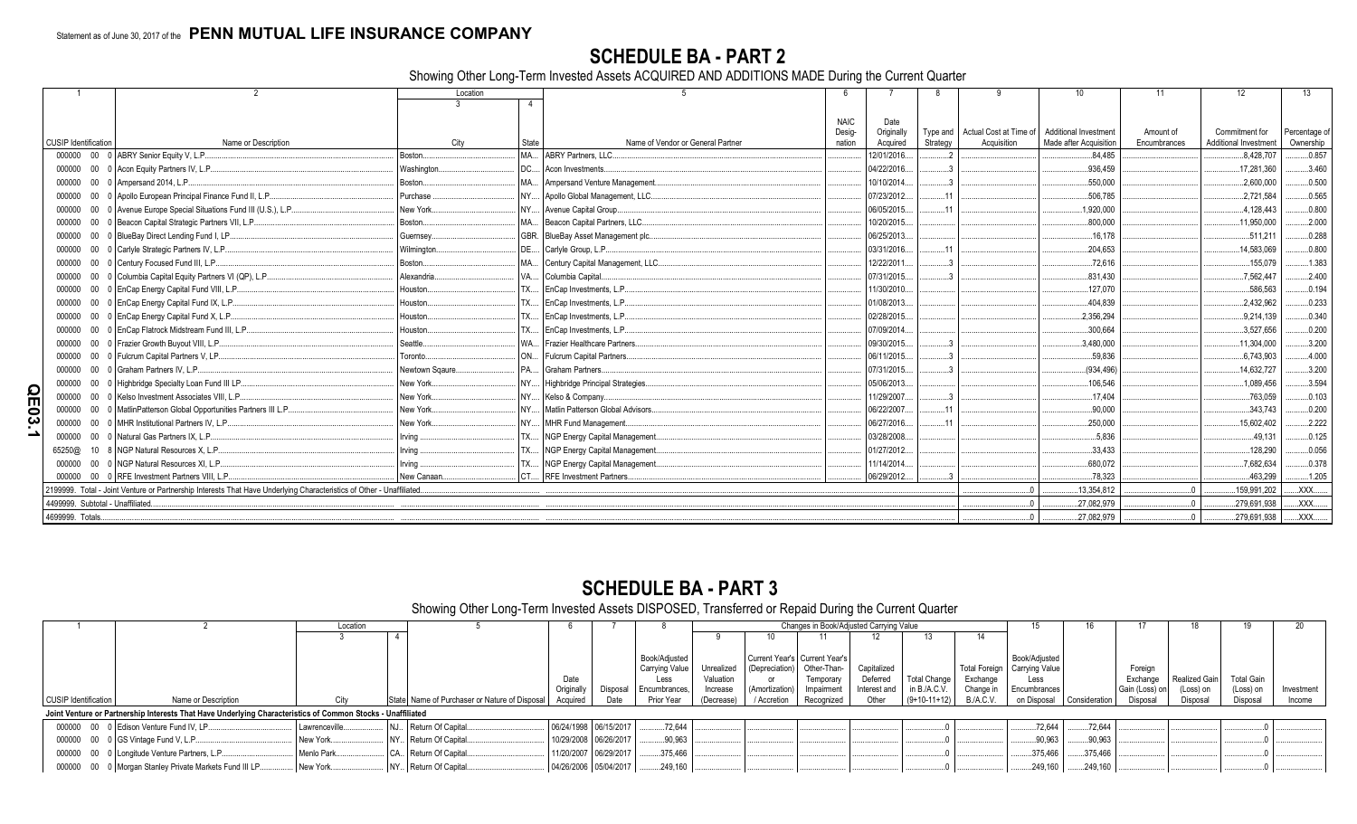Statement as of June 30, 2017 of the **PENN MUTUAL LIFE INSURANCE COMPANY**

# SCHEDULE BA - PART 2

Showing Other Long-Term Invested Assets ACQUIRED AND ADDITIONS MADE During the Current Quarter

| 1 | 2 | Location | | 5 | 6 | 7 | 8 | 9 | 10 | 11 | 12 | 13 |
|---|---|---|---|---|---|---|---|---|---|---|---|---|
| | | 3 | 4 | | | | | | | | | |
| CUSIP Identification | Name or Description | City | State | Name of Vendor or General Partner | NAIC Designation | Date Originally Acquired | Type and Strategy | Actual Cost at Time of Acquisition | Additional Investment Made after Acquisition | Amount of Encumbrances | Commitment for Additional Investment | Percentage of Ownership |
| 000000 00 0 | ABRY Senior Equity V, L.P. | Boston | MA | ABRY Partners, LLC | | 12/01/2016 | 2 | | 84,485 | | 8,428,707 | 0.857 |
| 000000 00 0 | Acon Equity Partners IV, L.P. | Washington | DC | Acon Investments | | 04/22/2016 | 3 | | 936,459 | | 17,281,360 | 3.460 |
| 000000 00 0 | Ampersand 2014, L.P. | Boston | MA | Ampersand Venture Management | | 10/10/2014 | 3 | | 550,000 | | 2,600,000 | 0.500 |
| 000000 00 0 | Apollo European Principal Finance Fund II, L.P. | Purchase | NY | Apollo Global Management, LLC | | 07/23/2012 | 11 | | 506,785 | | 2,721,584 | 0.565 |
| 000000 00 0 | Avenue Europe Special Situations Fund III (U.S.), L.P. | New York | NY | Avenue Capital Group | | 06/05/2015 | 11 | | 1,920,000 | | 4,128,443 | 0.800 |
| 000000 00 0 | Beacon Capital Strategic Partners VII, L.P. | Boston | MA | Beacon Capital Partners, LLC | | 10/20/2015 | | | 800,000 | | 11,950,000 | 2.000 |
| 000000 00 0 | BlueBay Direct Lending Fund I, LP | Guernsey | GBR | BlueBay Asset Management plc | | 06/25/2013 | | | 16,178 | | 511,211 | 0.288 |
| 000000 00 0 | Carlyle Strategic Partners IV, L.P. | Wilmington | DE | Carlyle Group, L.P. | | 03/31/2016 | 11 | | 204,653 | | 14,583,069 | 0.800 |
| 000000 00 0 | Century Focused Fund III, L.P. | Boston | MA | Century Capital Management, LLC | | 12/22/2011 | 3 | | 72,616 | | 155,079 | 1.383 |
| 000000 00 0 | Columbia Capital Equity Partners VI (QP), L.P. | Alexandria | VA | Columbia Capital | | 07/31/2015 | 3 | | 831,430 | | 7,562,447 | 2.400 |
| 000000 00 0 | EnCap Energy Capital Fund VIII, L.P. | Houston | TX | EnCap Investments, L.P. | | 11/30/2010 | | | 127,070 | | 586,563 | 0.194 |
| 000000 00 0 | EnCap Energy Capital Fund IX, L.P. | Houston | TX | EnCap Investments, L.P. | | 01/08/2013 | | | 404,839 | | 2,432,962 | 0.233 |
| 000000 00 0 | EnCap Energy Capital Fund X, L.P. | Houston | TX | EnCap Investments, L.P. | | 02/28/2015 | | | 2,356,294 | | 9,214,139 | 0.340 |
| 000000 00 0 | EnCap Flatrock Midstream Fund III, L.P. | Houston | TX | EnCap Investments, L.P. | | 07/09/2014 | | | 300,664 | | 3,527,656 | 0.200 |
| 000000 00 0 | Frazier Growth Buyout VIII, L.P. | Seattle | WA | Frazier Healthcare Partners | | 09/30/2015 | 3 | | 3,480,000 | | 11,304,000 | 3.200 |
| 000000 00 0 | Fulcrum Capital Partners V, LP | Toronto | ON | Fulcrum Capital Partners | | 06/11/2015 | 3 | | 59,836 | | 6,743,903 | 4.000 |
| 000000 00 0 | Graham Partners IV, L.P. | Newtown Sqaure | PA | Graham Partners | | 07/31/2015 | 3 | | (934,496) | | 14,632,727 | 3.200 |
| 000000 00 0 | Highbridge Specialty Loan Fund III LP | New York | NY | Highbridge Principal Strategies | | 05/06/2013 | | | 106,546 | | 1,089,456 | 3.594 |
| 000000 00 0 | Kelso Investment Associates VIII, L.P. | New York | NY | Kelso & Company | | 11/29/2007 | 3 | | 17,404 | | 763,059 | 0.103 |
| 000000 00 0 | MatlinPatterson Global Opportunities Partners III L.P. | New York | NY | Matlin Patterson Global Advisors | | 06/22/2007 | 11 | | 90,000 | | 343,743 | 0.200 |
| 000000 00 0 | MHR Institutional Partners IV, L.P. | New York | NY | MHR Fund Management | | 06/27/2016 | 11 | | 250,000 | | 15,602,402 | 2.222 |
| 000000 00 0 | Natural Gas Partners IX, L.P. | Irving | TX | NGP Energy Capital Management | | 03/28/2008 | | | 5,836 | | 49,131 | 0.125 |
| 65250@ 10 8 | NGP Natural Resources X, L.P. | Irving | TX | NGP Energy Capital Management | | 01/27/2012 | | | 33,433 | | 128,290 | 0.056 |
| 000000 00 0 | NGP Natural Resources XI, L.P. | Irving | TX | NGP Energy Capital Management | | 11/14/2014 | | | 680,072 | | 7,682,634 | 0.378 |
| 000000 00 0 | RFE Investment Partners VIII, L.P. | New Canaan | CT | RFE Investment Partners | | 06/29/2012 | 3 | | 78,323 | | 463,299 | 1.205 |
| 2199999. Total - Joint Venture or Partnership Interests That Have Underlying Characteristics of Other - Unaffiliated | | | | | | | | 0 | 13,354,812 | 0 | 159,991,202 | XXX |
| 4499999. Subtotal - Unaffiliated | | | | | | | | 0 | 27,082,979 | 0 | 279,691,938 | XXX |
| 4699999. Totals | | | | | | | | 0 | 27,082,979 | 0 | 279,691,938 | XXX |

# SCHEDULE BA - PART 3

Showing Other Long-Term Invested Assets DISPOSED, Transferred or Repaid During the Current Quarter

| 1 | 2 | Location | | 5 | 6 | 7 | 8 | Changes in Book/Adjusted Carrying Value | | | | | | 15 | 16 | 17 | 18 | 19 | 20 |
|---|---|---|---|---|---|---|---|---|---|---|---|---|---|---|---|---|---|---|---|
| | | 3 | 4 | | | | | 9 | 10 | 11 | 12 | 13 | 14 | | | | | | |
| CUSIP Identification | Name or Description | City | State | Name of Purchaser or Nature of Disposal | Date Originally Acquired | Disposal Date | Book/Adjusted Carrying Value Less Encumbrances, Prior Year | Unrealized Valuation Increase (Decrease) | Current Year's (Depreciation) or (Amortization) / Accretion | Current Year's Other-Than-Temporary Impairment Recognized | Capitalized Deferred Interest and Other | Total Change in B./A.C.V. (9+10-11+12) | Total Foreign Exchange Change in B./A.C.V. | Book/Adjusted Carrying Value Less Encumbrances on Disposal | Consideration | Foreign Exchange Gain (Loss) on Disposal | Realized Gain (Loss) on Disposal | Total Gain (Loss) on Disposal | Investment Income |
| **Joint Venture or Partnership Interests That Have Underlying Characteristics of Common Stocks - Unaffiliated** | | | | | | | | | | | | | | | | | | | |
| 000000 00 0 | Edison Venture Fund IV, LP | Lawrenceville | NJ | Return Of Capital | 06/24/1998 | 06/15/2017 | 72,644 | | | | | 0 | | 72,644 | 72,644 | | | 0 | |
| 000000 00 0 | GS Vintage Fund V, L.P. | New York | NY | Return Of Capital | 10/29/2008 | 06/26/2017 | 90,963 | | | | | 0 | | 90,963 | 90,963 | | | 0 | |
| 000000 00 0 | Longitude Venture Partners, L.P. | Menlo Park | CA | Return Of Capital | 11/20/2007 | 06/29/2017 | 375,466 | | | | | 0 | | 375,466 | 375,466 | | | 0 | |
| 000000 00 0 | Morgan Stanley Private Markets Fund III LP | New York | NY | Return Of Capital | 04/26/2006 | 05/04/2017 | 249,160 | | | | | 0 | | 249,160 | 249,160 | | | 0 | |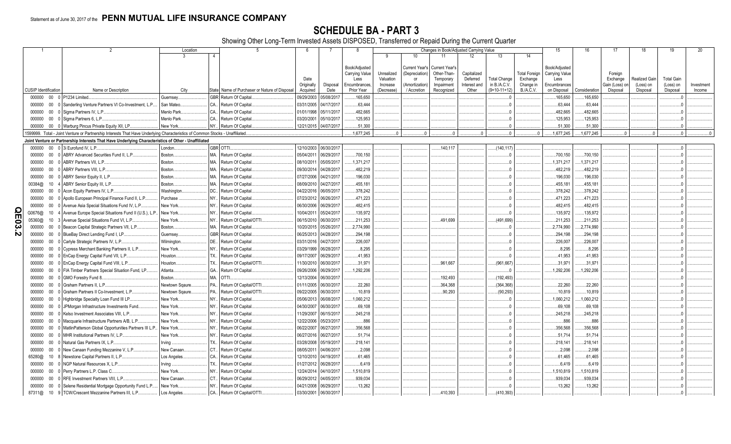Statement as of June 30, 2017 of the **PENN MUTUAL LIFE INSURANCE COMPANY**

# SCHEDULE BA - PART 3

Showing Other Long-Term Invested Assets DISPOSED, Transferred or Repaid During the Current Quarter

| 1 | 2 | Location 3 | 4 | 5 | 6 | 7 | 8 | 9 | 10 | 11 | 12 | 13 | 14 | 15 | 16 | 17 | 18 | 19 | 20 |
|---|---|---|---|---|---|---|---|---|---|---|---|---|---|---|---|---|---|---|---|
| CUSIP Identification | Name or Description | City | State | Name of Purchaser or Nature of Disposal | Date Originally Acquired | Disposal Date | Book/Adjusted Carrying Value Less Encumbrances, Prior Year | Unrealized Valuation Increase (Decrease) | Current Year's (Depreciation) or (Amortization) / Accretion | Current Year's Other-Than-Temporary Impairment Recognized | Capitalized Deferred Interest and Other | Total Change in B./A.C.V. (9+10-11+12) | Total Foreign Exchange Change in B./A.C.V. | Book/Adjusted Carrying Value Less Encumbrances on Disposal | Consideration | Foreign Exchange Gain (Loss) on Disposal | Realized Gain (Loss) on Disposal | Total Gain (Loss) on Disposal | Investment Income |
| 000000 00 0 | P1234 Limited | Guernsey | GBR | Return Of Capital | 09/29/2003 | 05/08/2017 | 165,650 | | | | | 0 | | 165,650 | 165,650 | | | 0 | |
| 000000 00 0 | Sanderling Venture Partners VI Co-Investment, L.P. | San Mateo | CA | Return Of Capital | 03/31/2005 | 04/17/2017 | 63,444 | | | | | 0 | | 63,444 | 63,444 | | | 0 | |
| 000000 00 0 | Sigma Partners IV, L.P. | Menlo Park | CA | Return Of Capital | 01/01/1998 | 05/11/2017 | 482,665 | | | | | 0 | | 482,665 | 482,665 | | | 0 | |
| 000000 00 0 | Sigma Partners 6, L.P. | Menlo Park | CA | Return Of Capital | 03/20/2001 | 05/10/2017 | 125,953 | | | | | 0 | | 125,953 | 125,953 | | | 0 | |
| 000000 00 0 | Warburg Pincus Private Equity XII, LP | New York | NY | Return Of Capital | 12/21/2015 | 04/07/2017 | 51,300 | | | | | 0 | | 51,300 | 51,300 | | | 0 | |
| 1599999. Total - Joint Venture or Partnership Interests That Have Underlying Characteristics of Common Stocks - Unaffiliated | | | | | | | 1,677,245 | 0 | 0 | 0 | 0 | 0 | 0 | 1,677,245 | 1,677,245 | 0 | 0 | 0 | 0 |
| **Joint Venture or Partnership Interests That Have Underlying Characteristics of Other - Unaffiliated** | | | | | | | | | | | | | | | | | | | |
| 000000 00 0 | 3i Eurofund IV, L.P. | London | GBR | OTTI | 12/10/2003 | 06/30/2017 | | | | 140,117 | | (140,117) | | | | | | 0 | |
| 000000 00 0 | ABRY Advanced Securities Fund II, L.P. | Boston | MA | Return Of Capital | 05/04/2011 | 06/29/2017 | 700,150 | | | | | 0 | | 700,150 | 700,150 | | | 0 | |
| 000000 00 0 | ABRY Partners VII, L.P. | Boston | MA | Return Of Capital | 08/10/2011 | 05/05/2017 | 1,371,217 | | | | | 0 | | 1,371,217 | 1,371,217 | | | 0 | |
| 000000 00 0 | ABRY Partners VIII, L.P. | Boston | MA | Return Of Capital | 09/30/2014 | 04/28/2017 | 482,219 | | | | | 0 | | 482,219 | 482,219 | | | 0 | |
| 000000 00 0 | ABRY Senior Equity II, L.P. | Boston | MA | Return Of Capital | 07/27/2006 | 04/21/2017 | 196,030 | | | | | 0 | | 196,030 | 196,030 | | | 0 | |
| 00384@ 10 4 | ABRY Senior Equity III, L.P. | Boston | MA | Return Of Capital | 08/09/2010 | 04/27/2017 | 455,181 | | | | | 0 | | 455,181 | 455,181 | | | 0 | |
| 000000 00 0 | Acon Equity Partners IV, L.P. | Washington | DC | Return Of Capital | 04/22/2016 | 06/05/2017 | 378,242 | | | | | 0 | | 378,242 | 378,242 | | | 0 | |
| 000000 00 0 | Apollo European Principal Finance Fund II, L.P. | Purchase | NY | Return Of Capital | 07/23/2012 | 06/26/2017 | 471,223 | | | | | 0 | | 471,223 | 471,223 | | | 0 | |
| 000000 00 0 | Avenue Asia Special Situations Fund IV, L.P. | New York | NY | Return Of Capital | 06/30/2006 | 06/29/2017 | 482,415 | | | | | 0 | | 482,415 | 482,415 | | | 0 | |
| G0676@ 10 4 | Avenue Europe Special Situations Fund II (U.S.), L.P. | New York | NY | Return Of Capital | 10/04/2011 | 05/24/2017 | 135,972 | | | | | 0 | | 135,972 | 135,972 | | | 0 | |
| 05360@ 10 3 | Avenue Special Situations Fund VI, L.P. | New York | NY | Return Of Capital/OTTI | 06/15/2010 | 06/30/2017 | 211,253 | | | 491,699 | | (491,699) | | 211,253 | 211,253 | | | 0 | |
| 000000 00 0 | Beacon Capital Strategic Partners VII, L.P. | Boston | MA | Return Of Capital | 10/20/2015 | 05/26/2017 | 2,774,990 | | | | | 0 | | 2,774,990 | 2,774,990 | | | 0 | |
| 000000 00 0 | BlueBay Direct Lending Fund I, LP | Guernsey | GBR | Return Of Capital | 06/25/2013 | 04/28/2017 | 294,198 | | | | | 0 | | 294,198 | 294,198 | | | 0 | |
| 000000 00 0 | Carlyle Strategic Partners IV, L.P. | Wilmington | DE | Return Of Capital | 03/31/2016 | 04/27/2017 | 226,007 | | | | | 0 | | 226,007 | 226,007 | | | 0 | |
| 000000 00 0 | Cypress Merchant Banking Partners II, L.P. | New York | NY | Return Of Capital | 03/29/1999 | 06/28/2017 | 8,295 | | | | | 0 | | 8,295 | 8,295 | | | 0 | |
| 000000 00 0 | EnCap Energy Capital Fund VII, L.P. | Houston | TX | Return Of Capital | 09/17/2007 | 06/29/2017 | 41,953 | | | | | 0 | | 41,953 | 41,953 | | | 0 | |
| 000000 00 0 | EnCap Energy Capital Fund VIII, L.P. | Houston | TX | Return Of Capital/OTTI | 11/30/2010 | 06/30/2017 | 31,971 | | | 961,667 | | (961,667) | | 31,971 | 31,971 | | | 0 | |
| 000000 00 0 | FIA Timber Partners Special Situation Fund, LP | Atlanta | GA | Return Of Capital | 09/26/2006 | 06/29/2017 | 1,292,206 | | | | | 0 | | 1,292,206 | 1,292,206 | | | 0 | |
| 000000 00 0 | GMO Forestry Fund 8 | Boston | MA | OTTI | 12/13/2004 | 06/30/2017 | | | | 192,493 | | (192,493) | | | | | | 0 | |
| 000000 00 0 | Graham Partners II, L.P. | Newtown Sqaure | PA | Return Of Capital/OTTI | 01/11/2005 | 06/30/2017 | 22,260 | | | 364,368 | | (364,368) | | 22,260 | 22,260 | | | 0 | |
| 000000 00 0 | Graham Partners II Co-Investment, L.P. | Newtown Sqaure | PA | Return Of Capital/OTTI | 09/22/2005 | 06/30/2017 | 10,819 | | | 90,293 | | (90,293) | | 10,819 | 10,819 | | | 0 | |
| 000000 00 0 | Highbridge Specialty Loan Fund III LP | New York | NY | Return Of Capital | 05/06/2013 | 06/08/2017 | 1,060,212 | | | | | 0 | | 1,060,212 | 1,060,212 | | | 0 | |
| 000000 00 0 | JPMorgan Infrastructure Investments Fund | New York | NY | Return Of Capital | 04/30/2007 | 06/30/2017 | 69,108 | | | | | 0 | | 69,108 | 69,108 | | | 0 | |
| 000000 00 0 | Kelso Investment Associates VIII, L.P. | New York | NY | Return Of Capital | 11/29/2007 | 06/15/2017 | 245,218 | | | | | 0 | | 245,218 | 245,218 | | | 0 | |
| 000000 00 0 | Macquarie Infrastructure Partners A/B, L.P. | New York | NY | Return Of Capital | 12/22/2006 | 05/23/2017 | 886 | | | | | 0 | | 886 | 886 | | | 0 | |
| 000000 00 0 | MatlinPatterson Global Opportunities Partners III L.P. | New York | NY | Return Of Capital | 06/22/2007 | 06/27/2017 | 356,568 | | | | | 0 | | 356,568 | 356,568 | | | 0 | |
| 000000 00 0 | MHR Institutional Partners IV, L.P. | New York | NY | Return Of Capital | 06/27/2016 | 06/27/2017 | 51,714 | | | | | 0 | | 51,714 | 51,714 | | | 0 | |
| 000000 00 0 | Natural Gas Partners IX, L.P. | Irving | TX | Return Of Capital | 03/28/2008 | 05/19/2017 | 218,141 | | | | | 0 | | 218,141 | 218,141 | | | 0 | |
| 000000 00 0 | New Canaan Funding Mezzanine V, L.P. | New Canaan | CT | Return Of Capital | 08/05/2011 | 04/06/2017 | 2,098 | | | | | 0 | | 2,098 | 2,098 | | | 0 | |
| 65280@ 10 8 | Newstone Capital Partners II, L.P. | Los Angeles | CA | Return Of Capital | 12/10/2010 | 04/19/2017 | 61,465 | | | | | 0 | | 61,465 | 61,465 | | | 0 | |
| 000000 00 0 | NGP Natural Resources X, L.P. | Irving | TX | Return Of Capital | 01/27/2012 | 06/28/2017 | 6,419 | | | | | 0 | | 6,419 | 6,419 | | | 0 | |
| 000000 00 0 | Perry Partners L.P. Class C | New York | NY | Return Of Capital | 12/24/2014 | 04/10/2017 | 1,510,819 | | | | | 0 | | 1,510,819 | 1,510,819 | | | 0 | |
| 000000 00 0 | RFE Investment Partners VIII, L.P. | New Canaan | CT | Return Of Capital | 06/29/2012 | 04/05/2017 | 939,034 | | | | | 0 | | 939,034 | 939,034 | | | 0 | |
| 000000 00 0 | Selene Residential Mortgage Opportunity Fund L.P. | New York | NY | Return Of Capital | 04/21/2008 | 06/29/2017 | 13,262 | | | | | 0 | | 13,262 | 13,262 | | | 0 | |
| 87311@ 10 9 | TCW/Crescent Mezzanine Partners III, L.P. | Los Angeles | CA | Return Of Capital/OTTI | 03/30/2001 | 06/30/2017 | | | | 410,393 | | (410,393) | | | | | | 0 | |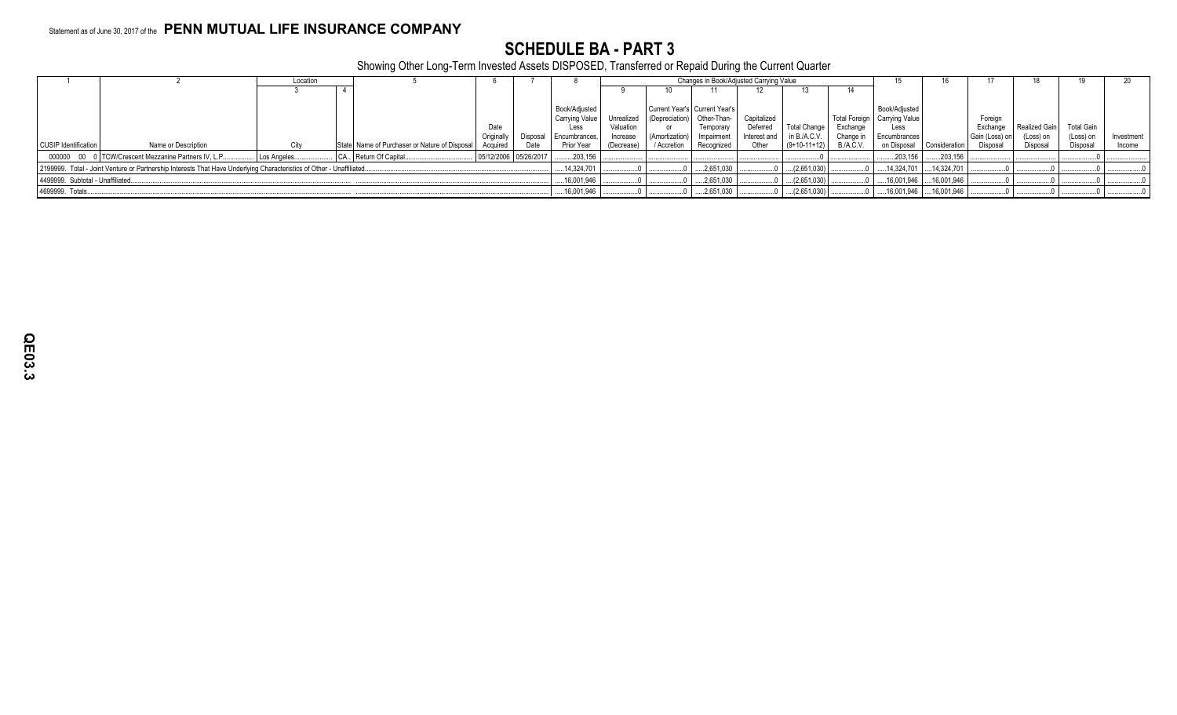Statement as of June 30, 2017 of the **PENN MUTUAL LIFE INSURANCE COMPANY**

# SCHEDULE BA - PART 3

Showing Other Long-Term Invested Assets DISPOSED, Transferred or Repaid During the Current Quarter

| 1 | 2 | Location | | 5 | 6 | 7 | 8 | Changes in Book/Adjusted Carrying Value | | | | | | 15 | 16 | 17 | 18 | 19 | 20 |
|---|---|---|---|---|---|---|---|---|---|---|---|---|---|---|---|---|---|---|---|
| | | 3 | 4 | | | | | 9 | 10 | 11 | 12 | 13 | 14 | | | | | | |
| CUSIP Identification | Name or Description | City | State | Name of Purchaser or Nature of Disposal | Date Originally Acquired | Disposal Date | Book/Adjusted Carrying Value Less Encumbrances, Prior Year | Unrealized Valuation Increase (Decrease) | Current Year's (Depreciation) or (Amortization) / Accretion | Current Year's Other-Than-Temporary Impairment Recognized | Capitalized Deferred Interest and Other | Total Change in B./A.C.V. (9+10-11+12) | Total Foreign Exchange Change in B./A.C.V. | Book/Adjusted Carrying Value Less Encumbrances on Disposal | Consideration | Foreign Exchange Gain (Loss) on Disposal | Realized Gain (Loss) on Disposal | Total Gain (Loss) on Disposal | Investment Income |
| 000000 00 0 | TCW/Crescent Mezzanine Partners IV, L.P. | Los Angeles | CA | Return Of Capital | 05/12/2006 | 05/26/2017 | 203,156 | | | | | 0 | | 203,156 | 203,156 | | | 0 | |
| 2199999. Total - Joint Venture or Partnership Interests That Have Underlying Characteristics of Other - Unaffiliated | | | | | | | 14,324,701 | 0 | 0 | 2,651,030 | 0 | (2,651,030) | 0 | 14,324,701 | 14,324,701 | 0 | 0 | 0 | 0 |
| 4499999. Subtotal - Unaffiliated | | | | | | | 16,001,946 | 0 | 0 | 2,651,030 | 0 | (2,651,030) | 0 | 16,001,946 | 16,001,946 | 0 | 0 | 0 | 0 |
| 4699999. Totals | | | | | | | 16,001,946 | 0 | 0 | 2,651,030 | 0 | (2,651,030) | 0 | 16,001,946 | 16,001,946 | 0 | 0 | 0 | 0 |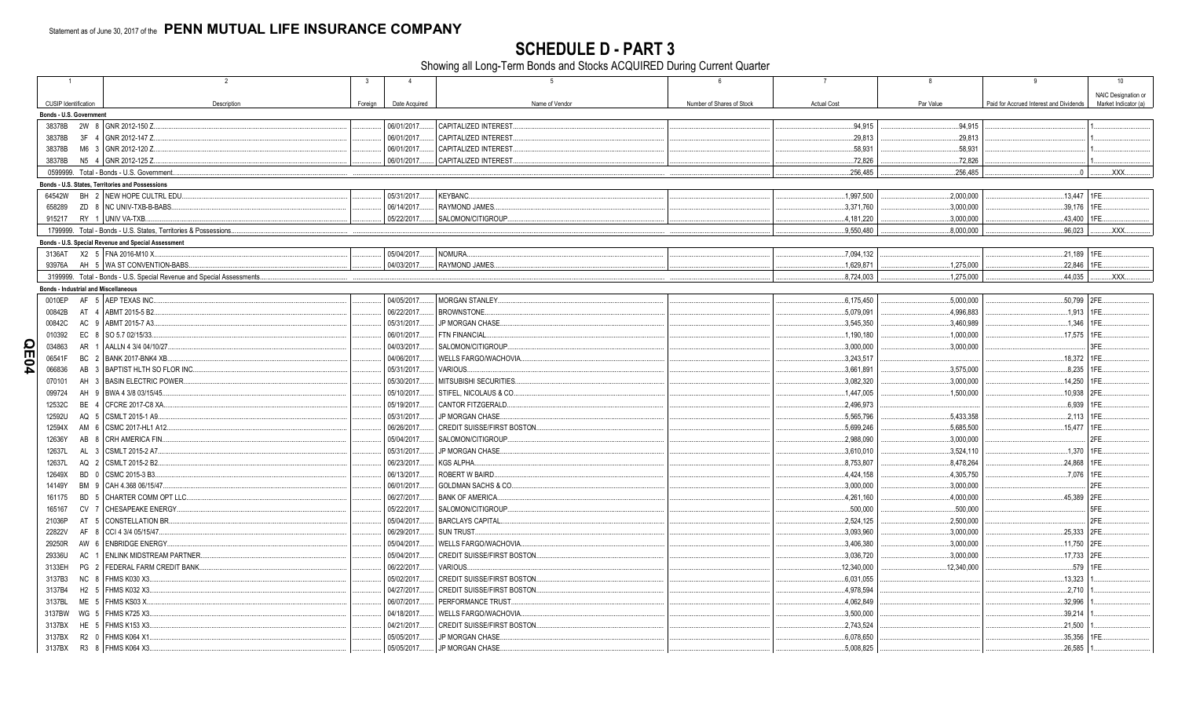Statement as of June 30, 2017 of the **PENN MUTUAL LIFE INSURANCE COMPANY**

# SCHEDULE D - PART 3

Showing all Long-Term Bonds and Stocks ACQUIRED During Current Quarter

| 1 CUSIP Identification | 2 Description | 3 Foreign | 4 Date Acquired | 5 Name of Vendor | 6 Number of Shares of Stock | 7 Actual Cost | 8 Par Value | 9 Paid for Accrued Interest and Dividends | 10 NAIC Designation or Market Indicator (a) |
|---|---|---|---|---|---|---|---|---|---|
| **Bonds - U.S. Government** | | | | | | | | | |
| 38378B 2W 8 | GNR 2012-150 Z | | 06/01/2017 | CAPITALIZED INTEREST | | 94,915 | 94,915 | | 1 |
| 38378B 3F 4 | GNR 2012-147 Z | | 06/01/2017 | CAPITALIZED INTEREST | | 29,813 | 29,813 | | 1 |
| 38378B M6 3 | GNR 2012-120 Z | | 06/01/2017 | CAPITALIZED INTEREST | | 58,931 | 58,931 | | 1 |
| 38378B N5 4 | GNR 2012-125 Z | | 06/01/2017 | CAPITALIZED INTEREST | | 72,826 | 72,826 | | 1 |
| 0599999. Total - Bonds - U.S. Government | | | | | | 256,485 | 256,485 | 0 | XXX |
| **Bonds - U.S. States, Territories and Possessions** | | | | | | | | | |
| 64542W BH 2 | NEW HOPE CULTRL EDU | | 05/31/2017 | KEYBANC | | 1,997,500 | 2,000,000 | 13,447 | 1FE |
| 658289 ZD 8 | NC UNIV-TXB-B-BABS | | 06/14/2017 | RAYMOND JAMES | | 3,371,760 | 3,000,000 | 39,176 | 1FE |
| 915217 RY 1 | UNIV VA-TXB | | 05/22/2017 | SALOMON/CITIGROUP | | 4,181,220 | 3,000,000 | 43,400 | 1FE |
| 1799999. Total - Bonds - U.S. States, Territories & Possessions | | | | | | 9,550,480 | 8,000,000 | 96,023 | XXX |
| **Bonds - U.S. Special Revenue and Special Assessment** | | | | | | | | | |
| 3136AT X2 5 | FNA 2016-M10 X | | 05/04/2017 | NOMURA | | 7,094,132 | | 21,189 | 1FE |
| 93976A AH 5 | WA ST CONVENTION-BABS | | 04/03/2017 | RAYMOND JAMES | | 1,629,871 | 1,275,000 | 22,846 | 1FE |
| 3199999. Total - Bonds - U.S. Special Revenue and Special Assessments | | | | | | 8,724,003 | 1,275,000 | 44,035 | XXX |
| **Bonds - Industrial and Miscellaneous** | | | | | | | | | |
| 0010EP AF 5 | AEP TEXAS INC | | 04/05/2017 | MORGAN STANLEY | | 6,175,450 | 5,000,000 | 50,799 | 2FE |
| 00842B AT 4 | ABMT 2015-5 B2 | | 06/22/2017 | BROWNSTONE | | 5,079,091 | 4,996,883 | 1,913 | 1FE |
| 00842C AC 9 | ABMT 2015-7 A3 | | 05/31/2017 | JP MORGAN CHASE | | 3,545,350 | 3,460,989 | 1,346 | 1FE |
| 010392 EC 8 | SO 5.7 02/15/33 | | 06/01/2017 | FTN FINANCIAL | | 1,190,180 | 1,000,000 | 17,575 | 1FE |
| 034863 AR 1 | AALLN 4 3/4 04/10/27 | | 04/03/2017 | SALOMON/CITIGROUP | | 3,000,000 | 3,000,000 | | 3FE |
| 06541F BC 2 | BANK 2017-BNK4 XB | | 04/06/2017 | WELLS FARGO/WACHOVIA | | 3,243,517 | | 18,372 | 1FE |
| 066836 AB 3 | BAPTIST HLTH SO FLOR INC | | 05/31/2017 | VARIOUS | | 3,661,891 | 3,575,000 | 8,235 | 1FE |
| 070101 AH 3 | BASIN ELECTRIC POWER | | 05/30/2017 | MITSUBISHI SECURITIES | | 3,082,320 | 3,000,000 | 14,250 | 1FE |
| 099724 AH 9 | BWA 4 3/8 03/15/45 | | 05/10/2017 | STIFEL, NICOLAUS & CO | | 1,447,005 | 1,500,000 | 10,938 | 2FE |
| 12532C BE 4 | CFCRE 2017-C8 XA | | 05/19/2017 | CANTOR FITZGERALD | | 2,496,973 | | 6,939 | 1FE |
| 12592U AQ 5 | CSMLT 2015-1 A9 | | 05/31/2017 | JP MORGAN CHASE | | 5,565,796 | 5,433,358 | 2,113 | 1FE |
| 12594X AM 6 | CSMC 2017-HL1 A12 | | 06/26/2017 | CREDIT SUISSE/FIRST BOSTON | | 5,699,246 | 5,685,500 | 15,477 | 1FE |
| 12636Y AB 8 | CRH AMERICA FIN | | 05/04/2017 | SALOMON/CITIGROUP | | 2,988,090 | 3,000,000 | | 2FE |
| 12637L AL 3 | CSMLT 2015-2 A7 | | 05/31/2017 | JP MORGAN CHASE | | 3,610,010 | 3,524,110 | 1,370 | 1FE |
| 12637L AQ 2 | CSMLT 2015-2 B2 | | 06/23/2017 | KGS ALPHA | | 8,753,807 | 8,478,264 | 24,868 | 1FE |
| 12649X BD 0 | CSMC 2015-3 B3 | | 06/13/2017 | ROBERT W BAIRD | | 4,424,158 | 4,305,750 | 7,076 | 1FE |
| 14149Y BM 9 | CAH 4.368 06/15/47 | | 06/01/2017 | GOLDMAN SACHS & CO | | 3,000,000 | 3,000,000 | | 2FE |
| 161175 BD 5 | CHARTER COMM OPT LLC | | 06/27/2017 | BANK OF AMERICA | | 4,261,160 | 4,000,000 | 45,389 | 2FE |
| 165167 CV 7 | CHESAPEAKE ENERGY | | 05/22/2017 | SALOMON/CITIGROUP | | 500,000 | 500,000 | | 5FE |
| 21036P AT 5 | CONSTELLATION BR | | 05/04/2017 | BARCLAYS CAPITAL | | 2,524,125 | 2,500,000 | | 2FE |
| 22822V AF 8 | CCI 4 3/4 05/15/47 | | 06/29/2017 | SUN TRUST | | 3,093,960 | 3,000,000 | 25,333 | 2FE |
| 29250R AW 6 | ENBRIDGE ENERGY | | 05/04/2017 | WELLS FARGO/WACHOVIA | | 3,406,380 | 3,000,000 | 11,750 | 2FE |
| 29336U AC 1 | ENLINK MIDSTREAM PARTNER | | 05/04/2017 | CREDIT SUISSE/FIRST BOSTON | | 3,036,720 | 3,000,000 | 17,733 | 2FE |
| 3133EH PG 2 | FEDERAL FARM CREDIT BANK | | 06/22/2017 | VARIOUS | | 12,340,000 | 12,340,000 | 579 | 1FE |
| 3137B3 NC 8 | FHMS K030 X3 | | 05/02/2017 | CREDIT SUISSE/FIRST BOSTON | | 6,031,055 | | 13,323 | 1 |
| 3137B4 H2 5 | FHMS K032 X3 | | 04/27/2017 | CREDIT SUISSE/FIRST BOSTON | | 4,978,594 | | 2,710 | 1 |
| 3137BL ME 5 | FHMS KS03 X | | 06/07/2017 | PERFORMANCE TRUST | | 4,062,849 | | 32,996 | 1 |
| 3137BW WG 5 | FHMS K725 X3 | | 04/18/2017 | WELLS FARGO/WACHOVIA | | 3,500,000 | | 39,214 | 1 |
| 3137BX HE 5 | FHMS K153 X3 | | 04/21/2017 | CREDIT SUISSE/FIRST BOSTON | | 2,743,524 | | 21,500 | 1 |
| 3137BX R2 0 | FHMS K064 X1 | | 05/05/2017 | JP MORGAN CHASE | | 6,078,650 | | 35,356 | 1FE |
| 3137BX R3 8 | FHMS K064 X3 | | 05/05/2017 | JP MORGAN CHASE | | 5,008,825 | | 26,585 | 1 |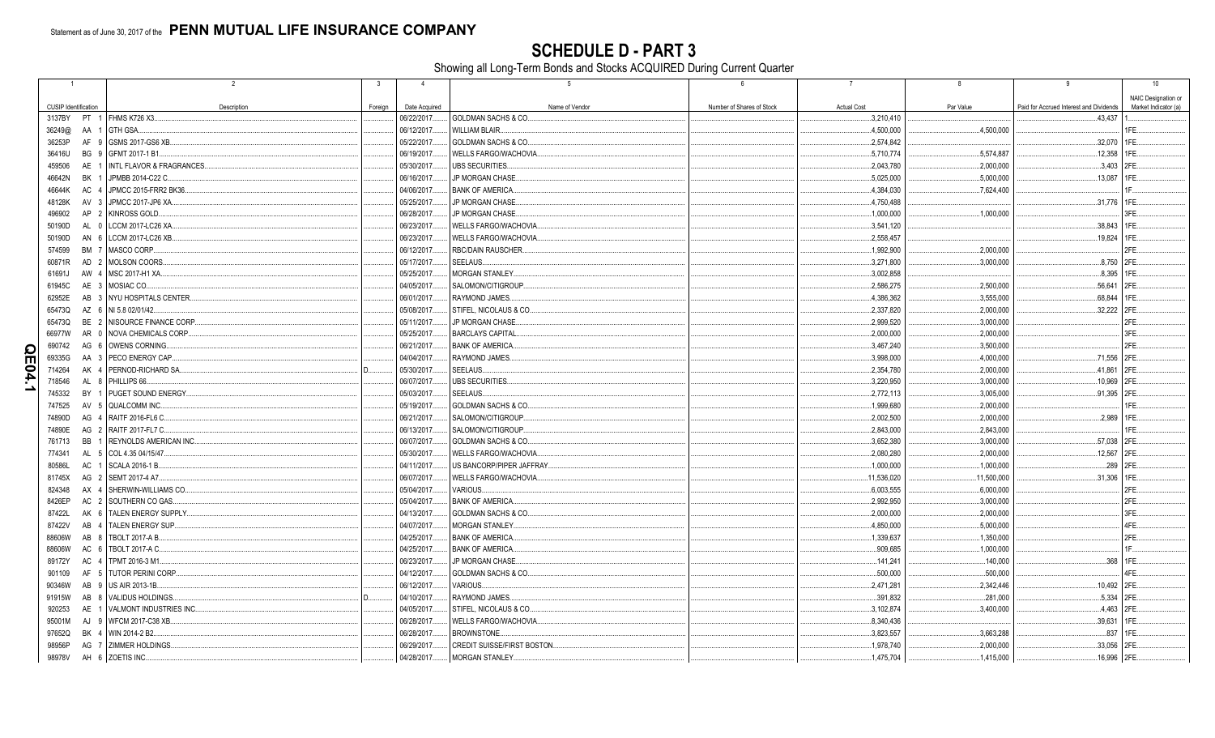Statement as of June 30, 2017 of the **PENN MUTUAL LIFE INSURANCE COMPANY**

# SCHEDULE D - PART 3

Showing all Long-Term Bonds and Stocks ACQUIRED During Current Quarter

| 1 CUSIP Identification | 2 Description | 3 Foreign | 4 Date Acquired | 5 Name of Vendor | 6 Number of Shares of Stock | 7 Actual Cost | 8 Par Value | 9 Paid for Accrued Interest and Dividends | 10 NAIC Designation or Market Indicator (a) |
|---|---|---|---|---|---|---|---|---|---|
| 3137BY PT 1 | FHMS K726 X3 | | 06/22/2017 | GOLDMAN SACHS & CO. | | 3,210,410 | | 43,437 | 1 |
| 36249@ AA 1 | GTH GSA | | 06/12/2017 | WILLIAM BLAIR | | 4,500,000 | 4,500,000 | | 1FE |
| 36253P AF 9 | GSMS 2017-GS6 XB | | 05/22/2017 | GOLDMAN SACHS & CO. | | 2,574,842 | | 32,070 | 1FE |
| 36416U BG 9 | GFMT 2017-1 B1 | | 06/19/2017 | WELLS FARGO/WACHOVIA | | 5,710,774 | 5,574,887 | 12,358 | 1FE |
| 459506 AE 1 | INTL FLAVOR & FRAGRANCES | | 05/30/2017 | UBS SECURITIES | | 2,043,780 | 2,000,000 | 3,403 | 2FE |
| 46642N BK 1 | JPMBB 2014-C22 C | | 06/16/2017 | JP MORGAN CHASE | | 5,025,000 | 5,000,000 | 13,087 | 1FE |
| 46644K AC 4 | JPMCC 2015-FRR2 BK36 | | 04/06/2017 | BANK OF AMERICA | | 4,384,030 | 7,624,400 | | 1F |
| 48128K AV 3 | JPMCC 2017-JP6 XA | | 05/25/2017 | JP MORGAN CHASE | | 4,750,488 | | 31,776 | 1FE |
| 496902 AP 2 | KINROSS GOLD | | 06/28/2017 | JP MORGAN CHASE | | 1,000,000 | 1,000,000 | | 3FE |
| 50190D AL 0 | LCCM 2017-LC26 XA | | 06/23/2017 | WELLS FARGO/WACHOVIA | | 3,541,120 | | 38,843 | 1FE |
| 50190D AN 6 | LCCM 2017-LC26 XB | | 06/23/2017 | WELLS FARGO/WACHOVIA | | 2,558,457 | | 19,824 | 1FE |
| 574599 BM 7 | MASCO CORP | | 06/12/2017 | RBC/DAIN RAUSCHER | | 1,992,900 | 2,000,000 | | 2FE |
| 60871R AD 2 | MOLSON COORS | | 05/17/2017 | SEELAUS | | 3,271,800 | 3,000,000 | 8,750 | 2FE |
| 61691J AW 4 | MSC 2017-H1 XA | | 05/25/2017 | MORGAN STANLEY | | 3,002,858 | | 8,395 | 1FE |
| 61945C AE 3 | MOSIAC CO | | 04/05/2017 | SALOMON/CITIGROUP | | 2,586,275 | 2,500,000 | 56,641 | 2FE |
| 62952E AB 3 | NYU HOSPITALS CENTER | | 06/01/2017 | RAYMOND JAMES | | 4,386,362 | 3,555,000 | 68,844 | 1FE |
| 65473Q AZ 6 | NI 5.8 02/01/42 | | 05/08/2017 | STIFEL, NICOLAUS & CO | | 2,337,820 | 2,000,000 | 32,222 | 2FE |
| 65473Q BE 2 | NISOURCE FINANCE CORP | | 05/11/2017 | JP MORGAN CHASE | | 2,999,520 | 3,000,000 | | 2FE |
| 66977W AR 0 | NOVA CHEMICALS CORP | | 05/25/2017 | BARCLAYS CAPITAL | | 2,000,000 | 2,000,000 | | 3FE |
| 690742 AG 6 | OWENS CORNING | | 06/21/2017 | BANK OF AMERICA | | 3,467,240 | 3,500,000 | | 2FE |
| 69335G AA 3 | PECO ENERGY CAP | | 04/04/2017 | RAYMOND JAMES | | 3,998,000 | 4,000,000 | 71,556 | 2FE |
| 714264 AK 4 | PERNOD-RICHARD SA | D | 05/30/2017 | SEELAUS | | 2,354,780 | 2,000,000 | 41,861 | 2FE |
| 718546 AL 8 | PHILLIPS 66 | | 06/07/2017 | UBS SECURITIES | | 3,220,950 | 3,000,000 | 10,969 | 2FE |
| 745332 BY 1 | PUGET SOUND ENERGY | | 05/03/2017 | SEELAUS | | 2,772,113 | 3,005,000 | 91,395 | 2FE |
| 747525 AV 5 | QUALCOMM INC | | 05/19/2017 | GOLDMAN SACHS & CO. | | 1,999,680 | 2,000,000 | | 1FE |
| 74890D AG 4 | RAITF 2016-FL6 C | | 06/21/2017 | SALOMON/CITIGROUP | | 2,002,500 | 2,000,000 | 2,989 | 1FE |
| 74890E AG 2 | RAITF 2017-FL7 C | | 06/13/2017 | SALOMON/CITIGROUP | | 2,843,000 | 2,843,000 | | 1FE |
| 761713 BB 1 | REYNOLDS AMERICAN INC | | 06/07/2017 | GOLDMAN SACHS & CO. | | 3,652,380 | 3,000,000 | 57,038 | 2FE |
| 774341 AL 5 | COL 4.35 04/15/47 | | 05/30/2017 | WELLS FARGO/WACHOVIA | | 2,080,280 | 2,000,000 | 12,567 | 2FE |
| 80586L AC 1 | SCALA 2016-1 B | | 04/11/2017 | US BANCORP/PIPER JAFFRAY | | 1,000,000 | 1,000,000 | 289 | 2FE |
| 81745X AG 2 | SEMT 2017-4 A7 | | 06/07/2017 | WELLS FARGO/WACHOVIA | | 11,536,020 | 11,500,000 | 31,306 | 1FE |
| 824348 AX 4 | SHERWIN-WILLIAMS CO | | 05/04/2017 | VARIOUS | | 6,003,555 | 6,000,000 | | 2FE |
| 8426EP AC 2 | SOUTHERN CO GAS | | 05/04/2017 | BANK OF AMERICA | | 2,992,950 | 3,000,000 | | 2FE |
| 87422L AK 6 | TALEN ENERGY SUPPLY | | 04/13/2017 | GOLDMAN SACHS & CO. | | 2,000,000 | 2,000,000 | | 3FE |
| 87422V AB 4 | TALEN ENERGY SUP | | 04/07/2017 | MORGAN STANLEY | | 4,850,000 | 5,000,000 | | 4FE |
| 88606W AB 8 | TBOLT 2017-A B | | 04/25/2017 | BANK OF AMERICA | | 1,339,637 | 1,350,000 | | 2FE |
| 88606W AC 6 | TBOLT 2017-A C | | 04/25/2017 | BANK OF AMERICA | | 909,685 | 1,000,000 | | 1F |
| 89172Y AC 4 | TPMT 2016-3 M1 | | 06/23/2017 | JP MORGAN CHASE | | 141,241 | 140,000 | 368 | 1FE |
| 901109 AF 5 | TUTOR PERINI CORP | | 04/12/2017 | GOLDMAN SACHS & CO. | | 500,000 | 500,000 | | 4FE |
| 90346W AB 9 | US AIR 2013-1B | | 06/12/2017 | VARIOUS | | 2,471,281 | 2,342,446 | 10,492 | 2FE |
| 91915W AB 8 | VALIDUS HOLDINGS | D | 04/10/2017 | RAYMOND JAMES | | 391,832 | 281,000 | 5,334 | 2FE |
| 920253 AE 1 | VALMONT INDUSTRIES INC | | 04/05/2017 | STIFEL, NICOLAUS & CO | | 3,102,874 | 3,400,000 | 4,463 | 2FE |
| 95001M AJ 9 | WFCM 2017-C38 XB | | 06/28/2017 | WELLS FARGO/WACHOVIA | | 8,340,436 | | 39,631 | 1FE |
| 97652Q BK 4 | WIN 2014-2 B2 | | 06/28/2017 | BROWNSTONE | | 3,823,557 | 3,663,288 | 837 | 1FE |
| 98956P AG 7 | ZIMMER HOLDINGS | | 06/29/2017 | CREDIT SUISSE/FIRST BOSTON | | 1,978,740 | 2,000,000 | 33,056 | 2FE |
| 98978V AH 6 | ZOETIS INC | | 04/28/2017 | MORGAN STANLEY | | 1,475,704 | 1,415,000 | 16,996 | 2FE |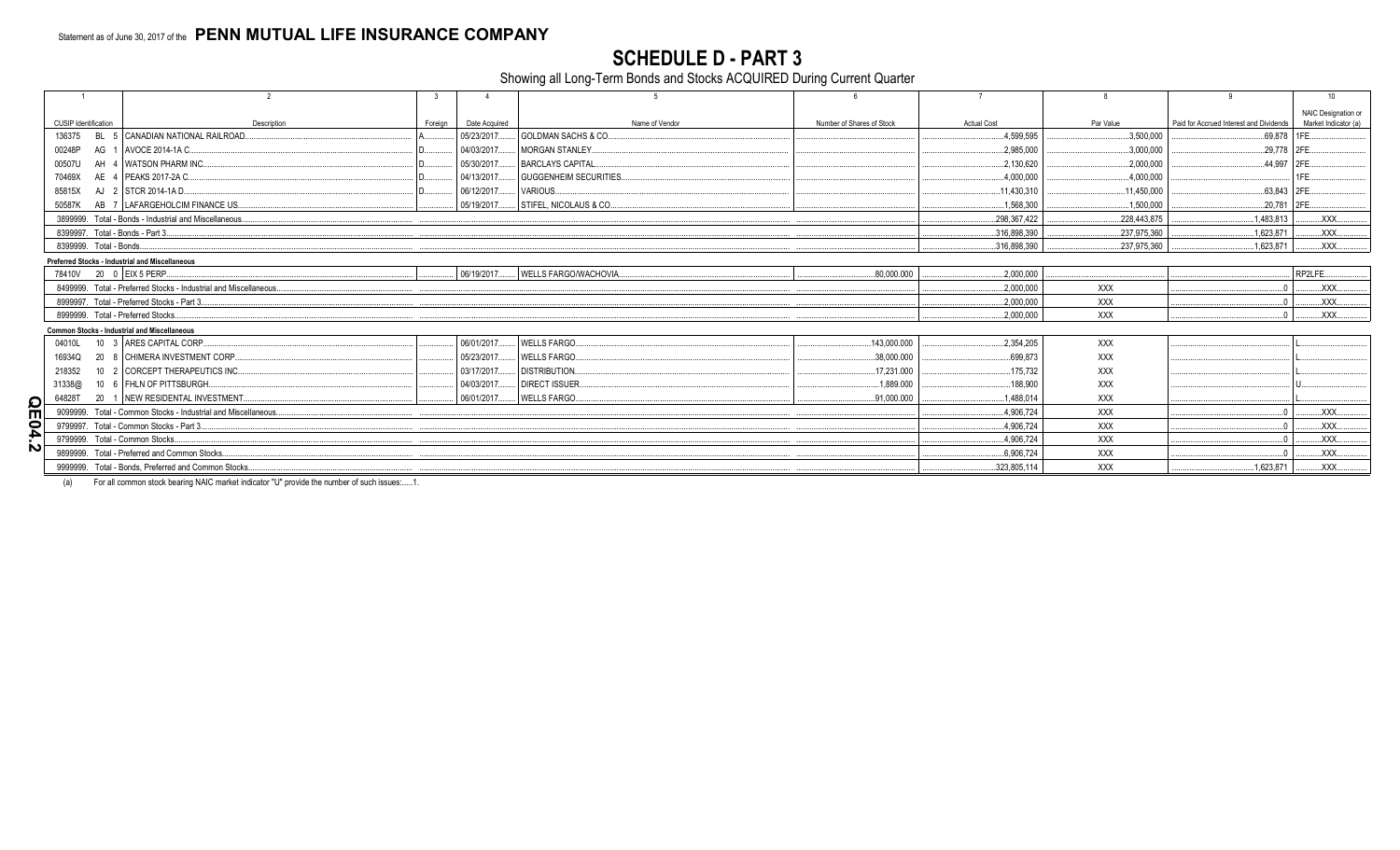Statement as of June 30, 2017 of the **PENN MUTUAL LIFE INSURANCE COMPANY**

# SCHEDULE D - PART 3

Showing all Long-Term Bonds and Stocks ACQUIRED During Current Quarter

| 1 | 2 | 3 | 4 | 5 | 6 | 7 | 8 | 9 | 10 |
|---|---|---|---|---|---|---|---|---|---|
| CUSIP Identification | Description | Foreign | Date Acquired | Name of Vendor | Number of Shares of Stock | Actual Cost | Par Value | Paid for Accrued Interest and Dividends | NAIC Designation or Market Indicator (a) |
| 136375 BL 5 | CANADIAN NATIONAL RAILROAD | A | 05/23/2017 | GOLDMAN SACHS & CO. | | 4,599,595 | 3,500,000 | 69,878 | 1FE |
| 00248P AG 1 | AVOCE 2014-1A C | D | 04/03/2017 | MORGAN STANLEY | | 2,985,000 | 3,000,000 | 29,778 | 2FE |
| 00507U AH 4 | WATSON PHARM INC. | D | 05/30/2017 | BARCLAYS CAPITAL | | 2,130,620 | 2,000,000 | 44,997 | 2FE |
| 70469X AE 4 | PEAKS 2017-2A C | D | 04/13/2017 | GUGGENHEIM SECURITIES | | 4,000,000 | 4,000,000 | | 1FE |
| 85815X AJ 2 | STCR 2014-1A D | D | 06/12/2017 | VARIOUS | | 11,430,310 | 11,450,000 | 63,843 | 2FE |
| 50587K AB 7 | LAFARGEHOLCIM FINANCE US | | 05/19/2017 | STIFEL, NICOLAUS & CO. | | 1,568,300 | 1,500,000 | 20,781 | 2FE |
| 3899999. Total - Bonds - Industrial and Miscellaneous | | | | | | 298,367,422 | 228,443,875 | 1,483,813 | XXX |
| 8399997. Total - Bonds - Part 3 | | | | | | 316,898,390 | 237,975,360 | 1,623,871 | XXX |
| 8399999. Total - Bonds | | | | | | 316,898,390 | 237,975,360 | 1,623,871 | XXX |
| **Preferred Stocks - Industrial and Miscellaneous** | | | | | | | | | |
| 78410V 20 0 | EIX 5 PERP | | 06/19/2017 | WELLS FARGO/WACHOVIA | 80,000.000 | 2,000,000 | | | RP2LFE |
| 8499999. Total - Preferred Stocks - Industrial and Miscellaneous | | | | | | 2,000,000 | XXX | 0 | XXX |
| 8999997. Total - Preferred Stocks - Part 3 | | | | | | 2,000,000 | XXX | 0 | XXX |
| 8999999. Total - Preferred Stocks | | | | | | 2,000,000 | XXX | 0 | XXX |
| **Common Stocks - Industrial and Miscellaneous** | | | | | | | | | |
| 04010L 10 3 | ARES CAPITAL CORP | | 06/01/2017 | WELLS FARGO | 143,000.000 | 2,354,205 | XXX | | L |
| 16934Q 20 8 | CHIMERA INVESTMENT CORP | | 05/23/2017 | WELLS FARGO | 38,000.000 | 699,873 | XXX | | L |
| 218352 10 2 | CORCEPT THERAPEUTICS INC | | 03/17/2017 | DISTRIBUTION | 17,231.000 | 175,732 | XXX | | L |
| 31338@ 10 6 | FHLN OF PITTSBURGH | | 04/03/2017 | DIRECT ISSUER | 1,889.000 | 188,900 | XXX | | U |
| 64828T 20 1 | NEW RESIDENTAL INVESTMENT | | 06/01/2017 | WELLS FARGO | 91,000.000 | 1,488,014 | XXX | | L |
| 9099999. Total - Common Stocks - Industrial and Miscellaneous | | | | | | 4,906,724 | XXX | 0 | XXX |
| 9799997. Total - Common Stocks - Part 3 | | | | | | 4,906,724 | XXX | 0 | XXX |
| 9799999. Total - Common Stocks | | | | | | 4,906,724 | XXX | 0 | XXX |
| 9899999. Total - Preferred and Common Stocks | | | | | | 6,906,724 | XXX | 0 | XXX |
| 9999999. Total - Bonds, Preferred and Common Stocks | | | | | | 323,805,114 | XXX | 1,623,871 | XXX |

(a) For all common stock bearing NAIC market indicator "U" provide the number of such issues:......1.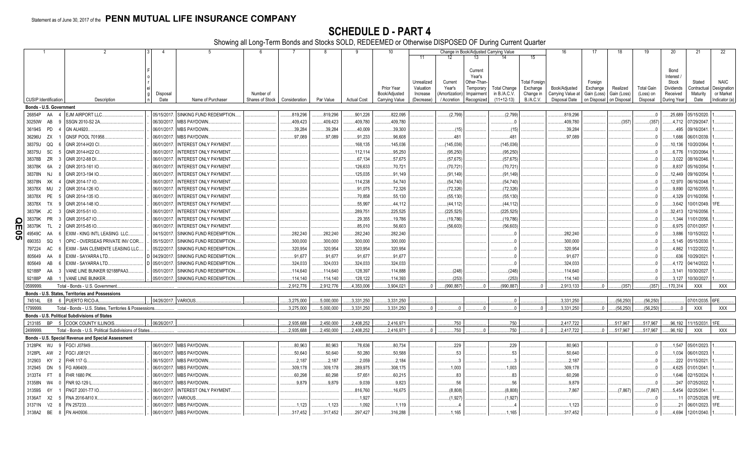Statement as of June 30, 2017 of the **PENN MUTUAL LIFE INSURANCE COMPANY**

# SCHEDULE D - PART 4

Showing all Long-Term Bonds and Stocks SOLD, REDEEMED or Otherwise DISPOSED OF During Current Quarter

| 1 | 2 | 3 | 4 | 5 | 6 | 7 | 8 | 9 | 10 | 11 | 12 | 13 | 14 | 15 | 16 | 17 | 18 | 19 | 20 | 21 | 22 |
|---|---|---|---|---|---|---|---|---|---|---|---|---|---|---|---|---|---|---|---|---|---|
| | | | | | | | | | | Change in Book/Adjusted Carrying Value | | | | | | | | | | | |
| CUSIP Identification | Description | Foreign | Disposal Date | Name of Purchaser | Number of Shares of Stock | Consideration | Par Value | Actual Cost | Prior Year Book/Adjusted Carrying Value | Unrealized Valuation Increase (Decrease) | Current Year's (Amortization) / Accretion | Current Year's Other-Than-Temporary Impairment Recognized | Total Change in B./A.C.V. (11+12-13) | Total Foreign Exchange Change in B./A.C.V. | Book/Adjusted Carrying Value at Disposal Date | Foreign Exchange Gain (Loss) on Disposal | Realized Gain (Loss) on Disposal | Total Gain (Loss) on Disposal | Bond Interest / Stock Dividends Received During Year | Stated Contractual Maturity Date | NAIC Designation or Market Indicator (a) |
| **Bonds - U.S. Government** | | | | | | | | | | | | | | | | | | | | | |
| 26854P AA 4 | EJM AIRPORT LLC | | 05/15/2017 | SINKING FUND REDEMPTION | | 819,296 | 819,296 | 901,226 | 822,095 | | (2,799) | | (2,799) | | 819,296 | | | 0 | 25,689 | 05/15/2020 | 1 |
| 30250W AB 9 | SSGN 2010-S2 2A | | 06/30/2017 | MBS PAYDOWN | | 409,423 | 409,423 | 409,780 | 409,780 | | | | 0 | | 409,780 | | (357) | (357) | 4,712 | 07/29/2047 | 1 |
| 36194S PD 4 | GN AU4920 | | 06/01/2017 | MBS PAYDOWN | | 39,284 | 39,284 | 40,009 | 39,300 | | (15) | | (15) | | 39,284 | | | 0 | 495 | 09/16/2041 | 1 |
| 36296U ZX 1 | GNSF POOL 701958 | | 06/01/2017 | MBS PAYDOWN | | 97,089 | 97,089 | 91,233 | 96,608 | | 481 | | 481 | | 97,089 | | | 0 | 1,666 | 06/01/2039 | 1 |
| 38375U QQ 6 | GNR 2014-H20 CI | | 06/01/2017 | INTEREST ONLY PAYMENT | | | | 168,135 | 145,036 | | (145,036) | | (145,036) | | | | | 0 | 10,136 | 10/20/2064 | 1 |
| 38375U SC 5 | GNR 2014-H22 CI | | 06/01/2017 | INTEREST ONLY PAYMENT | | | | 112,114 | 95,250 | | (95,250) | | (95,250) | | | | | 0 | 6,776 | 11/20/2064 | 1 |
| 38378B ZR 3 | GNR 2012-88 DI | | 06/01/2017 | INTEREST ONLY PAYMENT | | | | 67,134 | 57,675 | | (57,675) | | (57,675) | | | | | 0 | 3,022 | 08/16/2046 | 1 |
| 38378K 6A 2 | GNR 2013-161 IO | | 06/01/2017 | INTEREST ONLY PAYMENT | | | | 126,633 | 70,721 | | (70,721) | | (70,721) | | | | | 0 | 8,837 | 05/16/2054 | 1 |
| 38378N NJ 8 | GNR 2013-194 IO | | 06/01/2017 | INTEREST ONLY PAYMENT | | | | 125,035 | 91,149 | | (91,149) | | (91,149) | | | | | 0 | 12,449 | 09/16/2054 | 1 |
| 38378N XK 4 | GNR 2014-17 IO | | 06/01/2017 | INTEREST ONLY PAYMENT | | | | 114,238 | 54,740 | | (54,740) | | (54,740) | | | | | 0 | 12,970 | 06/16/2048 | 1 |
| 38378X MU 2 | GNR 2014-126 IO | | 06/01/2017 | INTEREST ONLY PAYMENT | | | | 91,075 | 72,326 | | (72,326) | | (72,326) | | | | | 0 | 9,890 | 02/16/2055 | 1 |
| 38378X PE 5 | GNR 2014-135 IO | | 06/01/2017 | INTEREST ONLY PAYMENT | | | | 70,858 | 55,130 | | (55,130) | | (55,130) | | | | | 0 | 4,329 | 01/16/2056 | 1 |
| 38378X TX 9 | GNR 2014-148 IO | | 06/01/2017 | INTEREST ONLY PAYMENT | | | | 55,997 | 44,112 | | (44,112) | | (44,112) | | | | | 0 | 3,642 | 10/01/2049 | 1FE |
| 38379K JC 3 | GNR 2015-51 IO | | 06/01/2017 | INTEREST ONLY PAYMENT | | | | 289,751 | 225,525 | | (225,525) | | (225,525) | | | | | 0 | 32,413 | 12/16/2056 | 1 |
| 38379K PR 3 | GNR 2015-67 IO | | 06/01/2017 | INTEREST ONLY PAYMENT | | | | 29,355 | 19,786 | | (19,786) | | (19,786) | | | | | 0 | 1,344 | 11/01/2056 | 1 |
| 38379K TL 2 | GNR 2015-85 IO | | 06/01/2017 | INTEREST ONLY PAYMENT | | | | 85,010 | 56,603 | | (56,603) | | (56,603) | | | | | 0 | 6,975 | 07/01/2057 | 1 |
| 49549C AA 6 | EXIM - KING INTL LEASING LLC | | 04/15/2017 | SINKING FUND REDEMPTION | | 282,240 | 282,240 | 282,240 | 282,240 | | | | 0 | | 282,240 | | | 0 | 3,886 | 10/15/2022 | 1 |
| 690353 SQ 1 | OPIC - OVERSEAS PRIVATE INV COR | | 05/15/2017 | SINKING FUND REDEMPTION | | 300,000 | 300,000 | 300,000 | 300,000 | | | | 0 | | 300,000 | | | 0 | 5,145 | 05/15/2030 | 1 |
| 797224 AC 6 | EXIM - SAN CLEMENTE LEASING LLC | | 05/22/2017 | SINKING FUND REDEMPTION | | 320,954 | 320,954 | 320,954 | 320,954 | | | | 0 | | 320,954 | | | 0 | 4,862 | 11/22/2022 | 1 |
| 805649 AA 8 | EXIM - SAYARRA LTD | D | 04/29/2017 | SINKING FUND REDEMPTION | | 91,677 | 91,677 | 91,677 | 91,677 | | | | 0 | | 91,677 | | | 0 | 636 | 10/29/2021 | 1 |
| 805649 AB 6 | EXIM - SAYARRA LTD | D | 05/01/2017 | SINKING FUND REDEMPTION | | 324,033 | 324,033 | 324,033 | 324,033 | | | | 0 | | 324,033 | | | 0 | 4,172 | 04/14/2022 | 1 |
| 92188P AA 3 | VANE LINE BUNKER 92188PAA3 | | 05/01/2017 | SINKING FUND REDEMPTION | | 114,640 | 114,640 | 128,397 | 114,888 | | (248) | | (248) | | 114,640 | | | 0 | 3,141 | 10/30/2027 | 1 |
| 92188P AB 1 | VANE LINE BUNKER | | 05/01/2017 | SINKING FUND REDEMPTION | | 114,140 | 114,140 | 128,122 | 114,393 | | (253) | | (253) | | 114,140 | | | 0 | 3,127 | 10/30/2027 | 1 |
| 0599999. | Total - Bonds - U.S. Government | | | | | 2,912,776 | 2,912,776 | 4,353,006 | 3,904,021 | 0 | (990,887) | 0 | (990,887) | 0 | 2,913,133 | 0 | (357) | (357) | 170,314 | XXX | XXX |
| **Bonds - U.S. States, Territories and Possessions** | | | | | | | | | | | | | | | | | | | | | |
| 74514L E8 6 | PUERTO RICO-A | | 04/26/2017 | VARIOUS | | 3,275,000 | 5,000,000 | 3,331,250 | 3,331,250 | | | | 0 | | 3,331,250 | | (56,250) | (56,250) | | 07/01/2035 | 6FE |
| 1799999. | Total - Bonds - U.S. States, Territories & Possessions | | | | | 3,275,000 | 5,000,000 | 3,331,250 | 3,331,250 | 0 | 0 | 0 | 0 | 0 | 3,331,250 | 0 | (56,250) | (56,250) | 0 | XXX | XXX |
| **Bonds - U.S. Political Subdivisions of States** | | | | | | | | | | | | | | | | | | | | | |
| 213185 BP 5 | COOK COUNTY ILLINOIS | | 06/26/2017 | | | 2,935,688 | 2,450,000 | 2,408,252 | 2,416,971 | | 750 | | 750 | | 2,417,722 | | 517,967 | 517,967 | 96,192 | 11/15/2031 | 1FE |
| 2499999. | Total - Bonds - U.S. Political Subdivisions of States | | | | | 2,935,688 | 2,450,000 | 2,408,252 | 2,416,971 | 0 | 750 | 0 | 750 | 0 | 2,417,722 | 0 | 517,967 | 517,967 | 96,192 | XXX | XXX |
| **Bonds - U.S. Special Revenue and Special Assessment** | | | | | | | | | | | | | | | | | | | | | |
| 3128PK WJ 9 | FGCI J07849 | | 06/01/2017 | MBS PAYDOWN | | 80,963 | 80,963 | 78,636 | 80,734 | | 229 | | 229 | | 80,963 | | | 0 | 1,547 | 05/01/2023 | 1 |
| 3128PL AW 2 | FGCI J08121 | | 06/01/2017 | MBS PAYDOWN | | 50,640 | 50,640 | 50,280 | 50,588 | | 53 | | 53 | | 50,640 | | | 0 | 1,034 | 06/01/2023 | 1 |
| 312903 KY 2 | FHR 117 G | | 06/15/2017 | MBS PAYDOWN | | 2,187 | 2,187 | 2,059 | 2,184 | | 3 | | 3 | | 2,187 | | | 0 | 222 | 01/15/2021 | 1 |
| 312945 DN 5 | FG A96409 | | 06/01/2017 | MBS PAYDOWN | | 309,178 | 309,178 | 289,975 | 308,175 | | 1,003 | | 1,003 | | 309,178 | | | 0 | 4,625 | 01/01/2041 | 1 |
| 3133T4 FT 8 | FHR 1680 PK | | 06/01/2017 | MBS PAYDOWN | | 60,298 | 60,298 | 57,651 | 60,215 | | 83 | | 83 | | 60,298 | | | 0 | 1,646 | 02/15/2024 | 1 |
| 31358N W4 0 | FNR 92-129 L | | 06/01/2017 | MBS PAYDOWN | | 9,879 | 9,879 | 9,039 | 9,823 | | 56 | | 56 | | 9,879 | | | 0 | 247 | 07/25/2022 | 1 |
| 31359S 6Y 1 | FNGT 2001-T7 IO | | 06/01/2017 | INTEREST ONLY PAYMENT | | | | 816,760 | 16,675 | | (8,808) | | (8,808) | | 7,867 | | (7,867) | (7,867) | 5,454 | 02/25/2041 | 1 |
| 3136AT X2 5 | FNA 2016-M10 X | | 06/01/2017 | VARIOUS | | | | 1,927 | | | (1,927) | | (1,927) | | | | | 0 | 11 | 07/25/2028 | 1FE |
| 31371N V2 8 | FN 257233 | | 06/01/2017 | MBS PAYDOWN | | 1,123 | 1,123 | 1,092 | 1,119 | | 4 | | 4 | | 1,123 | | | 0 | 21 | 06/01/2023 | 1FE |
| 3138A2 BE 8 | FN AH0936 | | 06/01/2017 | MBS PAYDOWN | | 317,452 | 317,452 | 297,427 | 316,288 | | 1,165 | | 1,165 | | 317,452 | | | 0 | 4,694 | 12/01/2040 | 1 |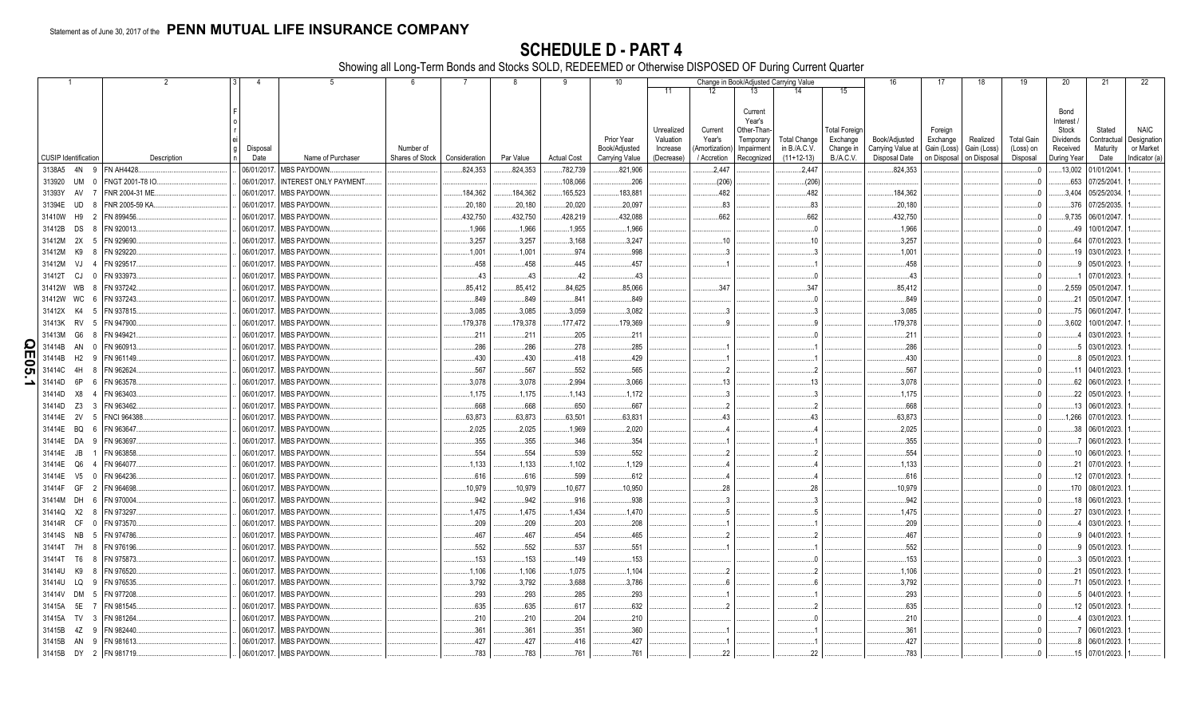Statement as of June 30, 2017 of the **PENN MUTUAL LIFE INSURANCE COMPANY**

# SCHEDULE D - PART 4

Showing all Long-Term Bonds and Stocks SOLD, REDEEMED or Otherwise DISPOSED OF During Current Quarter

| 1 | 2 | 3 | 4 | 5 | 6 | 7 | 8 | 9 | 10 | Change in Book/Adjusted Carrying Value | | | | | 16 | 17 | 18 | 19 | 20 | 21 | 22 |
|---|---|---|---|---|---|---|---|---|---|---|---|---|---|---|---|---|---|---|---|---|---|
| | | | | | | | | | | 11 | 12 | 13 | 14 | 15 | | | | | | | |
| CUSIP Identification | Description | Foreign | Disposal Date | Name of Purchaser | Number of Shares of Stock | Consideration | Par Value | Actual Cost | Prior Year Book/Adjusted Carrying Value | Unrealized Valuation Increase (Decrease) | Current Year's (Amortization) / Accretion | Current Year's Other-Than-Temporary Impairment Recognized | Total Change in B./A.C.V. (11+12-13) | Total Foreign Exchange Change in B./A.C.V. | Book/Adjusted Carrying Value at Disposal Date | Foreign Exchange Gain (Loss) on Disposal | Realized Gain (Loss) on Disposal | Total Gain (Loss) on Disposal | Bond Interest / Stock Dividends Received During Year | Stated Contractual Maturity Date | NAIC Designation or Market Indicator (a) |
| 3138A5 4N 9 | FN AH4428 | | 06/01/2017 | MBS PAYDOWN | | 824,353 | 824,353 | 782,739 | 821,906 | | 2,447 | | 2,447 | | 824,353 | | | 0 | 13,002 | 01/01/2041 | 1 |
| 313920 UM 0 | FNGT 2001-T8 IO | | 06/01/2017 | INTEREST ONLY PAYMENT | | | | 108,066 | 206 | | (206) | | (206) | | | | | 0 | 653 | 07/25/2041 | 1 |
| 31393Y AV 7 | FNR 2004-31 ME | | 06/01/2017 | MBS PAYDOWN | | 184,362 | 184,362 | 165,523 | 183,881 | | 482 | | 482 | | 184,362 | | | 0 | 3,404 | 05/25/2034 | 1 |
| 31394E UD 8 | FNR 2005-59 KA | | 06/01/2017 | MBS PAYDOWN | | 20,180 | 20,180 | 20,020 | 20,097 | | 83 | | 83 | | 20,180 | | | 0 | 376 | 07/25/2035 | 1 |
| 31410W H9 2 | FN 899456 | | 06/01/2017 | MBS PAYDOWN | | 432,750 | 432,750 | 428,219 | 432,088 | | 662 | | 662 | | 432,750 | | | 0 | 9,735 | 06/01/2047 | 1 |
| 31412B DS 8 | FN 920013 | | 06/01/2017 | MBS PAYDOWN | | 1,966 | 1,966 | 1,955 | 1,966 | | | | 0 | | 1,966 | | | 0 | 49 | 10/01/2047 | 1 |
| 31412M 2X 5 | FN 929690 | | 06/01/2017 | MBS PAYDOWN | | 3,257 | 3,257 | 3,168 | 3,247 | | 10 | | 10 | | 3,257 | | | 0 | 64 | 07/01/2023 | 1 |
| 31412M K9 8 | FN 929220 | | 06/01/2017 | MBS PAYDOWN | | 1,001 | 1,001 | 974 | 998 | | 3 | | 3 | | 1,001 | | | 0 | 19 | 03/01/2023 | 1 |
| 31412M VJ 4 | FN 929517 | | 06/01/2017 | MBS PAYDOWN | | 458 | 458 | 445 | 457 | | 1 | | 1 | | 458 | | | 0 | 9 | 05/01/2023 | 1 |
| 31412T CJ 0 | FN 933973 | | 06/01/2017 | MBS PAYDOWN | | 43 | 43 | 42 | 43 | | | | 0 | | 43 | | | 0 | 1 | 07/01/2023 | 1 |
| 31412W WB 8 | FN 937242 | | 06/01/2017 | MBS PAYDOWN | | 85,412 | 85,412 | 84,625 | 85,066 | | 347 | | 347 | | 85,412 | | | 0 | 2,559 | 05/01/2047 | 1 |
| 31412W WC 6 | FN 937243 | | 06/01/2017 | MBS PAYDOWN | | 849 | 849 | 841 | 849 | | | | 0 | | 849 | | | 0 | 21 | 05/01/2047 | 1 |
| 31412X K4 5 | FN 937815 | | 06/01/2017 | MBS PAYDOWN | | 3,085 | 3,085 | 3,059 | 3,082 | | 3 | | 3 | | 3,085 | | | 0 | 75 | 06/01/2047 | 1 |
| 31413K RV 5 | FN 947900 | | 06/01/2017 | MBS PAYDOWN | | 179,378 | 179,378 | 177,472 | 179,369 | | 9 | | 9 | | 179,378 | | | 0 | 3,602 | 10/01/2047 | 1 |
| 31413M G6 8 | FN 949421 | | 06/01/2017 | MBS PAYDOWN | | 211 | 211 | 205 | 211 | | | | 0 | | 211 | | | 0 | 4 | 03/01/2023 | 1 |
| 31414B AN 0 | FN 960913 | | 06/01/2017 | MBS PAYDOWN | | 286 | 286 | 278 | 285 | | 1 | | 1 | | 286 | | | 0 | 5 | 03/01/2023 | 1 |
| 31414B H2 9 | FN 961149 | | 06/01/2017 | MBS PAYDOWN | | 430 | 430 | 418 | 429 | | 1 | | 1 | | 430 | | | 0 | 8 | 05/01/2023 | 1 |
| 31414C 4H 8 | FN 962624 | | 06/01/2017 | MBS PAYDOWN | | 567 | 567 | 552 | 565 | | 2 | | 2 | | 567 | | | 0 | 11 | 04/01/2023 | 1 |
| 31414D 6P 6 | FN 963578 | | 06/01/2017 | MBS PAYDOWN | | 3,078 | 3,078 | 2,994 | 3,066 | | 13 | | 13 | | 3,078 | | | 0 | 62 | 06/01/2023 | 1 |
| 31414D X8 4 | FN 963403 | | 06/01/2017 | MBS PAYDOWN | | 1,175 | 1,175 | 1,143 | 1,172 | | 3 | | 3 | | 1,175 | | | 0 | 22 | 05/01/2023 | 1 |
| 31414D Z3 3 | FN 963462 | | 06/01/2017 | MBS PAYDOWN | | 668 | 668 | 650 | 667 | | 2 | | 2 | | 668 | | | 0 | 13 | 06/01/2023 | 1 |
| 31414E 2V 5 | FNCI 964388 | | 06/01/2017 | MBS PAYDOWN | | 63,873 | 63,873 | 63,501 | 63,831 | | 43 | | 43 | | 63,873 | | | 0 | 1,266 | 07/01/2023 | 1 |
| 31414E BQ 6 | FN 963647 | | 06/01/2017 | MBS PAYDOWN | | 2,025 | 2,025 | 1,969 | 2,020 | | 4 | | 4 | | 2,025 | | | 0 | 38 | 06/01/2023 | 1 |
| 31414E DA 9 | FN 963697 | | 06/01/2017 | MBS PAYDOWN | | 355 | 355 | 346 | 354 | | 1 | | 1 | | 355 | | | 0 | 7 | 06/01/2023 | 1 |
| 31414E JB 1 | FN 963858 | | 06/01/2017 | MBS PAYDOWN | | 554 | 554 | 539 | 552 | | 2 | | 2 | | 554 | | | 0 | 10 | 06/01/2023 | 1 |
| 31414E Q6 4 | FN 964077 | | 06/01/2017 | MBS PAYDOWN | | 1,133 | 1,133 | 1,102 | 1,129 | | 4 | | 4 | | 1,133 | | | 0 | 21 | 07/01/2023 | 1 |
| 31414E V5 0 | FN 964236 | | 06/01/2017 | MBS PAYDOWN | | 616 | 616 | 599 | 612 | | 4 | | 4 | | 616 | | | 0 | 12 | 07/01/2023 | 1 |
| 31414F GF 2 | FN 964698 | | 06/01/2017 | MBS PAYDOWN | | 10,979 | 10,979 | 10,677 | 10,950 | | 28 | | 28 | | 10,979 | | | 0 | 170 | 08/01/2023 | 1 |
| 31414M DH 6 | FN 970004 | | 06/01/2017 | MBS PAYDOWN | | 942 | 942 | 916 | 938 | | 3 | | 3 | | 942 | | | 0 | 18 | 06/01/2023 | 1 |
| 31414Q X2 8 | FN 973297 | | 06/01/2017 | MBS PAYDOWN | | 1,475 | 1,475 | 1,434 | 1,470 | | 5 | | 5 | | 1,475 | | | 0 | 27 | 03/01/2023 | 1 |
| 31414R CF 0 | FN 973570 | | 06/01/2017 | MBS PAYDOWN | | 209 | 209 | 203 | 208 | | 1 | | 1 | | 209 | | | 0 | 4 | 03/01/2023 | 1 |
| 31414S NB 5 | FN 974786 | | 06/01/2017 | MBS PAYDOWN | | 467 | 467 | 454 | 465 | | 2 | | 2 | | 467 | | | 0 | 9 | 04/01/2023 | 1 |
| 31414T 7H 8 | FN 976196 | | 06/01/2017 | MBS PAYDOWN | | 552 | 552 | 537 | 551 | | 1 | | 1 | | 552 | | | 0 | 9 | 05/01/2023 | 1 |
| 31414T T6 8 | FN 975873 | | 06/01/2017 | MBS PAYDOWN | | 153 | 153 | 149 | 153 | | | | 0 | | 153 | | | 0 | 3 | 05/01/2023 | 1 |
| 31414U K9 8 | FN 976520 | | 06/01/2017 | MBS PAYDOWN | | 1,106 | 1,106 | 1,075 | 1,104 | | 2 | | 2 | | 1,106 | | | 0 | 21 | 05/01/2023 | 1 |
| 31414U LQ 9 | FN 976535 | | 06/01/2017 | MBS PAYDOWN | | 3,792 | 3,792 | 3,688 | 3,786 | | 6 | | 6 | | 3,792 | | | 0 | 71 | 05/01/2023 | 1 |
| 31414V DM 5 | FN 977208 | | 06/01/2017 | MBS PAYDOWN | | 293 | 293 | 285 | 293 | | 1 | | 1 | | 293 | | | 0 | 5 | 04/01/2023 | 1 |
| 31415A 5E 7 | FN 981545 | | 06/01/2017 | MBS PAYDOWN | | 635 | 635 | 617 | 632 | | 2 | | 2 | | 635 | | | 0 | 12 | 05/01/2023 | 1 |
| 31415A TV 3 | FN 981264 | | 06/01/2017 | MBS PAYDOWN | | 210 | 210 | 204 | 210 | | | | 0 | | 210 | | | 0 | 4 | 03/01/2023 | 1 |
| 31415B 4Z 9 | FN 982440 | | 06/01/2017 | MBS PAYDOWN | | 361 | 361 | 351 | 360 | | 1 | | 1 | | 361 | | | 0 | 7 | 06/01/2023 | 1 |
| 31415B AN 9 | FN 981613 | | 06/01/2017 | MBS PAYDOWN | | 427 | 427 | 416 | 427 | | 1 | | 1 | | 427 | | | 0 | 8 | 06/01/2023 | 1 |
| 31415B DY 2 | FN 981719 | | 06/01/2017 | MBS PAYDOWN | | 783 | 783 | 761 | 761 | | 22 | | 22 | | 783 | | | 0 | 15 | 07/01/2023 | 1 |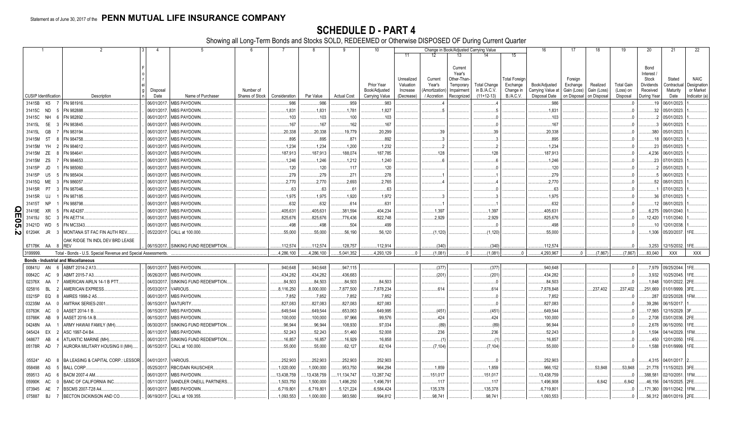Statement as of June 30, 2017 of the **PENN MUTUAL LIFE INSURANCE COMPANY**

# SCHEDULE D - PART 4

Showing all Long-Term Bonds and Stocks SOLD, REDEEMED or Otherwise DISPOSED OF During Current Quarter

| 1 | 2 | 3 | 4 | 5 | 6 | 7 | 8 | 9 | 10 | 11 | 12 | 13 | 14 | 15 | 16 | 17 | 18 | 19 | 20 | 21 | 22 |
|---|---|---|---|---|---|---|---|---|---|---|---|---|---|---|---|---|---|---|---|---|---|
| | | | | | | | | | | Change in Book/Adjusted Carrying Value | | | | | | | | | | | |
| CUSIP Identification | Description | Foreign | Disposal Date | Name of Purchaser | Number of Shares of Stock | Consideration | Par Value | Actual Cost | Prior Year Book/Adjusted Carrying Value | Unrealized Valuation Increase (Decrease) | Current Year's (Amortization) / Accretion | Current Year's Other-Than-Temporary Impairment Recognized | Total Change in B./A.C.V. (11+12-13) | Total Foreign Exchange Change in B./A.C.V. | Book/Adjusted Carrying Value at Disposal Date | Foreign Exchange Gain (Loss) on Disposal | Realized Gain (Loss) on Disposal | Total Gain (Loss) on Disposal | Bond Interest / Stock Dividends Received During Year | Stated Contractual Maturity Date | NAIC Designation or Market Indicator (a) |
| 31415B K5 7 | FN 981916 | | 06/01/2017 | MBS PAYDOWN | | 986 | 986 | 959 | 983 | | 4 | | 4 | | 986 | | | 0 | 19 | 06/01/2023 | 1 |
| 31415C ND 5 | FN 982888 | | 06/01/2017 | MBS PAYDOWN | | 1,831 | 1,831 | 1,781 | 1,827 | | 5 | | 5 | | 1,831 | | | 0 | 32 | 05/01/2023 | 1 |
| 31415C NH 6 | FN 982892 | | 06/01/2017 | MBS PAYDOWN | | 103 | 103 | 100 | 103 | | | | 0 | | 103 | | | 0 | 2 | 05/01/2023 | 1 |
| 31415L 5E 3 | FN 983845 | | 06/01/2017 | MBS PAYDOWN | | 167 | 167 | 162 | 167 | | | | 0 | | 167 | | | 0 | 3 | 06/01/2023 | 1 |
| 31415L GB 7 | FN 983194 | | 06/01/2017 | MBS PAYDOWN | | 20,338 | 20,338 | 19,779 | 20,299 | | 39 | | 39 | | 20,338 | | | 0 | 380 | 05/01/2023 | 1 |
| 31415M 5T 8 | FN 984758 | | 06/01/2017 | MBS PAYDOWN | | 895 | 895 | 871 | 892 | | 3 | | 3 | | 895 | | | 0 | 18 | 06/01/2023 | 1 |
| 31415M YH 2 | FN 984612 | | 06/01/2017 | MBS PAYDOWN | | 1,234 | 1,234 | 1,200 | 1,232 | | 2 | | 2 | | 1,234 | | | 0 | 23 | 05/01/2023 | 1 |
| 31415M ZE 8 | FN 984641 | | 06/01/2017 | MBS PAYDOWN | | 187,913 | 187,913 | 188,074 | 187,785 | | 128 | | 128 | | 187,913 | | | 0 | 4,236 | 06/01/2023 | 1 |
| 31415M ZS 7 | FN 984653 | | 06/01/2017 | MBS PAYDOWN | | 1,246 | 1,246 | 1,212 | 1,240 | | 6 | | 6 | | 1,246 | | | 0 | 23 | 07/01/2023 | 1 |
| 31415P JD 1 | FN 985060 | | 06/01/2017 | MBS PAYDOWN | | 120 | 120 | 117 | 120 | | | | 0 | | 120 | | | 0 | 2 | 05/01/2023 | 1 |
| 31415P U5 5 | FN 985404 | | 06/01/2017 | MBS PAYDOWN | | 279 | 279 | 271 | 278 | | 1 | | 1 | | 279 | | | 0 | 5 | 06/01/2023 | 1 |
| 31415Q ME 3 | FN 986057 | | 06/01/2017 | MBS PAYDOWN | | 2,770 | 2,770 | 2,693 | 2,765 | | 4 | | 4 | | 2,770 | | | 0 | 52 | 08/01/2023 | 1 |
| 31415R P7 3 | FN 987046 | | 06/01/2017 | MBS PAYDOWN | | 63 | 63 | 61 | 63 | | | | 0 | | 63 | | | 0 | 1 | 07/01/2023 | 1 |
| 31415R UJ 1 | FN 987185 | | 06/01/2017 | MBS PAYDOWN | | 1,975 | 1,975 | 1,920 | 1,972 | | 3 | | 3 | | 1,975 | | | 0 | 36 | 07/01/2023 | 1 |
| 31415T NP 1 | FN 988798 | | 06/01/2017 | MBS PAYDOWN | | 632 | 632 | 614 | 631 | | 1 | | 1 | | 632 | | | 0 | 12 | 08/01/2023 | 1 |
| 31419E XR 5 | FN AE4287 | | 06/01/2017 | MBS PAYDOWN | | 405,631 | 405,631 | 381,594 | 404,234 | | 1,397 | | 1,397 | | 405,631 | | | 0 | 6,275 | 09/01/2040 | 1 |
| 31419J SC 3 | FN AE7714 | | 06/01/2017 | MBS PAYDOWN | | 825,676 | 825,676 | 776,436 | 822,748 | | 2,929 | | 2,929 | | 825,676 | | | 0 | 12,420 | 11/01/2040 | 1 |
| 31421D WD 5 | FN MC3343 | | 06/01/2017 | MBS PAYDOWN | | 498 | 498 | 504 | 499 | | | | 0 | | 498 | | | 0 | 10 | 12/01/2038 | 1 |
| 61204K JR 3 | MONTANA ST FAC FIN AUTH REV | | 05/22/2017 | CALL at 100.000 | | 55,000 | 55,000 | 56,190 | 56,120 | | (1,120) | | (1,120) | | 55,000 | | | 0 | 1,306 | 05/20/2037 | 1FE |
| 67178K AA 8 | OAK RIDGE TN INDL DEV BRD LEASE REV | | 06/15/2017 | SINKING FUND REDEMPTION | | 112,574 | 112,574 | 128,757 | 112,914 | | (340) | | (340) | | 112,574 | | | 0 | 3,253 | 12/15/2032 | 1FE |
| 3199999. | Total - Bonds - U.S. Special Revenue and Special Assessments | | | | | 4,286,100 | 4,286,100 | 5,041,352 | 4,293,129 | 0 | (1,081) | 0 | (1,081) | 0 | 4,293,967 | 0 | (7,867) | (7,867) | 83,040 | XXX | XXX |
| **Bonds - Industrial and Miscellaneous** | | | | | | | | | | | | | | | | | | | | | |
| 00841U AN 6 | ABMT 2014-2 A13 | | 06/01/2017 | MBS PAYDOWN | | 940,648 | 940,648 | 947,115 | | | (377) | | (377) | | 940,648 | | | 0 | 7,979 | 09/25/2044 | 1FE |
| 00842C AC 9 | ABMT 2015-7 A3 | | 06/26/2017 | MBS PAYDOWN | | 434,282 | 434,282 | 436,683 | | | (201) | | (201) | | 434,282 | | | 0 | 3,932 | 10/25/2045 | 1FE |
| 02376X AA 7 | AMERICAN AIRLN 14-1 B PTT | | 04/03/2017 | SINKING FUND REDEMPTION | | 84,503 | 84,503 | 84,503 | 84,503 | | | | 0 | | 84,503 | | | 0 | 1,848 | 10/01/2022 | 2FE |
| 025816 BL 2 | AMERICAN EXPRESS | | 05/03/2017 | VARIOUS | | 8,116,250 | 8,000,000 | 7,877,500 | 7,878,234 | | 614 | | 614 | | 7,878,848 | | 237,402 | 237,402 | 251,669 | 01/01/9999 | 3FE |
| 03215P EQ 8 | AMRES 1998-2 A5 | | 06/01/2017 | MBS PAYDOWN | | 7,852 | 7,852 | 7,852 | 7,852 | | | | 0 | | 7,852 | | | 0 | 287 | 02/25/2028 | 1FM |
| 03235M AA 0 | AMTRAK SERIES-2001 | | 06/15/2017 | MATURITY | | 827,083 | 827,083 | 827,083 | 827,083 | | | | 0 | | 827,083 | | | 0 | 39,286 | 06/15/2017 | 1 |
| 03763K AC 0 | AASET 2014-1 B | | 06/15/2017 | MBS PAYDOWN | | 649,544 | 649,544 | 653,063 | 649,995 | | (451) | | (451) | | 649,544 | | | 0 | 17,565 | 12/15/2029 | 3F |
| 03766K AB 9 | AASET 2016-1A B | | 06/15/2017 | MBS PAYDOWN | | 100,000 | 100,000 | 97,966 | 99,576 | | 424 | | 424 | | 100,000 | | | 0 | 2,708 | 03/01/2036 | 2FE |
| 04248N AA 1 | ARMY HAWAII FAMILY (MH) | | 06/30/2017 | SINKING FUND REDEMPTION | | 96,944 | 96,944 | 108,930 | 97,034 | | (89) | | (89) | | 96,944 | | | 0 | 2,678 | 06/15/2050 | 1FE |
| 045424 EX 2 | ASC 1997-D4 B4 | | 06/11/2017 | MBS PAYDOWN | | 52,243 | 52,243 | 51,460 | 52,008 | | 236 | | 236 | | 52,243 | | | 0 | 1,594 | 04/14/2029 | 1FM |
| 048677 AB 4 | ATLANTIC MARINE (MH) | | 06/01/2017 | SINKING FUND REDEMPTION | | 16,857 | 16,857 | 16,929 | 16,858 | | (1) | | (1) | | 16,857 | | | 0 | 450 | 12/01/2050 | 1FE |
| 05178R AD 7 | AURORA MILITARY HOUSING II (MH) | | 06/15/2017 | CALL at 100.000 | | 55,000 | 55,000 | 62,127 | 62,104 | | (7,104) | | (7,104) | | 55,000 | | | 0 | 1,588 | 01/01/9999 | 1FE |
| 05524* AD 8 | BA LEASING & CAPITAL CORP.: LESSOR | | 04/01/2017 | VARIOUS | | 252,903 | 252,903 | 252,903 | 252,903 | | | | 0 | | 252,903 | | | 0 | 4,315 | 04/01/2017 | 2 |
| 058498 AS 5 | BALL CORP | | 05/25/2017 | RBC/DAIN RAUSCHER | | 1,020,000 | 1,000,000 | 953,750 | 964,294 | | 1,859 | | 1,859 | | 966,152 | | 53,848 | 53,848 | 21,778 | 11/15/2023 | 3FE |
| 059513 AG 6 | BACM 2007-4 AM | | 06/01/2017 | MBS PAYDOWN | | 13,438,759 | 13,438,759 | 11,134,747 | 13,287,742 | | 151,017 | | 151,017 | | 13,438,759 | | | 0 | 388,581 | 02/10/2051 | 1FM |
| 05990K AC 0 | BANC OF CALIFORNIA INC | | 05/11/2017 | SANDLER ONEILL PARTNERS | | 1,503,750 | 1,500,000 | 1,496,250 | 1,496,791 | | 117 | | 117 | | 1,496,908 | | 6,842 | 6,842 | 46,156 | 04/15/2025 | 2FE |
| 073945 AE 7 | BSCMS 2007-T28 A4 | | 06/01/2017 | MBS PAYDOWN | | 6,719,801 | 6,719,801 | 5,121,224 | 6,584,424 | | 135,378 | | 135,378 | | 6,719,801 | | | 0 | 171,360 | 09/11/2042 | 1FM |
| 075887 BJ 7 | BECTON DICKINSON AND CO | | 06/19/2017 | CALL at 109.355 | | 1,093,553 | 1,000,000 | 983,580 | 994,812 | | 98,741 | | 98,741 | | 1,093,553 | | | 0 | 56,312 | 08/01/2019 | 2FE |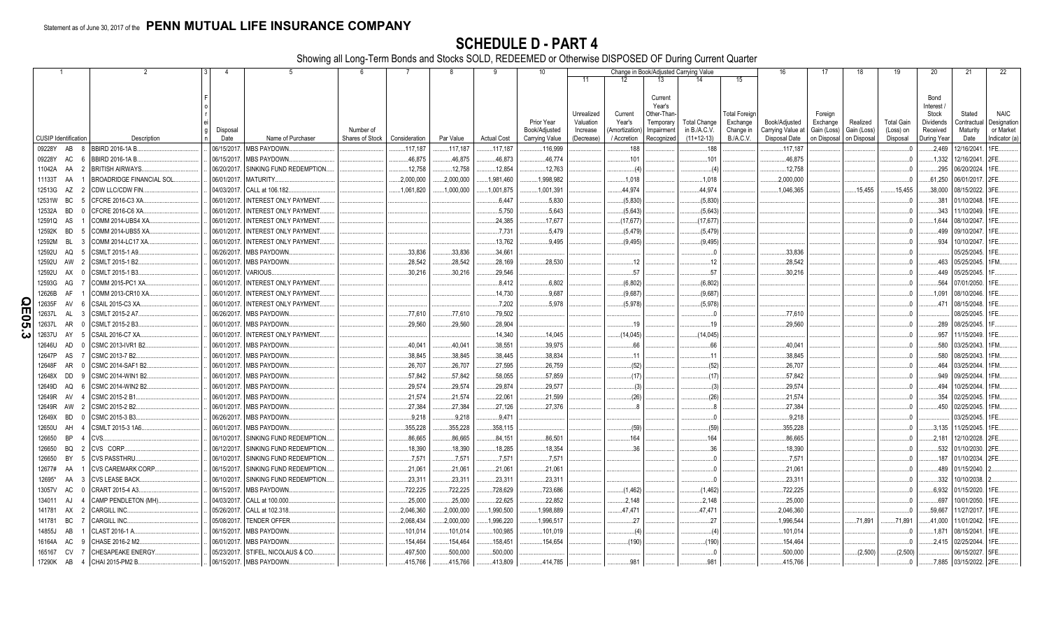Statement as of June 30, 2017 of the **PENN MUTUAL LIFE INSURANCE COMPANY**

# SCHEDULE D - PART 4

Showing all Long-Term Bonds and Stocks SOLD, REDEEMED or Otherwise DISPOSED OF During Current Quarter

| 1 | 2 | 3 | 4 | 5 | 6 | 7 | 8 | 9 | 10 | 11 | 12 | 13 | 14 | 15 | 16 | 17 | 18 | 19 | 20 | 21 | 22 |
|---|---|---|---|---|---|---|---|---|---|---|---|---|---|---|---|---|---|---|---|---|---|
| | | | | | | | | | | Change in Book/Adjusted Carrying Value | | | | | | | | | | | |
| CUSIP Identification | Description | Foreign | Disposal Date | Name of Purchaser | Number of Shares of Stock | Consideration | Par Value | Actual Cost | Prior Year Book/Adjusted Carrying Value | Unrealized Valuation Increase (Decrease) | Current Year's (Amortization) / Accretion | Current Year's Other-Than-Temporary Impairment Recognized | Total Change in B./A.C.V. (11+12-13) | Total Foreign Exchange Change in B./A.C.V. | Book/Adjusted Carrying Value at Disposal Date | Foreign Exchange Gain (Loss) on Disposal | Realized Gain (Loss) on Disposal | Total Gain (Loss) on Disposal | Bond Interest / Stock Dividends Received During Year | Stated Contractual Maturity Date | NAIC Designation or Market Indicator (a) |
| 09228Y AB 8 | BBIRD 2016-1A B | | 06/15/2017 | MBS PAYDOWN | | 117,187 | 117,187 | 117,187 | 116,999 | | 188 | | 188 | | 117,187 | | | 0 | 2,469 | 12/16/2041 | 1FE |
| 09228Y AC 6 | BBIRD 2016-1A B | | 06/15/2017 | MBS PAYDOWN | | 46,875 | 46,875 | 46,873 | 46,774 | | 101 | | 101 | | 46,875 | | | 0 | 1,332 | 12/16/2041 | 2FE |
| 11042A AA 2 | BRITISH AIRWAYS | | 06/20/2017 | SINKING FUND REDEMPTION | | 12,758 | 12,758 | 12,854 | 12,763 | | (4) | | (4) | | 12,758 | | | 0 | 295 | 06/20/2024 | 1FE |
| 11133T AA 1 | BROADRIDGE FINANCIAL SOL | | 06/01/2017 | MATURITY | | 2,000,000 | 2,000,000 | 1,981,460 | 1,998,982 | | 1,018 | | 1,018 | | 2,000,000 | | | 0 | 61,250 | 06/01/2017 | 2FE |
| 12513G AZ 2 | CDW LLC/CDW FIN | | 04/03/2017 | CALL at 106.182 | | 1,061,820 | 1,000,000 | 1,001,875 | 1,001,391 | | 44,974 | | 44,974 | | 1,046,365 | | 15,455 | 15,455 | 38,000 | 08/15/2022 | 3FE |
| 12531W BC 5 | CFCRE 2016-C3 XA | | 06/01/2017 | INTEREST ONLY PAYMENT | | | | 6,447 | 5,830 | | (5,830) | | (5,830) | | | | | 0 | 381 | 01/10/2048 | 1FE |
| 12532A BD 0 | CFCRE 2016-C6 XA | | 06/01/2017 | INTEREST ONLY PAYMENT | | | | 5,750 | 5,643 | | (5,643) | | (5,643) | | | | | 0 | 343 | 11/10/2049 | 1FE |
| 12591Q AS 1 | COMM 2014-UBS4 XA | | 06/01/2017 | INTEREST ONLY PAYMENT | | | | 24,385 | 17,677 | | (17,677) | | (17,677) | | | | | 0 | 1,644 | 08/10/2047 | 1FE |
| 12592K BD 5 | COMM 2014-UBS5 XA | | 06/01/2017 | INTEREST ONLY PAYMENT | | | | 7,731 | 5,479 | | (5,479) | | (5,479) | | | | | 0 | 499 | 09/10/2047 | 1FE |
| 12592M BL 3 | COMM 2014-LC17 XA | | 06/01/2017 | INTEREST ONLY PAYMENT | | | | 13,762 | 9,495 | | (9,495) | | (9,495) | | | | | 0 | 934 | 10/10/2047 | 1FE |
| 12592U AQ 5 | CSMLT 2015-1 A9 | | 06/26/2017 | MBS PAYDOWN | | 33,836 | 33,836 | 34,661 | | | | | 0 | | 33,836 | | | 0 | | 05/25/2045 | 1FE |
| 12592U AW 2 | CSMLT 2015-1 B2 | | 06/01/2017 | MBS PAYDOWN | | 28,542 | 28,542 | 28,169 | 28,530 | | 12 | | 12 | | 28,542 | | | 0 | 463 | 05/25/2045 | 1FM |
| 12592U AX 0 | CSMLT 2015-1 B3 | | 06/01/2017 | VARIOUS | | 30,216 | 30,216 | 29,546 | | | 57 | | 57 | | 30,216 | | | 0 | 449 | 05/25/2045 | 1F |
| 12593G AG 7 | COMM 2015-PC1 XA | | 06/01/2017 | INTEREST ONLY PAYMENT | | | | 8,412 | 6,802 | | (6,802) | | (6,802) | | | | | 0 | 564 | 07/01/2050 | 1FE |
| 12626B AF 1 | COMM 2013-CR10 XA | | 06/01/2017 | INTEREST ONLY PAYMENT | | | | 14,730 | 9,687 | | (9,687) | | (9,687) | | | | | 0 | 1,091 | 08/10/2046 | 1FE |
| 12635F AV 6 | CSAIL 2015-C3 XA | | 06/01/2017 | INTEREST ONLY PAYMENT | | | | 7,202 | 5,978 | | (5,978) | | (5,978) | | | | | 0 | 471 | 08/15/2048 | 1FE |
| 12637L AL 3 | CSMLT 2015-2 A7 | | 06/26/2017 | MBS PAYDOWN | | 77,610 | 77,610 | 79,502 | | | | | 0 | | 77,610 | | | 0 | | 08/25/2045 | 1FE |
| 12637L AR 0 | CSMLT 2015-2 B3 | | 06/01/2017 | MBS PAYDOWN | | 29,560 | 29,560 | 28,904 | | | 19 | | 19 | | 29,560 | | | 0 | 289 | 08/25/2045 | 1F |
| 12637U AY 5 | CSAIL 2016-C7 XA | | 06/01/2017 | INTEREST ONLY PAYMENT | | | | 14,340 | 14,045 | | (14,045) | | (14,045) | | | | | 0 | 957 | 11/15/2049 | 1FE |
| 12646U AD 0 | CSMC 2013-IVR1 B2 | | 06/01/2017 | MBS PAYDOWN | | 40,041 | 40,041 | 38,551 | 39,975 | | 66 | | 66 | | 40,041 | | | 0 | 580 | 03/25/2043 | 1FM |
| 12647P AS 7 | CSMC 2013-7 B2 | | 06/01/2017 | MBS PAYDOWN | | 38,845 | 38,845 | 38,445 | 38,834 | | 11 | | 11 | | 38,845 | | | 0 | 580 | 08/25/2043 | 1FM |
| 12648F AR 0 | CSMC 2014-SAF1 B2 | | 06/01/2017 | MBS PAYDOWN | | 26,707 | 26,707 | 27,595 | 26,759 | | (52) | | (52) | | 26,707 | | | 0 | 464 | 03/25/2044 | 1FM |
| 12648X DD 9 | CSMC 2014-WIN1 B2 | | 06/01/2017 | MBS PAYDOWN | | 57,842 | 57,842 | 58,055 | 57,859 | | (17) | | (17) | | 57,842 | | | 0 | 949 | 09/25/2044 | 1FM |
| 12649D AQ 6 | CSMC 2014-WIN2 B2 | | 06/01/2017 | MBS PAYDOWN | | 29,574 | 29,574 | 29,874 | 29,577 | | (3) | | (3) | | 29,574 | | | 0 | 494 | 10/25/2044 | 1FM |
| 12649R AV 4 | CSMC 2015-2 B1 | | 06/01/2017 | MBS PAYDOWN | | 21,574 | 21,574 | 22,061 | 21,599 | | (26) | | (26) | | 21,574 | | | 0 | 354 | 02/25/2045 | 1FM |
| 12649R AW 2 | CSMC 2015-2 B2 | | 06/01/2017 | MBS PAYDOWN | | 27,384 | 27,384 | 27,126 | 27,376 | | 8 | | 8 | | 27,384 | | | 0 | 450 | 02/25/2045 | 1FM |
| 12649X BD 0 | CSMC 2015-3 B3 | | 06/26/2017 | MBS PAYDOWN | | 9,218 | 9,218 | 9,471 | | | | | 0 | | 9,218 | | | 0 | | 03/25/2045 | 1FE |
| 12650U AH 4 | CSMLT 2015-3 1A6 | | 06/01/2017 | MBS PAYDOWN | | 355,228 | 355,228 | 358,115 | | | (59) | | (59) | | 355,228 | | | 0 | 3,135 | 11/25/2045 | 1FE |
| 126650 BP 4 | CVS | | 06/10/2017 | SINKING FUND REDEMPTION | | 86,665 | 86,665 | 84,151 | 86,501 | | 164 | | 164 | | 86,665 | | | 0 | 2,181 | 12/10/2028 | 2FE |
| 126650 BQ 2 | CVS CORP | | 06/12/2017 | SINKING FUND REDEMPTION | | 18,390 | 18,390 | 18,285 | 18,354 | | 36 | | 36 | | 18,390 | | | 0 | 532 | 01/10/2030 | 2FE |
| 126650 BY 5 | CVS PASSTHRU | | 06/10/2017 | SINKING FUND REDEMPTION | | 7,571 | 7,571 | 7,571 | 7,571 | | | | 0 | | 7,571 | | | 0 | 187 | 01/10/2034 | 2FE |
| 12677# AA 1 | CVS CAREMARK CORP | | 06/15/2017 | SINKING FUND REDEMPTION | | 21,061 | 21,061 | 21,061 | 21,061 | | | | 0 | | 21,061 | | | 0 | 489 | 01/15/2040 | 2 |
| 12695* AA 3 | CVS LEASE BACK | | 06/10/2017 | SINKING FUND REDEMPTION | | 23,311 | 23,311 | 23,311 | 23,311 | | | | 0 | | 23,311 | | | 0 | 332 | 10/10/2038 | 2 |
| 13057V AC 0 | CRART 2015-4 A3 | | 06/15/2017 | MBS PAYDOWN | | 722,225 | 722,225 | 728,629 | 723,686 | | (1,462) | | (1,462) | | 722,225 | | | 0 | 6,932 | 01/15/2020 | 1FE |
| 134011 AJ 4 | CAMP PENDLETON (MH) | | 04/03/2017 | CALL at 100.000 | | 25,000 | 25,000 | 22,625 | 22,852 | | 2,148 | | 2,148 | | 25,000 | | | 0 | 697 | 10/01/2050 | 1FE |
| 141781 AX 2 | CARGILL INC | | 05/26/2017 | CALL at 102.318 | | 2,046,360 | 2,000,000 | 1,990,500 | 1,998,889 | | 47,471 | | 47,471 | | 2,046,360 | | | 0 | 59,667 | 11/27/2017 | 1FE |
| 141781 BC 7 | CARGILL INC | | 05/08/2017 | TENDER OFFER | | 2,068,434 | 2,000,000 | 1,996,220 | 1,996,517 | | 27 | | 27 | | 1,996,544 | | 71,891 | 71,891 | 41,000 | 11/01/2042 | 1FE |
| 14855J AB 1 | CLAST 2016-1 A | | 06/15/2017 | MBS PAYDOWN | | 101,014 | 101,014 | 100,985 | 101,019 | | (4) | | (4) | | 101,014 | | | 0 | 1,871 | 08/15/2041 | 1FE |
| 16164A AC 9 | CHASE 2016-2 M2 | | 06/01/2017 | MBS PAYDOWN | | 154,464 | 154,464 | 158,451 | 154,654 | | (190) | | (190) | | 154,464 | | | 0 | 2,415 | 02/25/2044 | 1FE |
| 165167 CV 7 | CHESAPEAKE ENERGY | | 05/23/2017 | STIFEL, NICOLAUS & CO | | 497,500 | 500,000 | 500,000 | | | | | 0 | | 500,000 | | (2,500) | (2,500) | | 06/15/2027 | 5FE |
| 17290K AB 4 | CHAI 2015-PM2 B | | 06/15/2017 | MBS PAYDOWN | | 415,766 | 415,766 | 413,809 | 414,785 | | 981 | | 981 | | 415,766 | | | 0 | 7,885 | 03/15/2022 | 2FE |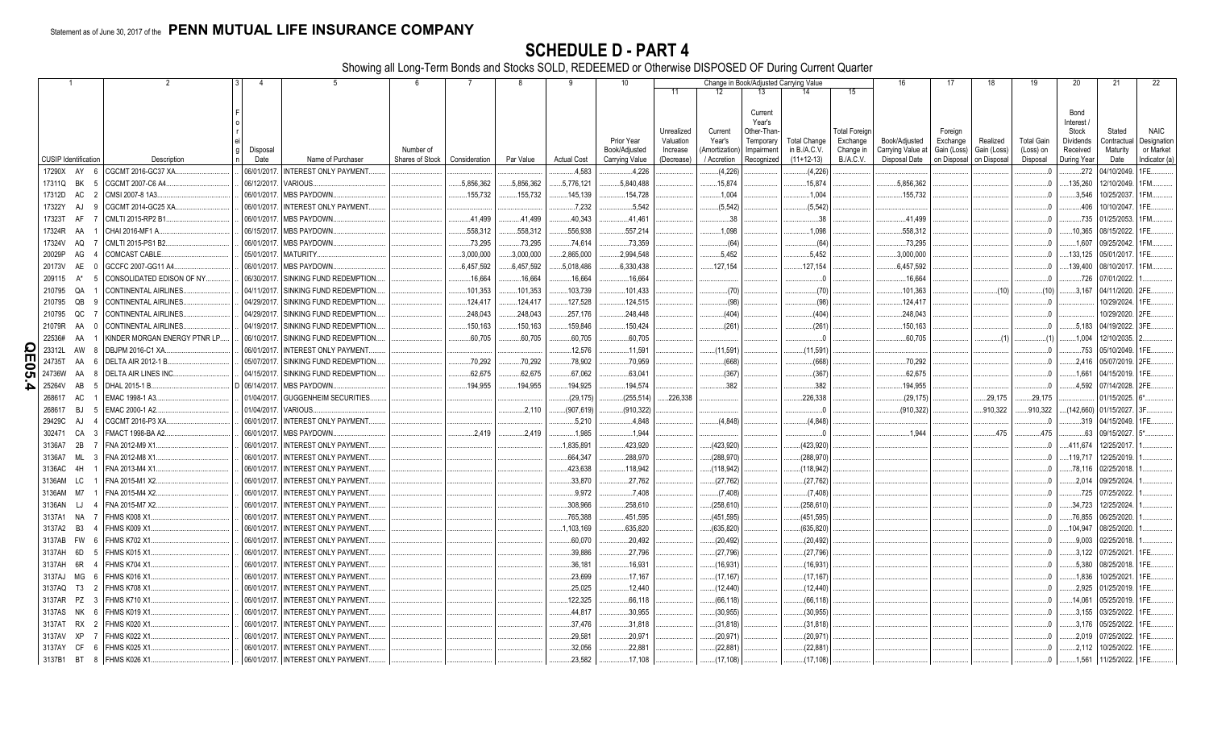Statement as of June 30, 2017 of the **PENN MUTUAL LIFE INSURANCE COMPANY**

# SCHEDULE D - PART 4

Showing all Long-Term Bonds and Stocks SOLD, REDEEMED or Otherwise DISPOSED OF During Current Quarter

| 1 | 2 | 3 | 4 | 5 | 6 | 7 | 8 | 9 | 10 | 11 | 12 | 13 | 14 | 15 | 16 | 17 | 18 | 19 | 20 | 21 | 22 |
|---|---|---|---|---|---|---|---|---|---|---|---|---|---|---|---|---|---|---|---|---|---|
| | | | | | | | | | | Change in Book/Adjusted Carrying Value | | | | | | | | | | | |
| CUSIP Identification | Description | Foreign | Disposal Date | Name of Purchaser | Number of Shares of Stock | Consideration | Par Value | Actual Cost | Prior Year Book/Adjusted Carrying Value | Unrealized Valuation Increase (Decrease) | Current Year's (Amortization) / Accretion | Current Year's Other-Than-Temporary Impairment Recognized | Total Change in B./A.C.V. (11+12-13) | Total Foreign Exchange Change in B./A.C.V. | Book/Adjusted Carrying Value at Disposal Date | Foreign Exchange Gain (Loss) on Disposal | Realized Gain (Loss) on Disposal | Total Gain (Loss) on Disposal | Bond Interest / Stock Dividends Received During Year | Stated Contractual Maturity Date | NAIC Designation or Market Indicator (a) |
| 17290X AY 6 | CGCMT 2016-GC37 XA | | 06/01/2017 | INTEREST ONLY PAYMENT | | | | 4,583 | 4,226 | | (4,226) | | (4,226) | | | | | 0 | 272 | 04/10/2049 | 1FE |
| 17311Q BK 5 | CGCMT 2007-C6 A4 | | 06/12/2017 | VARIOUS | | 5,856,362 | 5,856,362 | 5,776,121 | 5,840,488 | | 15,874 | | 15,874 | | 5,856,362 | | | 0 | 135,260 | 12/10/2049 | 1FM |
| 17312D AC 2 | CMSI 2007-8 1A3 | | 06/01/2017 | MBS PAYDOWN | | 155,732 | 155,732 | 145,139 | 154,728 | | 1,004 | | 1,004 | | 155,732 | | | 0 | 3,546 | 10/25/2037 | 1FM |
| 17322Y AJ 9 | CGCMT 2014-GC25 XA | | 06/01/2017 | INTEREST ONLY PAYMENT | | | | 7,232 | 5,542 | | (5,542) | | (5,542) | | | | | 0 | 406 | 10/10/2047 | 1FE |
| 17323T AF 7 | CMLTI 2015-RP2 B1 | | 06/01/2017 | MBS PAYDOWN | | 41,499 | 41,499 | 40,343 | 41,461 | | 38 | | 38 | | 41,499 | | | 0 | 735 | 01/25/2053 | 1FM |
| 17324R AA 1 | CHAI 2016-MF1 A | | 06/15/2017 | MBS PAYDOWN | | 558,312 | 558,312 | 556,938 | 557,214 | | 1,098 | | 1,098 | | 558,312 | | | 0 | 10,365 | 08/15/2022 | 1FE |
| 17324V AQ 7 | CMLTI 2015-PS1 B2 | | 06/01/2017 | MBS PAYDOWN | | 73,295 | 73,295 | 74,614 | 73,359 | | (64) | | (64) | | 73,295 | | | 0 | 1,607 | 09/25/2042 | 1FM |
| 20029P AG 4 | COMCAST CABLE | | 05/01/2017 | MATURITY | | 3,000,000 | 3,000,000 | 2,865,000 | 2,994,548 | | 5,452 | | 5,452 | | 3,000,000 | | | 0 | 133,125 | 05/01/2017 | 1FE |
| 20173V AE 0 | GCCFC 2007-GG11 A4 | | 06/01/2017 | MBS PAYDOWN | | 6,457,592 | 6,457,592 | 5,018,486 | 6,330,438 | | 127,154 | | 127,154 | | 6,457,592 | | | 0 | 139,400 | 08/10/2017 | 1FM |
| 209115 A* 5 | CONSOLIDATED EDISON OF NY | | 06/30/2017 | SINKING FUND REDEMPTION | | 16,664 | 16,664 | 16,664 | 16,664 | | | | 0 | | 16,664 | | | 0 | 726 | 07/01/2022 | 1 |
| 210795 QA 1 | CONTINENTAL AIRLINES | | 04/11/2017 | SINKING FUND REDEMPTION | | 101,353 | 101,353 | 103,739 | 101,433 | | (70) | | (70) | | 101,363 | | (10) | (10) | 3,167 | 04/11/2020 | 2FE |
| 210795 QB 9 | CONTINENTAL AIRLINES | | 04/29/2017 | SINKING FUND REDEMPTION | | 124,417 | 124,417 | 127,528 | 124,515 | | (98) | | (98) | | 124,417 | | | 0 | | 10/29/2024 | 1FE |
| 210795 QC 7 | CONTINENTAL AIRLINES | | 04/29/2017 | SINKING FUND REDEMPTION | | 248,043 | 248,043 | 257,176 | 248,448 | | (404) | | (404) | | 248,043 | | | 0 | | 10/29/2020 | 2FE |
| 21079R AA 0 | CONTINENTAL AIRLINES | | 04/19/2017 | SINKING FUND REDEMPTION | | 150,163 | 150,163 | 159,846 | 150,424 | | (261) | | (261) | | 150,163 | | | 0 | 5,183 | 04/19/2022 | 3FE |
| 22536# AA 1 | KINDER MORGAN ENERGY PTNR LP | | 06/10/2017 | SINKING FUND REDEMPTION | | 60,705 | 60,705 | 60,705 | 60,705 | | | | 0 | | 60,705 | | (1) | (1) | 1,004 | 12/10/2035 | 2 |
| 23312L AW 8 | DBJPM 2016-C1 XA | | 06/01/2017 | INTEREST ONLY PAYMENT | | | | 12,576 | 11,591 | | (11,591) | | (11,591) | | | | | 0 | 753 | 05/10/2049 | 1FE |
| 24735T AA 6 | DELTA AIR 2012-1 B | | 05/07/2017 | SINKING FUND REDEMPTION | | 70,292 | 70,292 | 78,902 | 70,959 | | (668) | | (668) | | 70,292 | | | 0 | 2,416 | 05/07/2019 | 2FE |
| 24736W AA 8 | DELTA AIR LINES INC | | 04/15/2017 | SINKING FUND REDEMPTION | | 62,675 | 62,675 | 67,062 | 63,041 | | (367) | | (367) | | 62,675 | | | 0 | 1,661 | 04/15/2019 | 1FE |
| 25264V AB 5 | DHAL 2015-1 B | D | 06/14/2017 | MBS PAYDOWN | | 194,955 | 194,955 | 194,925 | 194,574 | | 382 | | 382 | | 194,955 | | | 0 | 4,592 | 07/14/2028 | 2FE |
| 268617 AC 1 | EMAC 1998-1 A3 | | 01/04/2017 | GUGGENHEIM SECURITIES | | | | (29,175) | (255,514) | 226,338 | | | 226,338 | | (29,175) | | 29,175 | 29,175 | | 01/15/2025 | 6* |
| 268617 BJ 5 | EMAC 2000-1 A2 | | 01/04/2017 | VARIOUS | | | 2,110 | (907,619) | (910,322) | | | | 0 | | (910,322) | | 910,322 | 910,322 | (142,660) | 01/15/2027 | 3F |
| 29429C AJ 4 | CGCMT 2016-P3 XA | | 06/01/2017 | INTEREST ONLY PAYMENT | | | | 5,210 | 4,848 | | (4,848) | | (4,848) | | | | | 0 | 319 | 04/15/2049 | 1FE |
| 302471 CA 3 | FMACT 1998-BA A2 | | 06/01/2017 | MBS PAYDOWN | | 2,419 | 2,419 | 1,985 | 1,944 | | | | 0 | | 1,944 | | 475 | 475 | 63 | 09/15/2027 | 5* |
| 3136A7 2B 7 | FNA 2012-M9 X1 | | 06/01/2017 | INTEREST ONLY PAYMENT | | | | 1,835,891 | 423,920 | | (423,920) | | (423,920) | | | | | 0 | 411,674 | 12/25/2017 | 1 |
| 3136A7 ML 3 | FNA 2012-M8 X1 | | 06/01/2017 | INTEREST ONLY PAYMENT | | | | 664,347 | 288,970 | | (288,970) | | (288,970) | | | | | 0 | 119,717 | 12/25/2019 | 1 |
| 3136AC 4H 1 | FNA 2013-M4 X1 | | 06/01/2017 | INTEREST ONLY PAYMENT | | | | 423,638 | 118,942 | | (118,942) | | (118,942) | | | | | 0 | 78,116 | 02/25/2018 | 1 |
| 3136AM LC 1 | FNA 2015-M1 X2 | | 06/01/2017 | INTEREST ONLY PAYMENT | | | | 33,870 | 27,762 | | (27,762) | | (27,762) | | | | | 0 | 2,014 | 09/25/2024 | 1 |
| 3136AM M7 1 | FNA 2015-M4 X2 | | 06/01/2017 | INTEREST ONLY PAYMENT | | | | 9,972 | 7,408 | | (7,408) | | (7,408) | | | | | 0 | 725 | 07/25/2022 | 1 |
| 3136AN LJ 4 | FNA 2015-M7 X2 | | 06/01/2017 | INTEREST ONLY PAYMENT | | | | 308,966 | 258,610 | | (258,610) | | (258,610) | | | | | 0 | 34,723 | 12/25/2024 | 1 |
| 3137A1 NA 7 | FHMS K008 X1 | | 06/01/2017 | INTEREST ONLY PAYMENT | | | | 765,388 | 451,595 | | (451,595) | | (451,595) | | | | | 0 | 76,855 | 06/25/2020 | 1 |
| 3137A2 B3 4 | FHMS K009 X1 | | 06/01/2017 | INTEREST ONLY PAYMENT | | | | 1,103,169 | 635,820 | | (635,820) | | (635,820) | | | | | 0 | 104,947 | 08/25/2020 | 1 |
| 3137AB FW 6 | FHMS K702 X1 | | 06/01/2017 | INTEREST ONLY PAYMENT | | | | 60,070 | 20,492 | | (20,492) | | (20,492) | | | | | 0 | 9,003 | 02/25/2018 | 1 |
| 3137AH 6D 5 | FHMS K015 X1 | | 06/01/2017 | INTEREST ONLY PAYMENT | | | | 39,886 | 27,796 | | (27,796) | | (27,796) | | | | | 0 | 3,122 | 07/25/2021 | 1FE |
| 3137AH 6R 4 | FHMS K704 X1 | | 06/01/2017 | INTEREST ONLY PAYMENT | | | | 36,181 | 16,931 | | (16,931) | | (16,931) | | | | | 0 | 5,380 | 08/25/2018 | 1FE |
| 3137AJ MG 6 | FHMS K016 X1 | | 06/01/2017 | INTEREST ONLY PAYMENT | | | | 23,699 | 17,167 | | (17,167) | | (17,167) | | | | | 0 | 1,836 | 10/25/2021 | 1FE |
| 3137AQ T3 2 | FHMS K708 X1 | | 06/01/2017 | INTEREST ONLY PAYMENT | | | | 25,025 | 12,440 | | (12,440) | | (12,440) | | | | | 0 | 2,925 | 01/25/2019 | 1FE |
| 3137AR PZ 3 | FHMS K710 X1 | | 06/01/2017 | INTEREST ONLY PAYMENT | | | | 122,325 | 66,118 | | (66,118) | | (66,118) | | | | | 0 | 14,061 | 05/25/2019 | 1FE |
| 3137AS NK 6 | FHMS K019 X1 | | 06/01/2017 | INTEREST ONLY PAYMENT | | | | 44,817 | 30,955 | | (30,955) | | (30,955) | | | | | 0 | 3,155 | 03/25/2022 | 1FE |
| 3137AT RX 2 | FHMS K020 X1 | | 06/01/2017 | INTEREST ONLY PAYMENT | | | | 37,476 | 31,818 | | (31,818) | | (31,818) | | | | | 0 | 3,176 | 05/25/2022 | 1FE |
| 3137AV XP 7 | FHMS K022 X1 | | 06/01/2017 | INTEREST ONLY PAYMENT | | | | 29,581 | 20,971 | | (20,971) | | (20,971) | | | | | 0 | 2,019 | 07/25/2022 | 1FE |
| 3137AY CF 6 | FHMS K025 X1 | | 06/01/2017 | INTEREST ONLY PAYMENT | | | | 32,056 | 22,881 | | (22,881) | | (22,881) | | | | | 0 | 2,112 | 10/25/2022 | 1FE |
| 3137B1 BT 8 | FHMS K026 X1 | | 06/01/2017 | INTEREST ONLY PAYMENT | | | | 23,582 | 17,108 | | (17,108) | | (17,108) | | | | | 0 | 1,561 | 11/25/2022 | 1FE |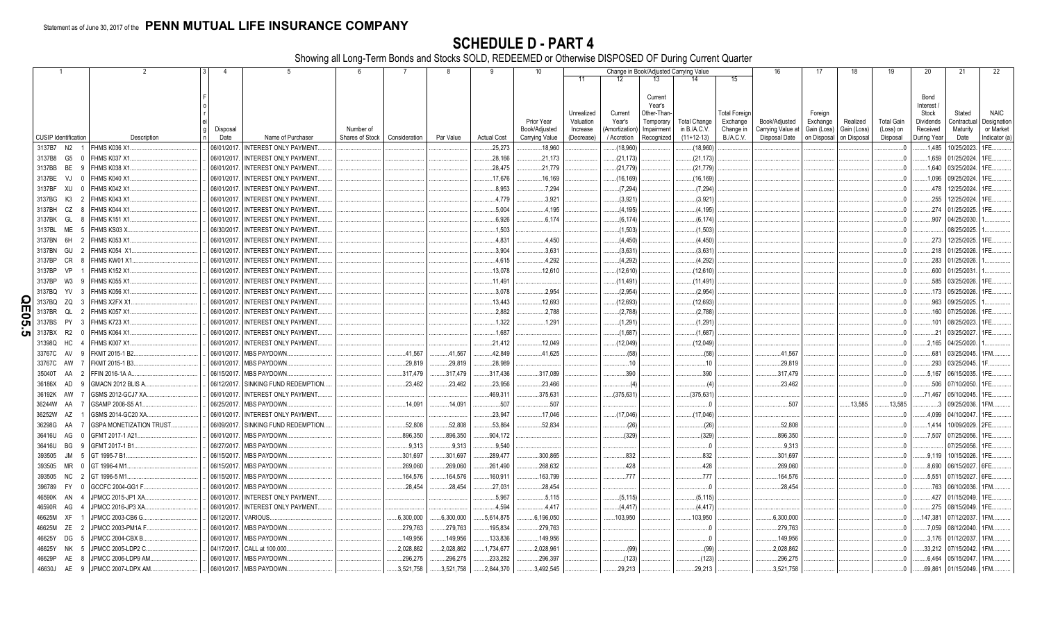Statement as of June 30, 2017 of the **PENN MUTUAL LIFE INSURANCE COMPANY**

# SCHEDULE D - PART 4

Showing all Long-Term Bonds and Stocks SOLD, REDEEMED or Otherwise DISPOSED OF During Current Quarter

| 1 | 2 | 3 | 4 | 5 | 6 | 7 | 8 | 9 | 10 | Change in Book/Adjusted Carrying Value | | | | | 16 | 17 | 18 | 19 | 20 | 21 | 22 |
|---|---|---|---|---|---|---|---|---|---|---|---|---|---|---|---|---|---|---|---|---|---|
| | | | | | | | | | | 11 | 12 | 13 | 14 | 15 | | | | | | | |
| CUSIP Identification | Description | Foreign | Disposal Date | Name of Purchaser | Number of Shares of Stock | Consideration | Par Value | Actual Cost | Prior Year Book/Adjusted Carrying Value | Unrealized Valuation Increase (Decrease) | Current Year's (Amortization) / Accretion | Current Year's Other-Than-Temporary Impairment Recognized | Total Change in B./A.C.V. (11+12-13) | Total Foreign Exchange Change in B./A.C.V. | Book/Adjusted Carrying Value at Disposal Date | Foreign Exchange Gain (Loss) on Disposal | Realized Gain (Loss) on Disposal | Total Gain (Loss) on Disposal | Bond Interest / Stock Dividends Received During Year | Stated Contractual Maturity Date | NAIC Designation or Market Indicator (a) |
| 3137B7 N2 1 | FHMS K036 X1 | | 06/01/2017 | INTEREST ONLY PAYMENT | | | | 25,273 | 18,960 | | (18,960) | | (18,960) | | | | | 0 | 1,485 | 10/25/2023 | 1FE |
| 3137B8 G5 0 | FHMS K037 X1 | | 06/01/2017 | INTEREST ONLY PAYMENT | | | | 28,166 | 21,173 | | (21,173) | | (21,173) | | | | | 0 | 1,659 | 01/25/2024 | 1FE |
| 3137BB BE 9 | FHMS K038 X1 | | 06/01/2017 | INTEREST ONLY PAYMENT | | | | 28,475 | 21,779 | | (21,779) | | (21,779) | | | | | 0 | 1,640 | 03/25/2024 | 1FE |
| 3137BE VJ 0 | FHMS K040 X1 | | 06/01/2017 | INTEREST ONLY PAYMENT | | | | 17,676 | 16,169 | | (16,169) | | (16,169) | | | | | 0 | 1,096 | 09/25/2024 | 1FE |
| 3137BF XU 0 | FHMS K042 X1 | | 06/01/2017 | INTEREST ONLY PAYMENT | | | | 8,953 | 7,294 | | (7,294) | | (7,294) | | | | | 0 | 478 | 12/25/2024 | 1FE |
| 3137BG K3 2 | FHMS K043 X1 | | 06/01/2017 | INTEREST ONLY PAYMENT | | | | 4,779 | 3,921 | | (3,921) | | (3,921) | | | | | 0 | 255 | 12/25/2024 | 1FE |
| 3137BH CZ 8 | FHMS K044 X1 | | 06/01/2017 | INTEREST ONLY PAYMENT | | | | 5,004 | 4,195 | | (4,195) | | (4,195) | | | | | 0 | 274 | 01/25/2025 | 1FE |
| 3137BK GL 8 | FHMS K151 X1 | | 06/01/2017 | INTEREST ONLY PAYMENT | | | | 6,926 | 6,174 | | (6,174) | | (6,174) | | | | | 0 | 907 | 04/25/2030 | 1 |
| 3137BL ME 5 | FHMS KS03 X | | 06/30/2017 | INTEREST ONLY PAYMENT | | | | 1,503 | | | (1,503) | | (1,503) | | | | | 0 | | 08/25/2025 | 1 |
| 3137BN 6H 2 | FHMS K053 X1 | | 06/01/2017 | INTEREST ONLY PAYMENT | | | | 4,831 | 4,450 | | (4,450) | | (4,450) | | | | | 0 | 273 | 12/25/2025 | 1FE |
| 3137BN GU 2 | FHMS K054 X1 | | 06/01/2017 | INTEREST ONLY PAYMENT | | | | 3,904 | 3,631 | | (3,631) | | (3,631) | | | | | 0 | 218 | 01/25/2026 | 1FE |
| 3137BP CR 8 | FHMS KW01 X1 | | 06/01/2017 | INTEREST ONLY PAYMENT | | | | 4,615 | 4,292 | | (4,292) | | (4,292) | | | | | 0 | 283 | 01/25/2026 | 1 |
| 3137BP VP 1 | FHMS K152 X1 | | 06/01/2017 | INTEREST ONLY PAYMENT | | | | 13,078 | 12,610 | | (12,610) | | (12,610) | | | | | 0 | 600 | 01/25/2031 | 1 |
| 3137BP W3 9 | FHMS K055 X1 | | 06/01/2017 | INTEREST ONLY PAYMENT | | | | 11,491 | | | (11,491) | | (11,491) | | | | | 0 | 585 | 03/25/2026 | 1FE |
| 3137BQ YV 3 | FHMS K056 X1 | | 06/01/2017 | INTEREST ONLY PAYMENT | | | | 3,078 | 2,954 | | (2,954) | | (2,954) | | | | | 0 | 173 | 05/25/2026 | 1FE |
| 3137BQ ZQ 3 | FHMS X2FX X1 | | 06/01/2017 | INTEREST ONLY PAYMENT | | | | 13,443 | 12,693 | | (12,693) | | (12,693) | | | | | 0 | 963 | 09/25/2025 | 1 |
| 3137BR QL 2 | FHMS K057 X1 | | 06/01/2017 | INTEREST ONLY PAYMENT | | | | 2,882 | 2,788 | | (2,788) | | (2,788) | | | | | 0 | 160 | 07/25/2026 | 1FE |
| 3137BS PY 3 | FHMS K723 X1 | | 06/01/2017 | INTEREST ONLY PAYMENT | | | | 1,322 | 1,291 | | (1,291) | | (1,291) | | | | | 0 | 101 | 08/25/2023 | 1FE |
| 3137BX R2 0 | FHMS K064 X1 | | 06/01/2017 | INTEREST ONLY PAYMENT | | | | 1,687 | | | (1,687) | | (1,687) | | | | | 0 | 21 | 03/25/2027 | 1FE |
| 31398Q HC 4 | FHMS K007 X1 | | 06/01/2017 | INTEREST ONLY PAYMENT | | | | 21,412 | 12,049 | | (12,049) | | (12,049) | | | | | 0 | 2,165 | 04/25/2020 | 1 |
| 33767C AV 9 | FKMT 2015-1 B2 | | 06/01/2017 | MBS PAYDOWN | | 41,567 | 41,567 | 42,849 | 41,625 | | (58) | | (58) | | 41,567 | | | 0 | 681 | 03/25/2045 | 1FM |
| 33767C AW 7 | FKMT 2015-1 B3 | | 06/01/2017 | MBS PAYDOWN | | 29,819 | 29,819 | 28,989 | | | 10 | | 10 | | 29,819 | | | 0 | 293 | 03/25/2045 | 1F |
| 35040T AA 2 | FFIN 2016-1A A | | 06/15/2017 | MBS PAYDOWN | | 317,479 | 317,479 | 317,436 | 317,089 | | 390 | | 390 | | 317,479 | | | 0 | 5,167 | 06/15/2035 | 1FE |
| 36186X AD 9 | GMACN 2012 BLIS A | | 06/12/2017 | SINKING FUND REDEMPTION | | 23,462 | 23,462 | 23,956 | 23,466 | | (4) | | (4) | | 23,462 | | | 0 | 506 | 07/10/2050 | 1FE |
| 36192K AW 7 | GSMS 2012-GCJ7 XA | | 06/01/2017 | INTEREST ONLY PAYMENT | | | | 469,311 | 375,631 | | (375,631) | | (375,631) | | | | | 0 | 71,467 | 05/10/2045 | 1FE |
| 36244W AA 7 | GSAMP 2006-S5 A1 | | 06/25/2017 | MBS PAYDOWN | | 14,091 | 14,091 | 507 | 507 | | | | 0 | | 507 | | 13,585 | 13,585 | 3 | 09/25/2036 | 1FM |
| 36252W AZ 1 | GSMS 2014-GC20 XA | | 06/01/2017 | INTEREST ONLY PAYMENT | | | | 23,947 | 17,046 | | (17,046) | | (17,046) | | | | | 0 | 4,099 | 04/10/2047 | 1FE |
| 36298G AA 7 | GSPA MONETIZATION TRUST | | 06/09/2017 | SINKING FUND REDEMPTION | | 52,808 | 52,808 | 53,864 | 52,834 | | (26) | | (26) | | 52,808 | | | 0 | 1,414 | 10/09/2029 | 2FE |
| 36416U AG 0 | GFMT 2017-1 A21 | | 06/01/2017 | MBS PAYDOWN | | 896,350 | 896,350 | 904,172 | | | (329) | | (329) | | 896,350 | | | 0 | 7,507 | 07/25/2056 | 1FE |
| 36416U BG 9 | GFMT 2017-1 B1 | | 06/27/2017 | MBS PAYDOWN | | 9,313 | 9,313 | 9,540 | | | | | 0 | | 9,313 | | | 0 | | 07/25/2056 | 1FE |
| 393505 JM 5 | GT 1995-7 B1 | | 06/15/2017 | MBS PAYDOWN | | 301,697 | 301,697 | 289,477 | 300,865 | | 832 | | 832 | | 301,697 | | | 0 | 9,119 | 10/15/2026 | 1FE |
| 393505 MR 0 | GT 1996-4 M1 | | 06/15/2017 | MBS PAYDOWN | | 269,060 | 269,060 | 261,490 | 268,632 | | 428 | | 428 | | 269,060 | | | 0 | 8,690 | 06/15/2027 | 6FE |
| 393505 NC 2 | GT 1996-5 M1 | | 06/15/2017 | MBS PAYDOWN | | 164,576 | 164,576 | 160,911 | 163,799 | | 777 | | 777 | | 164,576 | | | 0 | 5,551 | 07/15/2027 | 6FE |
| 396789 FY 0 | GCCFC 2004-GG1 F | | 06/01/2017 | MBS PAYDOWN | | 28,454 | 28,454 | 27,031 | 28,454 | | | | 0 | | 28,454 | | | 0 | 763 | 06/10/2036 | 1FM |
| 46590K AN 4 | JPMCC 2015-JP1 XA | | 06/01/2017 | INTEREST ONLY PAYMENT | | | | 5,967 | 5,115 | | (5,115) | | (5,115) | | | | | 0 | 427 | 01/15/2049 | 1FE |
| 46590R AG 4 | JPMCC 2016-JP3 XA | | 06/01/2017 | INTEREST ONLY PAYMENT | | | | 4,594 | 4,417 | | (4,417) | | (4,417) | | | | | 0 | 275 | 08/15/2049 | 1FE |
| 46625M XF 1 | JPMCC 2003-CB6 G | | 06/12/2017 | VARIOUS | | 6,300,000 | 6,300,000 | 5,614,875 | 6,196,050 | | 103,950 | | 103,950 | | 6,300,000 | | | 0 | 147,381 | 07/12/2037 | 1FM |
| 46625M ZE 2 | JPMCC 2003-PM1A F | | 06/01/2017 | MBS PAYDOWN | | 279,763 | 279,763 | 195,834 | 279,763 | | | | 0 | | 279,763 | | | 0 | 7,059 | 08/12/2040 | 1FM |
| 46625Y DG 5 | JPMCC 2004-CBX B | | 06/01/2017 | MBS PAYDOWN | | 149,956 | 149,956 | 133,836 | 149,956 | | | | 0 | | 149,956 | | | 0 | 3,176 | 01/12/2037 | 1FM |
| 46625Y NK 5 | JPMCC 2005-LDP2 C | | 04/17/2017 | CALL at 100.000 | | 2,028,862 | 2,028,862 | 1,734,677 | 2,028,961 | | (99) | | (99) | | 2,028,862 | | | 0 | 33,212 | 07/15/2042 | 1FM |
| 46629P AE 8 | JPMCC 2006-LDP9 AM | | 06/01/2017 | MBS PAYDOWN | | 296,275 | 296,275 | 233,282 | 296,397 | | (123) | | (123) | | 296,275 | | | 0 | 6,464 | 05/15/2047 | 1FM |
| 46630J AE 9 | JPMCC 2007-LDPX AM | | 06/01/2017 | MBS PAYDOWN | | 3,521,758 | 3,521,758 | 2,844,370 | 3,492,545 | | 29,213 | | 29,213 | | 3,521,758 | | | 0 | 69,861 | 01/15/2049 | 1FM |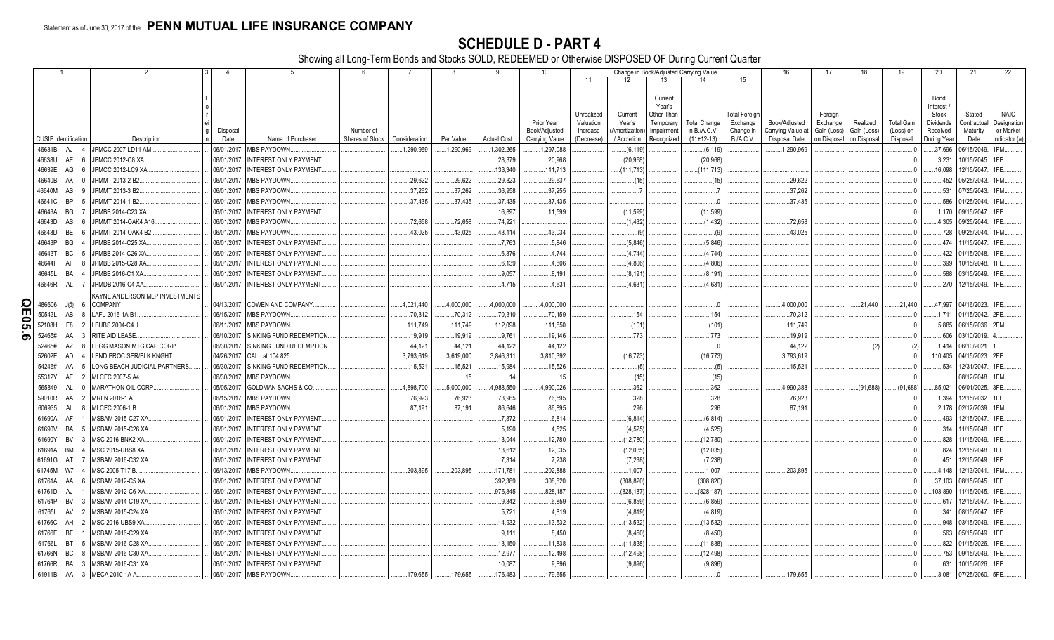Statement as of June 30, 2017 of the **PENN MUTUAL LIFE INSURANCE COMPANY**

# SCHEDULE D - PART 4

Showing all Long-Term Bonds and Stocks SOLD, REDEEMED or Otherwise DISPOSED OF During Current Quarter

| 1 | | 2 | 3 | 4 | 5 | 6 | 7 | 8 | 9 | 10 | 11 | 12 | 13 | 14 | 15 | 16 | 17 | 18 | 19 | 20 | 21 | 22 |
|---|---|---|---|---|---|---|---|---|---|---|---|---|---|---|---|---|---|---|---|---|---|---|
| | | | | | | | | | | | Change in Book/Adjusted Carrying Value | | | | | | | | | | | |
| CUSIP Identification | | Description | Foreign | Disposal Date | Name of Purchaser | Number of Shares of Stock | Consideration | Par Value | Actual Cost | Prior Year Book/Adjusted Carrying Value | Unrealized Valuation Increase (Decrease) | Current Year's (Amortization) / Accretion | Current Year's Other-Than-Temporary Impairment Recognized | Total Change in B./A.C.V. (11+12-13) | Total Foreign Exchange Change in B./A.C.V. | Book/Adjusted Carrying Value at Disposal Date | Foreign Exchange Gain (Loss) on Disposal | Realized Gain (Loss) on Disposal | Total Gain (Loss) on Disposal | Bond Interest / Stock Dividends Received During Year | Stated Contractual Maturity Date | NAIC Designation or Market Indicator (a) |
| 46631B | AJ 4 | JPMCC 2007-LD11 AM | | 06/01/2017 | MBS PAYDOWN | | 1,290,969 | 1,290,969 | 1,302,265 | 1,297,088 | | (6,119) | | (6,119) | | 1,290,969 | | | 0 | 37,696 | 06/15/2049 | 1FM |
| 46638U | AE 6 | JPMCC 2012-C8 XA | | 06/01/2017 | INTEREST ONLY PAYMENT | | | | 28,379 | 20,968 | | (20,968) | | (20,968) | | | | | 0 | 3,231 | 10/15/2045 | 1FE |
| 46639E | AG 6 | JPMCC 2012-LC9 XA | | 06/01/2017 | INTEREST ONLY PAYMENT | | | | 133,340 | 111,713 | | (111,713) | | (111,713) | | | | | 0 | 16,098 | 12/15/2047 | 1FE |
| 46640B | AK 0 | JPMMT 2013-2 B2 | | 06/01/2017 | MBS PAYDOWN | | 29,622 | 29,622 | 29,823 | 29,637 | | (15) | | (15) | | 29,622 | | | 0 | 452 | 05/25/2043 | 1FM |
| 46640M | AS 9 | JPMMT 2013-3 B2 | | 06/01/2017 | MBS PAYDOWN | | 37,262 | 37,262 | 36,958 | 37,255 | | 7 | | 7 | | 37,262 | | | 0 | 531 | 07/25/2043 | 1FM |
| 46641C | BP 5 | JPMMT 2014-1 B2 | | 06/01/2017 | MBS PAYDOWN | | 37,435 | 37,435 | 37,435 | 37,435 | | | | 0 | | 37,435 | | | 0 | 586 | 01/25/2044 | 1FM |
| 46643A | BG 7 | JPMBB 2014-C23 XA | | 06/01/2017 | INTEREST ONLY PAYMENT | | | | 16,897 | 11,599 | | (11,599) | | (11,599) | | | | | 0 | 1,170 | 09/15/2047 | 1FE |
| 46643D | AS 6 | JPMMT 2014-OAK4 A16 | | 06/01/2017 | MBS PAYDOWN | | 72,658 | 72,658 | 74,921 | | | (1,432) | | (1,432) | | 72,658 | | | 0 | 4,305 | 09/25/2044 | 1FE |
| 46643D | BE 6 | JPMMT 2014-OAK4 B2 | | 06/01/2017 | MBS PAYDOWN | | 43,025 | 43,025 | 43,114 | 43,034 | | (9) | | (9) | | 43,025 | | | 0 | 728 | 09/25/2044 | 1FM |
| 46643P | BG 4 | JPMBB 2014-C25 XA | | 06/01/2017 | INTEREST ONLY PAYMENT | | | | 7,763 | 5,846 | | (5,846) | | (5,846) | | | | | 0 | 474 | 11/15/2047 | 1FE |
| 46643T | BC 5 | JPMBB 2014-C26 XA | | 06/01/2017 | INTEREST ONLY PAYMENT | | | | 6,376 | 4,744 | | (4,744) | | (4,744) | | | | | 0 | 422 | 01/15/2048 | 1FE |
| 46644F | AF 8 | JPMBB 2015-C28 XA | | 06/01/2017 | INTEREST ONLY PAYMENT | | | | 6,139 | 4,806 | | (4,806) | | (4,806) | | | | | 0 | 399 | 10/15/2048 | 1FE |
| 46645L | BA 4 | JPMBB 2016-C1 XA | | 06/01/2017 | INTEREST ONLY PAYMENT | | | | 9,057 | 8,191 | | (8,191) | | (8,191) | | | | | 0 | 588 | 03/15/2049 | 1FE |
| 46646R | AL 7 | JPMDB 2016-C4 XA | | 06/01/2017 | INTEREST ONLY PAYMENT | | | | 4,715 | 4,631 | | (4,631) | | (4,631) | | | | | 0 | 270 | 12/15/2049 | 1FE |
| 486606 | J@ 6 | KAYNE ANDERSON MLP INVESTMENTS COMPANY | | 04/13/2017 | COWEN AND COMPANY | | 4,021,440 | 4,000,000 | 4,000,000 | 4,000,000 | | | | 0 | | 4,000,000 | | 21,440 | 21,440 | 47,997 | 04/16/2023 | 1FE |
| 50543L | AB 8 | LAFL 2016-1A B1 | | 06/15/2017 | MBS PAYDOWN | | 70,312 | 70,312 | 70,310 | 70,159 | | 154 | | 154 | | 70,312 | | | 0 | 1,711 | 01/15/2042 | 2FE |
| 52108H | F8 2 | LBUBS 2004-C4 J | | 06/11/2017 | MBS PAYDOWN | | 111,749 | 111,749 | 112,098 | 111,850 | | (101) | | (101) | | 111,749 | | | 0 | 5,885 | 06/15/2036 | 2FM |
| 52465# | AA 3 | RITE AID LEASE | | 06/10/2017 | SINKING FUND REDEMPTION | | 19,919 | 19,919 | 9,761 | 19,146 | | 773 | | 773 | | 19,919 | | | 0 | 606 | 03/10/2019 | 4 |
| 52465# | AZ 8 | LEGG MASON MTG CAP CORP | | 06/30/2017 | SINKING FUND REDEMPTION | | 44,121 | 44,121 | 44,122 | 44,122 | | | | 0 | | 44,122 | | (2) | (2) | 1,414 | 06/10/2021 | 1 |
| 52602E | AD 4 | LEND PROC SER/BLK KNGHT | | 04/26/2017 | CALL at 104.825 | | 3,793,619 | 3,619,000 | 3,846,311 | 3,810,392 | | (16,773) | | (16,773) | | 3,793,619 | | | 0 | 110,405 | 04/15/2023 | 2FE |
| 54246# | AA 5 | LONG BEACH JUDICIAL PARTNERS | | 06/30/2017 | SINKING FUND REDEMPTION | | 15,521 | 15,521 | 15,984 | 15,526 | | (5) | | (5) | | 15,521 | | | 0 | 534 | 12/31/2047 | 1FE |
| 55312Y | AE 2 | MLCFC 2007-5 A4 | | 06/30/2017 | MBS PAYDOWN | | 15 | 15 | 14 | 15 | | (15) | | (15) | | | | | 0 | | 08/12/2048 | 1FM |
| 565849 | AL 0 | MARATHON OIL CORP | | 05/05/2017 | GOLDMAN SACHS & CO | | 4,898,700 | 5,000,000 | 4,988,550 | 4,990,026 | | 362 | | 362 | | 4,990,388 | | (91,688) | (91,688) | 85,021 | 06/01/2025 | 3FE |
| 59010R | AA 2 | MRLN 2016-1 A | | 06/15/2017 | MBS PAYDOWN | | 76,923 | 76,923 | 73,965 | 76,595 | | 328 | | 328 | | 76,923 | | | 0 | 1,394 | 12/15/2032 | 1FE |
| 606935 | AL 8 | MLCFC 2006-1 B | | 06/01/2017 | MBS PAYDOWN | | 87,191 | 87,191 | 86,646 | 86,895 | | 296 | | 296 | | 87,191 | | | 0 | 2,178 | 02/12/2039 | 1FM |
| 61690A | AF 1 | MSBAM 2015-C27 XA | | 06/01/2017 | INTEREST ONLY PAYMENT | | | | 7,872 | 6,814 | | (6,814) | | (6,814) | | | | | 0 | 493 | 12/15/2047 | 1FE |
| 61690V | BA 5 | MSBAM 2015-C26 XA | | 06/01/2017 | INTEREST ONLY PAYMENT | | | | 5,190 | 4,525 | | (4,525) | | (4,525) | | | | | 0 | 314 | 11/15/2048 | 1FE |
| 61690Y | BV 3 | MSC 2016-BNK2 XA | | 06/01/2017 | INTEREST ONLY PAYMENT | | | | 13,044 | 12,780 | | (12,780) | | (12,780) | | | | | 0 | 828 | 11/15/2049 | 1FE |
| 61691A | BM 4 | MSC 2015-UBS8 XA | | 06/01/2017 | INTEREST ONLY PAYMENT | | | | 13,612 | 12,035 | | (12,035) | | (12,035) | | | | | 0 | 824 | 12/15/2048 | 1FE |
| 61691G | AT 7 | MSBAM 2016-C32 XA | | 06/01/2017 | INTEREST ONLY PAYMENT | | | | 7,314 | 7,238 | | (7,238) | | (7,238) | | | | | 0 | 451 | 12/15/2049 | 1FE |
| 61745M | W7 4 | MSC 2005-T17 B | | 06/13/2017 | MBS PAYDOWN | | 203,895 | 203,895 | 171,781 | 202,888 | | 1,007 | | 1,007 | | 203,895 | | | 0 | 4,148 | 12/13/2041 | 1FM |
| 61761A | AA 6 | MSBAM 2012-C5 XA | | 06/01/2017 | INTEREST ONLY PAYMENT | | | | 392,389 | 308,820 | | (308,820) | | (308,820) | | | | | 0 | 37,103 | 08/15/2045 | 1FE |
| 61761D | AJ 1 | MSBAM 2012-C6 XA | | 06/01/2017 | INTEREST ONLY PAYMENT | | | | 976,845 | 828,187 | | (828,187) | | (828,187) | | | | | 0 | 103,890 | 11/15/2045 | 1FE |
| 61764P | BV 3 | MSBAM 2014-C19 XA | | 06/01/2017 | INTEREST ONLY PAYMENT | | | | 9,342 | 6,859 | | (6,859) | | (6,859) | | | | | 0 | 617 | 12/15/2047 | 1FE |
| 61765L | AV 2 | MSBAM 2015-C24 XA | | 06/01/2017 | INTEREST ONLY PAYMENT | | | | 5,721 | 4,819 | | (4,819) | | (4,819) | | | | | 0 | 341 | 08/15/2047 | 1FE |
| 61766C | AH 2 | MSC 2016-UBS9 XA | | 06/01/2017 | INTEREST ONLY PAYMENT | | | | 14,932 | 13,532 | | (13,532) | | (13,532) | | | | | 0 | 948 | 03/15/2049 | 1FE |
| 61766E | BF 1 | MSBAM 2016-C29 XA | | 06/01/2017 | INTEREST ONLY PAYMENT | | | | 9,111 | 8,450 | | (8,450) | | (8,450) | | | | | 0 | 563 | 05/15/2049 | 1FE |
| 61766L | BT 5 | MSBAM 2016-C28 XA | | 06/01/2017 | INTEREST ONLY PAYMENT | | | | 13,150 | 11,838 | | (11,838) | | (11,838) | | | | | 0 | 822 | 01/15/2026 | 1FE |
| 61766N | BC 8 | MSBAM 2016-C30 XA | | 06/01/2017 | INTEREST ONLY PAYMENT | | | | 12,977 | 12,498 | | (12,498) | | (12,498) | | | | | 0 | 753 | 09/15/2049 | 1FE |
| 61766R | BA 3 | MSBAM 2016-C31 XA | | 06/01/2017 | INTEREST ONLY PAYMENT | | | | 10,087 | 9,896 | | (9,896) | | (9,896) | | | | | 0 | 631 | 10/15/2026 | 1FE |
| 61911B | AA 3 | MECA 2010-1A A | | 06/01/2017 | MBS PAYDOWN | | 179,655 | 179,655 | 176,483 | 179,655 | | | | 0 | | 179,655 | | | 0 | 3,081 | 07/25/2060 | 5FE |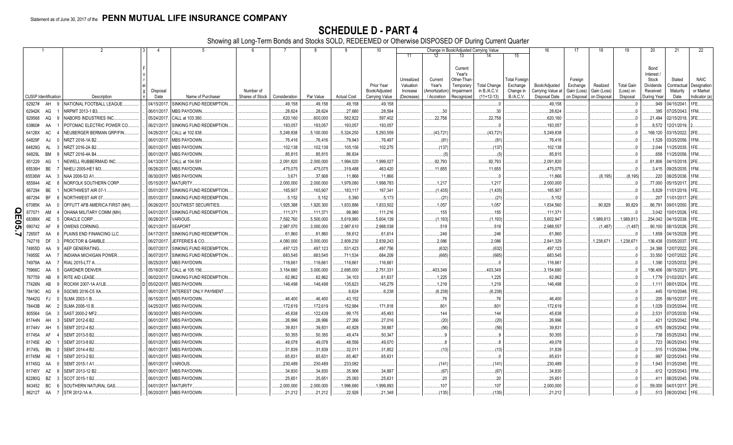Statement as of June 30, 2017 of the **PENN MUTUAL LIFE INSURANCE COMPANY**

# SCHEDULE D - PART 4

Showing all Long-Term Bonds and Stocks SOLD, REDEEMED or Otherwise DISPOSED OF During Current Quarter

| 1 | 2 | 3 | 4 | 5 | 6 | 7 | 8 | 9 | 10 | Change in Book/Adjusted Carrying Value | | | | | 16 | 17 | 18 | 19 | 20 | 21 | 22 |
|---|---|---|---|---|---|---|---|---|---|---|---|---|---|---|---|---|---|---|---|---|---|
| | | | | | | | | | | 11 | 12 | 13 | 14 | 15 | | | | | | | |
| CUSIP Identification | Description | Foreign | Disposal Date | Name of Purchaser | Number of Shares of Stock | Consideration | Par Value | Actual Cost | Prior Year Book/Adjusted Carrying Value | Unrealized Valuation Increase (Decrease) | Current Year's (Amortization) / Accretion | Current Year's Other-Than-Temporary Impairment Recognized | Total Change in B./A.C.V. (11+12-13) | Total Foreign Exchange Change in B./A.C.V. | Book/Adjusted Carrying Value at Disposal Date | Foreign Exchange Gain (Loss) on Disposal | Realized Gain (Loss) on Disposal | Total Gain (Loss) on Disposal | Bond Interest / Stock Dividends Received During Year | Stated Contractual Maturity Date | NAIC Designation or Market Indicator (a) |
| 62927# AH 9 | NATIONAL FOOTBALL LEAGUE | | 04/15/2017 | SINKING FUND REDEMPTION | | 49,158 | 49,158 | 49,158 | 49,158 | | | | 0 | | 49,158 | | | 0 | 949 | 04/15/2041 | 1FE |
| 62942K AG 1 | NRPMT 2013-1 B3 | | 06/01/2017 | MBS PAYDOWN | | 28,624 | 28,624 | 27,680 | 28,594 | | 30 | | 30 | | 28,624 | | | 0 | 395 | 07/25/2043 | 1FM |
| 629568 AQ 9 | NABORS INDUSTRIES INC | | 05/24/2017 | CALL at 103.360 | | 620,160 | 600,000 | 582,822 | 597,402 | | 22,758 | | 22,758 | | 620,160 | | | 0 | 21,494 | 02/15/2018 | 3FE |
| 63860# AA 1 | POTOMAC ELECTRIC POWER CO | | 06/21/2017 | SINKING FUND REDEMPTION | | 193,057 | 193,057 | 193,057 | 193,057 | | | | 0 | | 193,057 | | | 0 | 8,572 | 12/21/2019 | 2 |
| 64128X AC 4 | NEUBERGER BERMAN GRP/FIN | | 04/26/2017 | CALL at 102.938 | | 5,249,838 | 5,100,000 | 5,324,250 | 5,293,559 | | (43,721) | | (43,721) | | 5,249,838 | | | 0 | 169,120 | 03/15/2022 | 2FE |
| 64829F AJ 0 | NRZT 2016-1A B2 | | 06/01/2017 | MBS PAYDOWN | | 76,416 | 76,416 | 79,943 | 76,497 | | (81) | | (81) | | 76,416 | | | 0 | 1,529 | 03/25/2056 | 1FM |
| 64829G AL 3 | NRZT 2016-2A B2 | | 06/01/2017 | MBS PAYDOWN | | 102,138 | 102,138 | 105,156 | 102,275 | | (137) | | (137) | | 102,138 | | | 0 | 2,044 | 11/25/2035 | 1FE |
| 64829L BM 9 | NRZT 2016-4A B4 | | 06/01/2017 | MBS PAYDOWN | | 85,815 | 85,815 | 86,834 | | | (5) | | (5) | | 85,815 | | | 0 | 658 | 11/25/2056 | 1FM |
| 651229 AG 1 | NEWELL RUBBERMAID INC | | 04/13/2017 | CALL at 104.591 | | 2,091,820 | 2,000,000 | 1,994,020 | 1,999,027 | | 92,793 | | 92,793 | | 2,091,820 | | | 0 | 61,806 | 04/15/2018 | 2FE |
| 65536H BE 7 | NHELI 2005-HE1 M3 | | 06/26/2017 | MBS PAYDOWN | | 475,075 | 475,075 | 319,488 | 463,420 | | 11,655 | | 11,655 | | 475,075 | | | 0 | 3,415 | 09/25/2035 | 1FM |
| 65536W AA 3 | NAA 2006-S3 A1 | | 06/30/2017 | MBS PAYDOWN | | 3,671 | 37,908 | 11,866 | 11,866 | | | | 0 | | 11,866 | | (8,195) | (8,195) | 220 | 08/25/2036 | 1FM |
| 655844 AE 8 | NORFOLK SOUTHERN CORP | | 05/15/2017 | MATURITY | | 2,000,000 | 2,000,000 | 1,979,080 | 1,998,783 | | 1,217 | | 1,217 | | 2,000,000 | | | 0 | 77,000 | 05/15/2017 | 2FE |
| 667294 BE 1 | NORTHWEST AIR 07-1 | | 05/01/2017 | SINKING FUND REDEMPTION | | 165,907 | 165,907 | 183,117 | 167,341 | | (1,435) | | (1,435) | | 165,907 | | | 0 | 5,829 | 11/01/2019 | 1FE |
| 667294 BF 8 | NORTHWEST AIR 07 | | 05/01/2017 | SINKING FUND REDEMPTION | | 5,152 | 5,152 | 5,390 | 5,173 | | (21) | | (21) | | 5,152 | | | 0 | 207 | 11/01/2017 | 2FE |
| 67085K AA 0 | OFFUTT AFB AMERICA FIRST (MH) | | 06/26/2017 | SOUTWEST SECURITIES | | 1,925,388 | 1,920,300 | 1,833,886 | 1,833,502 | | 1,057 | | 1,057 | | 1,834,560 | | 90,829 | 90,829 | 86,791 | 09/01/2050 | 3FE |
| 677071 AM 4 | OHANA MILITARY COMM (MH) | | 04/01/2017 | SINKING FUND REDEMPTION | | 111,371 | 111,371 | 99,980 | 111,216 | | 155 | | 155 | | 111,371 | | | 0 | 3,042 | 10/01/2026 | 1FE |
| 68389X AE 5 | ORACLE CORP | | 06/28/2017 | VARIOUS | | 7,592,760 | 5,500,000 | 5,619,980 | 5,604,139 | | (1,193) | | (1,193) | | 5,602,947 | | 1,989,813 | 1,989,813 | 254,042 | 04/15/2038 | 1FE |
| 690742 AF 8 | OWENS CORNING | | 06/21/2017 | SEAPORT | | 2,987,070 | 3,000,000 | 2,987,610 | 2,988,038 | | 519 | | 519 | | 2,988,557 | | (1,487) | (1,487) | 90,100 | 08/15/2026 | 2FE |
| 72650T AA 6 | PLAINS END FINANCING LLC | | 04/17/2017 | SINKING FUND REDEMPTION | | 61,860 | 61,860 | 58,612 | 61,614 | | 246 | | 246 | | 61,860 | | | 0 | 1,859 | 04/15/2028 | 3FE |
| 742718 DF 3 | PROCTOR & GAMBLE | | 06/27/2017 | JEFFERIES & CO | | 4,080,000 | 3,000,000 | 2,809,230 | 2,839,243 | | 2,086 | | 2,086 | | 2,841,329 | | 1,238,671 | 1,238,671 | 136,438 | 03/05/2037 | 1FE |
| 74955D AA 9 | AEP GENERATING | | 06/07/2017 | SINKING FUND REDEMPTION | | 497,123 | 497,123 | 531,423 | 497,756 | | (632) | | (632) | | 497,123 | | | 0 | 24,398 | 12/07/2022 | 2FE |
| 74955E AA 7 | INDIANA MICHIGAN POWER | | 06/07/2017 | SINKING FUND REDEMPTION | | 683,545 | 683,545 | 711,534 | 684,209 | | (665) | | (665) | | 683,545 | | | 0 | 33,550 | 12/07/2022 | 2FE |
| 74979A AA 7 | RIAL 2015-LT7 A | | 06/25/2017 | MBS PAYDOWN | | 116,661 | 116,661 | 116,661 | 116,661 | | | | 0 | | 116,661 | | | 0 | 1,390 | 12/25/2032 | 2FE |
| 75966C AA 5 | GARDNER DENVER | | 05/18/2017 | CALL at 105.156 | | 3,154,680 | 3,000,000 | 2,695,000 | 2,751,331 | | 403,349 | | 403,349 | | 3,154,680 | | | 0 | 156,406 | 08/15/2021 | 5FE |
| 767759 AB 9 | RITE AID LEASE | | 06/02/2017 | SINKING FUND REDEMPTION | | 62,862 | 62,862 | 34,103 | 61,637 | | 1,225 | | 1,225 | | 62,862 | | | 0 | 1,779 | 01/02/2021 | 4FE |
| 77426N AB 9 | ROCKW 2007-1A A1LB | D | 05/02/2017 | MBS PAYDOWN | | 146,498 | 146,498 | 135,623 | 145,279 | | 1,219 | | 1,219 | | 146,498 | | | 0 | 1,111 | 08/01/2024 | 1FE |
| 78419C AG 9 | SGCMS 2016-C5 XA | | 06/01/2017 | INTEREST ONLY PAYMENT | | | | 6,624 | 6,238 | | (6,238) | | (6,238) | | | | | 0 | 445 | 10/10/2048 | 1FE |
| 78442G FJ 0 | SLMA 2003-1 B | | 06/15/2017 | MBS PAYDOWN | | 46,400 | 46,400 | 43,152 | | | 76 | | 76 | | 46,400 | | | 0 | 205 | 06/15/2037 | 1FE |
| 78443B AK 2 | SLMA 2006-10 B | | 04/25/2017 | MBS PAYDOWN | | 172,619 | 172,619 | 152,984 | 171,818 | | 801 | | 801 | | 172,619 | | | 0 | 1,029 | 03/25/2044 | 1FE |
| 805564 GA 3 | SAST 2000-2 MF2 | | 06/30/2017 | MBS PAYDOWN | | 45,638 | 122,439 | 99,175 | 45,493 | | 144 | | 144 | | 45,638 | | | 0 | 2,531 | 07/25/2030 | 1FM |
| 81744N AH 3 | SEMT 2012-6 B2 | | 06/01/2017 | MBS PAYDOWN | | 26,996 | 26,996 | 27,266 | 27,016 | | (20) | | (20) | | 26,996 | | | 0 | 421 | 12/25/2042 | 1FM |
| 81744V AH 5 | SEMT 2012-4 B2 | | 06/01/2017 | MBS PAYDOWN | | 39,831 | 39,831 | 40,828 | 39,887 | | (56) | | (56) | | 39,831 | | | 0 | 675 | 09/25/2042 | 1FM |
| 81745A AF 4 | SEMT 2013-5 B2 | | 06/01/2017 | MBS PAYDOWN | | 50,355 | 50,355 | 49,474 | 50,347 | | 9 | | 9 | | 50,355 | | | 0 | 738 | 05/25/2043 | 1FM |
| 81745E AD 1 | SEMT 2013-8 B2 | | 06/01/2017 | MBS PAYDOWN | | 49,078 | 49,078 | 48,556 | 49,070 | | 8 | | 8 | | 49,078 | | | 0 | 723 | 06/25/2043 | 1FM |
| 81745L BN 2 | SEMT 2014-4 B2 | | 06/01/2017 | MBS PAYDOWN | | 31,839 | 31,839 | 32,011 | 31,852 | | (13) | | (13) | | 31,839 | | | 0 | 515 | 11/25/2044 | 1FM |
| 81745M AE 1 | SEMT 2013-2 B2 | | 06/01/2017 | MBS PAYDOWN | | 65,631 | 65,631 | 65,467 | 65,631 | | | | 0 | | 65,631 | | | 0 | 997 | 02/25/2043 | 1FM |
| 81745Q AA 0 | SEMT 2015-1 A1 | | 06/01/2017 | VARIOUS | | 230,489 | 230,489 | 233,082 | | | (141) | | (141) | | 230,489 | | | 0 | 1,943 | 01/25/2045 | 1FE |
| 81745Y AZ 8 | SEMT 2013-12 B2 | | 06/01/2017 | MBS PAYDOWN | | 34,830 | 34,830 | 35,906 | 34,897 | | (67) | | (67) | | 34,830 | | | 0 | 612 | 12/25/2043 | 1FM |
| 82280Q BZ 3 | SCOT 2015-1 B2 | | 06/01/2017 | MBS PAYDOWN | | 25,651 | 25,651 | 25,093 | 25,631 | | 20 | | 20 | | 25,651 | | | 0 | 411 | 08/25/2045 | 1FM |
| 843452 BC 6 | SOUTHERN NATURAL GAS | | 04/01/2017 | MATURITY | | 2,000,000 | 2,000,000 | 1,996,680 | 1,999,893 | | 107 | | 107 | | 2,000,000 | | | 0 | 59,000 | 04/01/2017 | 2FE |
| 86212T AA 7 | STR 2012-1A A | | 06/20/2017 | MBS PAYDOWN | | 21,212 | 21,212 | 22,926 | 21,348 | | (135) | | (135) | | 21,212 | | | 0 | 513 | 08/20/2042 | 1FE |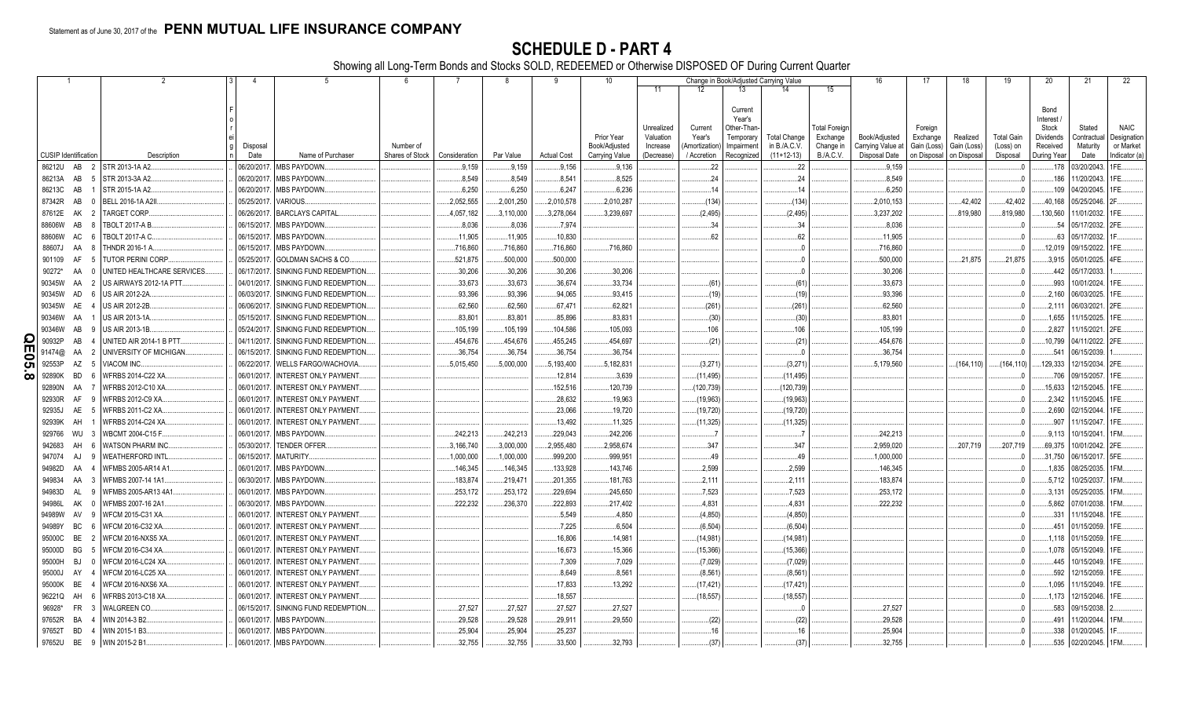Statement as of June 30, 2017 of the **PENN MUTUAL LIFE INSURANCE COMPANY**

# SCHEDULE D - PART 4

Showing all Long-Term Bonds and Stocks SOLD, REDEEMED or Otherwise DISPOSED OF During Current Quarter

| 1 | 2 | 3 | 4 | 5 | 6 | 7 | 8 | 9 | 10 | Change in Book/Adjusted Carrying Value | | | | | 16 | 17 | 18 | 19 | 20 | 21 | 22 |
|---|---|---|---|---|---|---|---|---|---|---|---|---|---|---|---|---|---|---|---|---|---|
| | | | | | | | | | | 11 | 12 | 13 | 14 | 15 | | | | | | | |
| CUSIP Identification | Description | Foreign | Disposal Date | Name of Purchaser | Number of Shares of Stock | Consideration | Par Value | Actual Cost | Prior Year Book/Adjusted Carrying Value | Unrealized Valuation Increase (Decrease) | Current Year's (Amortization) / Accretion | Current Year's Other-Than-Temporary Impairment Recognized | Total Change in B./A.C.V. (11+12-13) | Total Foreign Exchange Change in B./A.C.V. | Book/Adjusted Carrying Value at Disposal Date | Foreign Exchange Gain (Loss) on Disposal | Realized Gain (Loss) on Disposal | Total Gain (Loss) on Disposal | Bond Interest / Stock Dividends Received During Year | Stated Contractual Maturity Date | NAIC Designation or Market Indicator (a) |
| 86212U AB 2 | STR 2013-1A A2. | | 06/20/2017. | MBS PAYDOWN. | | 9,159 | 9,159 | 9,156 | 9,136 | | 22 | | 22 | | 9,159 | | | 0 | 178 | 03/20/2043. | 1FE. |
| 86213A AB 5 | STR 2013-3A A2. | | 06/20/2017. | MBS PAYDOWN. | | 8,549 | 8,549 | 8,541 | 8,525 | | 24 | | 24 | | 8,549 | | | 0 | 186 | 11/20/2043. | 1FE. |
| 86213C AB 1 | STR 2015-1A A2. | | 06/20/2017. | MBS PAYDOWN. | | 6,250 | 6,250 | 6,247 | 6,236 | | 14 | | 14 | | 6,250 | | | 0 | 109 | 04/20/2045. | 1FE. |
| 87342R AB 0 | BELL 2016-1A A2II. | | 05/25/2017. | VARIOUS. | | 2,052,555 | 2,001,250 | 2,010,578 | 2,010,287 | | (134) | | (134) | | 2,010,153 | | 42,402 | 42,402 | 40,168 | 05/25/2046. | 2F. |
| 87612E AK 2 | TARGET CORP. | | 06/26/2017. | BARCLAYS CAPITAL. | | 4,057,182 | 3,110,000 | 3,278,064 | 3,239,697 | | (2,495) | | (2,495) | | 3,237,202 | | 819,980 | 819,980 | 130,560 | 11/01/2032. | 1FE. |
| 88606W AB 8 | TBOLT 2017-A B. | | 06/15/2017. | MBS PAYDOWN. | | 8,036 | 8,036 | 7,974 | | | 34 | | 34 | | 8,036 | | | 0 | 54 | 05/17/2032. | 2FE. |
| 88606W AC 6 | TBOLT 2017-A C. | | 06/15/2017. | MBS PAYDOWN. | | 11,905 | 11,905 | 10,830 | | | 62 | | 62 | | 11,905 | | | 0 | 63 | 05/17/2032. | 1F. |
| 88607J AA 8 | THNDR 2016-1 A. | | 06/15/2017. | MBS PAYDOWN. | | 716,860 | 716,860 | 716,860 | 716,860 | | | | 0 | | 716,860 | | | 0 | 12,019 | 09/15/2022. | 1FE. |
| 901109 AF 5 | TUTOR PERINI CORP. | | 05/25/2017. | GOLDMAN SACHS & CO. | | 521,875 | 500,000 | 500,000 | | | | | 0 | | 500,000 | | 21,875 | 21,875 | 3,915 | 05/01/2025. | 4FE. |
| 90272* AA 0 | UNITED HEALTHCARE SERVICES. | | 06/17/2017. | SINKING FUND REDEMPTION. | | 30,206 | 30,206 | 30,206 | 30,206 | | | | 0 | | 30,206 | | | 0 | 442 | 05/17/2033. | 1. |
| 90345W AA 2 | US AIRWAYS 2012-1A PTT. | | 04/01/2017. | SINKING FUND REDEMPTION. | | 33,673 | 33,673 | 36,674 | 33,734 | | (61) | | (61) | | 33,673 | | | 0 | 993 | 10/01/2024. | 1FE. |
| 90345W AD 6 | US AIR 2012-2A. | | 06/03/2017. | SINKING FUND REDEMPTION. | | 93,396 | 93,396 | 94,065 | 93,415 | | (19) | | (19) | | 93,396 | | | 0 | 2,160 | 06/03/2025. | 1FE. |
| 90345W AE 4 | US AIR 2012-2B. | | 06/06/2017. | SINKING FUND REDEMPTION. | | 62,560 | 62,560 | 67,471 | 62,821 | | (261) | | (261) | | 62,560 | | | 0 | 2,111 | 06/03/2021. | 2FE. |
| 90346W AA 1 | US AIR 2013-1A. | | 05/15/2017. | SINKING FUND REDEMPTION. | | 83,801 | 83,801 | 85,896 | 83,831 | | (30) | | (30) | | 83,801 | | | 0 | 1,655 | 11/15/2025. | 1FE. |
| 90346W AB 9 | US AIR 2013-1B. | | 05/24/2017. | SINKING FUND REDEMPTION. | | 105,199 | 105,199 | 104,586 | 105,093 | | 106 | | 106 | | 105,199 | | | 0 | 2,827 | 11/15/2021. | 2FE. |
| 90932P AB 4 | UNITED AIR 2014-1 B PTT. | | 04/11/2017. | SINKING FUND REDEMPTION. | | 454,676 | 454,676 | 455,245 | 454,697 | | (21) | | (21) | | 454,676 | | | 0 | 10,799 | 04/11/2022. | 2FE. |
| 91474@ AA 2 | UNIVERSITY OF MICHIGAN. | | 06/15/2017. | SINKING FUND REDEMPTION. | | 36,754 | 36,754 | 36,754 | 36,754 | | | | 0 | | 36,754 | | | 0 | 541 | 06/15/2039. | 1. |
| 92553P AZ 5 | VIACOM INC. | | 06/22/2017. | WELLS FARGO/WACHOVIA. | | 5,015,450 | 5,000,000 | 5,193,400 | 5,182,831 | | (3,271) | | (3,271) | | 5,179,560 | | (164,110) | (164,110) | 129,333 | 12/15/2034. | 2FE. |
| 92890K BD 6 | WFRBS 2014-C22 XA. | | 06/01/2017. | INTEREST ONLY PAYMENT. | | | | 12,814 | 3,639 | | (11,495) | | (11,495) | | | | | 0 | 706 | 09/15/2057. | 1FE. |
| 92890N AA 7 | WFRBS 2012-C10 XA. | | 06/01/2017. | INTEREST ONLY PAYMENT. | | | | 152,516 | 120,739 | | (120,739) | | (120,739) | | | | | 0 | 15,633 | 12/15/2045. | 1FE. |
| 92930R AF 9 | WFRBS 2012-C9 XA. | | 06/01/2017. | INTEREST ONLY PAYMENT. | | | | 28,632 | 19,963 | | (19,963) | | (19,963) | | | | | 0 | 2,342 | 11/15/2045. | 1FE. |
| 92935J AE 5 | WFRBS 2011-C2 XA. | | 06/01/2017. | INTEREST ONLY PAYMENT. | | | | 23,066 | 19,720 | | (19,720) | | (19,720) | | | | | 0 | 2,690 | 02/15/2044. | 1FE. |
| 92939K AH 1 | WFRBS 2014-C24 XA. | | 06/01/2017. | INTEREST ONLY PAYMENT. | | | | 13,492 | 11,325 | | (11,325) | | (11,325) | | | | | 0 | 907 | 11/15/2047. | 1FE. |
| 929766 WU 3 | WBCMT 2004-C15 F. | | 06/01/2017. | MBS PAYDOWN. | | 242,213 | 242,213 | 229,043 | 242,206 | | 7 | | 7 | | 242,213 | | | 0 | 9,113 | 10/15/2041. | 1FM. |
| 942683 AH 6 | WATSON PHARM INC. | | 05/30/2017. | TENDER OFFER. | | 3,166,740 | 3,000,000 | 2,955,480 | 2,958,674 | | 347 | | 347 | | 2,959,020 | | 207,719 | 207,719 | 69,375 | 10/01/2042. | 2FE. |
| 947074 AJ 9 | WEATHERFORD INTL. | | 06/15/2017. | MATURITY. | | 1,000,000 | 1,000,000 | 999,200 | 999,951 | | 49 | | 49 | | 1,000,000 | | | 0 | 31,750 | 06/15/2017. | 5FE. |
| 94982D AA 4 | WFMBS 2005-AR14 A1. | | 06/01/2017. | MBS PAYDOWN. | | 146,345 | 146,345 | 133,928 | 143,746 | | 2,599 | | 2,599 | | 146,345 | | | 0 | 1,835 | 08/25/2035. | 1FM. |
| 949834 AA 3 | WFMBS 2007-14 1A1. | | 06/30/2017. | MBS PAYDOWN. | | 183,874 | 219,471 | 201,355 | 181,763 | | 2,111 | | 2,111 | | 183,874 | | | 0 | 5,712 | 10/25/2037. | 1FM. |
| 94983D AL 9 | WFMBS 2005-AR13 4A1. | | 06/01/2017. | MBS PAYDOWN. | | 253,172 | 253,172 | 229,694 | 245,650 | | 7,523 | | 7,523 | | 253,172 | | | 0 | 3,131 | 05/25/2035. | 1FM. |
| 94986L AK 0 | WFMBS 2007-16 2A1. | | 06/30/2017. | MBS PAYDOWN. | | 222,232 | 236,370 | 222,893 | 217,402 | | 4,831 | | 4,831 | | 222,232 | | | 0 | 5,862 | 07/01/2038. | 1FM. |
| 94989W AV 9 | WFCM 2015-C31 XA. | | 06/01/2017. | INTEREST ONLY PAYMENT. | | | | 5,549 | 4,850 | | (4,850) | | (4,850) | | | | | 0 | 331 | 11/15/2048. | 1FE. |
| 94989Y BC 6 | WFCM 2016-C32 XA. | | 06/01/2017. | INTEREST ONLY PAYMENT. | | | | 7,225 | 6,504 | | (6,504) | | (6,504) | | | | | 0 | 451 | 01/15/2059. | 1FE. |
| 95000C BE 2 | WFCM 2016-NXS5 XA. | | 06/01/2017. | INTEREST ONLY PAYMENT. | | | | 16,806 | 14,981 | | (14,981) | | (14,981) | | | | | 0 | 1,118 | 01/15/2059. | 1FE. |
| 95000D BG 5 | WFCM 2016-C34 XA. | | 06/01/2017. | INTEREST ONLY PAYMENT. | | | | 16,673 | 15,366 | | (15,366) | | (15,366) | | | | | 0 | 1,078 | 05/15/2049. | 1FE. |
| 95000H BJ 0 | WFCM 2016-LC24 XA. | | 06/01/2017. | INTEREST ONLY PAYMENT. | | | | 7,309 | 7,029 | | (7,029) | | (7,029) | | | | | 0 | 445 | 10/15/2049. | 1FE. |
| 95000J AY 4 | WFCM 2016-LC25 XA. | | 06/01/2017. | INTEREST ONLY PAYMENT. | | | | 8,649 | 8,561 | | (8,561) | | (8,561) | | | | | 0 | 592 | 12/15/2059. | 1FE. |
| 95000K BE 4 | WFCM 2016-NXS6 XA. | | 06/01/2017. | INTEREST ONLY PAYMENT. | | | | 17,833 | 13,292 | | (17,421) | | (17,421) | | | | | 0 | 1,095 | 11/15/2049. | 1FE. |
| 96221Q AH 6 | WFRBS 2013-C18 XA. | | 06/01/2017. | INTEREST ONLY PAYMENT. | | | | 18,557 | | | (18,557) | | (18,557) | | | | | 0 | 1,173 | 12/15/2046. | 1FE. |
| 96928* FR 3 | WALGREEN CO. | | 06/15/2017. | SINKING FUND REDEMPTION. | | 27,527 | 27,527 | 27,527 | 27,527 | | | | 0 | | 27,527 | | | 0 | 583 | 09/15/2038. | 2. |
| 97652R BA 4 | WIN 2014-3 B2. | | 06/01/2017. | MBS PAYDOWN. | | 29,528 | 29,528 | 29,911 | 29,550 | | (22) | | (22) | | 29,528 | | | 0 | 491 | 11/20/2044. | 1FM. |
| 97652T BD 4 | WIN 2015-1 B3. | | 06/01/2017. | MBS PAYDOWN. | | 25,904 | 25,904 | 25,237 | | | 16 | | 16 | | 25,904 | | | 0 | 338 | 01/20/2045. | 1F. |
| 97652U BE 9 | WIN 2015-2 B1. | | 06/01/2017. | MBS PAYDOWN. | | 32,755 | 32,755 | 33,500 | 32,793 | | (37) | | (37) | | 32,755 | | | 0 | 535 | 02/20/2045. | 1FM. |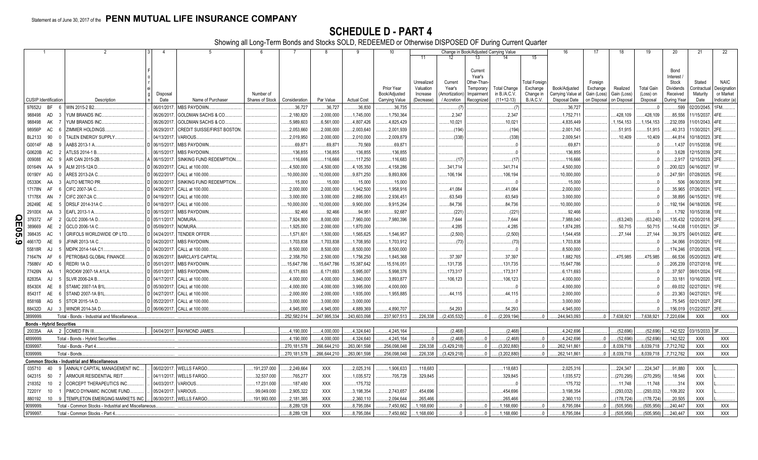Statement as of June 30, 2017 of the **PENN MUTUAL LIFE INSURANCE COMPANY**

# SCHEDULE D - PART 4

Showing all Long-Term Bonds and Stocks SOLD, REDEEMED or Otherwise DISPOSED OF During Current Quarter

| 1 | 2 | 3 | 4 | 5 | 6 | 7 | 8 | 9 | 10 | 11 | 12 | 13 | 14 | 15 | 16 | 17 | 18 | 19 | 20 | 21 | 22 |
|---|---|---|---|---|---|---|---|---|---|---|---|---|---|---|---|---|---|---|---|---|---|
| | | | | | | | | | | Change in Book/Adjusted Carrying Value | | | | | | | | | | | |
| CUSIP Identification | Description | Foreign | Disposal Date | Name of Purchaser | Number of Shares of Stock | Consideration | Par Value | Actual Cost | Prior Year Book/Adjusted Carrying Value | Unrealized Valuation Increase (Decrease) | Current Year's (Amortization) / Accretion | Current Year's Other-Than-Temporary Impairment Recognized | Total Change in B./A.C.V. (11+12-13) | Total Foreign Exchange Change in B./A.C.V. | Book/Adjusted Carrying Value at Disposal Date | Foreign Exchange Gain (Loss) on Disposal | Realized Gain (Loss) on Disposal | Total Gain (Loss) on Disposal | Bond Interest / Stock Dividends Received During Year | Stated Contractual Maturity Date | NAIC Designation or Market Indicator (a) |
| 97652U BF 6 | WIN 2015-2 B2. | | 06/01/2017. | MBS PAYDOWN. | | 36,727 | 36,727 | 36,830 | 36,735 | | (7) | | (7) | | 36,727 | | | 0 | 599 | 02/20/2045. | 1FM. |
| 988498 AD 3 | YUM BRANDS INC. | | 06/26/2017. | GOLDMAN SACHS & CO. | | 2,180,820 | 2,000,000 | 1,745,000 | 1,750,364 | | 2,347 | | 2,347 | | 1,752,711 | | 428,109 | 428,109 | 85,556 | 11/15/2037. | 4FE. |
| 988498 AK 7 | YUM BRANDS INC. | | 06/26/2017. | GOLDMAN SACHS & CO. | | 5,989,603 | 6,561,000 | 4,807,426 | 4,825,429 | | 10,021 | | 10,021 | | 4,835,449 | | 1,154,153 | 1,154,153 | 232,059 | 11/01/2043. | 4FE. |
| 98956P AC 6 | ZIMMER HOLDINGS. | | 06/29/2017. | CREDIT SUISSE/FIRST BOSTON. | | 2,053,660 | 2,000,000 | 2,003,640 | 2,001,939 | | (194) | | (194) | | 2,001,745 | | 51,915 | 51,915 | 40,313 | 11/30/2021. | 2FE. |
| BL2133 90 0 | TALEN ENERGY SUPPLY. | | 04/13/2017. | VARIOUS. | | 2,019,950 | 2,000,000 | 2,010,000 | 2,009,879 | | (338) | | (338) | | 2,009,541 | | 10,409 | 10,409 | 44,814 | 10/18/2023. | 3FE. |
| G0014F AB 9 | AABS 2013-1 A. | D | 06/15/2017. | MBS PAYDOWN. | | 69,871 | 69,871 | 70,569 | 69,871 | | | | 0 | | 69,871 | | | 0 | 1,437 | 01/15/2038. | 1FE. |
| G0620B AC 2 | ATLSS 2014-1 B. | D | 06/15/2017. | MBS PAYDOWN. | | 136,855 | 136,855 | 136,855 | 136,855 | | | | 0 | | 136,855 | | | 0 | 3,628 | 12/15/2039. | 2FE. |
| 009088 AC 9 | AIR CAN 2015-2B. | A | 06/15/2017. | SINKING FUND REDEMPTION. | | 116,666 | 116,666 | 117,250 | 116,683 | | (17) | | (17) | | 116,666 | | | 0 | 2,917 | 12/15/2023. | 2FE. |
| 00164N AA 9 | ALM 2015-12A D. | D | 06/20/2017. | CALL at 100.000. | | 4,500,000 | 4,500,000 | 4,105,350 | 4,158,286 | | 341,714 | | 341,714 | | 4,500,000 | | | 0 | 200,023 | 04/16/2027. | 1F. |
| 00190Y AG 0 | ARES 2013-2A C. | D | 06/22/2017. | CALL at 100.000. | | 10,000,000 | 10,000,000 | 9,871,250 | 9,893,806 | | 106,194 | | 106,194 | | 10,000,000 | | | 0 | 247,591 | 07/28/2025. | 1FE. |
| 05330K AA 3 | AUTO METRO PR. | D | 06/30/2017. | SINKING FUND REDEMPTION. | | 15,000 | 15,000 | 15,000 | 15,000 | | | | 0 | | 15,000 | | | 0 | 506 | 06/30/2035. | 3FE. |
| 17178N AF 6 | CIFC 2007-3A C. | D | 04/26/2017. | CALL at 100.000. | | 2,000,000 | 2,000,000 | 1,942,500 | 1,958,916 | | 41,084 | | 41,084 | | 2,000,000 | | | 0 | 35,965 | 07/26/2021. | 1FE. |
| 17178X AN 7 | CIFC 2007-2A C. | D | 04/19/2017. | CALL at 100.000. | | 3,000,000 | 3,000,000 | 2,895,000 | 2,936,451 | | 63,549 | | 63,549 | | 3,000,000 | | | 0 | 38,895 | 04/15/2021. | 1FE. |
| 26249E AE 5 | DRSLF 2014-31A C. | D | 04/18/2017. | CALL at 100.000. | | 10,000,000 | 10,000,000 | 9,900,000 | 9,915,264 | | 84,736 | | 84,736 | | 10,000,000 | | | 0 | 192,194 | 04/18/2026. | 1FE. |
| 29100X AA 3 | EAFL 2013-1 A. | D | 06/15/2017. | MBS PAYDOWN. | | 92,466 | 92,466 | 94,951 | 92,687 | | (221) | | (221) | | 92,466 | | | 0 | 1,792 | 10/15/2038. | 1FE. |
| 379372 AF 2 | GLCC 2006-1A D. | D | 05/11/2017. | NOMURA. | | 7,924,800 | 8,000,000 | 7,960,000 | 7,980,396 | | 7,644 | | 7,644 | | 7,988,040 | | (63,240) | (63,240) | 135,432 | 12/20/2018. | 2FE. |
| 389669 AE 2 | GCLO 2006-1A C. | D | 05/09/2017. | NOMURA. | | 1,925,000 | 2,000,000 | 1,870,000 | | | 4,285 | | 4,285 | | 1,874,285 | | 50,715 | 50,715 | 14,438 | 11/01/2021. | 2F. |
| 398435 AC 1 | GRIFOLS WORLDWIDE OP LTD. | D | 04/24/2017. | TENDER OFFER. | | 1,571,601 | 1,500,000 | 1,565,625 | 1,546,957 | | (2,500) | | (2,500) | | 1,544,458 | | 27,144 | 27,144 | 39,375 | 04/01/2022. | 4FE. |
| 46617D AE 9 | JFINR 2013-1A C. | D | 04/20/2017. | MBS PAYDOWN. | | 1,703,838 | 1,703,838 | 1,708,950 | 1,703,912 | | (73) | | (73) | | 1,703,838 | | | 0 | 34,066 | 01/20/2021. | 1FE. |
| 55818R AJ 5 | MDPK 2014-14A C1. | D | 04/20/2017. | CALL at 100.000. | | 8,500,000 | 8,500,000 | 8,500,000 | 8,500,000 | | | | 0 | | 8,500,000 | | | 0 | 174,246 | 07/20/2026. | 1FE. |
| 71647N AF 6 | PETROBAS GLOBAL FINANCE. | D | 06/26/2017. | BARCLAYS CAPITAL. | | 2,358,750 | 2,500,000 | 1,756,250 | 1,845,368 | | 37,397 | | 37,397 | | 1,882,765 | | 475,985 | 475,985 | 66,536 | 05/20/2023. | 4FE. |
| 75686V AD 6 | REDRI 1A D. | D | 05/01/2017. | MBS PAYDOWN. | | 15,647,786 | 15,647,786 | 15,387,642 | 15,516,051 | | 131,735 | | 131,735 | | 15,647,786 | | | 0 | 205,239 | 07/27/2018. | 1FE. |
| 77426N AA 1 | ROCKW 2007-1A A1LA. | D | 05/01/2017. | MBS PAYDOWN. | | 6,171,693 | 6,171,693 | 5,995,007 | 5,998,376 | | 173,317 | | 173,317 | | 6,171,693 | | | 0 | 37,507 | 08/01/2024. | 1FE. |
| 82835A AJ 5 | SLVR 2006-2A B. | D | 04/17/2017. | CALL at 100.000. | | 4,000,000 | 4,000,000 | 3,840,000 | 3,893,877 | | 106,123 | | 106,123 | | 4,000,000 | | | 0 | 33,181 | 10/16/2020. | 1FE. |
| 85430X AE 8 | STAMC 2007-1A B1L. | D | 05/30/2017. | CALL at 100.000. | | 4,000,000 | 4,000,000 | 3,995,000 | 4,000,000 | | | | 0 | | 4,000,000 | | | 0 | 69,032 | 02/27/2021. | 1FE. |
| 85431T AE 6 | STAND 2007-1A B1L. | D | 04/27/2017. | CALL at 100.000. | | 2,000,000 | 2,000,000 | 1,935,000 | 1,955,885 | | 44,115 | | 44,115 | | 2,000,000 | | | 0 | 23,363 | 04/27/2021. | 1FE. |
| 85816B AG 5 | STCR 2015-1A D. | D | 05/22/2017. | CALL at 100.000. | | 3,000,000 | 3,000,000 | 3,000,000 | | | | | 0 | | 3,000,000 | | | 0 | 75,545 | 02/21/2027. | 2FE. |
| 88432D AJ 3 | WINDR 2014-3A D. | D | 06/06/2017. | CALL at 100.000. | | 4,945,000 | 4,945,000 | 4,889,369 | 4,890,707 | | 54,293 | | 54,293 | | 4,945,000 | | | 0 | 156,019 | 01/22/2027. | 2FE. |
| 3899999. | Total - Bonds - Industrial and Miscellaneous. | | | | | 252,582,014 | 247,995,334 | 243,603,098 | 237,907,513 | 226,338 | (2,435,532) | 0 | (2,209,194) | 0 | 244,943,093 | 0 | 7,638,921 | 7,638,921 | 7,220,694 | XXX | XXX |
| **Bonds - Hybrid Securities** | | | | | | | | | | | | | | | | | | | | | |
| 20035A AA 2 | COMED FIN III. | | 04/04/2017. | RAYMOND JAMES. | | 4,190,000 | 4,000,000 | 4,324,640 | 4,245,164 | | (2,468) | | (2,468) | | 4,242,696 | | (52,696) | (52,696) | 142,522 | 03/15/2033. | 3F. |
| 4899999. | Total - Bonds - Hybrid Securities. | | | | | 4,190,000 | 4,000,000 | 4,324,640 | 4,245,164 | 0 | (2,468) | 0 | (2,468) | 0 | 4,242,696 | 0 | (52,696) | (52,696) | 142,522 | XXX | XXX |
| 8399997. | Total - Bonds - Part 4. | | | | | 270,181,578 | 266,644,210 | 263,061,598 | 256,098,048 | 226,338 | (3,429,218) | 0 | (3,202,880) | 0 | 262,141,861 | 0 | 8,039,718 | 8,039,718 | 7,712,762 | XXX | XXX |
| 8399999. | Total - Bonds. | | | | | 270,181,578 | 266,644,210 | 263,061,598 | 256,098,048 | 226,338 | (3,429,218) | 0 | (3,202,880) | 0 | 262,141,861 | 0 | 8,039,718 | 8,039,718 | 7,712,762 | XXX | XXX |
| **Common Stocks - Industrial and Miscellaneous** | | | | | | | | | | | | | | | | | | | | | |
| 035710 40 9 | ANNALY CAPITAL MANAGEMENT INC. | | 06/02/2017. | WELLS FARGO. | 191,237.000 | 2,249,664 | XXX | 2,025,316 | 1,906,633 | 118,683 | | | 118,683 | | 2,025,316 | | 224,347 | 224,347 | 91,880 | XXX | L. |
| 042315 50 7 | ARMOUR RESIDENTIAL REIT. | | 04/11/2017. | WELLS FARGO. | 32,537.000 | 765,277 | XXX | 1,035,572 | 705,728 | 329,845 | | | 329,845 | | 1,035,572 | | (270,295) | (270,295) | 18,546 | XXX | L. |
| 218352 10 2 | CORCEPT THERAPEUTICS INC. | | 04/03/2017. | VARIOUS. | 17,231.000 | 187,480 | XXX | 175,732 | | | | | 0 | | 175,732 | | 11,748 | 11,748 | 314 | XXX | L. |
| 72201Y 10 1 | PIMCO DYNAMIC INCOME FUND. | | 05/24/2017. | VARIOUS. | 99,049.000 | 2,905,322 | XXX | 3,198,354 | 2,743,657 | 454,696 | | | 454,696 | | 3,198,354 | | (293,032) | (293,032) | 109,202 | XXX | L. |
| 880192 10 9 | TEMPLETON EMERGING MARKETS INC. | | 06/30/2017. | WELLS FARGO. | 191,993.000 | 2,181,385 | XXX | 2,360,110 | 2,094,644 | 265,466 | | | 265,466 | | 2,360,110 | | (178,724) | (178,724) | 20,505 | XXX | L. |
| 9099999. | Total - Common Stocks - Industrial and Miscellaneous. | | | | | 8,289,128 | XXX | 8,795,084 | 7,450,662 | 1,168,690 | 0 | 0 | 1,168,690 | 0 | 8,795,084 | 0 | (505,956) | (505,956) | 240,447 | XXX | XXX |
| 9799997. | Total - Common Stocks - Part 4. | | | | | 8,289,128 | XXX | 8,795,084 | 7,450,662 | 1,168,690 | 0 | 0 | 1,168,690 | 0 | 8,795,084 | 0 | (505,956) | (505,956) | 240,447 | XXX | XXX |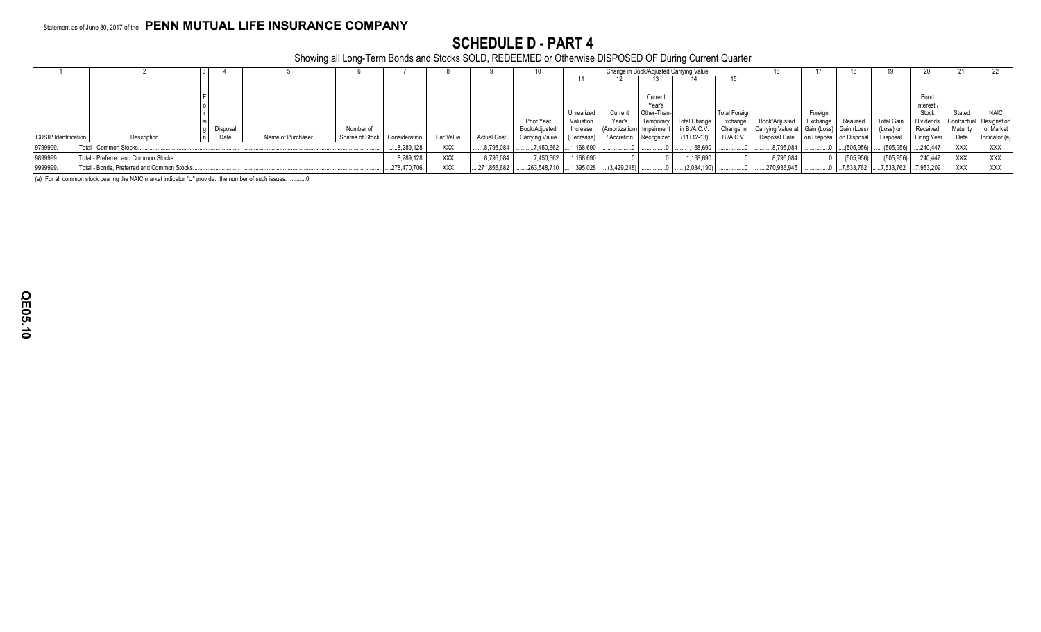Statement as of June 30, 2017 of the **PENN MUTUAL LIFE INSURANCE COMPANY**

# SCHEDULE D - PART 4

Showing all Long-Term Bonds and Stocks SOLD, REDEEMED or Otherwise DISPOSED OF During Current Quarter

| 1 | 2 | 3 | 4 | 5 | 6 | 7 | 8 | 9 | 10 | Change in Book/Adjusted Carrying Value | | | | | 16 | 17 | 18 | 19 | 20 | 21 | 22 |
|---|---|---|---|---|---|---|---|---|---|---|---|---|---|---|---|---|---|---|---|---|---|
| | | | | | | | | | | 11 | 12 | 13 | 14 | 15 | | | | | | | |
| CUSIP Identification | Description | Foreign | Disposal Date | Name of Purchaser | Number of Shares of Stock | Consideration | Par Value | Actual Cost | Prior Year Book/Adjusted Carrying Value | Unrealized Valuation Increase (Decrease) | Current Year's (Amortization) / Accretion | Current Year's Other-Than-Temporary Impairment Recognized | Total Change in B./A.C.V. (11+12-13) | Total Foreign Exchange Change in B./A.C.V. | Book/Adjusted Carrying Value at Disposal Date | Foreign Exchange Gain (Loss) on Disposal | Realized Gain (Loss) on Disposal | Total Gain (Loss) on Disposal | Bond Interest / Stock Dividends Received During Year | Stated Contractual Maturity Date | NAIC Designation or Market Indicator (a) |
| 9799999. | Total - Common Stocks | | | | | 8,289,128 | XXX | 8,795,084 | 7,450,662 | 1,168,690 | 0 | 0 | 1,168,690 | 0 | 8,795,084 | 0 | (505,956) | (505,956) | 240,447 | XXX | XXX |
| 9899999. | Total - Preferred and Common Stocks | | | | | 8,289,128 | XXX | 8,795,084 | 7,450,662 | 1,168,690 | 0 | 0 | 1,168,690 | 0 | 8,795,084 | 0 | (505,956) | (505,956) | 240,447 | XXX | XXX |
| 9999999. | Total - Bonds, Preferred and Common Stocks | | | | | 278,470,706 | XXX | 271,856,682 | 263,548,710 | 1,395,028 | (3,429,218) | 0 | (2,034,190) | 0 | 270,936,945 | 0 | 7,533,762 | 7,533,762 | 7,953,209 | XXX | XXX |

(a) For all common stock bearing the NAIC market indicator "U" provide: the number of such issues: ..........0.

QE05.10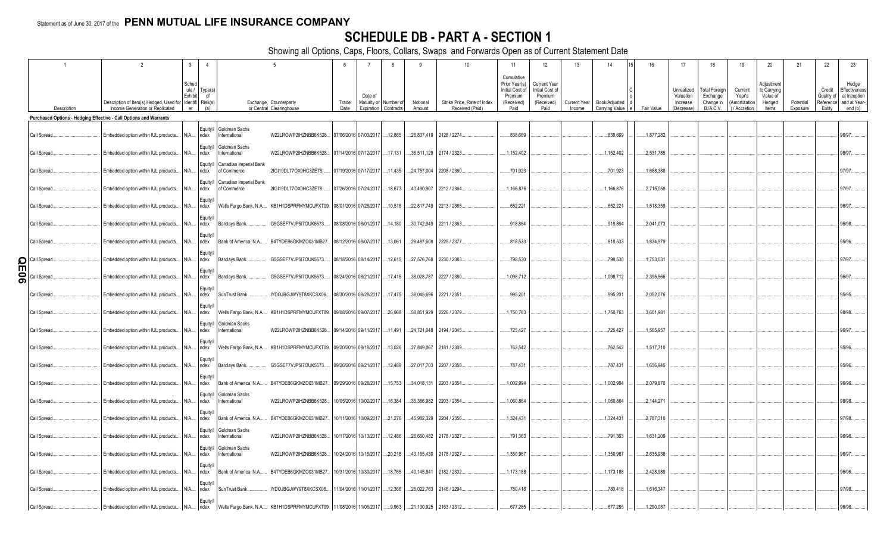Statement as of June 30, 2017 of the **PENN MUTUAL LIFE INSURANCE COMPANY**

# SCHEDULE DB - PART A - SECTION 1

Showing all Options, Caps, Floors, Collars, Swaps and Forwards Open as of Current Statement Date

| 1 | 2 | 3 | 4 | 5 | | 6 | 7 | 8 | 9 | 10 | 11 | 12 | 13 | 14 | 15 | 16 | 17 | 18 | 19 | 20 | 21 | 22 | 23 |
|---|---|---|---|---|---|---|---|---|---|---|---|---|---|---|---|---|---|---|---|---|---|---|---|
| Description | Description of Item(s) Hedged, Used for Income Generation or Replicated | Schedule / Exhibit Identifier | Type(s) of Risk(s) (a) | Exchange, Counterparty or Central Clearinghouse | | Trade Date | Date of Maturity or Expiration | Number of Contracts | Notional Amount | Strike Price, Rate of Index Received (Paid) | Cumulative Prior Year(s) Initial Cost of Premium (Received) Paid | Current Year Initial Cost of Premium (Received) Paid | Current Year Income | Book/Adjusted Carrying Value | Code | Fair Value | Unrealized Valuation Increase (Decrease) | Total Foreign Exchange Change in B./A.C.V. | Current Year's (Amortization) / Accretion | Adjustment to Carrying Value of Hedged Items | Potential Exposure | Credit Quality of Reference Entity | Hedge Effectiveness at Inception and at Year-end (b) |
| **Purchased Options - Hedging Effective - Call Options and Warrants** | | | | | | | | | | | | | | | | | | | | | | | |
| Call Spread | Embedded option within IUL products | N/A | Equity/Index | Goldman Sachs International | W22LROWP2IHZNBB6K528 | 07/06/2016 | 07/03/2017 | 12,865 | 26,837,419 | 2128 / 2274 | 838,669 | | | 838,669 | | 1,877,282 | | | | | | | 96/97 |
| Call Spread | Embedded option within IUL products | N/A | Equity/Index | Goldman Sachs International | W22LROWP2IHZNBB6K528 | 07/14/2016 | 07/12/2017 | 17,131 | 36,511,129 | 2174 / 2323 | 1,152,402 | | | 1,152,402 | | 2,531,785 | | | | | | | 98/97 |
| Call Spread | Embedded option within IUL products | N/A | Equity/Index | Canadian Imperial Bank of Commerce | 2IGI19DL77OX0HC3ZE78 | 07/19/2016 | 07/17/2017 | 11,435 | 24,757,004 | 2208 / 2360 | 701,923 | | | 701,923 | | 1,688,388 | | | | | | | 97/97 |
| Call Spread | Embedded option within IUL products | N/A | Equity/Index | Canadian Imperial Bank of Commerce | 2IGI19DL77OX0HC3ZE78 | 07/26/2016 | 07/24/2017 | 18,673 | 40,490,907 | 2212 / 2364 | 1,166,876 | | | 1,166,876 | | 2,715,058 | | | | | | | 97/97 |
| Call Spread | Embedded option within IUL products | N/A | Equity/Index | Wells Fargo Bank, N.A. | KB1H1DSPRFMYMCUFXT09 | 08/01/2016 | 07/28/2017 | 10,518 | 22,817,749 | 2213 / 2365 | 652,221 | | | 652,221 | | 1,518,359 | | | | | | | 96/97 |
| Call Spread | Embedded option within IUL products | N/A | Equity/Index | Barclays Bank | G5GSEF7VJP5I7OUK5573 | 08/08/2016 | 08/01/2017 | 14,180 | 30,742,949 | 2211 / 2363 | 918,864 | | | 918,864 | | 2,041,073 | | | | | | | 96/98 |
| Call Spread | Embedded option within IUL products | N/A | Equity/Index | Bank of America, N.A. | B4TYDEB6GKMZO031MB27 | 08/12/2016 | 08/07/2017 | 13,061 | 28,487,608 | 2225 / 2377 | 818,533 | | | 818,533 | | 1,834,979 | | | | | | | 95/96 |
| Call Spread | Embedded option within IUL products | N/A | Equity/Index | Barclays Bank | G5GSEF7VJP5I7OUK5573 | 08/18/2016 | 08/14/2017 | 12,615 | 27,576,768 | 2230 / 2383 | 798,530 | | | 798,530 | | 1,753,031 | | | | | | | 97/97 |
| Call Spread | Embedded option within IUL products | N/A | Equity/Index | Barclays Bank | G5GSEF7VJP5I7OUK5573 | 08/24/2016 | 08/21/2017 | 17,415 | 38,028,787 | 2227 / 2380 | 1,098,712 | | | 1,098,712 | | 2,395,566 | | | | | | | 96/97 |
| Call Spread | Embedded option within IUL products | N/A | Equity/Index | SunTrust Bank | IYDOJBGJWY9T8XKCSX06 | 08/30/2016 | 08/28/2017 | 17,475 | 38,045,696 | 2221 / 2351 | 995,201 | | | 995,201 | | 2,052,076 | | | | | | | 95/95 |
| Call Spread | Embedded option within IUL products | N/A | Equity/Index | Wells Fargo Bank, N.A. | KB1H1DSPRFMYMCUFXT09 | 09/08/2016 | 09/07/2017 | 26,968 | 58,851,929 | 2226 / 2379 | 1,750,763 | | | 1,750,763 | | 3,601,981 | | | | | | | 98/98 |
| Call Spread | Embedded option within IUL products | N/A | Equity/Index | Goldman Sachs International | W22LROWP2IHZNBB6K528 | 09/14/2016 | 09/11/2017 | 11,491 | 24,721,048 | 2194 / 2345 | 725,427 | | | 725,427 | | 1,565,957 | | | | | | | 96/97 |
| Call Spread | Embedded option within IUL products | N/A | Equity/Index | Wells Fargo Bank, N.A. | KB1H1DSPRFMYMCUFXT09 | 09/20/2016 | 09/18/2017 | 13,026 | 27,849,067 | 2181 / 2309 | 762,542 | | | 762,542 | | 1,517,710 | | | | | | | 95/96 |
| Call Spread | Embedded option within IUL products | N/A | Equity/Index | Barclays Bank | G5GSEF7VJP5I7OUK5573 | 09/26/2016 | 09/21/2017 | 12,489 | 27,017,703 | 2207 / 2358 | 787,431 | | | 787,431 | | 1,656,945 | | | | | | | 95/96 |
| Call Spread | Embedded option within IUL products | N/A | Equity/Index | Bank of America, N.A. | B4TYDEB6GKMZO031MB27 | 09/29/2016 | 09/28/2017 | 15,753 | 34,018,131 | 2203 / 2354 | 1,002,994 | | | 1,002,994 | | 2,079,870 | | | | | | | 96/96 |
| Call Spread | Embedded option within IUL products | N/A | Equity/Index | Goldman Sachs International | W22LROWP2IHZNBB6K528 | 10/05/2016 | 10/02/2017 | 16,384 | 35,386,982 | 2203 / 2354 | 1,060,864 | | | 1,060,864 | | 2,144,271 | | | | | | | 98/98 |
| Call Spread | Embedded option within IUL products | N/A | Equity/Index | Bank of America, N.A. | B4TYDEB6GKMZO031MB27 | 10/11/2016 | 10/09/2017 | 21,276 | 45,982,329 | 2204 / 2356 | 1,324,431 | | | 1,324,431 | | 2,787,310 | | | | | | | 97/98 |
| Call Spread | Embedded option within IUL products | N/A | Equity/Index | Goldman Sachs International | W22LROWP2IHZNBB6K528 | 10/17/2016 | 10/13/2017 | 12,486 | 26,660,482 | 2178 / 2327 | 791,363 | | | 791,363 | | 1,631,209 | | | | | | | 96/96 |
| Call Spread | Embedded option within IUL products | N/A | Equity/Index | Goldman Sachs International | W22LROWP2IHZNBB6K528 | 10/24/2016 | 10/16/2017 | 20,218 | 43,165,430 | 2178 / 2327 | 1,350,967 | | | 1,350,967 | | 2,635,938 | | | | | | | 96/97 |
| Call Spread | Embedded option within IUL products | N/A | Equity/Index | Bank of America, N.A. | B4TYDEB6GKMZO031MB27 | 10/31/2016 | 10/30/2017 | 18,765 | 40,145,841 | 2182 / 2332 | 1,173,188 | | | 1,173,188 | | 2,428,989 | | | | | | | 96/96 |
| Call Spread | Embedded option within IUL products | N/A | Equity/Index | SunTrust Bank | IYDOJBGJWY9T8XKCSX06 | 11/04/2016 | 11/01/2017 | 12,366 | 26,022,763 | 2146 / 2294 | 780,418 | | | 780,418 | | 1,616,347 | | | | | | | 97/98 |
| Call Spread | Embedded option within IUL products | N/A | Equity/Index | Wells Fargo Bank, N.A. | KB1H1DSPRFMYMCUFXT09 | 11/08/2016 | 11/06/2017 | 9,963 | 21,130,925 | 2163 / 2312 | 677,285 | | | 677,285 | | 1,290,087 | | | | | | | 96/96 |

QE06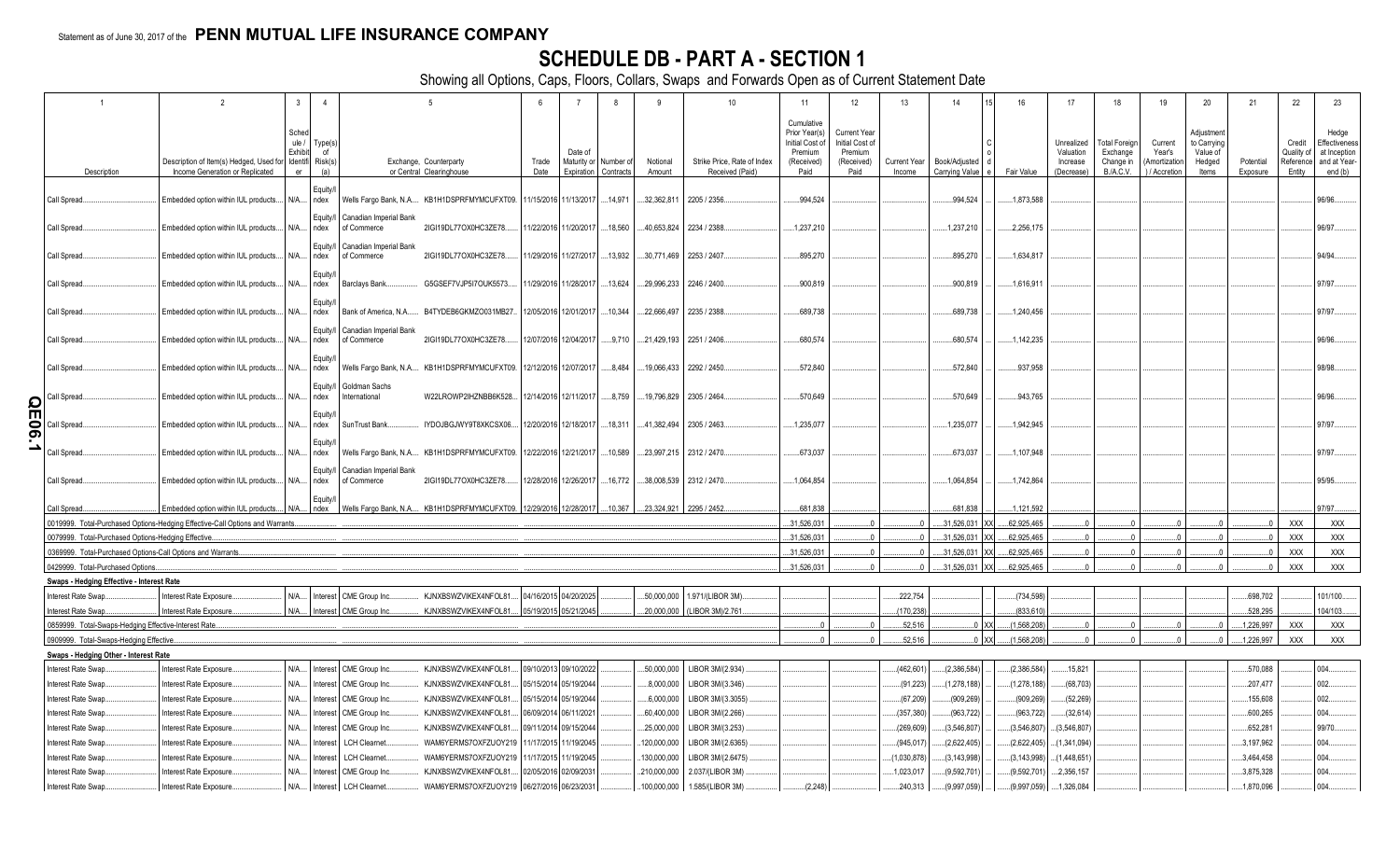Statement as of June 30, 2017 of the **PENN MUTUAL LIFE INSURANCE COMPANY**

# SCHEDULE DB - PART A - SECTION 1

Showing all Options, Caps, Floors, Collars, Swaps and Forwards Open as of Current Statement Date

| 1 | 2 | 3 | 4 | 5 | | 6 | 7 | 8 | 9 | 10 | 11 | 12 | 13 | 14 | 15 | 16 | 17 | 18 | 19 | 20 | 21 | 22 | 23 |
|---|---|---|---|---|---|---|---|---|---|---|---|---|---|---|---|---|---|---|---|---|---|---|---|
| Description | Description of Item(s) Hedged, Used for Income Generation or Replicated | Schedule / Exhibit Identifier | Type(s) of Risk(s) (a) | Exchange, Counterparty or Central Clearinghouse | | Trade Date | Date of Maturity or Expiration | Number of Contracts | Notional Amount | Strike Price, Rate of Index Received (Paid) | Cumulative Prior Year(s) Initial Cost of Premium (Received) Paid | Current Year Initial Cost of Premium (Received) Paid | Current Year Income | Book/Adjusted Carrying Value | Code | Fair Value | Unrealized Valuation Increase (Decrease) | Total Foreign Exchange Change in B./A.C.V. | Current Year's (Amortization) / Accretion | Adjustment to Carrying Value of Hedged Items | Potential Exposure | Credit Quality of Reference Entity | Hedge Effectiveness at Inception and at Year-end (b) |
| Call Spread | Embedded option within IUL products | N/A | Equity/Index | Wells Fargo Bank, N.A. | KB1H1DSPRFMYMCUFXT09 | 11/15/2016 | 11/13/2017 | 14,971 | 32,362,811 | 2205 / 2356 | 994,524 | | | 994,524 | | 1,873,588 | | | | | | | 96/96 |
| Call Spread | Embedded option within IUL products | N/A | Equity/Index | Canadian Imperial Bank of Commerce | 2IGI19DL77OX0HC3ZE78 | 11/22/2016 | 11/20/2017 | 18,560 | 40,653,824 | 2234 / 2388 | 1,237,210 | | | 1,237,210 | | 2,256,175 | | | | | | | 96/97 |
| Call Spread | Embedded option within IUL products | N/A | Equity/Index | Canadian Imperial Bank of Commerce | 2IGI19DL77OX0HC3ZE78 | 11/29/2016 | 11/27/2017 | 13,932 | 30,771,469 | 2253 / 2407 | 895,270 | | | 895,270 | | 1,634,817 | | | | | | | 94/94 |
| Call Spread | Embedded option within IUL products | N/A | Equity/Index | Barclays Bank | G5GSEF7VJP5I7OUK5573 | 11/29/2016 | 11/28/2017 | 13,624 | 29,996,233 | 2246 / 2400 | 900,819 | | | 900,819 | | 1,616,911 | | | | | | | 97/97 |
| Call Spread | Embedded option within IUL products | N/A | Equity/Index | Bank of America, N.A. | B4TYDEB6GKMZO031MB27 | 12/05/2016 | 12/01/2017 | 10,344 | 22,666,497 | 2235 / 2388 | 689,738 | | | 689,738 | | 1,240,456 | | | | | | | 97/97 |
| Call Spread | Embedded option within IUL products | N/A | Equity/Index | Canadian Imperial Bank of Commerce | 2IGI19DL77OX0HC3ZE78 | 12/07/2016 | 12/04/2017 | 9,710 | 21,429,193 | 2251 / 2406 | 680,574 | | | 680,574 | | 1,142,235 | | | | | | | 96/96 |
| Call Spread | Embedded option within IUL products | N/A | Equity/Index | Wells Fargo Bank, N.A. | KB1H1DSPRFMYMCUFXT09 | 12/12/2016 | 12/07/2017 | 8,484 | 19,066,433 | 2292 / 2450 | 572,840 | | | 572,840 | | 937,958 | | | | | | | 98/98 |
| Call Spread | Embedded option within IUL products | N/A | Equity/Index | Goldman Sachs International | W22LROWP2IHZNBB6K528 | 12/14/2016 | 12/11/2017 | 8,759 | 19,796,829 | 2305 / 2464 | 570,649 | | | 570,649 | | 943,765 | | | | | | | 96/96 |
| Call Spread | Embedded option within IUL products | N/A | Equity/Index | SunTrust Bank | IYDOJBGJWY9T8XKCSX06 | 12/20/2016 | 12/18/2017 | 18,311 | 41,382,494 | 2305 / 2463 | 1,235,077 | | | 1,235,077 | | 1,942,945 | | | | | | | 97/97 |
| Call Spread | Embedded option within IUL products | N/A | Equity/Index | Wells Fargo Bank, N.A. | KB1H1DSPRFMYMCUFXT09 | 12/22/2016 | 12/21/2017 | 10,589 | 23,997,215 | 2312 / 2470 | 673,037 | | | 673,037 | | 1,107,948 | | | | | | | 97/97 |
| Call Spread | Embedded option within IUL products | N/A | Equity/Index | Canadian Imperial Bank of Commerce | 2IGI19DL77OX0HC3ZE78 | 12/28/2016 | 12/26/2017 | 16,772 | 38,008,539 | 2312 / 2470 | 1,064,854 | | | 1,064,854 | | 1,742,864 | | | | | | | 95/95 |
| Call Spread | Embedded option within IUL products | N/A | Equity/Index | Wells Fargo Bank, N.A. | KB1H1DSPRFMYMCUFXT09 | 12/29/2016 | 12/28/2017 | 10,367 | 23,324,921 | 2295 / 2452 | 681,838 | | | 681,838 | | 1,121,592 | | | | | | | 97/97 |
| 0019999. Total-Purchased Options-Hedging Effective-Call Options and Warrants | | | | | | | | | | | 31,526,031 | 0 | 0 | 31,526,031 | XX | 62,925,465 | 0 | 0 | 0 | 0 | 0 | XXX | XXX |
| 0079999. Total-Purchased Options-Hedging Effective | | | | | | | | | | | 31,526,031 | 0 | 0 | 31,526,031 | XX | 62,925,465 | 0 | 0 | 0 | 0 | 0 | XXX | XXX |
| 0369999. Total-Purchased Options-Call Options and Warrants | | | | | | | | | | | 31,526,031 | 0 | 0 | 31,526,031 | XX | 62,925,465 | 0 | 0 | 0 | 0 | 0 | XXX | XXX |
| 0429999. Total-Purchased Options | | | | | | | | | | | 31,526,031 | 0 | 0 | 31,526,031 | XX | 62,925,465 | 0 | 0 | 0 | 0 | 0 | XXX | XXX |
| **Swaps - Hedging Effective - Interest Rate** | | | | | | | | | | | | | | | | | | | | | | | |
| Interest Rate Swap | Interest Rate Exposure | N/A | Interest | CME Group Inc. | KJNXBSWZVIKEX4NFOL81 | 04/16/2015 | 04/20/2025 | | 50,000,000 | 1.971/(LIBOR 3M) | | | 222,754 | | | (734,598) | | | | | 698,702 | | 101/100 |
| Interest Rate Swap | Interest Rate Exposure | N/A | Interest | CME Group Inc. | KJNXBSWZVIKEX4NFOL81 | 05/19/2015 | 05/21/2045 | | 20,000,000 | (LIBOR 3M)/2.761 | | | (170,238) | | | (833,610) | | | | | 528,295 | | 104/103 |
| 0859999. Total-Swaps-Hedging Effective-Interest Rate | | | | | | | | | | | 0 | 0 | 52,516 | 0 | XX | (1,568,208) | 0 | 0 | 0 | 0 | 1,226,997 | XXX | XXX |
| 0909999. Total-Swaps-Hedging Effective | | | | | | | | | | | 0 | 0 | 52,516 | 0 | XX | (1,568,208) | 0 | 0 | 0 | 0 | 1,226,997 | XXX | XXX |
| **Swaps - Hedging Other - Interest Rate** | | | | | | | | | | | | | | | | | | | | | | | |
| Interest Rate Swap | Interest Rate Exposure | N/A | Interest | CME Group Inc. | KJNXBSWZVIKEX4NFOL81 | 09/10/2013 | 09/10/2022 | | 50,000,000 | LIBOR 3M/(2.934) | | | (462,601) | (2,386,584) | | (2,386,584) | 15,821 | | | | 570,088 | | 004 |
| Interest Rate Swap | Interest Rate Exposure | N/A | Interest | CME Group Inc. | KJNXBSWZVIKEX4NFOL81 | 05/15/2014 | 05/19/2044 | | 8,000,000 | LIBOR 3M/(3.346) | | | (91,223) | (1,278,188) | | (1,278,188) | (68,703) | | | | 207,477 | | 002 |
| Interest Rate Swap | Interest Rate Exposure | N/A | Interest | CME Group Inc. | KJNXBSWZVIKEX4NFOL81 | 05/15/2014 | 05/19/2044 | | 6,000,000 | LIBOR 3M/(3.3055) | | | (67,209) | (909,269) | | (909,269) | (52,269) | | | | 155,608 | | 002 |
| Interest Rate Swap | Interest Rate Exposure | N/A | Interest | CME Group Inc. | KJNXBSWZVIKEX4NFOL81 | 06/09/2014 | 06/11/2021 | | 60,400,000 | LIBOR 3M/(2.266) | | | (357,380) | (963,722) | | (963,722) | (32,614) | | | | 600,265 | | 004 |
| Interest Rate Swap | Interest Rate Exposure | N/A | Interest | CME Group Inc. | KJNXBSWZVIKEX4NFOL81 | 09/11/2014 | 09/15/2044 | | 25,000,000 | LIBOR 3M/(3.253) | | | (269,609) | (3,546,807) | | (3,546,807) | (3,546,807) | | | | 652,281 | | 99/70 |
| Interest Rate Swap | Interest Rate Exposure | N/A | Interest | LCH Clearnet | WAM6YERMS7OXFZUOY219 | 11/17/2015 | 11/19/2045 | | 120,000,000 | LIBOR 3M/(2.6365) | | | (945,017) | (2,622,405) | | (2,622,405) | (1,341,094) | | | | 3,197,962 | | 004 |
| Interest Rate Swap | Interest Rate Exposure | N/A | Interest | LCH Clearnet | WAM6YERMS7OXFZUOY219 | 11/17/2015 | 11/19/2045 | | 130,000,000 | LIBOR 3M/(2.6475) | | | (1,030,878) | (3,143,998) | | (3,143,998) | (1,448,651) | | | | 3,464,458 | | 004 |
| Interest Rate Swap | Interest Rate Exposure | N/A | Interest | CME Group Inc. | KJNXBSWZVIKEX4NFOL81 | 02/05/2016 | 02/09/2031 | | 210,000,000 | 2.037/(LIBOR 3M) | | | 1,023,017 | (9,592,701) | | (9,592,701) | 2,356,157 | | | | 3,875,328 | | 004 |
| Interest Rate Swap | Interest Rate Exposure | N/A | Interest | LCH Clearnet | WAM6YERMS7OXFZUOY219 | 06/27/2016 | 06/23/2031 | | 100,000,000 | 1.585/(LIBOR 3M) | | (2,248) | 240,313 | (9,997,059) | | (9,997,059) | 1,326,084 | | | | 1,870,096 | | 004 |

QE06.1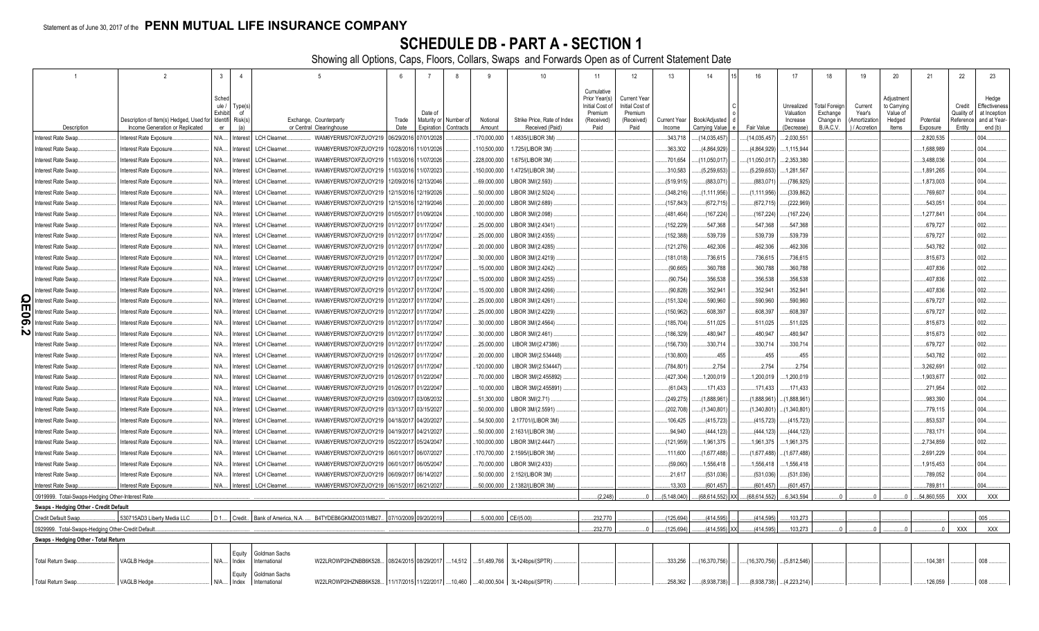Statement as of June 30, 2017 of the **PENN MUTUAL LIFE INSURANCE COMPANY**

# SCHEDULE DB - PART A - SECTION 1

Showing all Options, Caps, Floors, Collars, Swaps and Forwards Open as of Current Statement Date

| 1 | 2 | 3 | 4 | 5 | | 6 | 7 | 8 | 9 | 10 | 11 | 12 | 13 | 14 | 15 | 16 | 17 | 18 | 19 | 20 | 21 | 22 | 23 |
|---|---|---|---|---|---|---|---|---|---|---|---|---|---|---|---|---|---|---|---|---|---|---|---|
| Description | Description of Item(s) Hedged, Used for Income Generation or Replicated | Schedule / Exhibit Identifier | Type(s) of Risk(s) (a) | Exchange, Counterparty or Central Clearinghouse | | Trade Date | Date of Maturity or Expiration | Number of Contracts | Notional Amount | Strike Price, Rate of Index Received (Paid) | Cumulative Prior Year(s) Initial Cost of Premium (Received) Paid | Current Year Initial Cost of Premium (Received) Paid | Current Year Income | Book/Adjusted Carrying Value | Code | Fair Value | Unrealized Valuation Increase (Decrease) | Total Foreign Exchange Change in B./A.C.V. | Current Year's (Amortization) / Accretion | Adjustment to Carrying Value of Hedged Items | Potential Exposure | Credit Quality of Reference Entity | Hedge Effectiveness at Inception and at Year-end (b) |
| Interest Rate Swap | Interest Rate Exposure | N/A | Interest | LCH Clearnet | WAM6YERMS7OXFZUOY219 | 06/29/2016 | 07/01/2028 | | 170,000,000 | 1.4835/(LIBOR 3M) | | | 343,718 | (14,035,457) | | (14,035,457) | 2,030,551 | | | | 2,820,535 | | 004 |
| Interest Rate Swap | Interest Rate Exposure | N/A | Interest | LCH Clearnet | WAM6YERMS7OXFZUOY219 | 10/28/2016 | 11/01/2026 | | 110,500,000 | 1.725/(LIBOR 3M) | | | 363,302 | (4,864,929) | | (4,864,929) | 1,115,944 | | | | 1,688,989 | | 004 |
| Interest Rate Swap | Interest Rate Exposure | N/A | Interest | LCH Clearnet | WAM6YERMS7OXFZUOY219 | 11/03/2016 | 11/07/2026 | | 228,000,000 | 1.675/(LIBOR 3M) | | | 701,654 | (11,050,017) | | (11,050,017) | 2,353,380 | | | | 3,488,036 | | 004 |
| Interest Rate Swap | Interest Rate Exposure | N/A | Interest | LCH Clearnet | WAM6YERMS7OXFZUOY219 | 11/03/2016 | 11/07/2023 | | 150,000,000 | 1.4725/(LIBOR 3M) | | | 310,583 | (5,259,653) | | (5,259,653) | 1,281,567 | | | | 1,891,265 | | 004 |
| Interest Rate Swap | Interest Rate Exposure | N/A | Interest | LCH Clearnet | WAM6YERMS7OXFZUOY219 | 12/09/2016 | 12/13/2046 | | 69,000,000 | LIBOR 3M/(2.593) | | | (519,915) | (883,071) | | (883,071) | (786,925) | | | | 1,873,003 | | 004 |
| Interest Rate Swap | Interest Rate Exposure | N/A | Interest | LCH Clearnet | WAM6YERMS7OXFZUOY219 | 12/15/2016 | 12/19/2026 | | 50,000,000 | LIBOR 3M/(2.5024) | | | (348,216) | (1,111,956) | | (1,111,956) | (339,862) | | | | 769,607 | | 004 |
| Interest Rate Swap | Interest Rate Exposure | N/A | Interest | LCH Clearnet | WAM6YERMS7OXFZUOY219 | 12/15/2016 | 12/19/2046 | | 20,000,000 | LIBOR 3M/(2.689) | | | (157,843) | (672,715) | | (672,715) | (222,969) | | | | 543,051 | | 004 |
| Interest Rate Swap | Interest Rate Exposure | N/A | Interest | LCH Clearnet | WAM6YERMS7OXFZUOY219 | 01/05/2017 | 01/09/2024 | | 100,000,000 | LIBOR 3M/(2.098) | | | (481,464) | (167,224) | | (167,224) | (167,224) | | | | 1,277,841 | | 004 |
| Interest Rate Swap | Interest Rate Exposure | N/A | Interest | LCH Clearnet | WAM6YERMS7OXFZUOY219 | 01/12/2017 | 01/17/2047 | | 25,000,000 | LIBOR 3M/(2.4341) | | | (152,229) | 547,368 | | 547,368 | 547,368 | | | | 679,727 | | 002 |
| Interest Rate Swap | Interest Rate Exposure | N/A | Interest | LCH Clearnet | WAM6YERMS7OXFZUOY219 | 01/12/2017 | 01/17/2047 | | 25,000,000 | LIBOR 3M/(2.4355) | | | (152,388) | 539,739 | | 539,739 | 539,739 | | | | 679,727 | | 002 |
| Interest Rate Swap | Interest Rate Exposure | N/A | Interest | LCH Clearnet | WAM6YERMS7OXFZUOY219 | 01/12/2017 | 01/17/2047 | | 20,000,000 | LIBOR 3M/(2.4285) | | | (121,276) | 462,306 | | 462,306 | 462,306 | | | | 543,782 | | 002 |
| Interest Rate Swap | Interest Rate Exposure | N/A | Interest | LCH Clearnet | WAM6YERMS7OXFZUOY219 | 01/12/2017 | 01/17/2047 | | 30,000,000 | LIBOR 3M/(2.4219) | | | (181,018) | 736,615 | | 736,615 | 736,615 | | | | 815,673 | | 002 |
| Interest Rate Swap | Interest Rate Exposure | N/A | Interest | LCH Clearnet | WAM6YERMS7OXFZUOY219 | 01/12/2017 | 01/17/2047 | | 15,000,000 | LIBOR 3M/(2.4242) | | | (90,665) | 360,788 | | 360,788 | 360,788 | | | | 407,836 | | 002 |
| Interest Rate Swap | Interest Rate Exposure | N/A | Interest | LCH Clearnet | WAM6YERMS7OXFZUOY219 | 01/12/2017 | 01/17/2047 | | 15,000,000 | LIBOR 3M/(2.4255) | | | (90,754) | 356,538 | | 356,538 | 356,538 | | | | 407,836 | | 002 |
| Interest Rate Swap | Interest Rate Exposure | N/A | Interest | LCH Clearnet | WAM6YERMS7OXFZUOY219 | 01/12/2017 | 01/17/2047 | | 15,000,000 | LIBOR 3M/(2.4266) | | | (90,828) | 352,941 | | 352,941 | 352,941 | | | | 407,836 | | 002 |
| Interest Rate Swap | Interest Rate Exposure | N/A | Interest | LCH Clearnet | WAM6YERMS7OXFZUOY219 | 01/12/2017 | 01/17/2047 | | 25,000,000 | LIBOR 3M/(2.4261) | | | (151,324) | 590,960 | | 590,960 | 590,960 | | | | 679,727 | | 002 |
| Interest Rate Swap | Interest Rate Exposure | N/A | Interest | LCH Clearnet | WAM6YERMS7OXFZUOY219 | 01/12/2017 | 01/17/2047 | | 25,000,000 | LIBOR 3M/(2.4229) | | | (150,962) | 608,397 | | 608,397 | 608,397 | | | | 679,727 | | 002 |
| Interest Rate Swap | Interest Rate Exposure | N/A | Interest | LCH Clearnet | WAM6YERMS7OXFZUOY219 | 01/12/2017 | 01/17/2047 | | 30,000,000 | LIBOR 3M/(2.4564) | | | (185,704) | 511,025 | | 511,025 | 511,025 | | | | 815,673 | | 002 |
| Interest Rate Swap | Interest Rate Exposure | N/A | Interest | LCH Clearnet | WAM6YERMS7OXFZUOY219 | 01/12/2017 | 01/17/2047 | | 30,000,000 | LIBOR 3M/(2.461) | | | (186,329) | 480,947 | | 480,947 | 480,947 | | | | 815,673 | | 002 |
| Interest Rate Swap | Interest Rate Exposure | N/A | Interest | LCH Clearnet | WAM6YERMS7OXFZUOY219 | 01/12/2017 | 01/17/2047 | | 25,000,000 | LIBOR 3M/(2.47386) | | | (156,730) | 330,714 | | 330,714 | 330,714 | | | | 679,727 | | 002 |
| Interest Rate Swap | Interest Rate Exposure | N/A | Interest | LCH Clearnet | WAM6YERMS7OXFZUOY219 | 01/26/2017 | 01/17/2047 | | 20,000,000 | LIBOR 3M/(2.534448) | | | (130,800) | 455 | | 455 | 455 | | | | 543,782 | | 002 |
| Interest Rate Swap | Interest Rate Exposure | N/A | Interest | LCH Clearnet | WAM6YERMS7OXFZUOY219 | 01/26/2017 | 01/17/2047 | | 120,000,000 | LIBOR 3M/(2.534447) | | | (784,801) | 2,754 | | 2,754 | 2,754 | | | | 3,262,691 | | 002 |
| Interest Rate Swap | Interest Rate Exposure | N/A | Interest | LCH Clearnet | WAM6YERMS7OXFZUOY219 | 01/26/2017 | 01/22/2047 | | 70,000,000 | LIBOR 3M/(2.455892) | | | (427,304) | 1,200,019 | | 1,200,019 | 1,200,019 | | | | 1,903,677 | | 002 |
| Interest Rate Swap | Interest Rate Exposure | N/A | Interest | LCH Clearnet | WAM6YERMS7OXFZUOY219 | 01/26/2017 | 01/22/2047 | | 10,000,000 | LIBOR 3M/(2.455891) | | | (61,043) | 171,433 | | 171,433 | 171,433 | | | | 271,954 | | 002 |
| Interest Rate Swap | Interest Rate Exposure | N/A | Interest | LCH Clearnet | WAM6YERMS7OXFZUOY219 | 03/09/2017 | 03/08/2032 | | 51,300,000 | LIBOR 3M/(2.71) | | | (249,275) | (1,888,961) | | (1,888,961) | (1,888,961) | | | | 983,390 | | 004 |
| Interest Rate Swap | Interest Rate Exposure | N/A | Interest | LCH Clearnet | WAM6YERMS7OXFZUOY219 | 03/13/2017 | 03/15/2027 | | 50,000,000 | LIBOR 3M/(2.5591) | | | (202,708) | (1,340,801) | | (1,340,801) | (1,340,801) | | | | 779,115 | | 004 |
| Interest Rate Swap | Interest Rate Exposure | N/A | Interest | LCH Clearnet | WAM6YERMS7OXFZUOY219 | 04/18/2017 | 04/20/2027 | | 54,500,000 | 2.17701/(LIBOR 3M) | | | 106,425 | (415,723) | | (415,723) | (415,723) | | | | 853,537 | | 004 |
| Interest Rate Swap | Interest Rate Exposure | N/A | Interest | LCH Clearnet | WAM6YERMS7OXFZUOY219 | 04/19/2017 | 04/21/2027 | | 50,000,000 | 2.1631/(LIBOR 3M) | | | 94,940 | (444,123) | | (444,123) | (444,123) | | | | 783,171 | | 004 |
| Interest Rate Swap | Interest Rate Exposure | N/A | Interest | LCH Clearnet | WAM6YERMS7OXFZUOY219 | 05/22/2017 | 05/24/2047 | | 100,000,000 | LIBOR 3M/(2.4447) | | | (121,959) | 1,961,375 | | 1,961,375 | 1,961,375 | | | | 2,734,859 | | 002 |
| Interest Rate Swap | Interest Rate Exposure | N/A | Interest | LCH Clearnet | WAM6YERMS7OXFZUOY219 | 06/01/2017 | 06/07/2027 | | 170,700,000 | 2.1595/(LIBOR 3M) | | | 111,600 | (1,677,488) | | (1,677,488) | (1,677,488) | | | | 2,691,229 | | 004 |
| Interest Rate Swap | Interest Rate Exposure | N/A | Interest | LCH Clearnet | WAM6YERMS7OXFZUOY219 | 06/01/2017 | 06/05/2047 | | 70,000,000 | LIBOR 3M/(2.433) | | | (59,060) | 1,556,418 | | 1,556,418 | 1,556,418 | | | | 1,915,453 | | 004 |
| Interest Rate Swap | Interest Rate Exposure | N/A | Interest | LCH Clearnet | WAM6YERMS7OXFZUOY219 | 06/09/2017 | 06/14/2027 | | 50,000,000 | 2.152/(LIBOR 3M) | | | 21,617 | (531,036) | | (531,036) | (531,036) | | | | 789,052 | | 004 |
| Interest Rate Swap | Interest Rate Exposure | N/A | Interest | LCH Clearnet | WAM6YERMS7OXFZUOY219 | 06/15/2017 | 06/21/2027 | | 50,000,000 | 2.1382/(LIBOR 3M) | | | 13,303 | (601,457) | | (601,457) | (601,457) | | | | 789,811 | | 004 |
| 0919999. Total-Swaps-Hedging Other-Interest Rate | | | | | | | | | | | (2,248) | 0 | (5,148,040) | (68,614,552) | XX | (68,614,552) | 6,343,594 | 0 | 0 | 0 | 54,860,555 | XXX | XXX |
| **Swaps - Hedging Other - Credit Default** | | | | | | | | | | | | | | | | | | | | | | | |
| Credit Default Swap | 530715AD3 Liberty Media LLC | D 1 | Credit | Bank of America, N.A. | B4TYDEB6GKMZO031MB27 | 07/10/2009 | 09/20/2019 | | 5,000,000 | CE/(5.00) | 232,770 | | (125,694) | (414,595) | | (414,595) | 103,273 | | | | | | 005 |
| 0929999. Total-Swaps-Hedging Other-Credit Default | | | | | | | | | | | 232,770 | 0 | (125,694) | (414,595) | XX | (414,595) | 103,273 | 0 | 0 | 0 | 0 | XXX | XXX |
| **Swaps - Hedging Other - Total Return** | | | | | | | | | | | | | | | | | | | | | | | |
| Total Return Swap | VAGLB Hedge | N/A | Equity Index | Goldman Sachs International | W22LROWP2IHZNBB6K528 | 08/24/2015 | 08/29/2017 | 14,512 | 51,489,766 | 3L+24bps/(SPTR) | | | 333,256 | (16,370,756) | | (16,370,756) | (5,812,546) | | | | 104,381 | | 008 |
| Total Return Swap | VAGLB Hedge | N/A | Equity Index | Goldman Sachs International | W22LROWP2IHZNBB6K528 | 11/17/2015 | 11/22/2017 | 10,460 | 40,000,504 | 3L+24bps/(SPTR) | | | 258,362 | (8,938,738) | | (8,938,738) | (4,223,214) | | | | 126,059 | | 008 |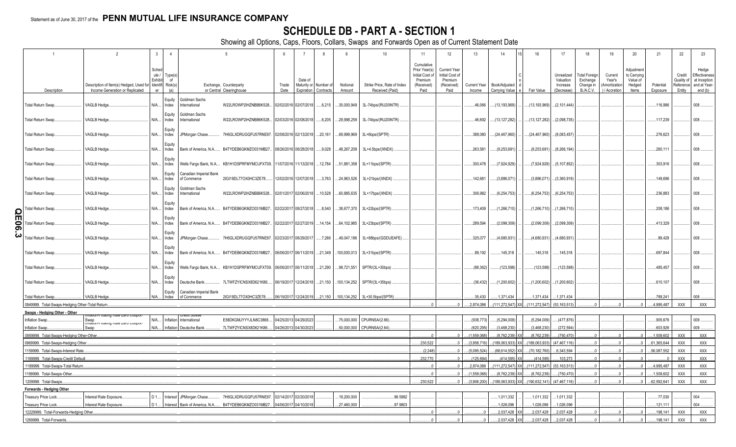Statement as of June 30, 2017 of the **PENN MUTUAL LIFE INSURANCE COMPANY**

# SCHEDULE DB - PART A - SECTION 1

Showing all Options, Caps, Floors, Collars, Swaps and Forwards Open as of Current Statement Date

| 1 | 2 | 3 | 4 | 5 | | 6 | 7 | 8 | 9 | 10 | 11 | 12 | 13 | 14 | 15 | 16 | 17 | 18 | 19 | 20 | 21 | 22 | 23 |
|---|---|---|---|---|---|---|---|---|---|---|---|---|---|---|---|---|---|---|---|---|---|---|---|
| Description | Description of Item(s) Hedged, Used for Income Generation or Replicated | Schedule / Exhibit Identifier | Type(s) of Risk(s) (a) | Exchange, Counterparty or Central Clearinghouse | | Trade Date | Date of Maturity or Expiration | Number of Contracts | Notional Amount | Strike Price, Rate of Index Received (Paid) | Cumulative Prior Year(s) Initial Cost of Premium (Received) Paid | Current Year Initial Cost of Premium (Received) Paid | Current Year Income | Book/Adjusted Carrying Value | Code | Fair Value | Unrealized Valuation Increase (Decrease) | Total Foreign Exchange Change in B./A.C.V. | Current Year's (Amortization) / Accretion | Adjustment to Carrying Value of Hedged Items | Potential Exposure | Credit Quality of Reference Entity | Hedge Effectiveness at Inception and at Year-end (b) |
| Total Return Swap | VAGLB Hedge | N/A | Equity Index | Goldman Sachs International | W22LROWP2IHZNBB6K528 | 02/02/2016 | 02/07/2018 | 6,215 | 30,000,949 | 3L-74bps/(RU20INTR) | | | 46,066 | (13,193,969) | | (13,193,969) | (2,101,444) | | | | 116,986 | | 008 |
| Total Return Swap | VAGLB Hedge | N/A | Equity Index | Goldman Sachs International | W22LROWP2IHZNBB6K528 | 02/03/2016 | 02/08/2018 | 6,205 | 29,998,259 | 3L-74bps/(RU20INTR) | | | 46,692 | (13,127,282) | | (13,127,282) | (2,098,735) | | | | 117,239 | | 008 |
| Total Return Swap | VAGLB Hedge | N/A | Equity Index | JPMorgan Chase | 7H6GLXDRUGQFU57RNE97 | 02/08/2016 | 02/13/2018 | 20,161 | 69,999,969 | 3L+6bps/(SPTR) | | | 388,080 | (24,467,960) | | (24,467,960) | (8,083,457) | | | | 276,623 | | 008 |
| Total Return Swap | VAGLB Hedge | N/A | Equity Index | Bank of America, N.A. | B4TYDEB6GKMZO031MB27 | 08/26/2016 | 08/28/2018 | 9,028 | 48,267,209 | 3L+4.5bps/(XNDX) | | | 263,581 | (9,253,691) | | (9,253,691) | (8,266,194) | | | | 260,111 | | 008 |
| Total Return Swap | VAGLB Hedge | N/A | Equity Index | Wells Fargo Bank, N.A. | KB1H1DSPRFMYMCUFXT09 | 11/07/2016 | 11/13/2018 | 12,784 | 51,881,358 | 3L+11bps/(SPTR) | | | 300,478 | (7,924,929) | | (7,924,929) | (5,107,852) | | | | 303,916 | | 008 |
| Total Return Swap | VAGLB Hedge | N/A | Equity Index | Canadian Imperial Bank of Commerce | 2IGI19DL77OX0HC3ZE78 | 12/02/2016 | 12/07/2018 | 3,763 | 24,963,526 | 3L+21bps/(XNDX) | | | 142,681 | (3,886,071) | | (3,886,071) | (3,360,919) | | | | 149,696 | | 008 |
| Total Return Swap | VAGLB Hedge | N/A | Equity Index | Goldman Sachs International | W22LROWP2IHZNBB6K528 | 02/01/2017 | 02/06/2018 | 10,528 | 60,885,635 | 3L+17bps/(XNDX) | | | 306,982 | (6,254,753) | | (6,254,753) | (6,254,753) | | | | 236,883 | | 008 |
| Total Return Swap | VAGLB Hedge | N/A | Equity Index | Bank of America, N.A. | B4TYDEB6GKMZO031MB27 | 02/22/2017 | 08/27/2018 | 8,540 | 38,677,370 | 3L+22bps/(SPTR) | | | 173,409 | (1,266,710) | | (1,266,710) | (1,266,710) | | | | 208,186 | | 008 |
| Total Return Swap | VAGLB Hedge | N/A | Equity Index | Bank of America, N.A. | B4TYDEB6GKMZO031MB27 | 02/22/2017 | 02/27/2019 | 14,154 | 64,102,985 | 3L+23bps/(SPTR) | | | 289,594 | (2,099,309) | | (2,099,309) | (2,099,309) | | | | 413,329 | | 008 |
| Total Return Swap | VAGLB Hedge | N/A | Equity Index | JPMorgan Chase | 7H6GLXDRUGQFU57RNE97 | 02/23/2017 | 08/29/2017 | 7,266 | 49,047,186 | 3L+88bps/(GDDUEAFE) | | | 325,077 | (4,680,931) | | (4,680,931) | (4,680,931) | | | | 99,429 | | 008 |
| Total Return Swap | VAGLB Hedge | N/A | Equity Index | Bank of America, N.A. | B4TYDEB6GKMZO031MB27 | 06/06/2017 | 06/11/2019 | 21,349 | 100,000,013 | 3L+31bps/(SPTR) | | | 89,192 | 145,318 | | 145,318 | 145,318 | | | | 697,844 | | 008 |
| Total Return Swap | VAGLB Hedge | N/A | Equity Index | Wells Fargo Bank, N.A. | KB1H1DSPRFMYMCUFXT09 | 06/06/2017 | 06/11/2018 | 21,290 | 99,721,551 | SPTR/(3L+30bps) | | | (88,362) | (123,598) | | (123,598) | (123,598) | | | | 485,457 | | 008 |
| Total Return Swap | VAGLB Hedge | N/A | Equity Index | Deutsche Bank | 7LTWFZYICNSX8D621K86 | 06/19/2017 | 12/24/2018 | 21,150 | 100,134,252 | SPTR/(3L+35bps) | | | (36,432) | (1,200,602) | | (1,200,602) | (1,200,602) | | | | 610,107 | | 008 |
| Total Return Swap | VAGLB Hedge | N/A | Equity Index | Canadian Imperial Bank of Commerce | 2IGI19DL77OX0HC3ZE78 | 06/19/2017 | 12/24/2019 | 21,150 | 100,134,252 | 3L+30.5bps/(SPTR) | | | 35,430 | 1,371,434 | | 1,371,434 | 1,371,434 | | | | 789,241 | | 008 |
| 0949999. Total-Swaps-Hedging Other-Total Return | | | | | | | | | | | 0 | 0 | 2,874,086 | (111,272,547) | XX | (111,272,547) | (53,163,513) | 0 | 0 | 0 | 4,995,487 | XXX | XXX |
| **Swaps - Hedging Other - Other** | | | | | | | | | | | | | | | | | | | | | | | |
| Inflation Swap | Inflation Floating Rate Zero Coupon Swap | N/A | Inflation | Credit Suisse International | E58DKGMJYYYJLN8C3868 | 04/25/2013 | 04/29/2023 | | 75,000,000 | CPURNSA/(2.66) | | | (938,773) | (5,294,009) | | (5,294,009) | (477,876) | | | | 905,676 | | 009 |
| Inflation Swap | Inflation Floating Rate Zero Coupon Swap | N/A | Inflation | Deutsche Bank | 7LTWFZYICNSX8D621K86 | 04/26/2013 | 04/30/2023 | | 50,000,000 | CPURNSA/(2.64) | | | (620,295) | (3,468,230) | | (3,468,230) | (272,594) | | | | 603,926 | | 009 |
| 0959999. Total-Swaps-Hedging Other-Other | | | | | | | | | | | 0 | 0 | (1,559,068) | (8,762,239) | XX | (8,762,239) | (750,470) | 0 | 0 | 0 | 1,509,602 | XXX | XXX |
| 0969999. Total-Swaps-Hedging Other | | | | | | | | | | | 230,522 | 0 | (3,958,716) | (189,063,933) | XX | (189,063,933) | (47,467,116) | 0 | 0 | 0 | 61,365,644 | XXX | XXX |
| 1159999. Total-Swaps-Interest Rate | | | | | | | | | | | (2,248) | 0 | (5,095,524) | (68,614,552) | XX | (70,182,760) | 6,343,594 | 0 | 0 | 0 | 56,087,552 | XXX | XXX |
| 1169999. Total-Swaps-Credit Default | | | | | | | | | | | 232,770 | 0 | (125,694) | (414,595) | XX | (414,595) | 103,273 | 0 | 0 | 0 | 0 | XXX | XXX |
| 1189999. Total-Swaps-Total Return | | | | | | | | | | | 0 | 0 | 2,874,086 | (111,272,547) | XX | (111,272,547) | (53,163,513) | 0 | 0 | 0 | 4,995,487 | XXX | XXX |
| 1199999. Total-Swaps-Other | | | | | | | | | | | 0 | 0 | (1,559,068) | (8,762,239) | XX | (8,762,239) | (750,470) | 0 | 0 | 0 | 1,509,602 | XXX | XXX |
| 1209999. Total-Swaps | | | | | | | | | | | 230,522 | 0 | (3,906,200) | (189,063,933) | XX | (190,632,141) | (47,467,116) | 0 | 0 | 0 | 62,592,641 | XXX | XXX |
| **Forwards - Hedging Other** | | | | | | | | | | | | | | | | | | | | | | | |
| Treasury Price Lock | Interest Rate Exposure | D 1 | Interest | JPMorgan Chase | 7H6GLXDRUGQFU57RNE97 | 02/14/2017 | 02/20/2018 | | 19,200,000 | 96.5992 | | | | 1,011,332 | | 1,011,332 | 1,011,332 | | | | 77,030 | | 004 |
| Treasury Price Lock | Interest Rate Exposure | D 1 | Interest | Bank of America, N.A. | B4TYDEB6GKMZO031MB27 | 04/06/2017 | 04/10/2018 | | 27,460,000 | 97.9803 | | | | 1,026,096 | | 1,026,096 | 1,026,096 | | | | 121,111 | | 004 |
| 1229999. Total-Forwards-Hedging Other | | | | | | | | | | | 0 | 0 | 0 | 2,037,428 | XX | 2,037,428 | 2,037,428 | 0 | 0 | 0 | 198,141 | XXX | XXX |
| 1269999. Total-Forwards | | | | | | | | | | | 0 | 0 | 0 | 2,037,428 | XX | 2,037,428 | 2,037,428 | 0 | 0 | 0 | 198,141 | XXX | XXX |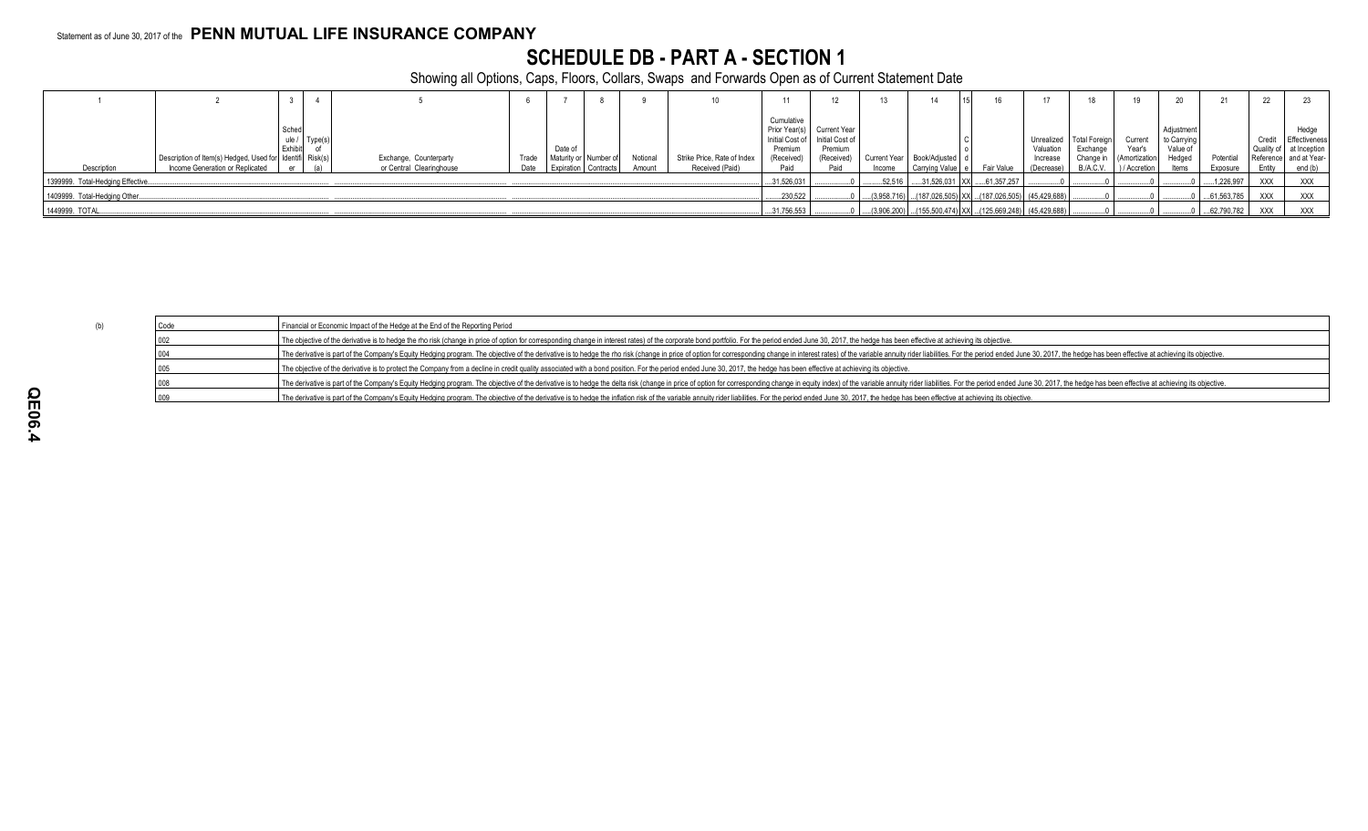Statement as of June 30, 2017 of the **PENN MUTUAL LIFE INSURANCE COMPANY**

# SCHEDULE DB - PART A - SECTION 1

Showing all Options, Caps, Floors, Collars, Swaps and Forwards Open as of Current Statement Date

| 1 | 2 | 3 | 4 | 5 | 6 | 7 | 8 | 9 | 10 | 11 | 12 | 13 | 14 | 15 | 16 | 17 | 18 | 19 | 20 | 21 | 22 | 23 |
|---|---|---|---|---|---|---|---|---|---|---|---|---|---|---|---|---|---|---|---|---|---|---|
| Description | Description of Item(s) Hedged, Used for Income Generation or Replicated | Schedule / Exhibit Identifier | Type(s) of Risk(s) (a) | Exchange, Counterparty or Central Clearinghouse | Trade Date | Date of Maturity or Expiration | Number of Contracts | Notional Amount | Strike Price, Rate of Index Received (Paid) | Cumulative Prior Year(s) Initial Cost of Premium (Received) Paid | Current Year Initial Cost of Premium (Received) Paid | Current Year Income | Book/Adjusted Carrying Value | Code | Fair Value | Unrealized Valuation Increase (Decrease) | Total Foreign Exchange Change in B./A.C.V. | Current Year's (Amortization) / Accretion | Adjustment to Carrying Value of Hedged Items | Potential Exposure | Credit Quality of Reference Entity | Hedge Effectiveness at Inception and at Year-end (b) |
| 1399999. Total-Hedging Effective | | | | | | | | | | 31,526,031 | 0 | 52,516 | 31,526,031 | XX | 61,357,257 | 0 | 0 | 0 | 0 | 1,226,997 | XXX | XXX |
| 1409999. Total-Hedging Other | | | | | | | | | | 230,522 | 0 | (3,958,716) | (187,026,505) | XX | (187,026,505) | (45,429,688) | 0 | 0 | 0 | 61,563,785 | XXX | XXX |
| 1449999. TOTAL | | | | | | | | | | 31,756,553 | 0 | (3,906,200) | (155,500,474) | XX | (125,669,248) | (45,429,688) | 0 | 0 | 0 | 62,790,782 | XXX | XXX |

(b)

| Code | Financial or Economic Impact of the Hedge at the End of the Reporting Period |
|---|---|
| 002 | The objective of the derivative is to hedge the rho risk (change in price of option for corresponding change in interest rates) of the corporate bond portfolio. For the period ended June 30, 2017, the hedge has been effective at achieving its objective. |
| 004 | The derivative is part of the Company's Equity Hedging program. The objective of the derivative is to hedge the rho risk (change in price of option for corresponding change in interest rates) of the variable annuity rider liabilities. For the period ended June 30, 2017, the hedge has been effective at achieving its objective. |
| 005 | The objective of the derivative is to protect the Company from a decline in credit quality associated with a bond position. For the period ended June 30, 2017, the hedge has been effective at achieving its objective. |
| 008 | The derivative is part of the Company's Equity Hedging program. The objective of the derivative is to hedge the delta risk (change in price of option for corresponding change in equity index) of the variable annuity rider liabilities. For the period ended June 30, 2017, the hedge has been effective at achieving its objective. |
| 009 | The derivative is part of the Company's Equity Hedging program. The objective of the derivative is to hedge the inflation risk of the variable annuity rider liabilities. For the period ended June 30, 2017, the hedge has been effective at achieving its objective. |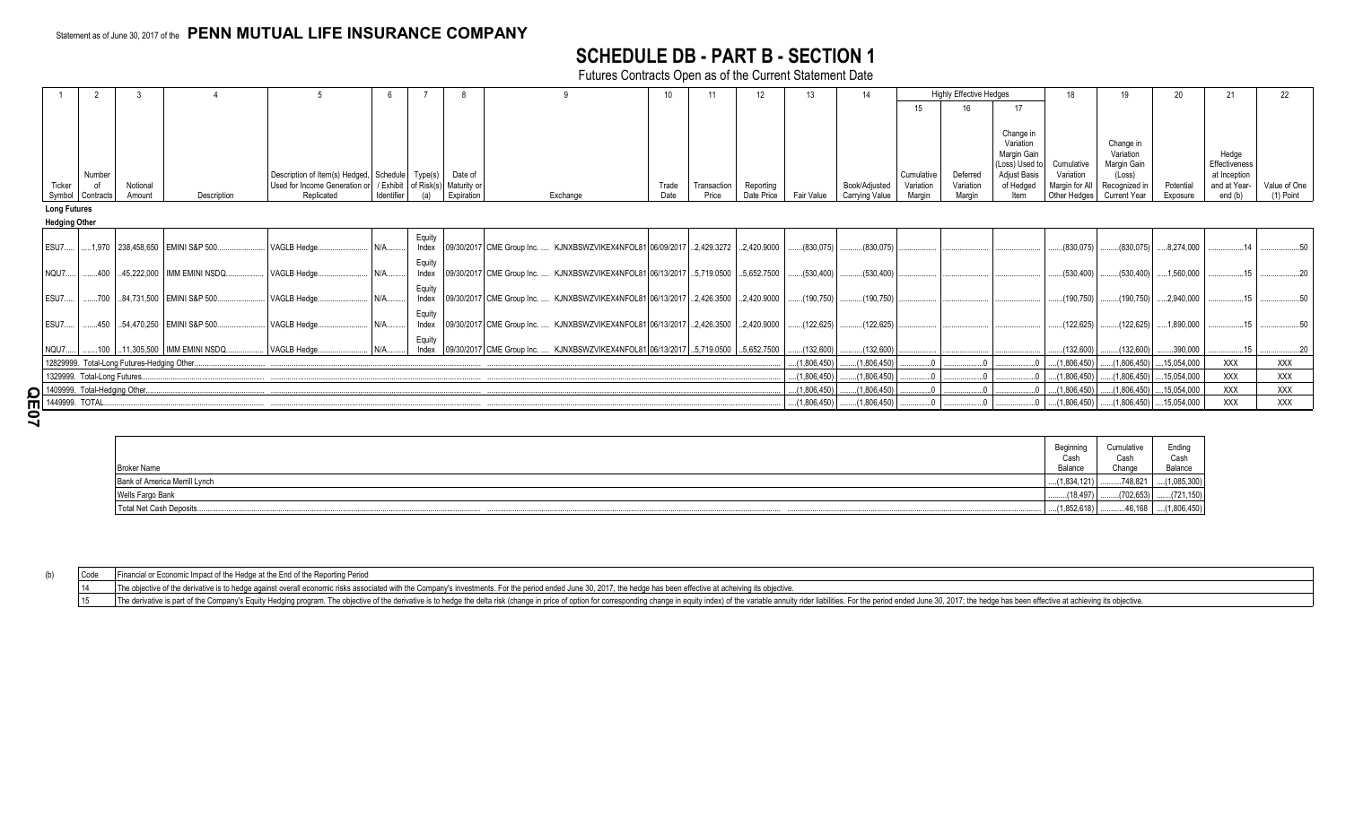Statement as of June 30, 2017 of the **PENN MUTUAL LIFE INSURANCE COMPANY**

# SCHEDULE DB - PART B - SECTION 1

Futures Contracts Open as of the Current Statement Date

| 1 | 2 | 3 | 4 | 5 | 6 | 7 | 8 | 9 | 10 | 11 | 12 | 13 | 14 | Highly Effective Hedges | | | 18 | 19 | 20 | 21 | 22 |
|---|---|---|---|---|---|---|---|---|---|---|---|---|---|---|---|---|---|---|---|---|---|
| | | | | | | | | | | | | | | 15 | 16 | 17 | | | | | |
| Ticker Symbol | Number of Contracts | Notional Amount | Description | Description of Item(s) Hedged, Used for Income Generation or Replicated | Schedule / Exhibit Identifier | Type(s) of Risk(s) (a) | Date of Maturity or Expiration | Exchange | Trade Date | Transaction Price | Reporting Date Price | Fair Value | Book/Adjusted Carrying Value | Cumulative Variation Margin | Deferred Variation Margin | Change in Variation Margin Gain (Loss) Used to Adjust Basis of Hedged Item | Cumulative Variation Margin for All Other Hedges | Change in Variation Margin Gain (Loss) Recognized in Current Year | Potential Exposure | Hedge Effectiveness at Inception and at Year-end (b) | Value of One (1) Point |
| **Long Futures** | | | | | | | | | | | | | | | | | | | | | |
| **Hedging Other** | | | | | | | | | | | | | | | | | | | | | |
| ESU7 | 1,970 | 238,458,650 | EMINI S&P 500 | VAGLB Hedge | N/A | Equity Index | 09/30/2017 | CME Group Inc. KJNXBSWZVIKEX4NFOL81 | 06/09/2017 | 2,429.3272 | 2,420.9000 | (830,075) | (830,075) | | | | (830,075) | (830,075) | 8,274,000 | 14 | 50 |
| NQU7 | 400 | 45,222,000 | IMM EMINI NSDQ | VAGLB Hedge | N/A | Equity Index | 09/30/2017 | CME Group Inc. KJNXBSWZVIKEX4NFOL81 | 06/13/2017 | 5,719.0500 | 5,652.7500 | (530,400) | (530,400) | | | | (530,400) | (530,400) | 1,560,000 | 15 | 20 |
| ESU7 | 700 | 84,731,500 | EMINI S&P 500 | VAGLB Hedge | N/A | Equity Index | 09/30/2017 | CME Group Inc. KJNXBSWZVIKEX4NFOL81 | 06/13/2017 | 2,426.3500 | 2,420.9000 | (190,750) | (190,750) | | | | (190,750) | (190,750) | 2,940,000 | 15 | 50 |
| ESU7 | 450 | 54,470,250 | EMINI S&P 500 | VAGLB Hedge | N/A | Equity Index | 09/30/2017 | CME Group Inc. KJNXBSWZVIKEX4NFOL81 | 06/13/2017 | 2,426.3500 | 2,420.9000 | (122,625) | (122,625) | | | | (122,625) | (122,625) | 1,890,000 | 15 | 50 |
| NQU7 | 100 | 11,305,500 | IMM EMINI NSDQ | VAGLB Hedge | N/A | Equity Index | 09/30/2017 | CME Group Inc. KJNXBSWZVIKEX4NFOL81 | 06/13/2017 | 5,719.0500 | 5,652.7500 | (132,600) | (132,600) | | | | (132,600) | (132,600) | 390,000 | 15 | 20 |
| 12829999. Total-Long Futures-Hedging Other | | | | | | | | | | | | (1,806,450) | (1,806,450) | 0 | 0 | 0 | (1,806,450) | (1,806,450) | 15,054,000 | XXX | XXX |
| 1329999. Total-Long Futures | | | | | | | | | | | | (1,806,450) | (1,806,450) | 0 | 0 | 0 | (1,806,450) | (1,806,450) | 15,054,000 | XXX | XXX |
| 1409999. Total-Hedging Other | | | | | | | | | | | | (1,806,450) | (1,806,450) | 0 | 0 | 0 | (1,806,450) | (1,806,450) | 15,054,000 | XXX | XXX |
| 1449999. TOTAL | | | | | | | | | | | | (1,806,450) | (1,806,450) | 0 | 0 | 0 | (1,806,450) | (1,806,450) | 15,054,000 | XXX | XXX |

| Broker Name | Beginning Cash Balance | Cumulative Cash Change | Ending Cash Balance |
|---|---|---|---|
| Bank of America Merrill Lynch | (1,834,121) | 748,821 | (1,085,300) |
| Wells Fargo Bank | (18,497) | (702,653) | (721,150) |
| Total Net Cash Deposits | (1,852,618) | 46,168 | (1,806,450) |

| (b) Code | Financial or Economic Impact of the Hedge at the End of the Reporting Period |
|---|---|
| 14 | The objective of the derivative is to hedge against overall economic risks associated with the Company's investments. For the period ended June 30, 2017, the hedge has been effective at acheiving its objective. |
| 15 | The derivative is part of the Company's Equity Hedging program. The objective of the derivative is to hedge the delta risk (change in price of option for corresponding change in equity index) of the variable annuity rider liabilities. For the period ended June 30, 2017; the hedge has been effective at achieving its objective. |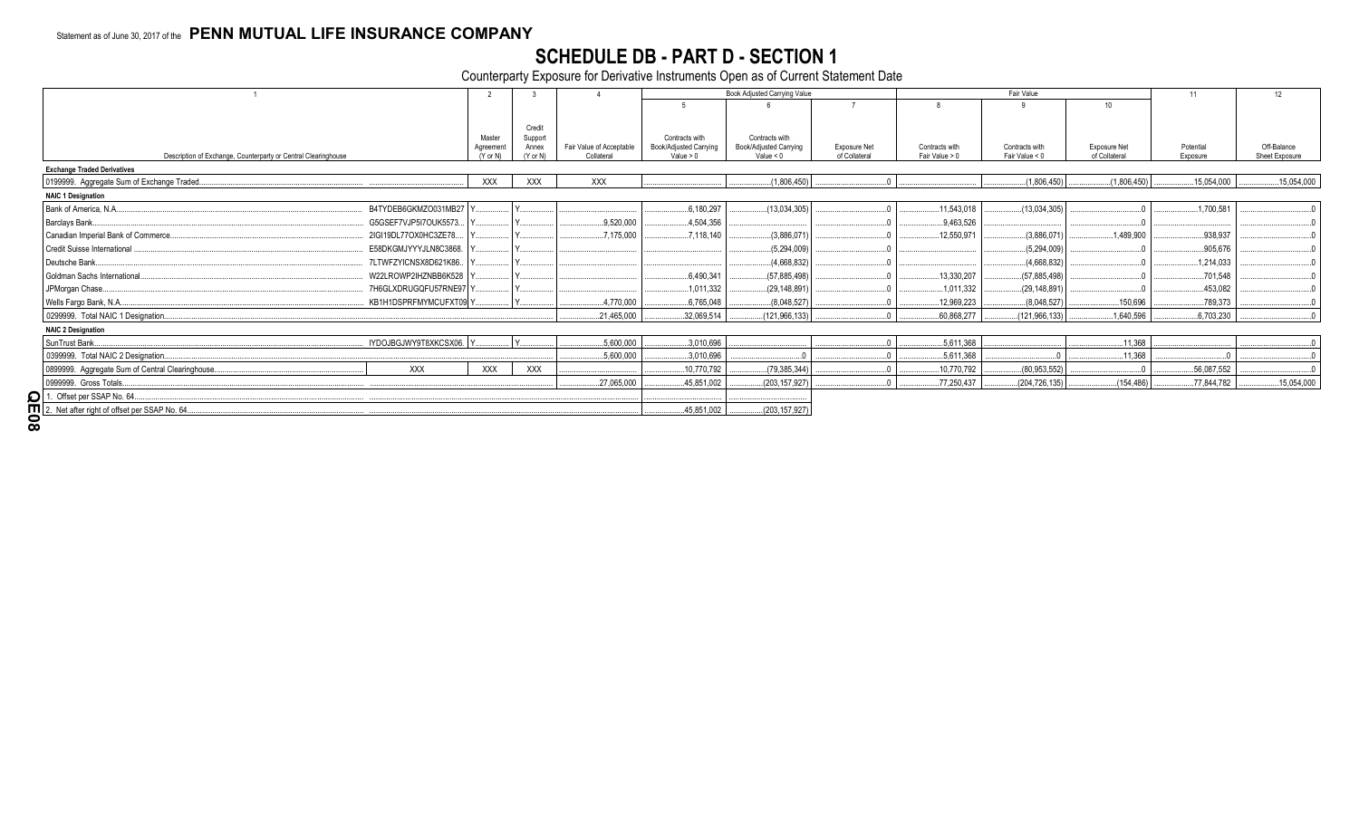Statement as of June 30, 2017 of the **PENN MUTUAL LIFE INSURANCE COMPANY**

# SCHEDULE DB - PART D - SECTION 1

Counterparty Exposure for Derivative Instruments Open as of Current Statement Date

| 1 | | 2 | 3 | 4 | Book Adjusted Carrying Value | | | Fair Value | | | 11 | 12 |
|---|---|---|---|---|---|---|---|---|---|---|---|---|
| | | | | | 5 | 6 | 7 | 8 | 9 | 10 | | |
| Description of Exchange, Counterparty or Central Clearinghouse | | Master Agreement (Y or N) | Credit Support Annex (Y or N) | Fair Value of Acceptable Collateral | Contracts with Book/Adjusted Carrying Value > 0 | Contracts with Book/Adjusted Carrying Value < 0 | Exposure Net of Collateral | Contracts with Fair Value > 0 | Contracts with Fair Value < 0 | Exposure Net of Collateral | Potential Exposure | Off-Balance Sheet Exposure |
| **Exchange Traded Derivatives** | | | | | | | | | | | | |
| 0199999. Aggregate Sum of Exchange Traded | | XXX | XXX | XXX | | (1,806,450) | 0 | | (1,806,450) | (1,806,450) | 15,054,000 | 15,054,000 |
| **NAIC 1 Designation** | | | | | | | | | | | | |
| Bank of America, N.A. | B4TYDEB6GKMZO031MB27 | Y | Y | | 6,180,297 | (13,034,305) | 0 | 11,543,018 | (13,034,305) | 0 | 1,700,581 | 0 |
| Barclays Bank | G5GSEF7VJP5I7OUK5573 | Y | Y | 9,520,000 | 4,504,356 | | 0 | 9,463,526 | | 0 | | 0 |
| Canadian Imperial Bank of Commerce | 2IGI19DL77OX0HC3ZE78 | Y | Y | 7,175,000 | 7,118,140 | (3,886,071) | 0 | 12,550,971 | (3,886,071) | 1,489,900 | 938,937 | 0 |
| Credit Suisse International | E58DKGMJYYYJLN8C3868 | Y | Y | | | (5,294,009) | 0 | | (5,294,009) | 0 | 905,676 | 0 |
| Deutsche Bank | 7LTWFZYICNSX8D621K86 | Y | Y | | | (4,668,832) | 0 | | (4,668,832) | 0 | 1,214,033 | 0 |
| Goldman Sachs International | W22LROWP2IHZNBB6K528 | Y | Y | | 6,490,341 | (57,885,498) | 0 | 13,330,207 | (57,885,498) | 0 | 701,548 | 0 |
| JPMorgan Chase | 7H6GLXDRUGQFU57RNE97 | Y | Y | | 1,011,332 | (29,148,891) | 0 | 1,011,332 | (29,148,891) | 0 | 453,082 | 0 |
| Wells Fargo Bank, N.A. | KB1H1DSPRFMYMCUFXT09 | Y | Y | 4,770,000 | 6,765,048 | (8,048,527) | 0 | 12,969,223 | (8,048,527) | 150,696 | 789,373 | 0 |
| 0299999. Total NAIC 1 Designation | | | | 21,465,000 | 32,069,514 | (121,966,133) | 0 | 60,868,277 | (121,966,133) | 1,640,596 | 6,703,230 | 0 |
| **NAIC 2 Designation** | | | | | | | | | | | | |
| SunTrust Bank | IYDOJBGJWY9T8XKCSX06 | Y | Y | 5,600,000 | 3,010,696 | | 0 | 5,611,368 | | 11,368 | | 0 |
| 0399999. Total NAIC 2 Designation | | | | 5,600,000 | 3,010,696 | 0 | 0 | 5,611,368 | 0 | 11,368 | 0 | 0 |
| 0899999. Aggregate Sum of Central Clearinghouse | XXX | XXX | XXX | | 10,770,792 | (79,385,344) | 0 | 10,770,792 | (80,953,552) | 0 | 56,087,552 | 0 |
| 0999999. Gross Totals | | | | 27,065,000 | 45,851,002 | (203,157,927) | 0 | 77,250,437 | (204,726,135) | (154,486) | 77,844,782 | 15,054,000 |
| 1. Offset per SSAP No. 64 | | | | | | | | | | | | |
| 2. Net after right of offset per SSAP No. 64 | | | | | 45,851,002 | (203,157,927) | | | | | | |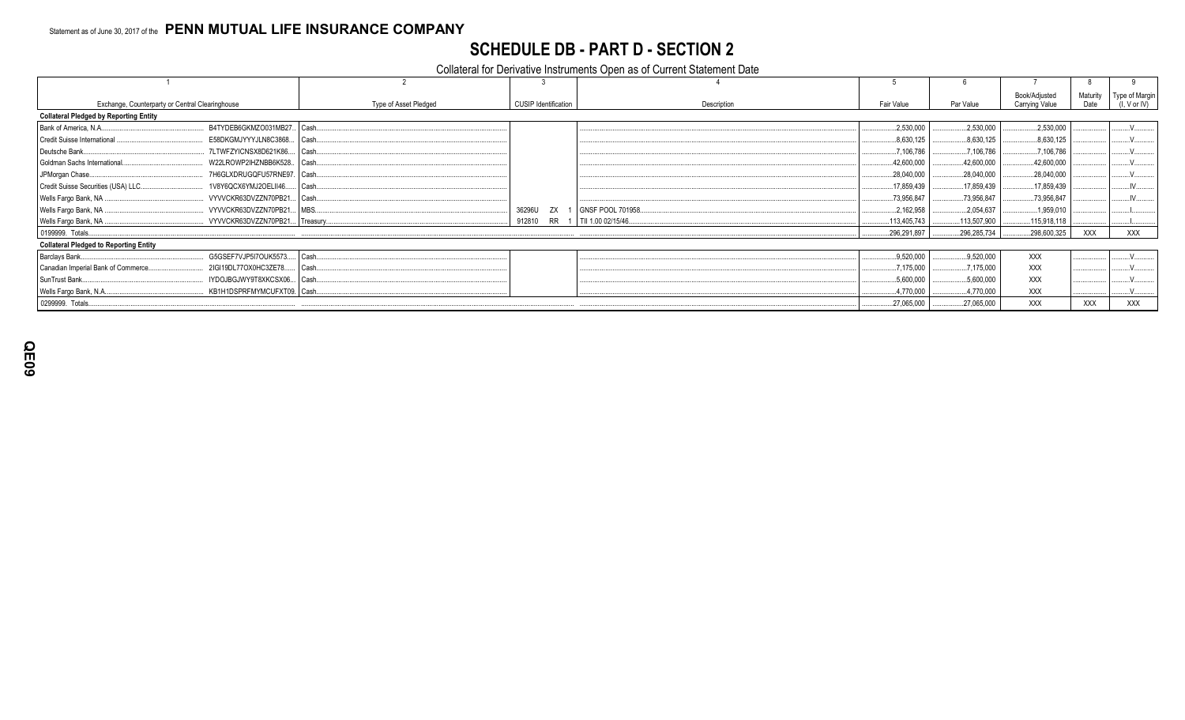Statement as of June 30, 2017 of the **PENN MUTUAL LIFE INSURANCE COMPANY**

# SCHEDULE DB - PART D - SECTION 2

## Collateral for Derivative Instruments Open as of Current Statement Date

| 1 | | 2 | 3 | | | 4 | 5 | 6 | 7 | 8 | 9 |
|---|---|---|---|---|---|---|---|---|---|---|---|
| Exchange, Counterparty or Central Clearinghouse | | Type of Asset Pledged | CUSIP Identification | | | Description | Fair Value | Par Value | Book/Adjusted Carrying Value | Maturity Date | Type of Margin (I, V or IV) |
| **Collateral Pledged by Reporting Entity** | | | | | | | | | | | |
| Bank of America, N.A. | B4TYDEB6GKMZO031MB27 | Cash | | | | | 2,530,000 | 2,530,000 | 2,530,000 | | V |
| Credit Suisse International | E58DKGMJYYYJLN8C3868 | Cash | | | | | 8,630,125 | 8,630,125 | 8,630,125 | | V |
| Deutsche Bank | 7LTWFZYICNSX8D621K86 | Cash | | | | | 7,106,786 | 7,106,786 | 7,106,786 | | V |
| Goldman Sachs International | W22LROWP2IHZNBB6K528 | Cash | | | | | 42,600,000 | 42,600,000 | 42,600,000 | | V |
| JPMorgan Chase | 7H6GLXDRUGQFU57RNE97 | Cash | | | | | 28,040,000 | 28,040,000 | 28,040,000 | | V |
| Credit Suisse Securities (USA) LLC | 1V8Y6QCX6YMJ2OELII46 | Cash | | | | | 17,859,439 | 17,859,439 | 17,859,439 | | IV |
| Wells Fargo Bank, NA | VYVVCKR63DVZZN70PB21 | Cash | | | | | 73,956,847 | 73,956,847 | 73,956,847 | | IV |
| Wells Fargo Bank, NA | VYVVCKR63DVZZN70PB21 | MBS | 36296U | ZX | 1 | GNSF POOL 701958 | 2,162,958 | 2,054,637 | 1,959,010 | | I |
| Wells Fargo Bank, NA | VYVVCKR63DVZZN70PB21 | Treasury | 912810 | RR | 1 | TII 1.00 02/15/46 | 113,405,743 | 113,507,900 | 115,918,118 | | I |
| 0199999. Totals | | | | | | | 296,291,897 | 296,285,734 | 298,600,325 | XXX | XXX |
| **Collateral Pledged to Reporting Entity** | | | | | | | | | | | |
| Barclays Bank | G5GSEF7VJP5I7OUK5573 | Cash | | | | | 9,520,000 | 9,520,000 | XXX | | V |
| Canadian Imperial Bank of Commerce | 2IGI19DL77OX0HC3ZE78 | Cash | | | | | 7,175,000 | 7,175,000 | XXX | | V |
| SunTrust Bank | IYDOJBGJWY9T8XKCSX06 | Cash | | | | | 5,600,000 | 5,600,000 | XXX | | V |
| Wells Fargo Bank, N.A. | KB1H1DSPRFMYMCUFXT09 | Cash | | | | | 4,770,000 | 4,770,000 | XXX | | V |
| 0299999. Totals | | | | | | | 27,065,000 | 27,065,000 | XXX | XXX | XXX |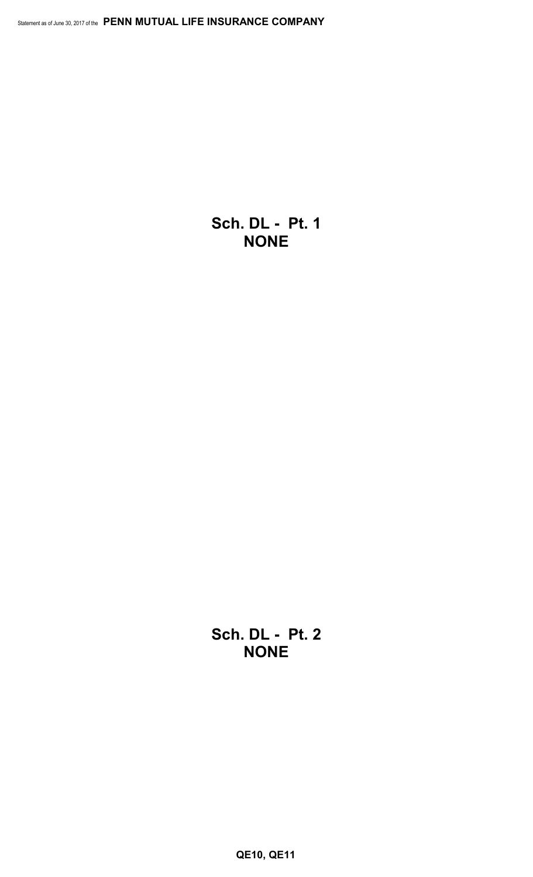**Sch. DL - Pt. 1**
**NONE**

**Sch. DL - Pt. 2**
**NONE**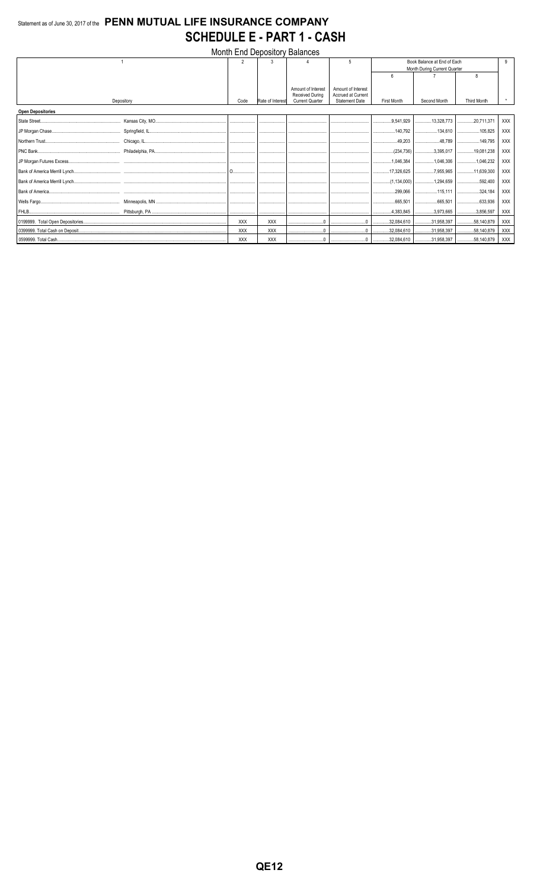Statement as of June 30, 2017 of the **PENN MUTUAL LIFE INSURANCE COMPANY**

# SCHEDULE E - PART 1 - CASH

Month End Depository Balances

| 1 | | 2 | 3 | 4 | 5 | Book Balance at End of Each Month During Current Quarter | | | 9 |
|---|---|---|---|---|---|---|---|---|---|
| | | | | | | 6 | 7 | 8 | |
| Depository | | Code | Rate of Interest | Amount of Interest Received During Current Quarter | Amount of Interest Accrued at Current Statement Date | First Month | Second Month | Third Month | * |
| **Open Depositories** | | | | | | | | | |
| State Street | Kansas City, MO | | | | | 9,541,929 | 13,328,773 | 20,711,371 | XXX |
| JP Morgan Chase | Springfield, IL | | | | | 140,792 | 134,610 | 105,825 | XXX |
| Northern Trust | Chicago, IL | | | | | 49,203 | 48,789 | 149,795 | XXX |
| PNC Bank | Philadelphia, PA | | | | | (234,736) | 3,395,017 | 19,081,238 | XXX |
| JP Morgan Futures Excess | | | | | | 1,046,384 | 1,046,306 | 1,046,232 | XXX |
| Bank of America Merrill Lynch | | O | | | | 17,326,625 | 7,955,965 | 11,639,300 | XXX |
| Bank of America Merrill Lynch | | | | | | (1,134,000) | 1,294,659 | 592,400 | XXX |
| Bank of America | | | | | | 299,066 | 115,111 | 324,184 | XXX |
| Wells Fargo | Minneapolis, MN | | | | | 665,501 | 665,501 | 633,936 | XXX |
| FHLB | Pittsburgh, PA | | | | | 4,383,845 | 3,973,665 | 3,856,597 | XXX |
| 0199999. Total Open Depositories | | XXX | XXX | 0 | 0 | 32,084,610 | 31,958,397 | 58,140,879 | XXX |
| 0399999. Total Cash on Deposit | | XXX | XXX | 0 | 0 | 32,084,610 | 31,958,397 | 58,140,879 | XXX |
| 0599999. Total Cash | | XXX | XXX | 0 | 0 | 32,084,610 | 31,958,397 | 58,140,879 | XXX |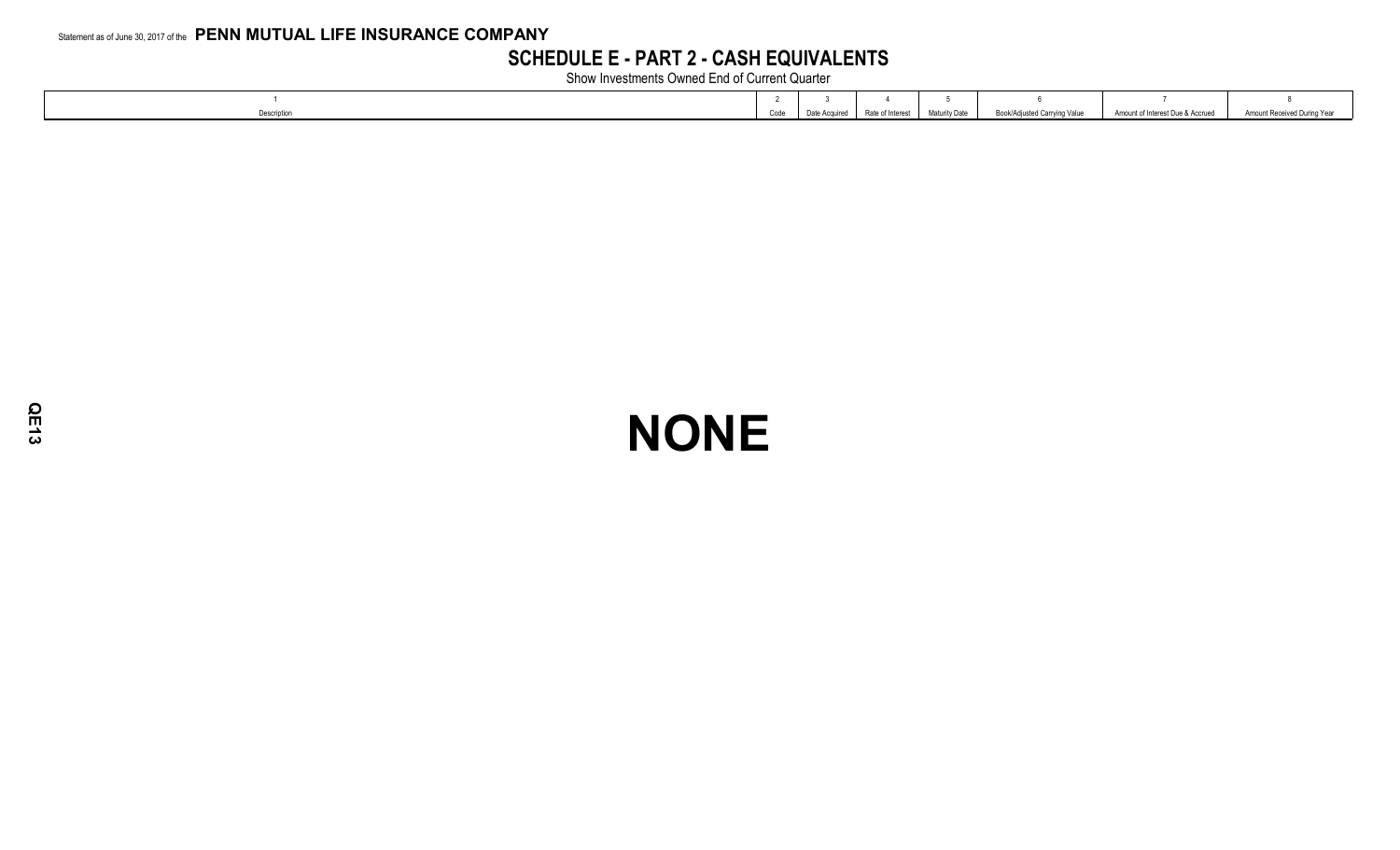Statement as of June 30, 2017 of the **PENN MUTUAL LIFE INSURANCE COMPANY**

## SCHEDULE E - PART 2 - CASH EQUIVALENTS

Show Investments Owned End of Current Quarter

| 1 | 2 | 3 | 4 | 5 | 6 | 7 | 8 |
|---|---|---|---|---|---|---|---|
| Description | Code | Date Acquired | Rate of Interest | Maturity Date | Book/Adjusted Carrying Value | Amount of Interest Due & Accrued | Amount Received During Year |

# NONE